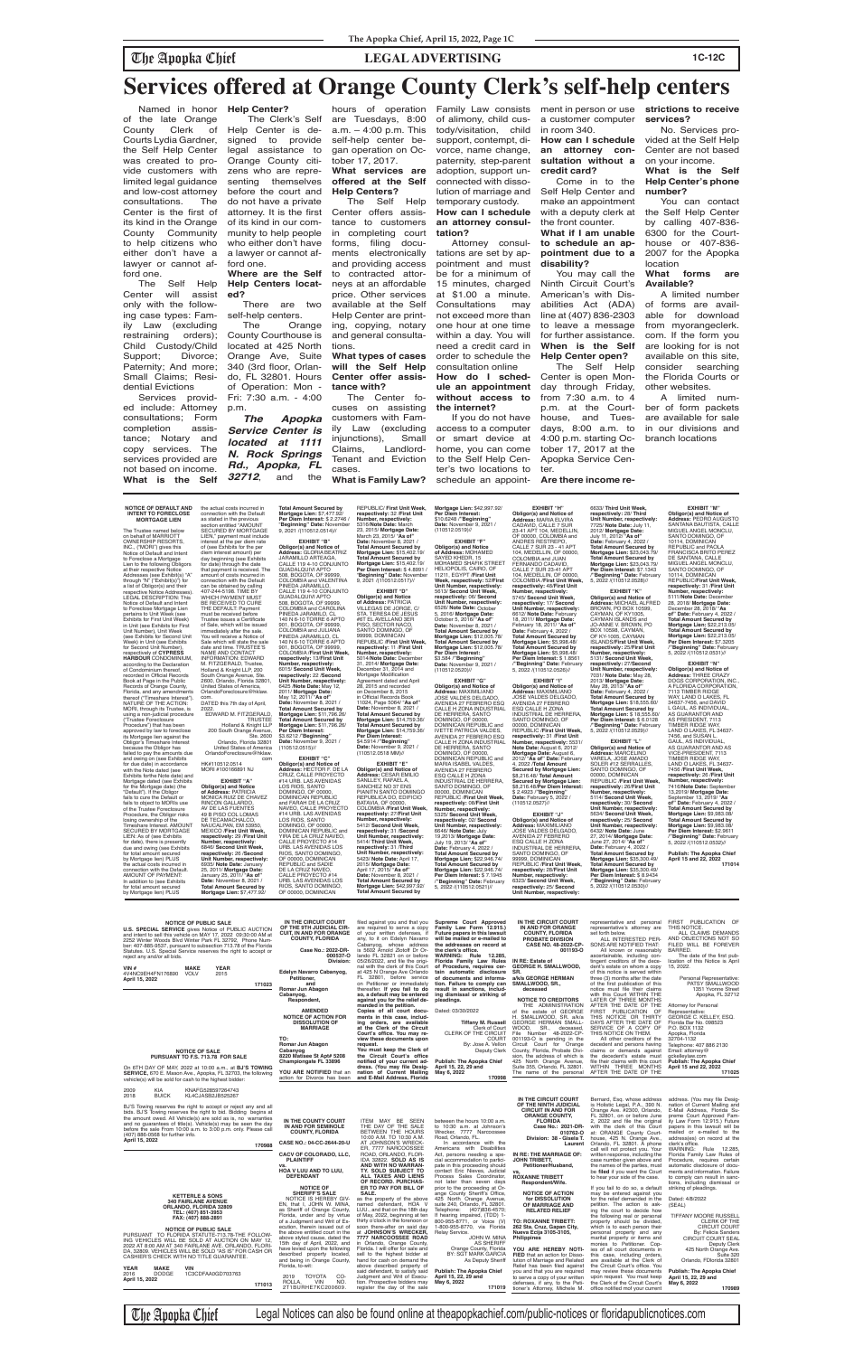# Services offered at Orange County Clerk's self-help centers

Named in honor of the late Orange County Clerk of Courts Lydia Gardner, the Self Help Center was created to provide customers with limited legal guidance and low-cost attorney consultations. The Center is the first of its kind in the Orange County Community to help citizens who either don't have a lawyer or cannot afford one.

The Self Help Center will assist only with the following case types: Family Law (excluding restraining orders); Child Custody/Child Support; Divorce; Paternity; And more; Small Claims; Residential Evictions

Services provided include: Attorney consultations; Form completion assistance; Notary and copy services. The services provided are not based on income.

**What is the Self Help Center?**

The Clerk's Self Help Center is designed to provide legal assistance to Orange County citizens who are representing themselves before the court and do not have a private attorney. It is the first of its kind in our community to help people who either don't have a lawyer or cannot afford one.

**Where are the Self Help Centers located?**

There are two self-help centers.

The Orange County Courthouse is located at 425 North Orange Ave, Suite 340 (3rd floor, Orlando, FL 32801. Hours of Operation: Mon - Fri: 7:30 a.m. - 4:00 p.m.

***The Apopka Service Center is located at 1111 N. Rock Springs Rd., Apopka, FL 32712***, and the hours of operation are Tuesdays, 8:00 a.m. – 4:00 p.m. This self-help center began operation on October 17, 2017.

**What services are offered at the Self Help Centers?**

The Self Help Center offers assistance to customers in completing court forms, filing documents electronically and providing access to contracted attorneys at an affordable price. Other services available at the Self Help Center are printing, copying, notary and general consultations.

**What types of cases will the Self Help Center offer assistance with?**

The Center focuses on assisting customers with Family Law (excluding injunctions), Small Claims, Landlord-Tenant and Eviction cases.

**What is Family Law?**

Family Law consists of alimony, child custody/visitation, child support, contempt, divorce, name change, paternity, step-parent adoption, support unconnected with dissolution of marriage and temporary custody.

**How can I schedule an attorney consultation?**

Attorney consultations are set by appointment and must be for a minimum of 15 minutes, charged at $1.00 a minute. Consultations may not exceed more than one hour at one time within a day. You will need a credit card in order to schedule the consultation online

**How do I schedule an appointment without access to the internet?**

If you do not have access to a computer or a smart device at home, you can come to the Self Help Center's two locations to schedule an appointment in person or use a customer computer in room 340.

**How can I schedule an attorney consultation without a credit card?**

Come in to the Self Help Center and make an appointment with a deputy clerk at the front counter.

**What if I am unable to schedule an appointment due to a disability?**

You may call the Ninth Circuit Court's American's with Disabilities Act (ADA) line at (407) 836-2303 to leave a message for further assistance.

**When is the Self Help Center open?**

The Self Help Center is open Monday through Friday, from 7:30 a.m. to 4 p.m. at the Courthouse, and Tuesdays, 8:00 a.m. to 4:00 p.m. starting October 17, 2017 at the Apopka Service Center.

**Are there income restrictions to receive services?**

No. Services provided at the Self Help Center are not based on your income.

**What is the Self Help Center's phone number?**

You can contact the Self Help Center by calling 407-836-6300 for the Courthouse or 407-836-2007 for the Apopka location

**What forms are Available?**

A limited number of forms are available for download from myorangeclerk.com. If the form you are looking for is not available on this site, consider searching the Florida Courts or other websites.

A limited number of form packets are available for sale in our divisions and branch locations

---

**NOTICE OF DEFAULT AND INTENT TO FORECLOSE MORTGAGE LIEN**

The Trustee named below on behalf of MARRIOTT OWNERSHIP RESORTS, INC., ("MORI") gives this Notice of Default and Intent to Foreclose a Mortgage Lien to the following Obligors at their respective Notice Addresses (see Exhibit(s) "A" through " ("Exhibit(s)") for a list of Obligor(s) and their respective Notice Addresses). LEGAL DESCRIPTION: This Notice of Default and Intent to Foreclose Mortgage Lien pertains to Unit Week (see Exhibits for First Unit Week) in Unit (see Exhibits for First Unit Number), Unit Week (see Exhibits for Second Unit Week) in Unit (see Exhibits for Second Unit Number), respectively of CYPRESS HARBOUR CONDOMINIUM, according to the Declaration of Condominium thereof, recorded in Official Records Book at Page in the Public Records of Orange County, Florida, and any amendments thereof ("Timeshare Interest"). NATURE OF THE ACTION: MORI, through its Trustee, is using a non-judicial procedure ("Trustee Foreclosure Procedure") that has been approved by law to foreclose its Mortgage lien against the Obligor's Timeshare Interest because the Obligor has failed to pay the amounts due and owing on (see Exhibits for due date) in accordance with the Note dated (see Exhibits forthe Note date) and Mortgage dated (see Exhibits for the Mortgage date) (the "Default"). If the Obligor fails to cure the Default or fails to object to MORI's use of the Trustee Foreclosure Procedure, the Obligor risks losing ownership of the Timeshare Interest. AMOUNT SECURED BY MORTGAGE LIEN: As of (see Exhibits for date), there is presently due and owing (see Exhibits for total amount secured by Mortgage lien) PLUS the actual costs incurred in connection with the Default as stated in the previous section entitled "AMOUNT SECURED BY MORTGAGE LIEN." payment must include interest at the per diem rate of (see Exhibits for the per diem interest amount) per day beginning (see Exhibits for date) through the date that payment is received. The amount of costs incurred in connection with the Default can be obtained by calling 407-244-5198. TIME BY WHICH PAYMENT MUST BE RECEIVED TO CURE THE DEFAULT: Payment must be received before the Trustee issues a Certificate of Sale, which will be issued immediately after the sale. You will receive a Notice of Sale which will state the sale date and time. TRUSTEE'S NAME AND CONTACT INFORMATION: EDWARD M. FITZGERALD, Trustee, Holland & Knight LLP, 200 South Orange Avenue, Ste. 2600, Orlando, Florida 32801, United States of America, OrlandoForeclosure@hklaw.com.

DATED this 7th day of April, 2022.

EDWARD M. FITZGERALD, TRUSTEE
Holland & Knight LLP
200 South Orange Avenue, Ste. 2600
Orlando, Florida 32801
United States of America
OrlandoForeclosure@hklaw.com

HK#110512.0514
MORI #100168881 NJ

**EXHIBIT "A"**
**Obligor(s) and Notice of Address:** PATRICIA MONICA RUIZ DE CHAVEZ RINCON GALLARDO, AV DE LAS FUENTES 49 B PISO COL LOMAS DE TECAMACHALCO, NAUCALPAN, EM 53950, MEXICO /**First Unit Week, respectively:** 22/**Second Unit Number, respectively:** 6846/ **Second Unit Week, respectively:** 26 /**Second Unit Number, respectively:** 6935/ **Note Date:** January 25, 2011/ **Mortgage Date:** January 25, 2011/ **"As of" Date:** November 8, 2021 / **Total Amount Secured by Mortgage Lien:** $7,477.92/ **Total Amount Secured by Mortgage Lien:** $7,477.92/ **Per Diem Interest:** $ 2.2746 / **"Beginning" Date:** November 9, 2021 /(110512.0514)//

**EXHIBIT "B"**
**Obligor(s) and Notice of Address:** GLORIA BEATRIZ JARAMILLO ARTEAGA, CALLE 110 # 1-12 CONJUNTO GUADALQUIVI APTO 508, BOGOTA, OF 99999, COLOMBIA and VALENTINA PINEDA JARAMILLO, CALLE 110 # 1-12 CONJUNTO GUADALQUIVI APTO 508, BOGOTA, OF 99999, COLOMBIA and CAROLINA PINEDA JARAMILLO, CL 140 N 6-10 TORRE 2 APTO 901, BOGOTA, OF 99999, COLOMBIA and JULIANA PINEDA JARAMILLO, CL 140 N 6-10 TORRE 2 APTO 901, BOGOTA, OF 99999, COLOMBIA /**First Unit Week, respectively:** 13/**First Unit Number, respectively:** 6015/ **Second Unit Week, respectively:** 22/**Second Unit Number, respectively:** 6425 /**Note Date:** May 12, 2011/ **Mortgage Date:** May 12, 2011/ **"As of" Date:** November 8, 2021 / **Total Amount Secured by Mortgage Lien:** $11,796.26/ **Total Amount Secured by Mortgage Lien:** $11,796.26/ **Per Diem Interest:** $3.6212 /**"Beginning" Date:** November 9, 2021 / (110512.0515)//

**EXHIBIT "C"**
**Obligor(s) and Notice of Address:** HECTOR F. DE LA CRUZ, CALLE PROYECTO #14 URB. LAS AVENIDAS LOS RIOS, SANTO DOMINGO, OF 00000, DOMINICAN REPUBLIC and FARAH DE LA CRUZ NAVEO, CALLE PROYECTO #14 URB. LAS AVENIDAS LOS RIOS, SANTO DOMINGO, OF 00000, DOMINICAN REPUBLIC and YIRA DE LA CRUZ NAVEO, CALLE PROYECTO #14 URB. LAS AVENIDAS LOS RIOS, SANTO DOMINGO, OF 00000, DOMINICAN REPUBLIC and SADIE DE LA CRUZ NAVEO, CALLE PROYECTO #14 URB. LAS AVENIDAS LOS RIOS, SANTO DOMINGO, OF 00000, DOMINICAN REPUBLIC/**First Unit Week, respectively:** 32/**First Unit Number, respectively:** 5318/**Note Date:** March 23, 2015/**Mortgage Date:** March 23, 2015/ **"As of" Date:** November 8, 2021 / **Total Amount Secured by Mortgage Lien:** $15,402.19/ **Total Amount Secured by Mortgage Lien:** $15,402.19/ **Per Diem Interest:** $ 4.8691 / **"Beginning" Date:** November 9, 2021 /(110512.0517)//

**EXHIBIT "D"**
**Obligor(s) and Notice of Address:** PATRICIA VILLEGAS DE JORGE, C/ STA. TERESA DE JESUS #67 PUERTA DE HIERRO 9 PISO, SECTOR NACO, SANTO DOMINGO, OF 99999, DOMINICAN REPUBLIC /**First Unit Week, respectively:** 11 /**First Unit Number, respectively:** 5014/**Note Date:** December 31, 2014/ **Mortgage Date:** December 31, 2014 and Mortgage Modification Agreement dated and April 28, 2015 and recorded on December 8, 2015 in Official Records Book 11024, Page 3084/ **"As of" Date:** November 8, 2021 / **Total Amount Secured by Mortgage Lien:** $14,759.38/ **Total Amount Secured by Mortgage Lien:** $14,759.38/ **Per Diem Interest:** $4.5914 /**"Beginning" Date:** November 9, 2021 / (110512.0518 MM)//

**EXHIBIT "E"**
**Obligor(s) and Notice of Address:** CESAR EMILIO SANLLEY, RAFAEL A. SANCHEZ NO 37 EMS PIANTINI SANTO DOMINGO Y CALLE, EA D' EDIFICIO BATAVIA, OF 00000, COLOMBIA /**First Unit Week, respectively:** 27/**First Unit Number, respectively:** 5412/ **Second Unit Week, respectively:** 31 /**Second Unit Number, respectively:** 5412/**First Unit Week, respectively:** 31/ **Third Unit Week, respectively:** 5412/ **First Unit Number, respectively:** 5423/ **Note Date:** April 17, 2015/**Mortgage Date:** April 17, 2015/ **"As of" Date:** November 8, 2021 / **Total Amount Secured by Mortgage Lien:** $42,997.92/ **Total Amount Secured by Mortgage Lien:** $42,997.92/ **Per Diem Interest:** $13.0426 /**"Beginning" Date:** November 9, 2021 / (110512.0519)//

**EXHIBIT "F"**
**Obligor(s) and Notice of Address:** MOHAMED SAYED KHEDR, 15 MOHAMED SHAFIK STREET HELIOPOLIS, CAIRO, OF 11211, EGYPT /**First Unit Week, respectively:** 32/**First Unit Number, respectively:** 5613/ **Second Unit Week, respectively:** 06/ **Second Unit Number, respectively:** 5220/ **Note Date:** October 5, 2011/ **Mortgage Date:** October 5, 2011/ **"As of" Date:** November 8, 2021 / **Total Amount Secured by Mortgage Lien:** $12,005.78/ **Total Amount Secured by Mortgage Lien:** $12,005.78/ **Per Diem Interest:** $3.684 /**"Beginning" Date:** November 9, 2021 / (110512.0520)//

**EXHIBIT "G"**
**Obligor(s) and Notice of Address:** MAXIMILIANO JOSE VALDES DELGADO, AVENIDA 27 FEBRERO ESQ CALLE H ZONA INDUSTRIAL DE HERRERA, SANTO DOMINGO, OF 00000, DOMINICAN REPUBLIC and IVETTE PATRICIA VALDES, AVENIDA 27 FEBRERO ESQ CALLE H ZONA INDUSTRIAL DE HERRERA, SANTO DOMINGO, OF 00000, DOMINICAN REPUBLIC and MARIA ISABEL VALDES, AVENIDA 27 FEBRERO ESQ CALLE H ZONA INDUSTRIAL DE HERRERA, SANTO DOMINGO, OF 00000, DOMINICAN REPUBLIC/**First Unit Week, respectively:** 41/**First Unit Number, respectively:** 5325/ **Second Unit Week, respectively:** 08/**First Unit Number, respectively:** 6645/ **Note Date:** July 19, 2013/ **Mortgage Date:** July 19, 2013/ **"As of" Date:** February 4, 2022 / **Total Amount Secured by Mortgage Lien:** $22,946.74/ **Total Amount Secured by Mortgage Lien:** $22,946.74/ **Per Diem Interest:** $ 7.1945 /**"Beginning" Date:** February 5, 2022 /(110512.0521)//

**EXHIBIT "H"**
**Obligor(s) and Notice of Address:** MARIA ELVIRA CADAVID, CALLE 7 SUR 23-41 APT 104, MEDELLIN, OF 00000, COLOMBIA and ANDRES RESTREPO, CALLE 7 SUR 23 - 41 APT 104, MEDELLIN, OF 00000, COLOMBIA and JUAN FERNANDO CADAVID, CALLE 7 SUR 23-41 APT 104, MEDELLIN, OF 00000, COLOMBIA /**First Unit Week, respectively:** 46/**First Unit Number, respectively:** 5745/ **Second Unit Week, respectively:** 17/ **Second Unit Number, respectively:** 6612/ **Note Date:** February 18, 2011/ **Mortgage Date:** February 18, 2011/ **"As of" Date:** February 4, 2022 / **Total Amount Secured by Mortgage Lien:** $5,998.48/ **Total Amount Secured by Mortgage Lien:** $5,998.48/ **Per Diem Interest:** $ 1.8551 /**"Beginning" Date:** February 5, 2022 /(110512.0526)//

**EXHIBIT "I"**
**Obligor(s) and Notice of Address:** MAXIMILIANO JOSE VALDES DELGADO, AVENIDA 27 FEBRERO ESQ CALLE H ZONA INDUSTRIAL DE HERRERA, SANTO DOMINGO, OF 00000, DOMINICAN REPUBLIC /**First Unit Week, respectively:** 31 /**First Unit Number, respectively:** 5531/ **Note Date:** August 6, 2012/ **Mortgage Date:** August 6, 2012/ **"As of" Date:** February 4, 2022 /**Total Amount Secured by Mortgage Lien:** $8,216.48/ **Total Amount Secured by Mortgage Lien:** $8,216.48/**Per Diem Interest:** $ 2.4923 /**"Beginning" Date:** February 5, 2022 / (110512.0527)//

**EXHIBIT "J"**
**Obligor(s) and Notice of Address:** MAXIMILIANO JOSE VALDES DELGADO, AVENIDA 27 FEBRERO ESQ CALLE H ZONA INDUSTRIAL DE HERRERA, SANTO DOMINGO, OF 99999, DOMINICAN REPUBLIC /**First Unit Week, respectively:** 28/**First Unit Number, respectively:** 6323/ **Second Unit Week, respectively:** 25/ **Second Unit Number, respectively:** 6633/ **Third Unit Week, respectively:** 26/ **Third Unit Number, respectively:** 7725/ **Note Date:** July 11, 2012/ **Mortgage Date:** July 11, 2012/ **"As of" Date:** February 4, 2022 / **Total Amount Secured by Mortgage Lien:** $23,043.79/ **Total Amount Secured by Mortgage Lien:** $23,043.79/ **Per Diem Interest:** $7.1343 /**"Beginning" Date:** February 5, 2022 /(110512.0528)//

**EXHIBIT "K"**
**Obligor(s) and Notice of Address:** MICHAEL ALFRED BROWN, PO BOX 10599, CAYMAN, OF KY 1005, CAYMAN ISLANDS and JO-ANNE V. BROWN, PO BOX 10599, CAYMAN, OF KY-1005, CAYMAN ISLANDS/**First Unit Week, respectively:** 25/**First Unit Number, respectively:** 5131/ **Second Unit Week, respectively:** 27/**Second Unit Number, respectively:** 7031/ **Note Date:** May 28, 2013/ **Mortgage Date:** May 28, 2013/ **"As of" Date:** February 4, 2022 / **Total Amount Secured by Mortgage Lien:** $18,555.60/ **Total Amount Secured by Mortgage Lien:** $ 18,555.60/ **Per Diem Interest:** $ 6.0128 /**"Beginning" Date:** February 5, 2022 /(110512.0529)//

**EXHIBIT "L"**
**Obligor(s) and Notice of Address:** MARCELINO VARELA, JOSE AMADO SOLER #12 SERRALLES, SANTO DOMINGO, OF 00000, DOMINICAN REPUBLIC /**First Unit Week, respectively:** 26/**First Unit Number, respectively:** 5114/ **Second Unit Week, respectively:** 30/ **Second Unit Number, respectively:** 5634/ **Second Unit Week, respectively:** 25/ **Second Unit Number, respectively:** 6432/ **Note Date:** June 27, 2014/ **Mortgage Date:** June 27, 2014/ **"As of" Date:** February 4, 2022 / **Total Amount Secured by Mortgage Lien:** $35,300.40/ **Total Amount Secured by Mortgage Lien:** $35,300.40/ **Per Diem Interest:** $ 8.9434 /**"Beginning" Date:** February 5, 2022 /(110512.0530)//

**EXHIBIT "M"**
**Obligor(s) and Notice of Address:** PEDRO AUGUSTO SANTANA BAUTISTA, CALLE MIGUEL ANGEL MONCLU, SANTO DOMINGO, OF 10114, DOMINICAN REPUBLIC and PAOLA FRANCISCA BRITO PEREZ DE SANTANA, CALLE MIGUEL ANGEL MONCLU, SANTO DOMINGO, OF 10114, DOMINICAN REPUBLIC/**First Unit Week, respectively:** 31 /**First Unit Number, respectively:** 5111/**Note Date:** December 28, 2018/ **Mortgage Date:** December 28, 2018/ **"As of" Date:** February 4, 2022 / **Total Amount Secured by Mortgage Lien:** $22,213.05/ **Total Amount Secured by Mortgage Lien:** $22,213.05/ **Per Diem Interest:** $7.3205 /**"Beginning" Date:** February 5, 2022 /(110512.0531)//

**EXHIBIT "N"**
**Obligor(s) and Notice of Address:** THREE CRAZY DOGS CORPORATION, INC., A FLORIDA CORPORATION, 7113 TIMBER RIDGE WAY, LAND O LAKES, FL 34637-7456; and DAVID L GAUL, AS INDIVIDUAL, AS GUARANTOR AND AS PRESIDENT, 7113 TIMBER RIDGE WAY, LAND O LAKES, FL 34637-7456; and SUSAN L GAUL, AS INDIVIDUAL, AS GUARANTOR AND AS VICE-PRESIDENT, 7113 TIMBER RIDGE WAY, LAND O LAKES, FL 34637-7456 /**First Unit Week, respectively:** 26 /**First Unit Number, respectively:** 7416/**Note Date:** September 13, 2019/ **Mortgage Date:** September 13, 2019/ **"As of" Date:** February 4, 2022 / **Total Amount Secured by Mortgage Lien:** $9,983.09/ **Total Amount Secured by Mortgage Lien:** $9,983.09/ **Per Diem Interest:** $2.9611 /**"Beginning" Date:** February 5, 2022 /(110512.0532)//

**Publish: The Apopka Chief**
**April 15 and 22, 2022**

**171014**

---

**NOTICE OF PUBLIC SALE**

**U.S. SPECIAL SERVICE** gives Notice of PUBLIC AUCTION and intent to sell this vehicle on MAY 17, 2022 09:30:00 AM at 2252 Winter Woods Blvd Winter Park FL 32792, Phone Number: 407-865-9537, pursuant to subsection 713.78 of the Florida Statutes. U.S. Special Service reserves the right to accept or reject any and/or all bids.

| VIN # | MAKE | YEAR |
|---|---|---|
| 4V4NC9EH4FN176890 | VOLV | 2015 |

**April 15, 2022**

**171023**

---

**NOTICE OF SALE PURSUANT TO F.S. 713.78 FOR SALE**

On 6TH DAY OF MAY, 2022 at 10:00 a.m., at **BJ'S TOWING SERVICE**, 670 E. Mason Ave., Apopka, FL 32703, the following vehicle(s) will be sold for cash to the highest bidder:

| | | |
|---|---|---|
| 2009 | KIA | KNAFG528597264743 |
| 2018 | BUICK | KL4CJASB3JB525267 |

BJ'S Towing reserves the right to accept or reject any and all bids. BJ'S Towing reserves the right to bid. Bidding begins at the amount owed. All Vehicle(s) are sold as is, no warranties and no guarantees of title(s). Vehicle(s) may be seen the day before the sale From 10:00 a.m. to 3:00 p.m. only. Please call (407) 886-0568 for further info.

**April 15, 2022**

**170988**

---

**KETTERLE & SONS**
**340 FAIRLANE AVENUE**
**ORLANDO, FLORIDA 32809**
**TEL: (407) 851-3953**
**FAX: (407) 888-2891**

**NOTICE OF PUBLIC SALE**

PURSUANT TO FLORIDA STATUTE 713.78-THE FOLLOWING VEHICLES WILL BE SOLD AT AUCTION ON MAY 12 2022 AT 8:00 AM AT 340 FAIRLANE AVE. ORLANDO, FLORIDA, 32809. VEHICLES WILL BE SOLD "AS IS" FOR CASH OR CASHIER'S CHECK WITH NO TITLE GUARANTEE.

| YEAR | MAKE | VIN |
|---|---|---|
| 2016 | DODGE | 1C3CDFAA0GD703763 |

**April 15, 2022**

**171013**

---

**IN THE CIRCUIT COURT OF THE 9TH JUDICIAL CIRCUIT, IN AND FOR ORANGE COUNTY, FLORIDA**

**Case No.: 2022-DR-000537-O**
**Division:**

**Edelyn Navarro Cabanyog, Petitioner,**

**and**

**Romar Jun Abagon Cabanyog, Respondent.**

**AMENDED NOTICE OF ACTION FOR DISSOLUTION OF MARRIAGE**

**TO:**
**Romar Jun Abagon Cabanyog**
**8220 Mattisse St Apt# 5208 Champonsgate FL 33896**

**YOU ARE NOTIFIED** that an action for Divorce has been filed against you and that you are required to serve a copy of your written defenses, if any, to it on Edelyn Navarro Cabanyog, whose address is 5602 Arnold Zlotoff Dr Orlando FL 32821 on or before 05/05/2022, and file the original with the clerk of this Court at 425 N Orange Ave Orlando FL 32801, before service on Petitioner or immediately thereafter. **If you fail to do so, a default may be entered against you for the relief demanded in the petition.**

**Copies of all court documents in this case, including orders, are available at the Clerk of the Circuit Court's office. You may review these documents upon request.**

**You must keep the Clerk of the Circuit Court's office notified of your current address. (You may file Designation of Current Mailing and E-Mail Address, Florida Supreme Court Approved Family Law Form 12.915.) Future papers in this lawsuit will be mailed or e-mailed to the addresses on record at the clerk's office.**

**WARNING:** Rule 12.285, **Florida Family Law Rules of Procedure, requires certain automatic disclosure of documents and information. Failure to comply can result in sanctions, including dismissal or striking of pleadings.**

Dated: 03/30/2022

**Tiffany M. Russell**
Clerk of Court
CLERK OF THE CIRCUIT COURT
By: Jose A. Vellon
Deputy Clerk

**Publish: The Apopka Chief**
**April 15, 22, 29 and May 6, 2022**

**170998**

---

**IN THE COUNTY COURT IN AND FOR SEMINOLE COUNTY, FLORIDA**

**CASE NO.: 04-CC-2644-20-U**

**CACV OF COLORADO, LLC, PLAINTIFF**

**vs.**

**HOA V LUU AND TU LUU, DEFENDANT**

**NOTICE OF SHERIFF'S SALE**

NOTICE IS HEREBY GIVEN, that I, JOHN W. MINA, as Sheriff of Orange County, Florida, under and by virtue of a Judgment and Writ of Execution, therein issued out of the above entitled court in the above styled cause, dated the 11th day of April, 2022, and have levied upon the following described property located, and being in Orange County, Florida, to-wit:

2015 TOYOTA COROLLA, VIN NO. 2T1BURHE7KC260609,

ITEM MAY BE SEEN THE DAY OF THE SALE BETWEEN THE HOURS 10:00 A.M. TO 10:30 A.M. AT JOHNSON'S WRECKER, 7777 NARCOOSSEE ROAD, ORLANDO, FLORIDA 32822. **SOLD AS IS AND WITH NO WARRANTY. SOLD SUBJECT TO ALL TAXES AND LIENS OF RECORD. PURCHASER TO PAY FOR BILL OF SALE.**

as the property of the above named defendant, HOA V LUU, and that on the 18th day of May, 2022, beginning at ten thirty o'clock in the forenoon or soon thereafter on said day at **JOHNSON'S WRECKER, 7777 NARCOOSSEE ROAD in Orlando, Orange County, Florida**, I will offer for sale and sell to the highest bidder at hand for cash on demand the above described property of said defendant, to satisfy said Judgment and Writ of Execution. Prospective bidders may register the day of the sale between the hours 10:00 a.m. to 10:30 a.m. at Johnson's Wrecker, 7777 Narcoossee Road, Orlando, FL.

In accordance with the Americans with Disabilities Act, persons needing a special accommodation to participate in this proceeding should contact Eric Nieves, Judicial Process Sales Coordinator, not later than seven days prior to the proceeding at Orange County Sheriff's Office, 425 North Orange Avenue, suite 240, Orlando, FL 32801. Telephone: (407)836-4570; If hearing impaired, (TDD) 1-800-955-8771, or Voice (V) 1-800-955-8770, via Florida Relay Service.

JOHN W. MINA
AS SHERIFF
Orange County, Florida
BY: SGT MARK GARCIA
As Deputy Sheriff

**Publish: The Apopka Chief**
**April 15, 22, 29 and May 6, 2022**

**171019**

---

**IN THE CIRCUIT COURT IN AND FOR ORANGE COUNTY, FLORIDA PROBATE DIVISION**
**CASE NO. 48-2022-CP-001193-O**

**IN RE: Estate of GEORGE H. SMALLWOOD, SR. a/k/a GEORGE HERMAN SMALLWOOD, SR., deceased**

**NOTICE TO CREDITORS**

THE ADMINISTRATION of the estate of GEORGE H. SMALLWOOD, SR. a/k/a GEORGE HERMAN SMALLWOOD, SR., deceased, File Number 48-2022-CP-001193-O is pending in the Circuit Court for Orange County, Florida, Probate Division, the address of which is 425 North Orange Avenue, Suite 355, Orlando, FL 32801. The name of the personal representative and personal representative's attorney are set forth below.

ALL INTERESTED PERSONS ARE NOTIFIED THAT:

All known or reasonably ascertainable, including contingent creditors of the decedent's estate on whom a copy of this notice is served within three (3) months after the date of the first publication of this notice must file their claims with this Court WITHIN THE LATER OF THREE MONTHS AFTER THE DATE OF THE FIRST PUBLICATION OF THIS NOTICE OR THIRTY DAYS AFTER THE DATE OF SERVICE OF A COPY OF THIS NOTICE ON THEM.

All other creditors of the decedent and persons having claims or demands against the decedent's estate must file their claims with this court WITHIN THREE MONTHS AFTER THE DATE OF THE FIRST PUBLICATION OF THIS NOTICE.

ALL CLAIMS DEMANDS AND OBJECTIONS NOT SO FILED WILL BE FOREVER BARRED.

The date of the first publication of this Notice is April 15, 2022.

Personal Representative:
PATSY SMALLWOOD
1351 Yvonne Street
Apopka, FL 32712

Attorney for Personal Representative:
GEORGE C. KELLEY, ESQ.
Florida Bar No. 098523
P.O. BOX 1132
Apopka, Florida
32704-1132
Telephone: 407 886 2130
Email: attorney@gckelley.com

**Publish: The Apopka Chief**
**April 15 and 22, 2022**

**171025**

---

**IN THE CIRCUIT COURT OF THE NINTH JUDICIAL CIRCUIT IN AND FOR ORANGE COUNTY, FLORIDA**
**Case No.: 2021-DR-010762-O**
**Division: 38 - Gisela T. Laurent**

**IN RE: THE MARRIAGE OF: JOHN TRIBETT, Petitioner/Husband,**

**vs.**

**ROXANNE TRIBETT Respondent/Wife.**

**NOTICE OF ACTION for DISSOLUTION OF MARRIAGE AND RELATED RELIEF**

**TO: ROXANNE TRIBETT: 262 Sta. Cruz, Gapan City, Nueva Ecija 3105-3105, Philippines**

**YOU ARE HEREBY NOTIFIED** that an action for Dissolution of Marriage and Related Relief has been filed against you and that you are required to serve a copy of your written defenses, if any, to the Petitioner's Attorney, Michelle M. Bernard, Esq. whose address is Holistic Legal, P.A., 390 N. Orange Ave. #2300, Orlando, FL 32801, on or before June 2, 2022 and file the original with the clerk of this Court at: ORANGE County Courthouse, 425 N. Orange Ave. Orlando, FL 32801. A phone call will not protect you. Your written response, including the case number given above and the names of the parties, must be **filed** if you want the Court to hear your side of the case.

If you fail to do so, a default may be entered against you for the relief demanded in the petition. The action is asking the court to decide how the following real or personal property should divided: which is to each person their personal property and any marital property or items and monies to Petitioner. Copies of all court documents in this case, including orders, are available at the Clerk of the Circuit Court's office. You may review these documents upon request. You must keep the Clerk of the Circuit Court's office notified of your current address. (You may file Designation of Current Mailing and E-Mail Address, Florida Supreme Court Approved Family Law Form 12.915.) Future papers in this lawsuit will be mailed or e-mailed to the address(es) on record at the clerk's office.

WARNING: Rule 12.285, Florida Family Law Rules of Procedure, requires certain automatic disclosure of documents and information. Failure to comply can result in sanctions, including dismissal or striking of pleadings.

Dated: 4/8/2022
(SEAL)

TIFFANY MOORE RUSSELL
CLERK OF THE CIRCUIT COURT
By: Felicia Sanders
CIRCUIT COURT SEAL
Deputy Clerk
425 North Orange Ave.
Suite 320
Orlando, FlOrida 32801

**Publish: The Apopka Chief**
**April 15, 22, 29 and May 6, 2022**

**170989**

---

Legal Notices can also be found online at theapopkachief.com/public-notices or floridapublicnotices.com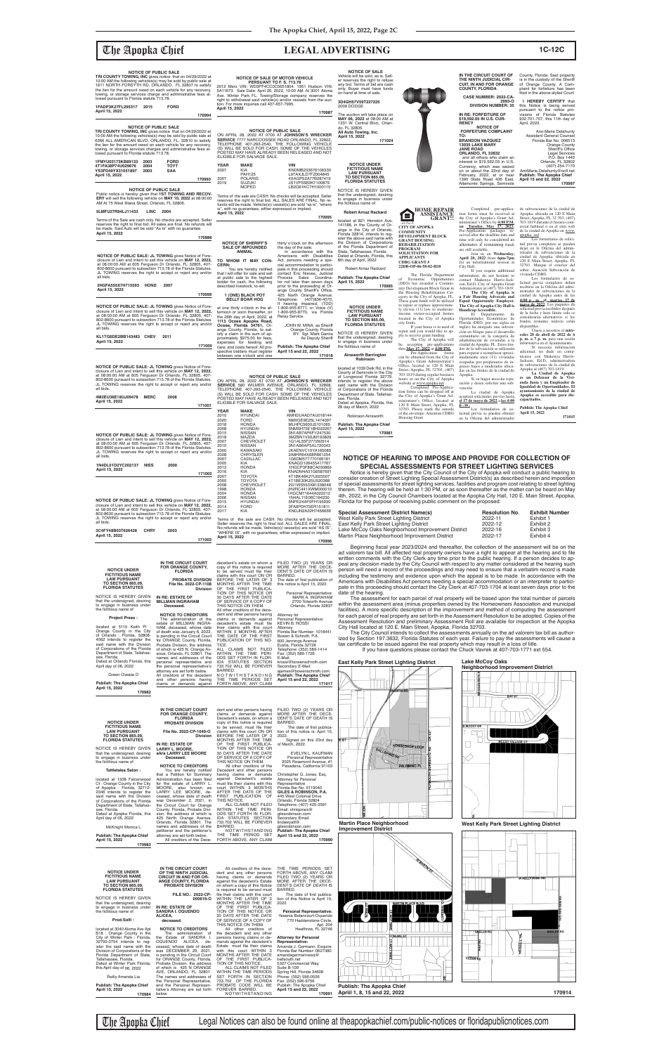## LEGAL ADVERTISING

### NOTICE OF PUBLIC SALE

**TRI COUNTY TOWING, INC** gives notice that on 04/29/2022 at 10:00 AM the following vehicles(s) may be sold by public sale at 1611 NORTH FORSYTH RD, ORLANDO, FL 32807 to satisfy the lien for the amount owed on each vehicle for any recovery, towing, or storage services charge and administrative fees allowed pursuant to Florida statute 713.78.

1FADP3K27FL295317 2015 FORD

April 15, 2022

170994

### NOTICE OF PUBLIC SALE

**TRI COUNTY TOWING, INC** gives notice that on 04/29/2022 at 10:00 AM the following vehicles(s) may be sold by public sale at 6366 ALL AMERICAN BLVD, ORLANDO, FL 32810 to satisfy the lien for the amount owed on each vehicle for any recovery, towing, or storage services charge and administrative fees allowed pursuant to Florida statute 713.78.

| | | |
|---|---|---|
| 1FMYU03173KB89133 | 2003 | FORD |
| 4T1FA38P74U029676 | 2004 | TOYT |
| YS3FD49YX31051897 | 2003 | SAA |

April 15, 2022

170993

### NOTICE OF PUBLIC SALE

Public notice is hereby given that **1ST TOWING AND RECOVERY** will sell the following vehicle on **MAY 10, 2022** at 08:00:00 AM At 75 West Illiana Street, Orlando, FL 32806.

5LMFU27R64LJ11433 LINC 2004

Terms of the Sale are cash only. No checks are accepted. Seller reserves the right to final bid. All sales are final. No refunds will be made. Said Auto will be sold "As Is" with no guarantee.

April 15, 2022

170986

**NOTICE OF PUBLIC SALE: JL TOWING** gives Notice of Foreclosure of Lien and intent to sell this vehicle on **MAY 12, 2022**, at 08:00:00 AM at 605 Ferguson Dr Orlando, FL 32805, 407-802-8600 pursuant to subsection 713.78 of the Florida Statutes. JL TOWING reserves the right to accept or reject any and/or all bids.

2HGFA55X76H715593 HOND 2007

April 15, 2022

170999

**NOTICE OF PUBLIC SALE: JL TOWING** gives Notice of Foreclosure of Lien and intent to sell this vehicle on **MAY 12, 2022**, at 08:00:00 AM at 605 Ferguson Dr Orlando, FL 32805, 407-802-8600 pursuant to subsection 713.78 of the Florida Statutes. JL TOWING reserves the right to accept or reject any and/or all bids.

KL1TG6DE2BB143463 CHEV 2011

April 15, 2022

171000

**NOTICE OF PUBLIC SALE: JL TOWING** gives Notice of Foreclosure of Lien and intent to sell this vehicle on **MAY 12, 2022**, at 08:00:00 AM at 605 Ferguson Dr Orlando, FL 32805, 407-802-8600 pursuant to subsection 713.78 of the Florida Statutes. JL TOWING reserves the right to accept or reject any and/or all bids.

4M2EU38E18UJ09478 MERC 2008

April 15, 2022

171001

**NOTICE OF PUBLIC SALE: JL TOWING** gives Notice of Foreclosure of Lien and intent to sell this vehicle on **MAY 12, 2022**, at 08:00:00 AM at 605 Ferguson Dr Orlando, FL 32805, 407-802-8600 pursuant to subsection 713.78 of the Florida Statutes. JL TOWING reserves the right to accept or reject any and/or all bids.

1N4DL01D2YC202137 NISS 2000

April 15, 2022

171002

**NOTICE OF PUBLIC SALE: JL TOWING** gives Notice of Foreclosure of Lien and intent to sell this vehicle on **MAY 12, 2022**, at 08:00:00 AM at 605 Ferguson Dr Orlando, FL 32805, 407-802-8600 pursuant to subsection 713.78 of the Florida Statutes. JL TOWING reserves the right to accept or reject any and/or all bids.

3C4FY48B03T626428 CHRY 2003

April 15, 2022

171003

### NOTICE OF SALE OF MOTOR VEHICLE PURSUANT TO F.S. 713.78

2012 Merz VIN: WDDPF4CC0CS051864. 1951 Hudson VIN: 5A11673. Sale Date: April 26, 2022, 10:00 AM. At 3001 Aloma Ave. Winter Park FL Towing/Storage company reserves the right to withdrawal said vehicle(s) and/or vessels from the auction. For more inquiries call 407-657-7995.

April 15, 2022

170987

### NOTICE OF PUBLIC SALE

ON APRIL 28, 2022 AT 0700 AT **JOHNSON'S WRECKER SERVICE** 7777 NARCOOSSEE ROAD ORLANDO, FL 32822, TELEPHONE 407-293-2540, THE FOLLOWING VEHICLE (S) WILL BE SOLD FOR CASH. SOME OF THE VEHICLES POSTED MAY HAVE ALREADY BEEN RELEASED AND NOT ELIGIBLE FOR SALVAGE SALE.

| YEAR | MAKE | VIN |
|---|---|---|
| 2007 | KIA | KNDMB233676106330 |
| | PIAH125 | L97AXJL07FZ004845 |
| 2007 | POLARIS | 4XAGP52A77B287419 |
| 2019 | SUZUKI | JS1VP55B3K7100879 |
| | MOPED | LB2G61KC7H1000115 |

Terms of the sale are CASH. No checks will be accepted. Seller reserves the right to final bid. ALL SALES ARE FINAL. No refunds will be made. Vehicle(s)/ vessel(s) are sold "as is", "where is", with no guarantees, either expressed or implied.

April 15, 2022

170995

### NOTICE OF SHERIFF'S SALE OF IMPOUNDED ANIMAL

**TO WHOM IT MAY CONCERN:**

You are hereby notified that I will offer for sale and will sell at public outcry to the highest and best bidder for cash, the following described livestock, to-wit:

**1 (ONE) BLACK POT BELLY BOAR HOG**

at one thirty o'clock in the afternoon or soon thereafter, on the 28th day of April, 2022, at **1113 Ocoee Apopka Road, Ocoee, Florida 34761**, Orange County, Florida, to satisfy a claim in the sum of approximately $975.00 for fees, expenses for feeding and care, and costs hereof. All prospective bidders must register between one o'clock and one thirty o'clock on the afternoon of the day of the sale.

In accordance with the Americans with Disabilities Act, persons needing a special accommodation to participate in this proceeding should contact Eric Nieves, Judicial Process Sales Coordinator not later than seven days prior to the proceeding at Orange County Sheriff's Office, 425 North Orange Avenue, Telephone: (407)836-4570; If hearing impaired, (TDD) 1-800-955-8771, or Voice (V) 1-800-955-8770, via Florida Relay Service.

JOHN W. MINA, as Sheriff
Orange County, Florida
BY: Sgt. Mark Garcia
As Deputy Sheriff

**Publish: The Apopka Chief**
**April 15 and 22, 2022**

171018

### NOTICE OF PUBLIC SALE

ON APRIL 28, 2022 AT 0700 AT **JOHNSON'S WRECKER SERVICE** 520 WILMER AVENUE ORLANDO, FL 32808, TELEPHONE 407-293-2540, THE FOLLOWING VEHICLE (S) WILL BE SOLD FOR CASH. SOME OF THE VEHICLES POSTED MAY HAVE ALREADY BEEN RELEASED AND NOT ELIGIBLE FOR SALVAGE SALE.

| YEAR | MAKE | VIN |
|---|---|---|
| 2010 | HYUNDAI | KMHDU4AD7AU018144 |
| 2020 | FORD | NM0GE9E29L1474097 |
| 2018 | HONDA | MLHPC5600L8101065 |
| 2005 | HYUNDAI | 5NMSH73E19H322267 |
| 2015 | NISSAN | 3N1AB7AP6FY247530 |
| 2018 | MAZDA | 3MZBN1V30JM193829 |
| 2007 | CHEVROLET | 1G1ALS5F477259214 |
| 2010 | NISSAN | 3N1AB6AP5AL720043 |
| | KAWASAKI | JKAENVC10YA165085 |
| 2003 | CHRYSLER | 2A8HR64X68R616254 |
| 2007 | CADILLAC | 1G6DM57T770166161 |
| 2005 | KIA | KNADG126455417767 |
| 2012 | HONDA | 1HGCP2F86CA030096 |
| 2001 | KIA | KNADM4A31Q6587891 |
| 2007 | TOYOTA | 4T1BK46K27U023507 |
| 2005 | TOYOTA | 4T1BE38K25U520368 |
| 2008 | CHEVROLET | 2G1WS553X81338048 |
| 1998 | HONDA | JH2RC441XWM000010 |
| 2004 | HONDA | 1HGCM71644A022212 |
| 2006 | NISSAN | 1N4AL11E06C164230 |
| 2015 | HYUNDAI | 5NPE24AF0FH159002 |
| 2014 | FORD | 3FA6P0H75ER151811 |
| 2017 | KIA | KNDJN2A22H7458656 |

Terms of the sale are CASH. No checks will be accepted. Seller reserves the right to final bid. ALL SALES ARE FINAL. No refunds will be made. Vehicle(s)/ vessel(s) are sold "AS IS", "WHERE IS", with no guarantees, either expressed or implied.

April 15, 2022

170996

### NOTICE OF SALE

Vehicle will be sold, as is. Seller reserves the right to refuse any bid. Terms of bid are cash only. Buyer must have funds on hand at time of sale.

3D4GH57V59T227225
2009 DODGE

The auction will take place on **MAY 08, 2022** at 08:00 AM at 1331 W. Central Blvd., Orlando, FL 32805.
**All Auto Towing, Inc.**
**April 15, 2022**

171024

### NOTICE UNDER FICTITIOUS NAME LAW PURSUANT TO SECTION 865.09, FLORIDA STATUTES

NOTICE IS HEREBY GIVEN that the undersigned, desiring to engage in business under the fictitious name of

**Robert Amaz Rackard**

located at 821 Herndon Ave, 141188, in the County of Orange in the City of Orlando, Florida 32814, intends to register the above said name with the Division of Corporations of the Florida Department of State, Tallahassee, Florida. Dated at Orlando, Florida, this 8th day of April, 2022.

Robert Amaz Rackard

**Publish: The Apopka Chief**
**April 15, 2022**

170985

### NOTICE UNDER FICTITIOUS NAME LAW PURSUANT TO SECTION 865.09, FLORIDA STATUTES

NOTICE IS HEREBY GIVEN that the undersigned, desiring to engage in business under the fictitious name of

**Ainsworth Barrington Robinson**

located at 1039 Delk Rd, in the County of Seminole in the City of Longwood Florida 32779, intends to register the above said name with the Division of Corporations of the Florida Department of State, Tallahassee, Florida.
Dated at Apopka, Florida, this 28 day of March, 2022

Robinson Ainsworth

**Publish: The Apopka Chief**
**April 15, 2022**

170981

### IN THE CIRCUIT COURT OF THE NINTH JUDICIAL CIRCUIT, IN AND FOR ORANGE COUNTY, FLORIDA

**CASE NUMBER: 2022-CA-2993-O**
**DIVISION NUMBER: 35**

**IN RE: FORFEITURE OF $19,592.05 IN U.S. CURRENCY**

**NOTICE OF FORFEITURE COMPLAINT**

**TO:**
**BRANDON VAZQUEZ**
**13035 LAKE MARY JANE ROAD**
**ORLANDO, FL 32832**

and all others who claim an interest in $19,592.05 in U.S. Currency, which was seized on or about the 22nd day of February, 2022, at or near 1390 State Road 436 East, Altamonte Springs, Seminole County, Florida. Said property is in the custody of the Sheriff of Orange County. A Complaint for forfeiture has been filed in the above-styled Court.

**I HEREBY CERTIFY** that this Notice is being served pursuant to the notice provisions of Florida Statutes 932.701-707, this 11th day of April, 2022.

Ann-Marie Delahunty
Assistant General Counsel
Florida Bar No. 006513
Orange County
Sheriff's Office
Legal Services
P.O. Box 1440
Orlando, FL 32802
(407) 254-7170
AnnMarie.Delahunty@ocfl.net

**Publish: The Apopka Chief**
**April 15 and 22, 2022**

170997

### HOME REPAIR ASSISTANCE GRANT!!

**CITY OF APOPKA COMMUNITY DEVELOPMENT BLOCK GRANT HOUSING REHABILITATION PROGRAM SOLICITATION FOR APPLICANTS CDBG GRANT # 22DB-OF-06-58-02-H10**

The Florida Department of Economic Opportunities (DEO) has awarded a Community Development Block Grant in the Housing Rehabilitation Category to the City of Apopka, FL. These grant funds will be utilized to repair or replace approximately eleven (11) low to moderate-income owner-occupied homes located in the City of Apopka city limits.

If your home is in need of repair and you would like to apply to receive grant funding

The City of Apopka will be accepting pre-applications thru **May 17, 2022 – 4:00 PM**.

Pre-Application forms can be obtained from the City of Apopka's Grant Administrator's Office, located at 120 E Main Street, Apopka, FL 32703, (407) 703-1819 during regular business hours or on the City of Apopka website at www.apopka.net

Completed Pre-Application forms can be dropped off at the City of Apopka's Grant Administrator's Office, located at 120 E Main Street, Apopka, FL 32703. Please mark the outside of the envelope: Attention CDBG Housing Grant

Completed pre-application forms must be received at the City of Apopka's Grant Administrator's Office by **4:00 P.M. on Tuesday, May 17, 2022**. Pre-Application packages received after the deadline date and time will only be considered as alternates if remaining funds are still available.

Join us on **Wednesday, April 20, 2022** from **6pm-7pm** for an informational session at City Hall.

If you require additional information, do not hesitate to contact Shakenya Harris-Jackson, Ed.D., City of Apopka Grant Administrator at (407) 703-1819.

**The City of Apopka is a Fair Housing Advocate and Equal Opportunity Employer. The City of Apopka City Hall is Handicap Accessible.**

El Departamento de Oportunidades Económicas de Florida (DEO, por sus siglas en inglés) ha otorgado una subvención en bloques para el desarrollo comunitario en la categoría de rehabilitación de viviendas a la ciudad de Apopka, FL. Estos fondos de la subvención se utilizarán para reparar o reemplazar aproximadamente once (11) viviendas ocupadas por propietarios de ingresos bajos a moderados ubicadas dentro de los límites de la ciudad de Apopka.

Si su hogar necesita reparación y desea solicitar una subvención:

La ciudad de Apopka aceptará solicitudes previas hasta **el 17 de mayo de 2022 a las 4:00 p. m.**.

Los formularios de solicitud previa se pueden obtener en la Oficina del administrador de subvenciones de la ciudad de Apopka, ubicada en 120 E Main Street, Apopka, FL 32 703, (407) 703-1819 durante el horario comercial habitual o en el sitio web de la ciudad de Apopka en www.apopka.net

Los formularios de solicitud previa completos se pueden dejar en la Oficina del administrador de subvenciones de la ciudad de Apopka, ubicada en 120 E Main Street, Apopka, FL 32703. Marque el exterior del sobre: Atención Subvención de vivienda CDBG

Los formularios de solicitud previa completos deben recibirse en la Oficina del administrador de subvenciones de la ciudad de Apopka antes de las **4:00 p. m. del martes 17 de mayo de 2022**. Los paquetes de solicitud previa recibidos después de la fecha y hora límite solo se considerarán alternativas si los fondos restantes todavía están disponibles.

Únase a nosotros el **miércoles 20 de abril de 2022 de 6 p. m. a 7 p. m.** para una sesión informativa en el Ayuntamiento.

Si necesita información adicional, no dude en comunicarse con Shakenya Harris-Jackson, Ed.D., administradora de subvenciones de la ciudad de Apopka al (407) 703-1819.

**La Ciudad de Apopka es un Defensor de la Vivienda Justa y un Empleador de Igualdad de Oportunidades. El ayuntamiento de la ciudad de Apopka es accesible para discapacitados.**

**Publish: The Apopka Chief**
**April 15, 2022**

171015

### NOTICE OF HEARING TO IMPOSE AND PROVIDE FOR COLLECTION OF SPECIAL ASSESSMENTS FOR STREET LIGHTING SERVICES

Notice is hereby given that the City Council of the City of Apopka will conduct a public hearing to consider creation of Street Lighting Special Assessment District(s) as described herein and imposition of special assessments for street lighting services, facilities and program cost relating to street lighting therein. The hearing will be held at 1:30 PM, or as soon thereafter as the matter can be heard on May 4th, 2022, in the City Council Chambers located at the Apopka City Hall, 120 E. Main Street, Apopka, Florida for the purpose of receiving public comment on the proposed:

| Special Assessment District Name(s) | Resolution No. | Exhibit Number |
|---|---|---|
| West Kelly Park Street Lighting District | 2022-11 | Exhibit 1 |
| East Kelly Park Street Lighting District | 2022-12 | Exhibit 2 |
| Lake McCoy Oaks Neighborhood Improvement District | 2022-16 | Exhibit 3 |
| Martin Place Neighborhood Improvement District | 2022-17 | Exhibit 4 |

Beginning fiscal year 2023/2024 and thereafter, the collection of the assessment will be on the ad valorem tax bill. All affected real property owners have a right to appear at the hearing and to file written comments with the City Clerk any time prior to the public hearing. If a person decides to appeal any decision made by the City Council with respect to any matter considered at the hearing such person will need a record of the proceedings and may need to ensure that a verbatim record is made including the testimony and evidence upon which the appeal is to be made. In accordance with the Americans with Disabilities Act persons needing a special accommodation or an interpreter to participate in this proceeding should contact the City Clerk at 407-703-1704 at least seven days prior to the date of the hearing.

The assessment for each parcel of real property will be based upon the total number of parcels within the assessment area (minus properties owned by the Homeowners Association and municipal facilities). A more specific description of the improvement and method of computing the assessment for each parcel of real property are set forth in the Assessment Resolution to be adopted. Copies of the Assessment Resolution and preliminary Assessment Roll are available for inspection at the Apopka City Hall located at 120 E. Main Street, Apopka, Florida 32703.

The City Council intends to collect the assessments annually on the ad valorem tax bill as authorized by Section 197.3632, Florida Statutes of each year. Failure to pay the assessments will cause a tax certificate to be issued against the real property which may result in a loss of title.

If you have questions please contact the Chuck Vavrek at 407-703-1771 ext 554.

**East Kelly Park Street Lighting District**

**Lake McCoy Oaks Neighborhood Improvement District**

**Martin Place Neighborhood Improvement District**

**West Kelly Park Street Lighting District**

**Publish: The Apopka Chief**
**April 1, 8, 15 and 22, 2022**

170914

### NOTICE UNDER FICTITIOUS NAME LAW PURSUANT TO SECTION 865.09, FLORIDA STATUTES

NOTICE IS HEREBY GIVEN that the undersigned, desiring to engage in business under the fictitious name of

**Project Press :**

located at 5110 Keith Pl : Orange County in the City of Orlando : Florida, 32808-4243 intends to register the said name with the Division of Corporations of the Florida Department of State, Tallahassee, Florida.
Dated at Orlando Florida, this April day of 06, 2022

Green Cassie D

**Publish: The Apopka Chief**
**April 15, 2022**

170982

### IN THE CIRCUIT COURT FOR ORANGE COUNTY, FLORIDA PROBATE DIVISION

**File No. 2022-CP-1108 Division**

**IN RE: ESTATE OF MILLMAN INGRAHAM Deceased.**

**NOTICE TO CREDITORS**

The administration of the estate of MILLMAN INGRAHAM, deceased, whose date of death was January 6, 2022, is pending in the Circuit Court for ORANGE County, Florida, Probate Division, the address of which is 425 N. Orange Avenue, Orlando, FL 32801. The names and addresses of the personal representative and the personal representative's attorney are set forth below.

All creditors of the decedent and other persons having claims or demands against decedent's estate on whom a copy of this notice is required to be served must file their claims with this court ON OR BEFORE THE LATER OF 3 MONTHS AFTER THE TIME OF THE FIRST PUBLICATION OF THIS NOTICE OR 30 DAYS AFTER THE DATE OF SERVICE OF A COPY OF THIS NOTICE ON THEM.

All other creditors of the decedent and other persons having claims or demands against decedent's estate must file their claims with this court WITHIN 3 MONTHS AFTER THE DATE OF THE FIRST PUBLICATION OF THIS NOTICE.

ALL CLAIMS NOT FILED WITHIN THE TIME PERIODS SET FORTH IN FLORIDA STATUTES SECTION 733.702 WILL BE FOREVER BARRED.

NOTWITHSTANDING THE TIME PERIODS SET FORTH ABOVE, ANY CLAIM FILED TWO (2) YEARS OR MORE AFTER THE DECEDENT'S DATE OF DEATH IS BARRED.

The date of first publication of this notice is April 15, 2022.

Personal Representative:
MARK A. INGRAHAM
2700 Tolworth Avenue
Orlando, Florida 32837

Attorney for Personal Representative:
KEVIN B. ROSSI
Attorney
Florida Bar Number: 1018441
Bowen & Schroth, P.A.
600 Jennings Avenue
Eustis, Florida 32726
Telephone: (352) 589-1414
Fax: (352) 589-1726
E-Mail: krossi@bowenschroth.com
Secondary E-Mail: ajames@bowenschroth.com

**Publish: The Apopka Chief**
**April 15 and 22, 2022**

171017

### NOTICE UNDER FICTITIOUS NAME LAW PURSUANT TO SECTION 865.09, FLORIDA STATUTES

NOTICE IS HEREBY GIVEN that the undersigned, desiring to engage in business under the fictitious name of

**Tattletales Salon :**

located at 1338 Falconwood Ct : Orange County in the City of Apopka : Florida, 32712-2346 intends to register the said name with the Division of Corporations of the Florida Department of State, Tallahassee, Florida.
Dated at Apopka Florida, this April day of 06, 2022

McKnight Monica L

**Publish: The Apopka Chief**
**April 15, 2022**

170983

### IN THE CIRCUIT COURT FOR ORANGE COUNTY, FLORIDA PROBATE DIVISION

**File No. 2022-CP-1040-O Division**

**IN RE: ESTATE OF LARRY L. MOORE, a/k/a LARRY LEE MOORE Deceased.**

**NOTICE TO CREDITORS**

You are hereby notified that a Petition for Summary Administration has been filed for the estate of LARRY L. MOORE, also known as LARRY LEE MOORE, deceased, whose date of death was December 2, 2021, in the Circuit Court for Orange County, Florida, Probate Division, the address of which is 425 North Orange Avenue, Orlando, Florida 32801. The names and addresses of the petitioner and the petitioner's attorney are set forth below.

All creditors of the decedent and other persons having claims or demands against Decedent's estate, on whom a copy of this notice is required to be served, must file their claims with this court ON OR BEFORE THE LATER OF 3 MONTHS AFTER THE TIME OF THE FIRST PUBLICATION OF THIS NOTICE OR 30 DAYS AFTER THE DATE OF SERVICE OF A COPY OF THIS NOTICE ON THEM.

All other creditors of the Decedent and other persons having claims or demands against Decedent's estate, must file their claims with this court WITHIN 3 MONTHS AFTER THE DATE OF THE FIRST PUBLICATION OF THIS NOTICE.

ALL CLAIMS NOT FILED WITHIN THE TIME PERIODS SET FORTH IN FLORIDA STATUTES SECTION 733.702 WILL BE FOREVER BARRED.

NOTWITHSTANDING THE TIME PERIOD SET FORTH ABOVE, ANY CLAIM FILED TWO (2) YEARS OR MORE AFTER THE DECEDENT'S DATE OF DEATH IS BARRED.

The date of first publication of this notice is: April 15, 2022.

Signed on this 23rd day of March, 2022.

EVELYN L. KAUFMAN
Personal Representative
2025 Rosemont Avenue, #1
Pasadena, California 91103

Christopher G. Jones, Esq.
Attorney for Personal Representative
Florida Bar No. 0119040
GILES & ROBINSON, P.A.
445 West Colonial Drive
Orlando, Florida 32804
Telephone: (407) 425-3591
Email: chrisjones@gilesrobinson.com
Secondary Email: lindawyatt@gilesrobinson.com

**Publish: The Apopka Chief**
**April 15 and 22, 2022**

170990

### NOTICE UNDER FICTITIOUS NAME LAW PURSUANT TO SECTION 865.09, FLORIDA STATUTES

NOTICE IS HEREBY GIVEN that the undersigned, desiring to engage in business under the fictitious name of

**Prod.Sslfi :**

located at 3040 Aloma Ave Apt B18 : Orange County in the City of Winter Park : Florida, 32792-3754 intends to register the said name with the Division of Corporations of the Florida Department of State, Tallahassee, Florida.
Dated at Winter Park Florida, this April day of 06, 2022

Reilly Amanda Lia

**Publish: The Apopka Chief**
**April 15, 2022**

170984

### IN THE CIRCUIT COURT OF THE NINTH JUDICIAL CIRCUIT IN AND FOR ORANGE COUNTY, FLORIDA PROBATE DIVISION

**FILE NO.: 2022-CP-000616-O**

**IN RE: ESTATE OF SANDRA I. OQUENDO ALICEA, deceased.**

**NOTICE TO CREDITORS**

The administration of the Estate of SANDRA I. OQUENDO ALICEA, deceased, whose date of death was DECEMBER 29, 2021, is pending in the Circuit Court for ORANGE County, Florida, Probate Division, the address of which is 425 N ORANGE AVE, ORLANDO, FL 32801. The names and addresses of the Personal Representative and the Personal Representative's Attorney are set forth below.

All creditors of the decedent and other persons having claims or demands against the decedent's Estate on whom a copy of this Notice is required to be served must file their claims with this court WITHIN THE LATER OF 3 MONTHS AFTER THE TIME OF THE FIRST PUBLICATION OF THIS NOTICE OR 30 DAYS AFTER THE DATE OF SERVICE OF A COPY OF THIS NOTICE ON THEM.

All other creditors of the decedent and other persons having claims or demands against decedent's Estate must file their claims with this court WITHIN 3 MONTHS AFTER THE DATE OF THE FIRST PUBLICATION OF THIS NOTICE.

ALL CLAIMS NOT FILED WITHIN THE TIME PERIODS SET FORTH IN SECTION 733.702 OF THE FLORIDA PROBATE CODE WILL BE FOREVER BARRED.

NOTWITHSTANDING THE TIME PERIODS SET FORTH ABOVE, ANY CLAIM FILED TWO (2) YEARS OR MORE AFTER THE DECEDENT'S DATE OF DEATH IS BARRED.

The date of first publication of this Notice is April 15, 2022

**Personal Representative:**
Yesenia Betancourt-Oquendo
770 Hackensione Circle, Apt. 204
Heathrow, FL 32746

**Attorney for Personal Representative:**
Amanda J. Germann, Esquire
Florida Bar Number: 0637580
amandagermannesq@bellsouth.net
3327 Commercial Way, Suite B-109
Spring Hill, Florida 34606
Phone: (352) 596-0526
Fax: (352) 596-9756

Publish: The Apopka Chief
**April 15 and 22, 2022**

170991

Legal Notices can also be found online at theapopkachief.com/public-notices or floridapublicnotices.com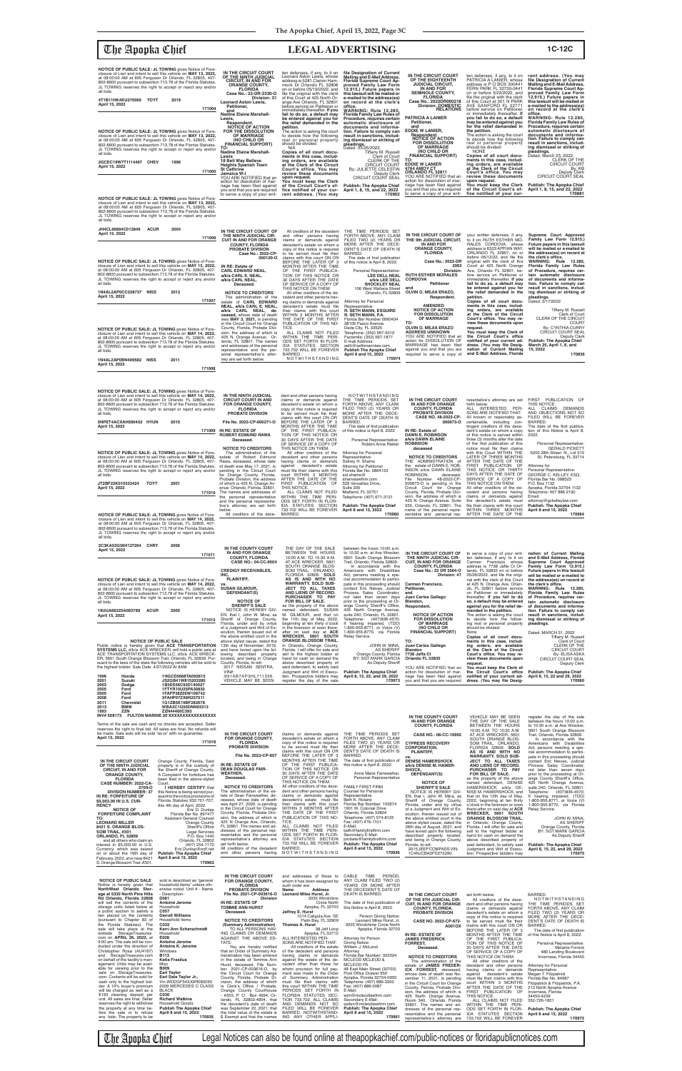# LEGAL ADVERTISING

**NOTICE OF PUBLIC SALE: JL TOWING** gives Notice of Foreclosure of Lien and intent to sell this vehicle on **MAY 13, 2022,** at 08:00:00 AM at 605 Ferguson Dr Orlando, FL 32805, 407-802-8600 pursuant to subsection 713.78 of the Florida Statutes. JL TOWING reserves the right to accept or reject any and/or all bids.

4T1B11HK4KU270065 TOYT 2019
April 15, 2022
171004

**NOTICE OF PUBLIC SALE: JL TOWING** gives Notice of Foreclosure of Lien and intent to sell this vehicle on **MAY 13, 2022,** at 08:00:00 AM at 605 Ferguson Dr Orlando, FL 32805, 407-802-8600 pursuant to subsection 713.78 of the Florida Statutes. JL TOWING reserves the right to accept or reject any and/or all bids.

2GCEC19W7T1114467 CHEV 1996
April 15, 2022
171005

**NOTICE OF PUBLIC SALE: JL TOWING** gives Notice of Foreclosure of Lien and intent to sell this vehicle on **MAY 13, 2022,** at 08:00:00 AM at 605 Ferguson Dr Orlando, FL 32805, 407-802-8600 pursuant to subsection 713.78 of the Florida Statutes. JL TOWING reserves the right to accept or reject any and/or all bids.

JH4CL96894C012849 ACUR 2004
April 15, 2022
171006

**NOTICE OF PUBLIC SALE: JL TOWING** gives Notice of Foreclosure of Lien and intent to sell this vehicle on **MAY 13, 2022,** at 08:00:00 AM at 605 Ferguson Dr Orlando, FL 32805, 407-802-8600 pursuant to subsection 713.78 of the Florida Statutes. JL TOWING reserves the right to accept or reject any and/or all bids.

1N4AL2AP0CC228737 NISS 2012
April 15, 2022
171007

**NOTICE OF PUBLIC SALE: JL TOWING** gives Notice of Foreclosure of Lien and intent to sell this vehicle on **MAY 14, 2022,** at 08:00:00 AM at 605 Ferguson Dr Orlando, FL 32805, 407-802-8600 pursuant to subsection 713.78 of the Florida Statutes. JL TOWING reserves the right to accept or reject any and/or all bids.

1N4AL2AP0BN409582 NISS 2011
April 15, 2022
171008

**IN THE CIRCUIT COURT OF THE NINTH JUDICIAL CIRCUIT, IN AND FOR ORANGE COUNTY, FLORIDA**
**Case No.: 22-DR-3330-O**
**Division: 31**

**Leonard Aston Lewis,**
**Petitioner,**
**and**
**Nadine Elaine Marshall-Lewis,**
**Respondent.**

**NOTICE OF ACTION FOR DISSOLUTION OF MARRIAGE (NO CHILD OR FINANCIAL SUPPORT)**

**TO: Nadine Elaine Marshall-Lewis**
**18 Bell Way Bellevue Heights Spanish Town Jamaica W-I**

YOU ARE NOTIFIED that an action for dissolution of marriage has been filed against you and that you are required to serve a copy of your written defenses, if any, to it on Leonard Aston Lewis, whose address is 5281 Clarion Hammock Dr. Orlando FL 32808 on or before 05/19/2022, and file the original with the clerk of this Court at 425 North Orange Ave. Orlando FL 32801 before service on Petitioner or immediately thereafter. **If you fail to do so, a default may be entered against you for the relief demanded in the petition.**

The action is asking the court to decide how the following real or personal property should be divided:

NO PROPERTY.

**Copies of all court documents in this case, including orders, are available at the Clerk of the Circuit Court's office. You may review these documents upon request.**

**You must keep the Clerk of the Circuit Court's office notified of your current address. (You may file Designation of Current Mailing and E-Mail Address, Florida Supreme Court Approved Family Law Form 12.915.) Future papers in this lawsuit will be mailed or e-mailed to the address(es) on record at the clerk's office.**

**WARNING: Rule 12.285, Florida Family Law Rules of Procedure, requires certain automatic disclosure of documents and information. Failure to comply can result in sanctions, including dismissal or striking of pleadings.**

Dated: 03/25/2022.

Tiffany M. Russell
Clerk of Court
CLERK OF THE CIRCUIT COURT
By: JULIETTE CELESTIN
Deputy Clerk
CIRCUIT COURT SEAL

**Publish: The Apopka Chief**
**April 1, 8, 15, and 22, 2022**
**170902**

**IN THE CIRCUIT COURT OF THE EIGHTEENTH JUDICIAL CIRCUIT, IN AND FOR SEMINOLE COUNTY, FLORIDA**
**Case No.: 2022DR000218**
**Division: DOMESTIC RELATIONS**

**PATRICIA A LAMIER**
**Petitioner,**
**and**
**EDDIE W LANIER,**
**Respondent.**

**NOTICE OF ACTION FOR DISSOLUTION OF MARRIAGE (NO CHILD OR FINANCIAL SUPPORT)**

**TO: EDDIE W LANIER**
**4764 AMOY CT**
**ORLANDO FL 32811**

YOU ARE NOTIFIED that an action for dissolution of marriage has been filed against you and that you are required to serve a copy of your written defenses, if any, to it on PATRICIA A LANIER, whose address is P O BOX 300441 FERN PARK FL 32730-0441 on or before 5/22/2022, and file the original with the clerk of this Court at 301 N PARK AVE SANFORD FL 32771 before service on Petitioner or immediately thereafter. **If you fail to do so, a default may be entered against you for the relief demanded in the petition.**

The action is asking the court to decide how the following real or personal property should be divided:

NONE

**Copies of all court documents in this case, including orders, are available at the Clerk of the Circuit Court's office. You may review these documents upon request.**

**You must keep the Clerk of the Circuit Court's office notified of your current address. (You may file Designation of Current Mailing and E-Mail Address, Florida Supreme Court Approved Family Law Form 12.915.) Future papers in this lawsuit will be mailed or e-mailed to the address(es) on record at the clerk's office.**

**WARNING: Rule 12.285, Florida Family Law Rules of Procedure, requires certain automatic disclosure of documents and information. Failure to comply can result in sanctions, including dismissal or striking of pleadings.**

Dated: March 23, 2022.

CLERK OF THE CIRCUIT COURT
By: KB
Deputy Clerk
CIRCUIT COURT SEAL

**Publish: The Apopka Chief**
**April 1, 8, 15 and 22, 2022**
**170881**

**IN THE CIRCUIT COURT OF THE NINTH JUDICIAL CIRCUIT IN AND FOR ORANGE COUNTY, FLORIDA PROBATE DIVISION**
**Case No.: 2022-CP-000126-O**

**IN RE: Estate of CARL EDWARD NEAL, a/k/a CARL E. NEAL, a/k/a CARL NEAL, Deceased.**

**NOTICE TO CREDITORS**

The administration of the estate of **CARL EDWARD NEAL, a/k/a CARL E. NEAL, a/k/a CARL NEAL, deceased,** whose date of death was **MAY 3, 2021,** is pending in the Circuit Court for Orange County, Florida, Probate Division, the address of which is 425 N. Orange Avenue, Orlando, FL 32801. The names and addresses of the personal representative and the personal representative's attorney are set forth below.

All creditors of the decedent and other persons having claims or demands against decedent's estate on whom a copy of this notice is required to be served must file their claims with this court ON OR BEFORE THE LATER OF 3 MONTHS AFTER THE TIME OF THE FIRST PUBLICATION OF THIS NOTICE OR 30 DAYS AFTER THE DATE OF SERVICE OF A COPY OF THIS NOTICE ON THEM.

All other creditors of the decedent and other persons having claims or demands against decedent's estate must file their claims with this court WITHIN 3 MONTHS AFTER THE DATE OF THE FIRST PUBLICATION OF THIS NOTICE.

ALL CLAIMS NOT FILED WITHIN THE TIME PERIODS SET FORTH IN FLORIDA STATUTES SECTION 733.702 WILL BE FOREVER BARRED.

NOTWITHSTANDING THE TIME PERIODS SET FORTH ABOVE, ANY CLAIM FILED TWO (2) YEARS OR MORE AFTER THE DECEDENT'S DATE OF DEATH IS BARRED.

The date of first publication of this notice is April 8, 2022.

Personal Representative:
**LEE DELL NEAL**
**a/k/a LEE DELL SHOCKLEY NEAL**
106 West Wallace Street
Orlando, FL 32809

Attorney for Personal Representative:
**R. SETH MANN, ESQUIRE**
**R. SETH MANN, P.A.**
Florida Bar Number 0990434
38109 Pasco Avenue
Dade City, FL 33525
Telephone: (352) 567-5010
Facsimile: (352) 567-1877
E-mail Address: seth@sethmannlaw.com

**Publish The Apopka Chief**
**April 8 and 15, 2022**
**170974**

**IN THE CIRCUIT COURT OF THE 9th JUDICIAL CIRCUIT, IN AND FOR ORANGE COUNTY, FLORIDA**
**Case No.: 2022-DR-2063**
**Division:**

**RUTH ESTHER MORALES CORDOVA**
**Petitioner**
**and**
**OLVIN O. MEJIA ERAZO,**
**Respondent.**

**AMENDED NOTICE OF ACTION FOR DISSOLUTION OF MARRIAGE**

**TO: OLVIN O. MEJIA ERAZO**
**ADDRESS UNKNOWN**

YOU ARE NOTIFIED that an action for DISSOLUTION OF MARRIAGE has been filed against you and that you are required to serve a copy of your written defenses, if any, to it on RUTH ESTHER MORALES CORDOVA, whose address is 6323 APRAM WAY, ORLANDO FL 32807, on or before 05/12/22, and file the original with the clerk of this Court at 425 North Orange Ave, Orlando FL 32801, before service on Petitioner or immediately thereafter. **If you fail to do so, a default may be entered against you for the relief demanded in the petition.**

**Copies of all court documents in this case, including orders, are available at the Clerk of the Circuit Court's office. You may review these documents upon request.**

**You must keep the Clerk of the Circuit Court's office notified of your current address. (You may file Designation of Current Mailing and E-Mail Address, Florida Supreme Court Approved Family Law Form 12.915.) Future papers in this lawsuit will be mailed or e-mailed to the address(es) on record at the clerk's office.**

**WARNING: Rule 12.285, Florida Family Law Rules of Procedure, requires certain automatic disclosure of documents and information. Failure to comply can result in sanctions, including dismissal or striking of pleadings.**

Dated: 3/17/2022

Tiffany M. Russell
Clerk of Court
CLERK OF THE CIRCUIT COURT
By: CYNTHIA CURRY
CIRCUIT COURT SEAL
Deputy Clerk

**Publish: The Apopka Chief**
**March 25, April 1, 8, and 15, 2022**
**170836**

**NOTICE OF PUBLIC SALE: JL TOWING** gives Notice of Foreclosure of Lien and intent to sell this vehicle on **MAY 14, 2022,** at 08:00:00 AM at 605 Ferguson Dr Orlando, FL 32805, 407-802-8600 pursuant to subsection 713.78 of the Florida Statutes. JL TOWING reserves the right to accept or reject any and/or all bids.

5NPET4ACXAH590452 HYUN 2010
April 15, 2022
171009

**NOTICE OF PUBLIC SALE: JL TOWING** gives Notice of Foreclosure of Lien and intent to sell this vehicle on **MAY 14, 2022,** at 08:00:00 AM at 605 Ferguson Dr Orlando, FL 32805, 407-802-8600 pursuant to subsection 713.78 of the Florida Statutes. JL TOWING reserves the right to accept or reject any and/or all bids.

JT2BF22K010333424 TOYT 2001
April 15, 2022
171010

**NOTICE OF PUBLIC SALE: JL TOWING** gives Notice of Foreclosure of Lien and intent to sell this vehicle on **MAY 14, 2022,** at 08:00:00 AM at 605 Ferguson Dr Orlando, FL 32805, 407-802-8600 pursuant to subsection 713.78 of the Florida Statutes. JL TOWING reserves the right to accept or reject any and/or all bids.

2C3KA53G36H127264 CHRY 2006
April 15, 2022
171011

**NOTICE OF PUBLIC SALE: JL TOWING** gives Notice of Foreclosure of Lien and intent to sell this vehicle on **MAY 14, 2022,** at 08:00:00 AM at 605 Ferguson Dr Orlando, FL 32805, 407-802-8600 pursuant to subsection 713.78 of the Florida Statutes. JL TOWING reserves the right to accept or reject any and/or all bids.

19UUA66225A063789 ACUR 2005
April 15, 2022
171012

**IN THE NINTH JUDICIAL CIRCUIT COURT IN AND FOR ORANGE COUNTY, FLORIDA PROBATE DIVISION**
**File No. 2022-CP-000271-O**

**IN RE: ESTATE OF ROBERT EDMUND RAWA Deceased.**

**NOTICE TO CREDITORS**

The administration of the estate of Robert Edmund Rawa, deceased, whose date of death was May 17, 2021, is pending in the Circuit Court for Orange County, Florida, Probate Division, the address of which is 425 N. Orange Avenue Orlando, Florida, 32801. The names and addresses of the personal representative and the personal representative's attorney are set forth below.

All creditors of the decedent and other persons having claims or demands against decedent's estate on whom a copy of this notice is required to be served must file their claims with this court ON OR BEFORE THE LATER OF 3 MONTHS AFTER THE TIME OF THE FIRST PUBLICATION OF THIS NOTICE OR 30 DAYS AFTER THE DATE OF SERVICE OF A COPY OF THIS NOTICE ON THEM.

All other creditors of the decedent and other persons having claims or demands against decedent's estate must file their claims with this court WITHIN 3 MONTHS AFTER THE DATE OF THE FIRST PUBLICATION OF THIS NOTICE.

ALL CLAIMS NOT FILED WITHIN THE TIME PERIODS SET FORTH IN FLORIDA STATUTES SECTION 733.702 WILL BE FOREVER BARRED.

NOTWITHSTANDING THE TIME PERIODS SET FORTH ABOVE, ANY CLAIM FILED TWO (2) YEARS OR MORE AFTER THE DECEDENT'S DATE OF DEATH IS BARRED.

The date of first publication of this notice is April 8, 2022.

Personal Representative:
Robbin Anne Riebel

Attorney for Personal Representative:
Sidney H. Shams
Attorney for Petitioner
Florida Bar No. 0864153
sid shams@
shamslawfirm.com
529 Versailles Drive,
Suite 205
Maitland, FL 32751
Telephone: (407) 671-3131

**Publish: The Apopka Chief**
**April 8 and 15, 2022**
**170960**

**IN THE CIRCUIT COURT IN AND FOR ORANGE COUNTY, FLORIDA PROBATE DIVISION**
**CASE NO. 48-2022-CP-000673-O**

**IN RE: Estate of DAWN E. ROBINSON a/k/a DAWN ELAINE ROBINSON deceased**

**NOTICE TO CREDITORS**

THE ADMINISTRATION of the estate of DAWN E. ROBINSON a/k/a DAWN ELAINE ROBINSON, deceased, File Number 48-2022-CP-000673-O is pending in the Circuit Court for Orange County, Florida, Probate Division, the address of which is 425 N. Orange Avenue, Suite 355, Orlando, FL 32801. The name of the personal representative and personal representative's attorney are set forth below.

ALL INTERESTED PERSONS ARE NOTIFIED THAT:

All known or reasonably ascertainable, including contingent creditors of the decedent's estate on whom a copy of this notice is served within three (3) months after the date of the first publication of this notice must file their claims with this Court WITHIN THE LATER OF THREE MONTHS AFTER THE DATE OF THE FIRST PUBLICATION OF THIS NOTICE OR THIRTY DAYS AFTER THE DATE OF SERVICE OF A COPY OF THIS NOTICE ON THEM.

All other creditors of the decedent and persons having claims or demands against the decedent's estate must file their claims with this court WITHIN THREE MONTHS AFTER THE DATE OF THE FIRST PUBLICATION OF THIS NOTICE.

ALL CLAIMS DEMANDS AND OBJECTIONS NOT SO FILED WILL BE FOREVER BARRED.

The date of the first publication of this Notice is April 8, 2022.

Personal Representative:
GERALD PICKETT
5200 28th Street N., Lot 510
St. Petersburg, FL 33714

Attorney for
Personal Representative:
GEORGE C. KELLEY, ESQ.
Florida Bar No. 096521
P.O. Box 132
Apopka, Florida 32704-1132
Telephone: 407 886 2130
Email:
attorney@gckelleylaw.com

**Publish: The Apopka Chief**
**April 8 and 15, 2022**
**170964**

**NOTICE OF PUBLIC SALE**

Public notice is hereby given that **ACE TRANSPORTATION SYSTEMS LLC,** d/b/a: ACE WRECKER, will hold a public sale at ACE TRANSPORTATION SYSTEMS LLC d/b/a: ACE WRECKER, 5601 South Orange Blossom Trail, Orlando, FL 32839. Pursuant to the laws of the state the following vehicles will be sold to the highest bidder. Sale Date: 4/27/2022 At 8AM

| | | |
|---|---|---|
| 1996 | Honda | 1HGCD5668TA092615 |
| 2001 | Suzuki | JS2GB41W815203280 |
| 2003 | Dodge | 1B3ES56C93D145027 |
| 2005 | Ford | 1FTYR10U25PA30836 |
| 2005 | Ford | 1FAFP38Z05W109742 |
| 2008 | Ford | 3FAHP07Z68R257011 |
| 2011 | Chevrolet | 1G1ZB5E19BF282678 |
| 2013 | BMW | WBA3C1G50DNN93313 |
| 1993 | ZZN | ZZN44400C393 |

**INV# 508173 FULTON MARINE 20'XXXXXXXXXXXXXXXXX**

Terms of the sale are cash and no checks are accepted. Seller reserves the right to final bid. All sales are final. No refunds will be made. Sale auto will be sold "as-is" with no guarantee.

April 15, 2022
171016

**IN THE COUNTY COURT IN AND FOR ORANGE COUNTY, FLORIDA**
**CASE NO.: 04-CC-9504**

**CREDIGY RECEIVABLES, INC.**
**PLAINTIFF,**
**vs.**
**SUSAN GILMOUR,**
**DEFENDANT(S)**

**NOTICE OF SHERIFF'S SALE**

NOTICE IS HEREBY GIVEN, that I, John W. Mina, as Sheriff of Orange County, Florida, under and by virtue of a Judgment and Writ of Execution, therein issued out of the above entitled court in the above styled cause, dated the 10th day of November, 2010, and have levied upon the following described property located, and being in Orange County, Florida, to-wit:

2017 NISSAN SENTRA, VIN#: 3N1AB7AP3HL711356. VEHICLE MAY BE SEEN THE DAY OF THE SALE BETWEEN THE HOURS 10:00 A.M. TO 10:30 A.M. AT ACE WRECKER, 5601 SOUTH ORANGE BLOSSOM TRAIL, ORLANDO, FLORIDA 32809. **SOLD AS IS AND WITH NO WARRANTY. SOLD SUBJECT TO ALL TAXES AND LIENS OF RECORD. PURCHASER TO PAY FOR BILL OF SALE.**

as the property of the above named defendant, SUSAN M. GILMOUR, and that on the 11th day of May, 2022, beginning at ten thirty o'clock in the forenoon or soon thereafter on said day at **ACE WRECKER, 5601 SOUTH ORANGE BLOSSOM TRAIL,** in Orlando, Orange County, Florida, I will offer for sale and sell to the highest bidder at hand for cash on demand the above described property of said defendant, to satisfy said Judgment and Writ of Execution. Prospective bidders may register the day of the sale between the hours 10:00 a.m. to 10:30 a.m. at Ace Wrecker, 5601 South Orange Blossom Trail, Orlando, Florida 32809.

In accordance with the Americans with Disabilities Act, persons needing a special accommodation to participate in this proceeding should contact Eric Nieves, Judicial Process Sales Coordinator, not later than seven days prior to the proceeding at Orange County Sheriff's Office, 425 North Orange Avenue, suite 240, Orlando, FL 32801. Telephone: (407)836-4570; If hearing impaired, (TDD) 1-800-955-8771, or Voice (V) 1-800-955-8770, via Florida Relay Service.

JOHN W. MINA,
AS SHERIFF
Orange County, Florida
BY: SGT MARK GARCIA
As Deputy Sheriff

**Publish: The Apopka Chief**
**April 8, 15, 22, and 29, 2022**
**170973**

**IN THE CIRCUIT COURT OF THE NINTH JUDICIAL CIRCUIT, IN AND FOR ORANGE COUNTY, FLORIDA**
**Case No.: 22 DR 3564-O**
**Division: 47**

**Carmen Francisco,**
**Petitioner,**
**and**
**Juan Carlos Gallego Blandon,**
**Respondent,**

**NOTICE OF ACTION FOR DISSOLUTION OF MARRIAGE (NO CHILD OR FINANCIAL SUPPORT)**

**TO: Juan Carlos Gallego Blandon**
**7738 Jaffe Ct**
**Orlando FL 32835**

YOU ARE NOTIFIED that an action for dissolution of marriage has been filed against you and that you are required to serve a copy of your written defenses, if any, to it on Carmen Francisco whose address is 7738 Jaffe Ct Orlando, FL 32835 on or before 05/26/2022, and file the original with the clerk of this Court at 425 N. Orange Ave, Orlando, FL 32801 before service on Petitioner or immediately thereafter. **If you fail to do so, a default may be entered against you for the relief demanded in the petition.**

The action is asking the court to decide how the following real or personal property should be divided:

None

**Copies of all court documents in this case, including orders, are available at the Clerk of the Circuit Court's office. You may review these documents upon request.**

**You must keep the Clerk of the Circuit Court's office notified of your current address. (You may file Designation of Current Mailing and E-Mail Address, Florida Supreme Court Approved Family Law Form 12.915.) Future papers in this lawsuit will be mailed or e-mailed to the address(es) on record at the clerk's office.**

**WARNING: Rule 12.285, Florida Family Law Rules of Procedure, requires certain automatic disclosure of documents and information. Failure to comply can result in sanctions, including dismissal or striking of pleadings.**

Dated: MARCH 31, 2022

Tiffany M. Russell
Clerk of Court
CLERK OF THE CIRCUIT COURT
By: ELISA ASKA
CIRCUIT COURT SEAL
Deputy Clerk

**Publish: The Apopka Chief**
**April 8, 15, 22 and 29, 2022**
**170980**

**IN THE CIRCUIT COURT OF THE NINTH JUDICIAL CIRCUIT, IN AND FOR ORANGE COUNTY, FLORIDA**
**CASE NUMBER: 2022-CA-2769-O**
**DIVISION NUMBER: 37**

**IN RE: FORFEITURE OF $5,003.00 IN U.S. CURRENCY**

**NOTICE OF FORFEITURE COMPLAINT**

**TO: LEONARD MILLER**
**8421 S. ORANGE BLOSSOM TRAIL, #301**
**ORLANDO, FL 32809**

and all others who claim an interest in $5,003.00 in U.S. Currency, which was seized on or about the 16th day of February, 2022, at or near 8421 S. Orange Blossom Trail, #301, Orlando, Florida. Said property is in the custody of the Sheriff of Orange County. A Complaint for forfeiture has been filed in the above-styled Court.

**I HEREBY CERTIFY** that this Notice is being served pursuant to the notice provisions of Florida Statutes 932.701-707, this 4th day of April, 2022.

Eric D. Dunlap
Florida Bar No. 897477
Assistant General Counsel
Orange County
Sheriff's Office
Legal Services
P.O. Box 1440
Orlando, FL 32802
(407) 254-7170
Eric.Dunlap@ocfl.net

**Publish: The Apopka Chief**
**April 8 and 15, 2022**
**170963**

**IN THE CIRCUIT COURT FOR ORANGE COUNTY, FLORIDA PROBATE DIVISION**
**File No. 2022-CP-657**

**IN RE: ESTATE OF DEAN DOUGLAS FAIRWEATHER, Deceased.**

**NOTICE TO CREDITORS**

The administration of the estate of Dean Fairweather, deceased, whose date of death was April 27, 2020, is pending in the Circuit Court for Orange County, Florida, Probate Division, the address of which is 425 N Orange Ave, Orlando, FL 32801. The names and addresses of the personal representative and the personal representative's attorney are set forth below.

All creditors of the decedent and other persons having claims or demands against decedent's estate on whom a copy of this notice is required to be served must file their claims with this court ON OR BEFORE THE LATER OF 3 MONTHS AFTER THE TIME OF THE FIRST PUBLICATION OF THIS NOTICE OR 30 DAYS AFTER THE DATE OF SERVICE OF A COPY OF THIS NOTICE ON THEM.

All other creditors of the decedent and other persons having claims or demands against decedent's estate must file their claims with this court WITHIN 3 MONTHS AFTER THE DATE OF THE FIRST PUBLICATION OF THIS NOTICE.

ALL CLAIMS NOT FILED WITHIN THE TIME PERIODS SET FORTH IN FLORIDA STATUTES SECTION 733.702 WILL BE FOREVER BARRED.

NOTWITHSTANDING THE TIME PERIODS SET FORTH ABOVE, ANY CLAIM FILED TWO (2) YEARS OR MORE AFTER THE DECEDENT'S DATE OF DEATH IS BARRED.

The date of first publication of this notice is April 8, 2022.

Anna Marie Fairweather,
Personal Representative

FAMILY FIRST FIRM
Counsel for Personal Representative
Beth K. Roland, Esq.
Florida Bar Number: 103674
1901 W. Colonial Drive
Orlando, Florida 32804
Telephone: (407) 574-8125
Fax: (407) 476-1101
E-Mail:
beth@familyfirstfirm.com
Secondary E-Mail:
probate@familyfirstfirm.com

**Publish: The Apopka Chief**
**April 8 and 15, 2022**
**170936**

**IN THE COUNTY COURT IN AND FOR ORANGE COUNTY, FLORIDA**
**CASE NO.: 08-CC-18992**

**CYPRESS RECOVERY CORPORATION,**
**PLAINTIFF,**
**vs.**
**DENISE HAMERSHOCK a/k/a DENISE M. HAMERSHOCK,**
**DEFENDANT(S)**

**NOTICE OF SHERIFF'S SALE**

NOTICE IS HEREBY GIVEN, that I, John W. Mina, as Sheriff of Orange County, Florida, under and by virtue of a Judgment and Writ of Execution, therein issued out of the above entitled court in the above styled cause, dated the 26th day of August, 2021, and have levied upon the following described property located, and being in Orange County, Florida, to-wit:

2015 JEEP COMPASS VIN: 1C4NJCBA6FD273290. VEHICLE MAY BE SEEN THE DAY OF THE SALE BETWEEN THE HOURS 10:00 A.M. TO 10:30 A.M. AT ACE WRECKER, 5601 SOUTH ORANGE BLOSSOM TRAIL, ORLANDO, FLORIDA 32809. **SOLD AS IS AND WITH NO WARRANTY. SOLD SUBJECT TO ALL TAXES AND LIENS OF RECORD. PURCHASER TO PAY FOR BILL OF SALE.**

as the property of the above named defendant, DENISE HAMERSHOCK a/k/a DENISE M. HAMERSHOCK, and that on the 12th day of May, 2022, beginning at ten thirty o'clock in the forenoon or soon thereafter on said day at **ACE WRECKER, 5601 SOUTH ORANGE BLOSSOM TRAIL,** in Orlando, Orange County, Florida. I will offer for sale and sell to the highest bidder at hand for cash on demand the above described property of said defendant, to satisfy said Judgment and Writ of Execution. Prospective bidders may register the day of the sale between the hours 10:00 a.m. to 10:30 a.m. at Ace Wrecker, 5601 South Orange Blossom Trail, Orlando, Florida 32809.

In accordance with the Americans with Disabilities Act, persons needing a special accommodation to participate in this proceeding should contact Eric Nieves, Judicial Process Sales Coordinator, not later than seven days prior to the proceeding at Orange County Sheriff's Office, 425 North Orange Avenue, suite 240, Orlando, FL 32801. Telephone: (407)836-4570; If hearing impaired, (TDD) 1-800-955-8771, or Voice (V) 1-800-955-8770, via Florida Relay Service.

JOHN W. MINA,
AS SHERIFF
Orange County, Florida
BY: SGT MARK GARCIA
As Deputy Sheriff

**Publish: The Apopka Chief**
**April 8, 15, 22, and 29, 2022**
**170975**

**NOTICE OF PUBLIC SALE**

Notice is hereby given that **NorthWest Orlando Storage at 5330 North Pine Hills Rd Orlando, Florida 32808** will sell the contents of the storage units listed below at a public auction to satisfy a lien placed on the contents (pursuant to Chapter 83 of the Florida Statutes). The sale will take place at the website StorageTreasures.com on **APRIL 26, 2022,** at 9:00 am. The sale will be conducted under the direction of Christopher Rose (AU4167) and StorageTreasures.com on behalf of the facility's management. Units may be available for viewing prior to the sale on StorageTreasures.com. Contents will be sold for cash only to the highest bidder. A 10% buyer's premium will be charged as well as a $150 cleaning deposit per unit. All sales are final. Seller reserves the right to withdraw the property at any time before the sale or to refuse any bids. The property to be sold is described as "general household items" unless otherwise noted. Unit # – Name - Description:

**D061**
**Antoine Jerome**
Household
**C057**
**Darrell Williams**
Household Items
**C032**
**Kerri Ann Scharschmidt**
Household
**E028**
**Antoine Jerome**
**Antoine K. Jerome**
Windows
**B113**
**Katia Frasilus**
Misc
**B009**
**Earl Taylor**
**Earl Dale Taylor Jr.,**
Vin WDDGF54X9RB83050
2009 MERCEDES C CLASS BLACK
**C030**
**Richard Watkins**
Household Goods.

**Publish The Apopka Chief**
**April 8 and 15, 2022**
**170935**

**IN THE CIRCUIT COURT FOR ORANGE COUNTY, FLORIDA PROBATE DIVISION**
**File No. 2021-CP-003616-O**
**Division**

**IN RE: ESTATE OF TOMMIE ANN HURST Deceased.**

**NOTICE TO CREDITORS (Summary Administration)**

TO ALL PERSONS HAVING CLAIMS OR DEMANDS AGAINST THE ABOVE ESTATE:

You are hereby notified that an Order of Summary Administration has been entered in the estate of Tommie Ann Hurst, deceased, File Number 2021-CP-003616-O, by the Circuit Court for Orange County, Florida, Probate Division, the address of which is Clerk's Office / Probate, Orange County Courthouse - #355, P. O. Box 4994, Orlando, FL 32802-4994; that the decedent's date of death was September 22, 2021; that the total value of the estate is $ Exempt and that the names and addresses of those to whom it has been assigned by such order are:

| Name | Address |
|---|---|
| **Leonard Miles Hurst, Jr.** | 3035 Winchine Circle North Apopka, FL 32703 |
| **Jeffrey E. Hurst** | 116 Calgula Ave. SE Palm Bay, FL 32909 |
| **Thomas A. Hurst** | 38 Jeff Loop Apopka, FL 32712 |

ALL INTERESTED PERSONS ARE NOTIFIED THAT:

All creditors of the estate of the decedent and persons having claims or demands against the estate of the decedent other than those for whom provision for full payment was made in the Order of Summary Administration must file their claims with this court WITHIN THE TIME PERIODS SET FORTH IN FLORIDA STATUTES SECTION 733.702. ALL CLAIMS AND DEMANDS NOT SO FILED WILL BE FOREVER BARRED. NOTWITHSTANDING ANY OTHER APPLICABLE TIME PERIOD, ANY CLAIM FILED TWO (2) YEARS OR MORE AFTER THE DECEDENT'S DATE OF DEATH IS BARRED.

The date of first publication of this Notice is April 8, 2022.

Person Giving Notice:
Leonard Miles Hurst, Jr.
3035 Winchine Circle North
Apopka, Florida 32703

Attorney for Person Giving Notice
William J. McLeod
Attorney
Florida Bar Number: 322024
MCLEOD MCLEOD & MCLEOD PA
48 East Main Street (32703)
Post Office Drawer 950
Apopka, Florida 32704-0950
Telephone: (407) 886-3300
Fax: (407) 886-0087
E-Mail:
wjm@mcleodlawfirm.com
Secondary E-Mail:
sallen@mcleodlawfirm.com

**Publish: The Apopka Chief**
**April 8 and 15, 2022**
**170961**

**IN THE CIRCUIT COURT OF THE 9TH JUDICIAL CIRCUIT, IN AND FOR ORANGE COUNTY, FLORIDA PROBATE DIVISION**
**CASE NO.: 2022-CP-672-A001OX**

**IN RE: ESTATE OF JAMES FREDERICK FORREST, Deceased.**

**NOTICE TO CREDITORS**

The administration of the estate of **JAMES FREDERICK FORREST,** deceased, whose date of death was November 11, 2021, is pending in the Circuit Court for Orange County, Florida, Probate Division, the address of which is 425 North Orange Avenue, Room 340, Orlando, Florida 32801. The names and addresses of the personal representative and the personal representative's attorney are set forth below.

All creditors of the decedent and other persons having claims or demands against decedent's estate on whom a copy of this notice is required to be served must file their claims with this court ON OR BEFORE THE LATER OF 3 MONTHS AFTER THE TIME OF THE FIRST PUBLICATION OF THIS NOTICE OR 30 DAYS AFTER THE DATE OF SERVICE OF A COPY OF THIS NOTICE ON THEM.

All other creditors of the decedent and other persons having claims or demands against decedent's estate must file their claims with this court WITHIN 3 MONTHS AFTER THE DATE OF THE FIRST PUBLICATION OF THIS NOTICE.

ALL CLAIMS NOT FILED WITHIN THE TIME PERIODS SET FORTH IN FLORIDA STATUTES SECTION 733.702 WILL BE FOREVER BARRED.

NOTWITHSTANDING THE TIME PERIODS SET FORTH ABOVE, ANY CLAIM FILED TWO (2) YEARS OR MORE AFTER THE DECEDENT'S DATE OF DEATH IS BARRED.

The date of first publication of this Notice is April 8, 2022.

Personal Representative:
Melanie Forrest
480 Landing Boulevard
Inverness, Florida 34450

Attorney for Personal Representative:
Megan T. Fitzpatrick
Florida Bar No. 84987
Fitzpatrick & Fitzpatrick, P.A.
213 North Apopka Avenue
Inverness, Florida
34450-4239
352-726-1821

**Publish: The Apopka Chief**
**April 8 and 15, 2022**
**170972**

Legal Notices can also be found online at theapopkachief.com/public-notices or floridapublicnotices.com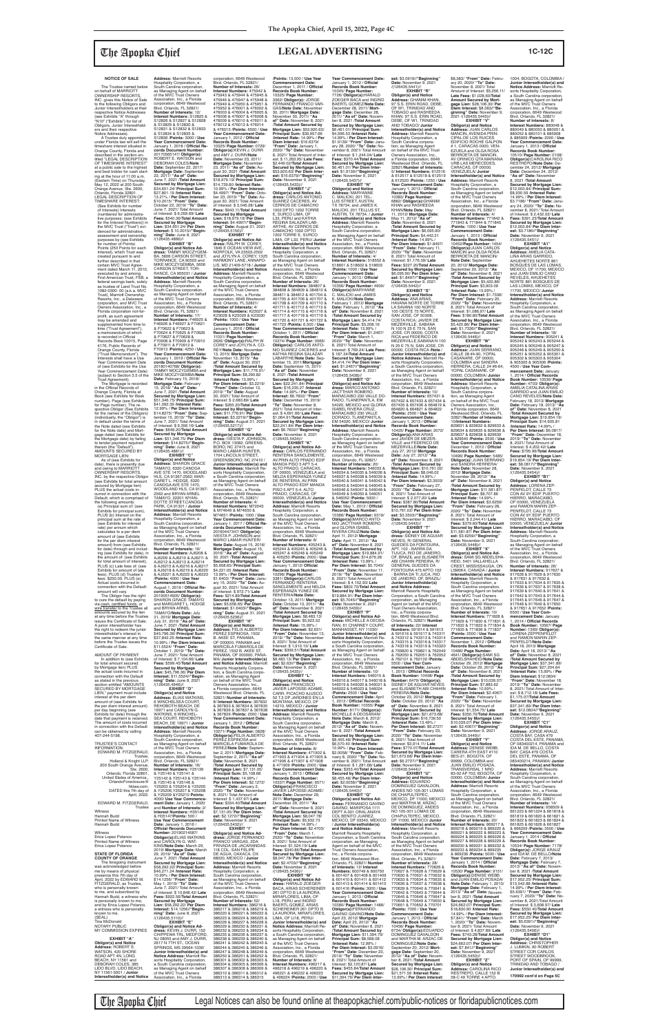# LEGAL ADVERTISING

**NOTICE OF SALE**

The Trustee named below on behalf of MARRIOTT OWNERSHIP RESORTS, INC. gives this Notice of Sale to the following Obligors and Junior Interestholders at their respective Notice Addresses (see Exhibits "A" through "N10" ("Exhibits") for list of Obligors, Junior Interestholders and their respective Notice Addresses).

A Trustee duly appointed under Florida law will sell the timeshare interest situated in Orange County, Florida and described in the section entitled "LEGAL DESCRIPTION OF TIMESHARE INTEREST" at a public sale to the highest and best bidder for cash starting at the hour of 11:00 a.m. (Eastern Time) on Thursday, May 12, 2022 at 200 South Orange Avenue, Ste. 2600, Orlando, Florida 32801.

LEGAL DESCRIPTION OF TIMESHARE INTEREST: (See Exhibits for number of Interests) Interests (numbered for administrative purposes: (see Exhibits for the Interest Numbers)) in the MVC Trust ("Trust") evidenced for administrative, assessment and ownership purposes by (see Exhibits for number of Points) Points (250 Points for each Interest), which Trust was created pursuant to and further described in that certain MVC Trust Agreement dated March 11, 2010, executed by and among First American Trust, FSB, a federal savings bank, solely as trustee of Land Trust No. 1082-0300-00 (a.k.a. MVC Trust), Marriott Ownership Resorts, Inc., a Delaware corporation, and MVC Trust Owners Association, Inc., a Florida corporation not-for-profit, as such agreement may be amended and supplemented from time to time ("Trust Agreement"), a memorandum of which is recorded in Official Records Book 10015, Page 4176, Public Records of Orange County, Florida ("Trust Memorandum"). The Interests shall have a Use Year Commencement Date of (see Exhibits for the Use Year Commencement Date) (subject to Section 3.5 of the Trust Agreement).

The Mortgage is recorded in the Official Records of Orange County, Florida at Book (see Exhibits for Book number), Page (see Exhibits for Page number). The respective Obligor (See Exhibits for the names of the Obligors) (individually, the "Obligor") is in default under the terms of the Note dated (see Exhibits for the Note date) and Mortgage dated (see Exhibits for the Mortgage date) by failing to tender payment required therein (the "Default").

AMOUNT SECURED BY MORTGAGE LIEN:

As of (see Exhibits for date), there is presently due and owing to MARRIOTT OWNERSHIP RESORTS, INC. by the respective Obligor (see Exhibits for total amount secured by Mortgage lien) PLUS the actual costs incurred in connection with the Default, which is comprised of the following amounts:

(a) Principal sum of: (see Exhibits for principal sum), PLUS (b) Interest on the principal sum at the rate of (see Exhibits for interest rate) per annum which calculates to a per diem amount of (see Exhibits for the per diem interest amount) from (see Exhibits for date) through and including (see Exhibits for date), in the amount of: (see Exhibits for total amount of interest), PLUS (c) Late fees of: (see Exhibits for amount of late fees), PLUS (d) Trustee's fees: $250.00, PLUS (e) Actual costs incurred in connection with the Default: amount will vary.

The Obligor has the right to cure the default by paying via cash, certified funds, or wire transfer to the Trustee all amounts secured by the lien at any time before the Trustee issues the Certificate of Sale. A junior interestholder has the right to redeem the junior interestholder's interest in the same manner at any time before the Trustee issues the Certificate of Sale.

AMOUNT OF PAYMENT: In addition to (see Exhibits for total amount secured by Mortgage lien) PLUS the actual costs incurred in connection with the Default as stated in the previous section entitled "AMOUNT SECURED BY MORTGAGE LIEN," payment must include interest at the per diem amount of (see Exhibits for the per diem interest amount) per day beginning (see Exhibits for date) through the date that payment is received. The amount of costs incurred in connection with the Default can be obtained by calling 407-244-5198.

TRUSTEE'S CONTACT INFORMATION:
EDWARD M. FITZGERALD, Trustee,
Holland & Knight LLP,
200 South Orange Avenue, Ste. 2600,
Orlando, Florida 32801,
United States of America,
OrlandoForeclosure@hklaw.com.
DATED this 7th day of April, 2022.

EDWARD M. FITZGERALD,
Trustee

Witness
Hannah Budd
Printed Name of Witness
Hannah Budd

Witness
Erica Lopez Polanco
Printed Name of Witness
Erica Lopez Polanco

**STATE OF FLORIDA COUNTY OF ORANGE**

The foregoing instrument was acknowledged before me by means of physical presence this 7th day of April, 2022 by EDWARD M. FITZGERALD, as Trustee, who is personally known to me, and subscribed by Hannah Budd, a witness who is personally known to me, and by Erica Lopez Polanco, a witness who is personally known to me.
(SEAL)
Tina McDonald
NOTARY PUBLIC
MY COMMISSION EXPIRES

**EXHIBIT "A"**
**Obligor(s) and Notice Address:** ROBERT E. WATSON, 420 SHORE ROAD APT 4N, LONG BEACH, NY 11561 and DEBORAH COLES, 385 LIDO BLVD, LIDO BEACH, NY 11561-5001 / **Junior Interestholder(s) and Notice Address:** Marriott Resorts Hospitality Corporation, a South Carolina corporation, as Managing Agent on behalf of the MVC Trust Owners Association, Inc., a Florida corporation, 6649 Westwood Blvd. Orlando, FL 32821/ **Number of Interests:** 12/ **Interest Numbers:** 512825 & 512826 & 512827 & 512828 & 512829 & 512830 & 512831 & 512832 & 512833 & 512834 & 512835 & 512836 /**Points:** 3000 / **Use Year Commencement Date:** January 1, 2018 / **Official Records Document Number:** 20170565147/ **Obligor(s):** ROBERT E. WATSON and DEBORAH COLES/**Note Date:** September 22, 2017/ **Mortgage Date:** September 22, 2017/ **"As of" Date:** June 7, 2021 /**Total Amount Secured by Mortgage Lien:** $24,621.24/ **Principal Sum:** $27,601.19 /**Interest Rate:** 13.21% / **Per Diem Interest:** $10.2015/ **"From" Date:** October 22, 2019/ **"To" Date:** June 7, 2021/ Total Amount of Interest: $ 6,059.69/ **Late Fees:** $540.36/**Total Amount Secured by Mortgage Lien:** $34,621.24/ **Per Diem Interest:** $ 10.2015//**"Beginning" Date:** June 8, 2021 /(126435.4866)//

**EXHIBIT "B"**
**Obligor(s) and Notice Address:** TAMMY MOCZYGEMBA, 5806 CARSON STREET, TORRANCE, CA 90503 and MIKE MOCZYGEMBA, 5806 CARSON STREET, TORRANCE, CA 905031 / **Junior Interestholder(s) and Notice Address:** Marriott Resorts Hospitality Corporation, a South Carolina corporation, as Managing Agent on behalf of the MVC Trust Owners Association, Inc., a Florida corporation, 6649 Westwood Blvd. Orlando, FL 32821/ **Number of Interests:** 17/ **Interest Numbers:** F46925 & F46926 & F46927 & F70621 & F70622 & F70623 & F70624 & F70625 & F70626 & F70627 & F70628 & F70908 & F70909 & F70910 & F70911 & F70912 & F70913 /**Points:** 4250 / **Use Year Commencement Date:** January 1, 2019 / **Official Records Document Number:** 20180140756/ **Obligor(s):** TAMMY MOCZYGEMBA and MIKE MOCZYGEMBA/**Note Date:** February 15, 2018/ **Mortgage Date:** February 15, 2018/ **"As of" Date:** June 7, 2021 /**Total Amount Secured by Mortgage Lien:** $56,301.79/ **Principal Sum:** $41,092.36 /**Interest Rate:** 12.99% / **Per Diem Interest:** $14.8275/ **"From" Date:** September 15, 2019/ **"To" Date:** June 7, 2021/ Total Amount of Interest: $ 9,356.16/ **Late Fees:** $648.30/**Total Amount Secured by Mortgage Lien:** $51,346.79/ **Per Diem Interest:** $14.8275//**"Beginning" Date:** June 8, 2021 /(126435.4881)//

**EXHIBIT "C"**
**Obligor(s) and Notice Address:** SHARON GRACE TAMAYO, 6320 CANOGA AVE STE 1470, WOODLAND HLS, CA 91367-2562; MARGARET L. HODGE, 6320 CANOGA AVE STE 1470, WOODLAND HLS, CA 91367-2562 and BRYAN ARNEL TAMAYO, 22201 WYANDOTTE STREET,CANOGA PARK, CA 91303 / **Junior Interestholder(s) and Notice Address:** Marriott Resorts Hospitality Corporation, a South Carolina corporation, as Managing Agent on behalf of the MVC Trust Owners Association, Inc., a Florida corporation, 6649 Westwood Blvd. Orlando, FL 32821/ **Number of Interests:** 16/ **Interest Numbers:** AJ6208 & AJ6209 & AJ6210 & AJ6211 & AJ6212 & AJ6213 & AJ6214 & AJ6215 & AJ6216 & AJ6217 & AJ6218 & AJ6219 & AJ6220 & AJ6221 & AJ6222 & AJ6223 /**Points:** 4000 / **Use Year Commencement Date:** August 1, 2019 / **Official Records Document Number:** 20190514605/ **Obligor(s):** SHARON GRACE TAMAYO and MARGARET L. HODGE and BRYAN ARNEL TAMAYO/**Note Date:** July 31, 2019/ **Mortgage Date:** July 31, 2019/ **"As of" Date:** June 7, 2021 /**Total Amount Secured by Mortgage Lien:** $45,798.36/ **Principal Sum:** $37,842.25 /**Interest Rate:** 10.99% / **Per Diem Interest:** $11.5524/ **"From" Date:** October 1, 2019/ **"To" Date:** June 7, 2021/ Total Amount of Interest: $ 7,104.66/ **Late Fees:** $599.45/**Total Amount Secured by Mortgage Lien:** $45,798.36/ **Per Diem Interest:** $11.5524//**"Beginning" Date:** June 8, 2021 /(126435.4946)//

**EXHIBIT "D"**
**Obligor(s) and Notice Address:** ELIAS WATKINS, 6 WINCHELSEA COURT, REHOBOTH BEACH, DE 19971 and CAROLYN G. WATKINS, 6 WINCHELSEA COURT, REHOBOTH BEACH, DE 19971 / **Junior Interestholder(s) and Notice Address:** Marriott Resorts Hospitality Corporation, a South Carolina corporation, as Managing Agent on behalf of the MVC Trust Owners Association, Inc., a Florida corporation, 6649 Westwood Blvd. Orlando, FL 32821/ **Number of Interests:** 16/ **Interest Numbers:** Y25139 & Y25140 & Y25141 & Y25142 & Y25143 & Y25144 & Y25145 & Y25146 & Y25201 & Y25202 & Y25203 & Y25204 & Y25205 & Y25206 & Y25207 & Y25208 /**Points:** 4000/ **Use Year Commencement Date:** January 1, 2020 and **Number of Interests:** 2/ **Interest Numbers:** H35146 & H35147/**Points:** 500 / **Use Year Commencement Date:** January 1, 2016 / **Official Records Document Number:** 20190214587/ **Obligor(s):**ELIAS WATKINS and CAROLYN G. WATKINS/**Note Date:** March 29, 2019/ **Mortgage Date:** March 29, 2019/ **"As of" Date:** June 7, 2021 /**Total Amount Secured by Mortgage Lien:** $58,292.22/ **Principal Sum:** $46,271.24 /**Interest Rate:** 10.99% / **Per Diem Interest:** $14.1256/ **"From" Date:** May 1, 2019/ **"To" Date:** June 7, 2021/ Total Amount of Interest: $ 10,894.42/ **Late Fees:** $925.56/**Total Amount Secured by Mortgage Lien:** $58,292.22/ **Per Diem Interest:** $14.1256//**"Beginning" Date:** June 8, 2021 /(126435.5110)//

**EXHIBIT "E"**
**Obligor(s) and Notice Address:** KEVIN J. DURR, 152 CHIPPEWA TRL, MEDFORD, NJ 08055 and AMY J. DURR, 2617 N 7TH ST, OCEAN SPRINGS, MS 39564-1036/ **Junior Interestholder(s) and Notice Address:** Marriott Resorts Hospitality Corporation, a South Carolina corporation, as Managing Agent on behalf of the MVC Trust Owners Association, Inc., a Florida corporation, 6649 Westwood Blvd. Orlando, FL 32821/ **Number of Interests:** 20/ **Interest Numbers:** 475942 & 475943 & 475944 & 475945 & 475946 & 475947 & 475948 & 475949 & 475950 & 475951 & 475952 & 476001 & 476002 & 476003 & 476004 & 476005 & 476006 & 476007 & 476008 & 476009 & 476010 & 476011 & 476012 & 476013 & 476014 & 476015 /**Points:** 6500 / **Use Year Commencement Date:** January 1, 2012 / **Official Records Book Number:** 10325/ **Page Number:** 0729/ **Obligor(s):**KEVIN J. DURR and AMY J. DURR/**Note Date:** November 23, 2011/ **Mortgage Date:** November 23, 2011/ **"As of" Date:** August 30, 2021 /**Total Amount Secured by Mortgage Lien:** $18,979.19/ **Principal Sum:** $14,739.49 /**Interest Rate:** 10.99% / **Per Diem Interest:** $4.4997/ **"From" Date:** October 23, 2019/ **"To" Date:** August 30, 2021/ Total Amount of Interest: $ 3,046.28/ **Late Fees:** $943.11/**Total Amount Secured by Mortgage Lien:** $18,979.19/ **Per Diem Interest:** $4.4997//**"Beginning" Date:** August 31, 2021 /(126435.5148)//

**EXHIBIT "F"**
**Obligor(s) and Notice Address:** RALPH W. COREY, 1846 E OCEAN VIEW AVE, NORFOLK, VA 23503-2502 and JOYLYN A. COREY, 1125 MORNINGSTAR LANE, LUSBY, MD 20657-2132 / **Junior Interestholder(s) and Notice Address:** Marriott Resorts Hospitality Corporation, a South Carolina corporation, as Managing Agent on behalf of the MVC Trust Owners Association, Inc., a Florida corporation, 6649 Westwood Blvd. Orlando, FL 32821/ **Number of Interests:** 4/ **Interest Numbers:** K23027 & K23028 & K23029 & K23030 /**Points:** 1000 / **Use Year Commencement Date:** January 1, 2013 / **Official Records Book Number:** 10427/ **Page Number:** 2626/ **Obligor(s):**RALPH W. COREY and JOYLYN A. COREY/**Note Date:** November 13, 2012/ **Mortgage Date:** November 13, 2012/ **"As of" Date:** August 30, 2021 /**Total Amount Secured by Mortgage Lien:** $11,776.91/ **Principal Sum:** $8,290.82 /**Interest Rate:** 13.99% / **Per Diem Interest:** $3.2219/ **"From" Date:** October 13, 2019/ **"To" Date:** August 30, 2021/ Total Amount of Interest: $ 2,035.66/ **Late Fees:** $1,200.42/**Total Amount Secured by Mortgage Lien:** $11,776.91/ **Per Diem Interest:** $3.2219//**"Beginning" Date:** August 31, 2021 /(126435.5271)//

**EXHIBIT "G"**
**Obligor(s) and Notice Address:** WESLEY K. JOHNSON, P.O. BOX 3124, GREENSBORO, NC 27419 and MARIO LAMAR HUNTER, 1704 LINCOLN STREET, GREENSBORO, NC 27410 / **Junior Interestholder(s) and Notice Address:** Marriott Resorts Hospitality Corporation, a South Carolina corporation, as Managing Agent on behalf of the MVC Trust Owners Association, Inc., a Florida corporation, 6649 Westwood Blvd. Orlando, FL 32821/ **Number of Interests:** 4/ **Interest Numbers:** M73043 & M73044 & M74650 & M74651 /**Points:** 1000 / **Use Year Commencement Date:** January 1, 2017 / **Official Records Document Number:** 20160447847/ **Obligor(s):** WESLEY K. JOHNSON and MARIO LAMAR HUNTER/**Note Date:** August 15, 2016/ **Mortgage Date:** August 15, 2016/ **"As of" Date:** August 30, 2021 /**Total Amount Secured by Mortgage Lien:** $5,656.65/ **Principal Sum:** $4,221.05 /**Interest Rate:** 13.99% / **Per Diem Interest:** $1.6403/ **"From" Date:** January 15, 2020/ **"To" Date:** August 30, 2021/ Total Amount of Interest: $ 972.71/ **Late Fees:** $212.89/**Total Amount Secured by Mortgage Lien:** $5,656.65/ **Per Diem Interest:** $1.6403//**"Beginning" Date:** August 31, 2021 /(126435.5468)//

**EXHIBIT "H"**
**Obligor(s) and Notice Address:** FELIX ALBERTO PEREZ ESPINOSA, 1502 B. AKEE ST, PANAMA, OF, 00000, PANAMA and MARICELA FUMAROLA DE PEREZ, 1502 B. AKEE ST, PANAMA, OF, 00000, PANAMA/ **Junior Interestholder(s) and Notice Address:** Marriott Resorts Hospitality Corporation, a South Carolina corporation, as Managing Agent on behalf of the MVC Trust Owners Association, Inc., a Florida corporation, 6649 Westwood Blvd. Orlando, FL 32821/ **Number of Interests:** 8/ **Interest Numbers:** 367832 & 367833 & 367834 & 367835 & 367836 & 367837 & 367838 & 367839 /**Points:** 2000 / **Use Year Commencement Date:** January 1, 2012 / **Official Records Book Number:** 10271/ **Page Number:** 0828/ **Obligor(s):**FELIX ALBERTO PEREZ ESPINOSA and MARICELA FUMAROLA DE PEREZ/**Note Date:** September 2, 2011/ **Mortgage Date:** September 2, 2011/ **"As of" Date:** August 30, 2021 /**Total Amount Secured by Mortgage Lien:** $7,131.05/ **Principal Sum:** $5,108.98 /**Interest Rate:** 14.99% / **Per Diem Interest:** $2.1273/ **"From" Date:** January 2, 2020/ **"To" Date:** November 8, 2021/ Total Amount of Interest: $ 1,452.71/ **Late Fees:** $334.40/**Total Amount Secured by Mortgage Lien:** $7,131.05/ **Per Diem Interest:** $2.1273//**"Beginning" Date:** November 9, 2021 /(126435.5432)//

**EXHIBIT "I"**
**Obligor(s) and Notice Address:** JORGE FERNANDO FRANCO VARGAS, 2DA PRIVADA DE JACARANDAS 118 COL. SAN FELIPE DE AGUA, OAXACA, OX 68020, MEXICO / **Junior Interestholder(s) and Notice Address:** Marriott Resorts Hospitality Corporation, a South Carolina corporation, as Managing Agent on behalf of the MVC Trust Owners Association, Inc., a Florida corporation, 6649 Westwood Blvd. Orlando, FL 32821/ **Number of Interests:** 52/ **Interest Numbers:** 386216 & 386217 & 386218 & 386219 & 386220 & 386221 & 386222 & 386223 & 386224 & 386225 & 386226 & 386227 & 386228 & 386229 & 386230 & 386231 & 386232 & 386233 & 386234 & 386235 & 386236 & 386237 & 386238 & 386239 & 386240 & 386241 & 386242 & 386243 & 386244 & 386245 & 386246 & 386247 & 386248 & 386249 & 386250 & 386251 & 386252 & 386301 & 386302 & 386303 & 386304 & 386305 & 386306 & 386307 & 386308 & 386309 & 386310 & 386311 & 386312 & 386313 & 386314 & 386315 & 386316 /**Points:** 13,000 / **Use Year Commencement Date:** December 1, 2011 / **Official Records Book Number:** 10270/ **Page Number:** 3362/ **Obligor(s):** JORGE FERNANDO FRANCO VARGAS/**Note Date:** November 30, 2011/ **Mortgage Date:** November 30, 2011/ **"As of" Date:** November 8, 2021 /**Total Amount Secured by Mortgage Lien:** $53,920.63/ **Principal Sum:** $39,957.66 /**Interest Rate:** 14.99% / **Per Diem Interest:** $16.6379/ **"From" Date:** January 1, 2020/ **"To" Date:** November 8, 2021/ Total Amount of Interest: $ 11,293.26/ **Late Fees:** $2,419.71/**Total Amount Secured by Mortgage Lien:** $53,920.63/ **Per Diem Interest:** $16.6379//**"Beginning" Date:** November 9, 2021 /(126435.5430)//

**EXHIBIT "J"**
**Obligor(s) and Notice Address:** CARLOS ANTONIO SUAREZ CACERES, AV. CERROS DE CAMACHO 1002 DPTO 1302 TORRE E, SURCO LIMA, OF LIMA 33, PERU and KATHIA REGINA SALAZAR LABARTHE, AV. CERROS DE CAMACHO 1002 DPTO 1302 TORRE E, SURCO LIMA, OF L33, PERU/ **Junior Interestholder(s) and Notice Address:** Marriott Resorts Hospitality Corporation, a South Carolina corporation, as Managing Agent on behalf of the MVC Trust Owners Association, Inc., a Florida corporation, 6649 Westwood Blvd. Orlando, FL 32821/ **Number of Interests:** 26/ **Interest Numbers:** 384807 & 384808 & 384809 & 384810 & 384811 & 384812 & 401704 & 401705 & 401706 & 401707 & 401708 & 401709 & 401710 & 401711 & 401712 & 401713 & 401714 & 401715 & 401716 & 401717 & 401718 & 401719 & 401720 & 401721 & 401722 & 401723 /**Points:** 6,500 / **Use Year Commencement Date:** October 1, 2011 / **Official Records Book Number:** 10274/ **Page Number:** 3366/ **Obligor(s):** CARLOS ANTONIO SUAREZ CACERES and KATHIA REGINA SALAZAR LABARTHE/**Note Date:** September 15, 2011/ **Mortgage Date:** September 15, 2011/ **"As of" Date:** November 8, 2021 /**Total Amount Secured by Mortgage Lien:** $22,241.84/ **Principal Sum:** $16,225.37 /**Interest Rate:** 14.99% / **Per Diem Interest:** $6.7602/ **"From" Date:** December 15, 2019/ **"To" Date:** November 8, 2021/ Total Amount of Interest: $ 4,703.88/ **Late Fees:** $1,064.91/**Total Amount Secured by Mortgage Lien:** $22,241.84/ **Per Diem Interest:** $6.7602//**"Beginning" Date:** November 9, 2021 /(126435.5436)//

**EXHIBIT "K"**
**Obligor(s) and Notice Address:** CARLOS FERNANDO RENTERIA SANCLEMENTE, AV.PPAL ALTO PRADO EDF MANGO PISO 5 APT 5-A ALTO PRADO, CARACAS, OF 01080, VENEZUELA and NELDA ESPERANZA YUNEZ DE RENTERIA, AV.PPAL ALTO PRADO EDF MANGO PISO 5 APT 5-A ALTO PRADO, CARACAS, OF 00000, VENEZUELA / **Junior Interestholder(s) and Notice Address:** Marriott Resorts Hospitality Corporation, a South Carolina corporation, as Managing Agent on behalf of the MVC Trust Owners Association, Inc., a Florida corporation, 6649 Westwood Blvd. Orlando, FL 32821/ **Number of Interests:** 8/ **Interest Numbers:** 405243 & 405244 & 405245 & 405246 & 405247 & 405248 & 405249 & 405250 /**Points:** 2000 / **Use Year Commencement Date:** January 1, 2012 / **Official Records Book Number:** 10256/ **Page Number:** 2704/ **Obligor(s):**CARLOS FERNANDO RENTERIA SANCLEMENTE and NELDA ESPERANZA YUNEZ DE RENTERIA/**Note Date:** October 13, 2011/ **Mortgage Date:** October 13, 2011/ **"As of" Date:** November 8, 2021 /**Total Amount Secured by Mortgage Lien:** $8,483.13/ **Principal Sum:** $5,623.32 /**Interest Rate:** 15.99% / **Per Diem Interest:** $2.631/ **"From" Date:** November 13, 2019/ **"To" Date:** November 8, 2021/ Total Amount of Interest: $ 1,915.46/ **Late Fees:** $399.51/**Total Amount Secured by Mortgage Lien:** $8,483.13/ **Per Diem Interest:** $2.631//**"Beginning" Date:** November 9, 2021 /(126435.5440)//

**EXHIBIT "L"**
**Obligor(s) and Notice Address:** FRANCISCO JAVIER LAPOSSE-AZUARE, PICACHO AJUSCO 62 T-3 DP. JARDINES EN LA MONTANA, MEXICO, DF 14210, MEXICO / **Junior Interestholder(s) and Notice Address:** Marriott Resorts Hospitality Corporation, a South Carolina corporation, as Managing Agent on behalf of the MVC Trust Owners Association, Inc., a Florida corporation, 6649 Westwood Blvd. Orlando, FL 32821/ **Number of Interests:** 8/ **Interest Numbers:** 471902 & 471903 & 471904 & 471905 & 471906 & 471907 & 471908 & 471909 /**Points:** 2000 / **Use Year Commencement Date:** January 1, 2012 / **Official Records Book Number:** 10337/ **Page Number:** 0571/ **Obligor(s):**FRANCISCO JAVIER LAPOSSE-AZUARE/ **Note Date:** December 28, 2011/ **Mortgage Date:** December 28, 2011/ **"As of" Date:** November 8, 2021 /**Total Amount Secured by Mortgage Lien:** $8,047.78/ **Principal Sum:** $5,932.73 /**Interest Rate:** 14.99% / **Per Diem Interest:** $2.4703/ **"From" Date:** March 1, 2020/ **"To" Date:** November 8, 2021/ Total Amount of Interest: $1,524.19/ **Late Fees:** $340.86/**Total Amount Secured by Mortgage Lien:** $8,047.78/ **Per Diem Interest:** $2.4703//**"Beginning" Date:** November 9, 2021 /(126435.5446)//

**EXHIBIT "M"**
**Obligor(s) and Notice Address:** HARALD ZOEGER BACA, ARIAS SCHEREIBER 261 DPTO 8 LA AURORA, MIRAFLORES, LIMA, OF L18, PERU and INGRID BAERTL GOMEZ, ARIAS SCHEREIBER 261 DPTO B LA AURORA, MIRAFLORES, LIMA, OF L18, PERU/ **Junior Interestholder(s) and Notice Address:** Marriott Resorts Hospitality Corporation, a South Carolina corporation, as Managing Agent on behalf of the MVC Trust Owners Association, Inc., a Florida corporation, 6649 Westwood Blvd. Orlando, FL 32821/ **Number of Interests:** 8/ **Interest Numbers:** 496217 & 496218 & 496219 & 496220 & 496221 & 496222 & 496223 & 496224 /**Points:** 2000 / **Use Year Commencement Date:** January 1, 2012 / **Official Records Book Number:** 10340/ **Page Number:** 7726/ **Obligor(s):**HARALD ZOEGER BACA and INGRID BAERTL GOMEZ/**Note Date:** December 28, 2011/ **Mortgage Date:** December 28, 2011/ **"As of" Date:** November 8, 2021 /**Total Amount Secured by Mortgage Lien:** $6,461.01/ **Principal Sum:** $4,465.53 /**Interest Rate:** 14.99% / **Per Diem Interest:** $1.9139/ **"From" Date:** January 28, 2020/ **"To" Date:** November 8, 2021/ Total Amount of Interest: $ 1,244.04/ **Late Fees:** $270.44/**Total Amount Secured by Mortgage Lien:** $6,461.01/ **Per Diem Interest:** $1.9139//**"Beginning" Date:** November 9, 2021 /(126435.5452)//

**EXHIBIT "N"**
**Obligor(s) and Notice Address:** RONALD LEE MALICKI, 201 TELLUS STREET, AUSTIN, TX 78734 and JAMES K. MALICKI, 201 TELLUS ST, AUSTIN, TX 78734 / **Junior Interestholder(s) and Notice Address:** Marriott Resorts Hospitality Corporation, a South Carolina corporation, as Managing Agent on behalf of the MVC Trust Owners Association, Inc., a Florida corporation, 6649 Westwood Blvd. Orlando, FL 32821/ **Number of Interests:** 4/ **Interest Numbers:** 518601 & 518602 & 518603 & 518604 /**Points:** 1000 / **Use Year Commencement Date:** January 1, 2013 / **Official Records Book Number:** 10356/ **Page Number:** 4600/ **Obligor(s):**RONALD LEE MALICKI and JAMES K. MALICKI/**Note Date:** February 1, 2012/ **Mortgage Date:** February 1, 2012/ **"As of" Date:** November 8, 2021 /**Total Amount Secured by Mortgage Lien:** $4,414.74/ **Principal Sum:** $3,008.16 /**Interest Rate:** 13.99% / **Per Diem Interest:** $1.2467/ **"From" Date:** January 1, 2020/ **"To" Date:** November 8, 2021/ Total Amount of Interest: $ 769.24/ **Late Fees:** $ 387.34/**Total Amount Secured by Mortgage Lien:** $4,414.74/ **Per Diem Interest:** $1.2467//**"Beginning" Date:** November 9, 2021 /(126435.5462)//

**EXHIBIT "O"**
**Obligor(s) and Notice Address:** MARCO ANTONIO JACTTAR ROMERO, MARACAIBO 230 VALLE DO MAZO, TLANEPANTLA, EM 54020, MEXICO and GLORIA ISABEL RIVERA CRUZ, MARACAIBO 230 VALLE DORADO, TLANEPANTLA, EM 54020, MEXICO / **Junior Interestholder(s) and Notice Address:** Marriott Resorts Hospitality Corporation, a South Carolina corporation, as Managing Agent on behalf of the MVC Trust Owners Association, Inc., a Florida corporation, 6649 Westwood Blvd. Orlando, FL 32821/ **Number of Interests:** 20/ **Interest Numbers:** 546033 & 546034 & 546035 & 546036 & 546037 & 546038 & 546039 & 546040 & 546041 & 546042 & 546043 & 546044 & 546045 & 546046 & 546047 & 546048 & 546049 & 546050 & 546051 & 546052 /**Points:** 5000 / **Use Year Commencement Date:** January 1, 2013 / **Official Records Book Number:** 10360/ **Page Number:** 9319/ **Obligor(s):**MARCO ANTONIO JACTTAR ROMERO and GLORIA ISABEL RIVERA CRUZ/**Note Date:** April 11, 2012/ **Mortgage Date:** April 11, 2012/ **"As of" Date:** November 8, 2021 /**Total Amount Secured by Mortgage Lien:** $19,884.31/ **Principal Sum:** $14,673.28 /**Interest Rate:** 13.99% / **Per Diem Interest:** $5.7045/ **"From" Date:** November 11, 2019/ **"To" Date:** November 8, 2021/ Total Amount of Interest: $ 4,152.93/ **Late Fees:** $808.10/**Total Amount Secured by Mortgage Lien:** $19,884.31/ **Per Diem Interest:** $5.7045//**"Beginning" Date:** November 9, 2021 /(126435.5480)//

**EXHIBIT "P"**
**Obligor(s) and Notice Address:** MICHELLE A DEOSARAN, 19 CHARNEY COURT, MANHASSET, NY 11030 / **Junior Interestholder(s) and Notice Address:** Marriott Resorts Hospitality Corporation, a South Carolina corporation, as Managing Agent on behalf of the MVC Trust Owners Association, Inc., a Florida corporation, 6649 Westwood Blvd. Orlando, FL 32821/ **Number of Interests:** 4/ **Interest Numbers:** 546015 & 546016 & 546017 & 546018 & 546019 & 546020 & 546021 & 546022 & 546023 & 546024 /**Points:** 2500 / **Use Year Commencement Date:** April 1, 2012 / **Official Records Book Number:** 10369/ **Page Number:** 6171/ **Obligor(s):** MICHELLE A DEOSARAN/ **Note Date:** March 8, 2012/ **Mortgage Date:** March 8, 2012/ **"As of" Date:** November 8, 2021 /**Total Amount Secured by Mortgage Lien:** $5,455.40/ **Principal Sum:** $5,570.40 /**Interest Rate:** 15.99% / **Per Diem Interest:** $2.0058/ **"From" Date:** February 8, 2020/ **"To" Date:** November 8, 2021/ Total Amount of Interest: $ 1,281.08/ **Late Fees:** $353.49/**Total Amount Secured by Mortgage Lien:** $5,455.40/ **Per Diem Interest:** $2.0058//**"Beginning" Date:** November 9, 2021 /(126435.5493)//

**EXHIBIT "Q"**
**Obligor(s) and Notice Address:** FERNANDO GAVINO GAMINO MARTINEZ, PASEO DE LOS LAURELES 111 DEPT A-301 ORAL ARAYA COL BOSQUES DE LAS LOMAS, MEXICO, DF 05120, MEXICO / **Junior Interestholder(s) and Notice Address:** Marriott Resorts Hospitality Corporation, a South Carolina corporation, as Managing Agent on behalf of the MVC Trust Owners Association, Inc., a Florida corporation, 6649 Westwood Blvd. Orlando, FL 32821/ **Number of Interests:** 12/ **Interest Numbers:** 600749 & 600750 & 601407 & 601408 & 601409 & 601410 & 601411 & 601412 & 601413 & 601414 & 601415 & 601416 /**Points:** 3000 / **Use Year Commencement Date:** January 1, 2013 / **Official Records Book Number:** 10380/ **Page Number:** 1486/ **Obligor(s):**FERNANDO GAVINO GAMINO MARTINEZ/ **Note Date:** April 23, 2012/ **Mortgage Date:** April 23, 2012/ **"As of" Date:** November 8, 2021 /**Total Amount Secured by Mortgage Lien:** $11,394.79/ **Principal Sum:** $8,568.08 /**Interest Rate:** 12.99% / **Per Diem Interest:** $3.0916/ **"From" Date:** December 23, 2019/ **"To" Date:** November 8, 2021/ Total Amount of Interest: $ 2,105.48/ **Late Fees:** $433.59/**Total Amount Secured by Mortgage Lien:** $11,394.79/ **Per Diem Interest:** $3.0916//**"Beginning" Date:** November 9, 2021 /(126435.5441)//

**EXHIBIT "R"**
**Obligor(s) and Notice Address:** GHANIM KHAN, 97 S.S. ERIN ROAD, DEBE, OF W1, TRINIDAD AND TOBAGO and RASHEEDA KHAN, 97 S.S. ERIN ROAD, DEBE, OF W1, TRINIDAD AND TOBAGO/ **Junior Interestholder(s) and Notice Address:** Marriott Resorts Hospitality Corporation, a South Carolina corporation, as Managing Agent on behalf of the MVC Trust Owners Association, Inc., a Florida corporation, 6649 Westwood Blvd. Orlando, FL 32821/**Number of Interests:** 5/ **Interest Numbers:** 612516 & 612517 & 612518 & 612519 & 612520 /**Points:** 1250 / **Use Year Commencement Date:** January 1, 2013 / **Official Records Book Number:** 10383/ **Page Number:** 6882/ **Obligor(s):**GHANIM KHAN and RASHEEDA KHAN/**Note Date:** May 11, 2012/ **Mortgage Date:** May 11, 2012/ **"As of" Date:** November 8, 2021 /**Total Amount Secured by Mortgage Lien:** $6,095.90/ **Principal Sum:** $4,442.31 /**Interest Rate:** 14.99% / **Per Diem Interest:** $1.8497/ **"From" Date:** February 11, 2020/ **"To" Date:** November 8, 2021/ Total Amount of Interest: $1,176.39/ **Late Fees:** $227.20/**Total Amount Secured by Mortgage Lien:** $6,095.90/ **Per Diem Interest:** $1.8497//**"Beginning" Date:** November 9, 2021 /(126435.5442)//

**EXHIBIT "S"**
**Obligor(s) and Notice Address:** ANA ARIAS, HAVANA NORTE DE TORRE LA SAVANA 100 NORTE 100 OESTE 75 NORTE, SAN JOSE, OF 00000, COSTA RICA; JAVIER DE MEZERVILLE, SABANA N 100 N 25 E 75 N, SAN JOSE, OF 00000, COSTA RICA and FEDERICO DE MEZERVILLE,SABANA 100 N 25 E 75 N, SAN JOSE, OF 00000, COSTA RICA /**Note / Junior Interestholder(s) and Notice Address:** Marriott Resorts Hospitality Corporation, a South Carolina corporation, as Managing Agent on behalf of the MVC Trust Owners Association, Inc., a Florida corporation, 6649 Westwood Blvd. Orlando, FL 32821/ **Number of Interests:** 10/ **Interest Numbers:** 657431 & 657432 & 657433 & 657434 & 657435 & 657436 & 664819 & 664820 & 664821 & 664822 /**Points:** 2500 / **Use Year Commencement Date:** January 1, 2013 / **Official Records Book Number:** 10425/ **Page Number:** 2072/ **Obligor(s):**ANA ARIAS and JAVIER DE MEZERVILLE and FEDERICO DE MEZERVILLE/**Note Date:** July 27, 2012/ **Mortgage Date:** July 27, 2012/ **"As of" Date:** November 8, 2021 /**Total Amount Secured by Mortgage Lien:** $10,761.02/ **Principal Sum:** $8,045.02 /**Interest Rate:** 14.99% / **Per Diem Interest:** $3.3503/ **"From" Date:** February 27, 2020/ **"To" Date:** November 8, 2021/ Total Amount of Interest: $ 2,077.20/ **Late Fees:** $387.80/**Total Amount Secured by Mortgage Lien:** $10,761.02/ **Per Diem Interest:** $3.3503//**"Beginning" Date:** November 9, 2021 /(126435.5443)//

**EXHIBIT "T"**
**Obligor(s) and Notice Address:** SIDNEY DE AGUIAR NEVES, R GENERAL GUEDES DA FONTOURA, APT. 102 - BARRA DA TIJUCA, RIO DE JANEIRO, OF, BRAZIL and ELISABETH ABI CHAHIN PEREIRA, R/ GENERAL GUEDES DA FONTOURA 475 APTO 102 - BARRA DA TI JUCA, RIO DE JANEIRO, OF, BRAZIL/ **Junior Interestholder(s) and Notice Address:** Marriott Resorts Hospitality Corporation, a South Carolina corporation, as Managing Agent on behalf of the MVC Trust Owners Association, Inc., a Florida corporation, 6649 Westwood Blvd. Orlando, FL 32821/ **Number of Interests:** 22/ **Interest Numbers:** 591614 & 591615 & 591616 & 591617 & 743311 & 743312 & 743313 & 743314 & 743315 & 743316 & 743317 & 743318 & 743319 & 743320 & 759820 & 759821 & 762003 & 762050 & 762051 & 762052 & 762101 & 762102 /**Points:** 5500 / **Use Year Commencement Date:** January 1, 2013 / **Official Records Book Number:** 10489/ **Page Number:** 6479/ **Obligor(s):** SIDNEY DE AGUIAR NEVES and ELISABETH ABI CHAHIN PEREIRA/**Note Date:** October 23, 2012/ **Mortgage Date:** October 23, 2012/ **"As of" Date:** November 8, 2021 /**Total Amount Secured by Mortgage Lien:** $21,673.69/ **Principal Sum:** $16,739.50 /**Interest Rate:** 13.49% / **Per Diem Interest:** $6.2727/ **"From" Date:** February 23, 2020/ **"To" Date:** November 8, 2021/ Total Amount of Interest: $3,914.11/ **Late Fees:** $770.07/**Total Amount Secured by Mortgage Lien:** $21,673.69/ **Per Diem Interest:** $6.2727//**"Beginning" Date:** November 9, 2021 /(126435.5444)//

**EXHIBIT "U"**
**Obligor(s) and Notice Address:** EDUARDO DOMINGUEZ GAVALDON, ANDES NO 105-301 LOMAS DE CHAPULTEPEC, MEXICO, DF 11000, MEXICO and MARTHA M. ARZAC DE DOMINGUEZ, ANDES NO 105-301 LOMAS DE CHAPULTEPEC, MEXICO, DF 11000, MEXICO / **Junior Interestholder(s) and Notice Address:** Marriott Resorts Hospitality Corporation, a South Carolina corporation, as Managing Agent on behalf of the MVC Trust Owners Association, Inc., a Florida corporation, 6649 Westwood Blvd. Orlando, FL 32821/ **Number of Interests:** 28/ **Interest Numbers:** 770626 & 770627 & 770628 & 770629 & 770630 & 770631 & 770632 & 770633 & 770634 & 770635 & 770636 & 770637 & 770638 & 770639 & 770640 & 770641 & 770642 & 770643 & 770644 & 770645 & 770646 & 770647 & 770648 & 770649 & 770650 & 770651 & 770652 & 770701 /**Points:** 7000 / **Use Year Commencement Date:** January 1, 2013 / **Official Records Book Number:** 10456/ **Page Number:** 6799/ **Obligor(s):**EDUARDO DOMINGUEZ GAVALDON and MARTHA M. ARZAC DE DOMINGUEZ/**Note Date:** September 20, 2012/ **Mortgage Date:** September 20, 2012/ **"As of" Date:** November 8, 2021 /**Total Amount Secured by Mortgage Lien:** $38,106.30/ **Principal Sum:** $21,571.59 /**Interest Rate:** 13.99% / **Per Diem Interest:** $8,383/ **"From" Date:** February 20, 2020/ **"To" Date:** November 8, 2021/ Total Amount of Interest: $5,256.11/ **Late Fees:** $1,028.60/**Total Amount Secured by Mortgage Lien:** $28,106.30/ **Per Diem Interest:** $8.3837//**"Beginning" Date:** November 9, 2021 /(126435.5445)//

**EXHIBIT "V"**
**Obligor(s) and Notice Address:** JUAN CARLOS MANCINI, AVENIDA PRINCIPAL DE LOS RUICES EDIFICIO ROCHE GALPON #1, CARACAS 0000, VENEZUELA and OLGA ROSA BERRIECA DE MANCINI, AV. CRINCO LOS MANGOS, URB LAS MERCEDES, CARACAS, OF 00000, VENEZUELA/ **Junior Interestholder(s) and Notice Address:** Marriott Resorts Hospitality Corporation, a South Carolina corporation, as Managing Agent on behalf of the MVC Trust Owners Association, Inc., a Florida corporation, 6649 Westwood Blvd. Orlando, FL 32821/ **Number of Interests:** 4/ **Interest Numbers:** 771842 & 771843 & 771844 & 771845 /**Points:** 1000 / **Use Year Commencement Date:** January 1, 2013 / **Official Records Book Number:** 10452/**Page Number:** 1454/ **Obligor(s):**JUAN CARLOS MANCINI and OLGA ROSA BERRIECA DE MANCINI/ **Note Date:** September 20, 2012/ **Mortgage Date:** September 20, 2012/ **"As of" Date:** November 8, 2021 /**Total Amount Secured by Mortgage Lien:** $5,420.86/ **Principal Sum:** $3,903.36 /**Interest Rate:** 15.99% / **Per Diem Interest:** $1.7336/ **"From" Date:** February 20, 2020/ **"To" Date:** November 8, 2021/ Total Amount of Interest: $1,086.97/ **Late Fees:** $180.80/**Total Amount Secured by Mortgage Lien:** $5,420.86/ **Per Diem Interest:** $1.7336//**"Beginning" Date:** November 9, 2021 /(126435.5446)//

**EXHIBIT "W"**
**Obligor(s) and Notice Address:** JUAN SERRANO, CALLE 28 #4-90, YOPAL CASANARE, OF 00000, COLOMBIA and SANDRA HERRERA, CALLE 24 #6-64, YOPAL CASANARE, OF 00000, COLOMBIA/ **Junior Interestholder(s) and Notice Address:** Marriott Resorts Hospitality Corporation, a South Carolina corporation, as Managing Agent on behalf of the MVC Trust Owners Association, Inc., a Florida corporation, 6649 Westwood Blvd. Orlando, FL 32821/**Number of Interests:** 10/**Interest Numbers:** 829631 & 829632 & 829633 & 829634 & 829635 & 829636 & 829637 & 829638 & 829639 & 829640 /**Points:** 2500 / **Use Year Commencement Date:** December 1, 2012 / **Official Records Book Number:** 10490/ **Page Number:** 5480/ **Obligor(s):** JUAN SERRANO and SANDRA HERRERA/ **Note Date:** November 28, 2012/ **Mortgage Date:** November 28, 2012/ **"As of" Date:** November 8, 2021 /**Total Amount Secured by Mortgage Lien:** $11,581.87/ **Principal Sum:** $8,707.86 /**Interest Rate:** 14.99% / **Per Diem Interest:** $3.6259/ **"From" Date:** February 28, 2020/ **"To" Date:** November 8, 2021/ Total Amount of Interest: $ 2,244.41/ **Late Fees:** $379.60/**Total Amount Secured by Mortgage Lien:** $11,581.87/ **Per Diem Interest:** $3.6259//**"Beginning" Date:** November 9, 2021 /(126435.5449)//

**EXHIBIT "X"**
**Obligor(s) and Notice Address:** SAMI SG ABDELSHAHEID, 5401 VALLAHELLA CREST, MISSISSAUGA, ON L5M0K4, CANADA / **Junior Interestholder(s) and Notice Address:** Marriott Resorts Hospitality Corporation, a South Carolina corporation, as Managing Agent on behalf of the MVC Trust Owners Association, Inc., a Florida corporation, 6649 Westwood Blvd. Orlando, FL 32821/ **Number of Interests:** 10/ **Interest Numbers:** 771828 & 771829 & 771830 & 771831 & 771832 & 771833 & 771834 & 771835 & 771836 & 771837 /**Points:** 2500 / **Use Year Commencement Date:** January 1, 2013 / **Official Records Book Number:** 10480/ **Page Number:** 4641/ **Obligor(s):**SAMI SG ABDELSHAHEID/**Note Date:** October 29, 2012/ **Mortgage Date:** October 29, 2012/ **"As of" Date:** November 8, 2021 /**Total Amount Secured by Mortgage Lien:** $10,039.07/ **Principal Sum:** $7,663.62 /**Interest Rate:** 10.99% / **Per Diem Interest:** $2.4067/ **"From" Date:** January 1, 2020/ **"To" Date:** November 8, 2021/ Total Amount of Interest: $ 1,554.75/ **Late Fees:** $570.70/**Total Amount Secured by Mortgage Lien:** $10,039.07/ **Per Diem Interest:** $2.4067//**"Beginning" Date:** November 9, 2021 /(126435.5449)//

**EXHIBIT "Y"**
**Obligor(s) and Notice Address:** DENISE WEBB, CARERA 4TH EAST #110 BIS-21, BOGOTA, OF 99999, COLOMBIA and JUAN EMILIO POSADA, TRANSVERSAL 1 NRO 83-02 AP 702, BOGOTA, OF 00000, COLOMBIA/ **Junior Interestholder(s) and Notice Address:** Marriott Resorts Hospitality Corporation, a South Carolina corporation, as Managing Agent on behalf of the MVC Trust Owners Association, Inc., a Florida corporation, 6649 Westwood Blvd. Orlando, FL 32821/ **Number of Interests:** 12/ **Interest Numbers:** 869217 & 869218 & 869219 & 869220 & 869221 & 869222 & 869223 & 869224 & 869225 & 869226 & 869227 & 869228 & 869229 & 869230 & 869231 & 869232 & 869233 & 869234 & 869235 & 869236 /**Points:** 5000 / **Use Year Commencement Date:** January 1, 2014 / **Official Records Book Number:** 10530/ **Page Number:** 9151/ **Obligor(s):**DENISE WEBB and JUAN EMILIO POSADA/ **Note Date:** February 1, 2013/ **Mortgage Date:** February 1, 2013/ **"As of" Date:** November 8, 2021 /**Total Amount Secured by Mortgage Lien:** $24,662.07/ **Principal Sum:** $18,630.90 /**Interest Rate:** 14.99% / **Per Diem Interest:** $7.841/ **"From" Date:** March 1, 2020/ **"To" Date:** November 8, 2021/ Total Amount of Interest: $4,837.89/ **Late Fees:** $743.28/**Total Amount Secured by Mortgage Lien:** $24,662.07/ **Per Diem Interest:** $7.841//**"Beginning" Date:** November 9, 2021 /(126435.5458)//

**EXHIBIT "Z"**
**Obligor(s) and Notice Address:** CAROLINA RICO RESTREPO, CALLE 158 # 8C-49 TORRE 4 APTO 1004, BOGOTA, COLOMBIA / **Junior Interestholder(s) and Notice Address:** Marriott Resorts Hospitality Corporation, a South Carolina corporation, as Managing Agent on behalf of the MVC Trust Owners Association, Inc., a Florida corporation, 6649 Westwood Blvd. Orlando, FL 32821/ **Number of Interests:** 8/ **Interest Numbers:** 880048 & 880049 & 880050 & 880051 & 880052 & 880101 & 880102 & 885609 /**Points:** 2000 / **Use Year Commencement Date:** January 1, 2013 / **Official Records Book Number:** 10510/ **Page Number:** 0108/ **Obligor(s):**CAROLINA RICO RESTREPO/**Note Date:** December 24, 2012/ **Mortgage Date:** December 24, 2012/ **"As of" Date:** November 8, 2021 /**Total Amount Secured by Mortgage Lien:** $12,003.84/ **Principal Sum:** $8,820.59 /**Interest Rate:** 14.99% / **Per Diem Interest:** $3.7166/ **"From" Date:** January 24, 2020/ **"To" Date:** November 8, 2021/ Total Amount of Interest: $ 2,432.22/ **Late Fees:** $391.03/**Total Amount Secured by Mortgage Lien:** $12,003.84/ **Per Diem Interest:** $3.7166//**"Beginning" Date:** November 9, 2021 /(126435.5451)//

**EXHIBIT "A1"**
**Obligor(s) and Notice Address:** AMELIA CATALINA ARIAS GARRIDO, AHUEHETES NORTE 861 BOSQUES DE LAS LOMAS, MEXICO, DF 11700, MEXICO and JUAN EMILIO CANO REVELES, AHUEHETES NORTE 861 BOSQUES DE LAS LOMAS, MEXICO, DF 11700, MEXICO/ **Junior Interestholder(s) and Notice Address:** Marriott Resorts Hospitality Corporation, a South Carolina corporation, as Managing Agent on behalf of the MVC Trust Owners Association, Inc., a Florida corporation, 6649 Westwood Blvd. Orlando, FL 32821/ **Number of Interests:** 16/ **Interest Numbers:** 905241 & 905242 & 905243 & 905244 & 905245 & 905246 & 905247 & 905248 & 905249 & 905250 & 905251 & 905252 & 905301 & 905302 & 905303 & 905304 & 905305 & 905306 /**Points:** 4000 / **Use Year Commencement Date:** January 1, 2014 / **Official Records Book Number:** 10535/ **Page Number:** 4710/ **Obligor(s):** AMELIA CATALINA ARIAS GARRIDO and JUAN EMILIO CANO REVELES/**Note Date:** February 18, 2013/ **Mortgage Date:** February 18, 2013/ **"As of" Date:** November 8, 2021 /**Total Amount Secured by Mortgage Lien:** $19,854.19/ **Principal Sum:** $14,826.81 /**Interest Rate:** 14.49% / **Per Diem Interest:** $6.0617/ **"From" Date:** December 18, 2019/ **"To" Date:** November 8, 2021/ Total Amount of Interest: $ 4,200.42/ **Late Fees:** $786.96/**Total Amount Secured by Mortgage Lien:** $19,854.19/ **Per Diem Interest:** $6.0617//**"Beginning" Date:** November 9, 2021 /(126435.5461)//

**EXHIBIT "B1"**
**Obligor(s) and Notice Address:** LORENA ZEPPENFELDT CALLE 73 CON AV 9F EDIF PUERTO HIERRO, MARACAIBO, OF 00000, VENEZUELA and RAMON MARIN ZEPPENFELDT, CALLE 73 CON AV 9F EDIF PUERTO HIERRO, MARACAIBO, OF 00000, VENEZUELA/ **Junior Interestholder(s) and Notice Address:** Marriott Resorts Hospitality Corporation, a South Carolina corporation, as Managing Agent on behalf of the MVC Trust Owners Association, Inc., a Florida corporation, 6649 Westwood Blvd. Orlando, FL 32821/ **Number of Interests:** 16/ **Interest Numbers:** 917627 & 917628 & 917629 & 917630 & 917631 & 917632 & 917633 & 917634 & 917635 & 917636 & 917637 & 917638 & 917639 & 917640 & 917641 & 917642 & 917643 & 917644 & 917645 & 917646 & 917647 & 917648 & 917649 & 917650 & 917651 & 917652 /**Points:** 4000 / **Use Year Commencement Date:** January 1, 2014 / **Official Records Book Number:** 10607/ **Page Number:** 1369/ **Obligor(s):** LORENA ZEPPENFELDT and RAMON MARIN ZEPPENFELDT/**Note Date:** April 18, 2013/ **Mortgage Date:** April 18, 2013/ **"As of" Date:** November 8, 2021 /**Total Amount Secured by Mortgage Lien:** $37,341.89/ **Principal Sum:** $27,204.64 /**Interest Rate:** 13.99% / **Per Diem Interest:** $12.0834/ **"From" Date:** March 18, 2020/ **"To" Date:** November 8, 2021/ Total Amount of Interest: $ 7,405.84/ **Late Fees:** $1,175.07/**Total Amount Secured by Mortgage Lien:** $37,341.89/ **Per Diem Interest:** $12.0834//**"Beginning" Date:** November 9, 2021 /(126435.5452)//

**EXHIBIT "C1"**
**Obligor(s) and Notice Address:** JORGE ARAUZ, COSTA BAY, CASA 479 COSTA DEL ESTE, PANAMA, OF 083400214, PANAMA and IDA M. DE BELLO, COSTA BAY, CASA 479 COSTA DEL ESTE, PANAMA, OF 083400214, PANAMA/ **Junior Interestholder(s) and Notice Address:** Marriott Resorts Hospitality Corporation, a South Carolina corporation, as Managing Agent on behalf of the MVC Trust Owners Association, Inc., a Florida corporation, 6649 Westwood Blvd. Orlando, FL 32821/ **Number of Interests:** 14/ **Interest Numbers:** 661223 & 661224 & 661816 & 661817 & 661818 & 661819 & 661820 & 661821 & 661822 & 661823 & 661824 & 661825 & 661826 & 661827 /**Points:** 3500 / **Use Year Commencement Date:** January 1, 2013 / **Official Records Book Number:** 10534/ **Page Number:** 7178/ **Obligor(s):** JORGE ARAUZ and IDA M. DE BELLO/**Note Date:** February 7, 2013/ **Mortgage Date:** February 7, 2013/ **"As of" Date:** November 8, 2021 /**Total Amount Secured by Mortgage Lien:** $17,952.25/ **Principal Sum:** $13,542.88 /**Interest Rate:** 14.99% / **Per Diem Interest:** $5.6391/ **"From" Date:** February 7, 2020/ **"To" Date:** November 8, 2021/Total Amount of Interest: $ 3,608.97/ **Late Fees:** $550.40/**Total Amount Secured by Mortgage Lien:** $17,952.25/ **Per Diem Interest:** $5.6391//**"Beginning" Date:** November 9, 2021 /(126435.5453)//

**EXHIBIT "D1"**
**Obligor(s) and Notice Address:** CHRISTOPHER J. LUMKIN, 90 ROBERT STREET, SAN CARLOS STREET WOODBROOK, PORT OF SPAIN, OF 99999, TRINIDAD AND TOBAGO / **Junior Interestholder(s) and Notice Address:** Marriott Resorts Hospitality Corporation, a South Carolina corporation, as Managing Agent on behalf of the MVC Trust Owners Association, Inc., a Florida corporation,

**170992 cont'd on Page 5C**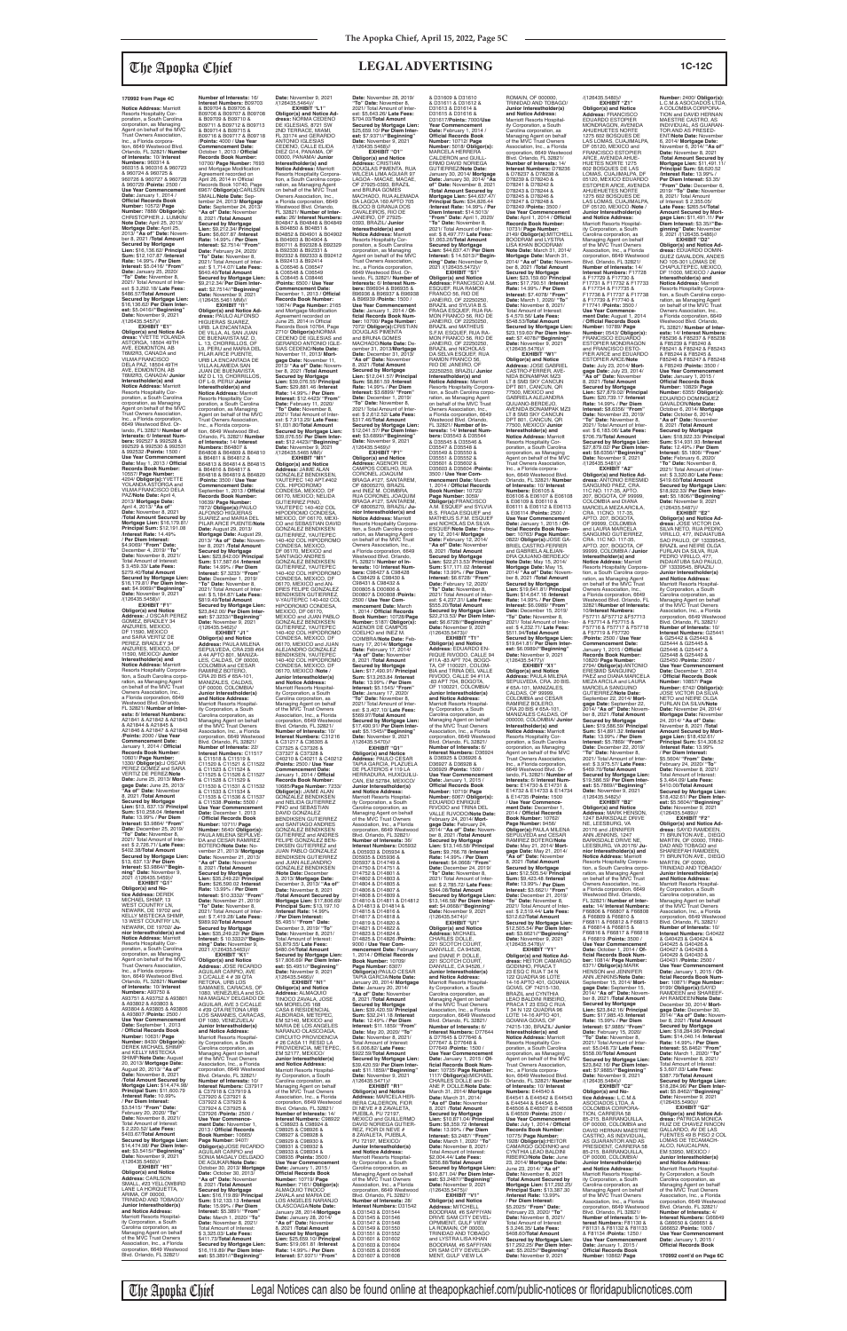## LEGAL ADVERTISING

**170992 from Page 4C**

**Notice Address:** Marriott Resorts Hospitality Corporation, a South Carolina corporation, as Managing Agent on behalf of the MVC Trust Owners Association, Inc., a Florida corporation, 6649 Westwood Blvd. Orlando, FL 32821/ **Number of Interests:** 10/ **Interest Numbers:** 960014 & 960015 & 960016 & 960723 & 960724 & 960725 & 960726 & 960727 & 960728 & 960729 /**Points:** 2500 / **Use Year Commencement Date:** January 1, 2014 / **Official Records Book Number:** 10572/ **Page Number:** 5686/ **Obligor(s):** CHRISTOPHER J. LUMKIN/ **Note Date:** April 25, 2013/ **Mortgage Date:** April 25, 2013/ **"As of" Date:** November 8, 2021 /**Total Amount Secured by Mortgage Lien:** $16,136.62/ **Principal Sum:** $12,107.87 /**Interest Rate:** 14.99% / **Per Diem Interest:** $5.0416/ **"From" Date:** January 25, 2020/ **"To" Date:** November 8, 2021/ Total Amount of Interest: $ 3,292.18/ **Late Fees:** $486.57/**Total Amount Secured by Mortgage Lien:** $16,136.62/ **Per Diem Interest:** $5.0416//**"Beginning" Date:** November 9, 2021 /(126435.5457)//

**EXHIBIT "E1" Obligor(s) and Notice Address:** YVETTE YOLANDA ASTORGA, 18504-49TH AVE, EDMONTON, AB T6M2R3, CANADA and VILMA FRANCISCO DELA PAZ, 18504-49TH AVE, EDMONTON, AB T6M2R3, CANADA/ **Junior Interestholder(s) and Notice Address:** Marriott Resorts Hospitality Corporation, a South Carolina corporation, as Managing Agent on behalf of the MVC Trust Owners Association, Inc., a Florida corporation, 6649 Westwood Blvd. Orlando, FL 32821/ **Number of Interests:** 6/ **Interest Numbers:** 992527 & 992528 & 992529 & 992530 & 992531 & 992532 /**Points:** 1500 / **Use Year Commencement Date:** May 1, 2013 / **Official Records Book Number:** 10557/ **Page Number:** 2044/ **Obligor(s):**YVETTE YOLANDA ASTORGA and VILMA FRANCISCO DELA PAZ/**Note Date:** April 4, 2013/ **Mortgage Date:** April 4, 2013/ **"As of" Date:** November 8, 2021 /**Total Amount Secured by Mortgage Lien:** $16,179.87/ **Principal Sum:** $10,101.08 /**Interest Rate:** 14.49% / **Per Diem Interest:** $4.0658/ **"From" Date:** December 4, 2018/ **"To" Date:** November 8, 2021/ Total Amount of Interest: $ 4,459.30/ **Late Fees:** $369.49/**Total Amount Secured by Mortgage Lien:** $16,179.87/ **Per Diem Interest:** $4.0658//**"Beginning" Date:** November 9, 2021 /(126435.5458)//

**EXHIBIT "F1" Obligor(s) and Notice Address:** J OSCAR PEREZ PEREZ, BRADLEY 34 ANZURES, MEXICO, DF 11590, MEXICO and SARA VERTIZ DE PEREZ, BRADLEY 34 ANZURES, MEXICO, DF 11590, MEXICO/ **Junior Interestholder(s) and Notice Address:** Marriott Resorts Hospitality Corporation, a South Carolina corporation, as Managing Agent on behalf of the MVC Trust Owners Association, Inc., a Florida corporation, 6649 Westwood Blvd. Orlando, FL 32821/ **Number of Interests:** 8/ **Interest Numbers:** A21841 & A21842 & A21843 & A21844 & A21845 & A21846 & A21847 & A21848 /**Points:** 2000 / **Use Year Commencement Date:** January 1, 2014 / **Official Records Book Number:** 10644/ **Page Number:** 1330/ **Obligor(s):**J OSCAR PEREZ PEREZ and SARA VERTIZ DE PEREZ/**Note Date:** June 25, 2013/ **Mortgage Date:** June 25, 2013/ **"As of" Date:** November 8, 2021 /**Total Amount Secured by Mortgage Lien:** $13,137.13/ **Principal Sum:** $10,258.04 /**Interest Rate:** 13.99% / **Per Diem Interest:** $3.9864/ **"From" Date:** December 25, 2019/ **"To" Date:** November 8, 2021/ Total Amount of Interest: $ 2,774.71/ **Late Fees:** $402.38/**Total Amount Secured by Mortgage Lien:** $13,137.13/ **Per Diem Interest:** $3.9864//**"Beginning" Date:** November 9, 2021 /(126435.5459)//

**EXHIBIT "G1" Obligor(s) and Notice Address:** DEREK MICHAEL SHIMP, 13 WEST COUNTRY LN, NEWARK, DE 19702 and KELLY MESTECKA SHIMP, 13 WEST COUNTRY LN, NEWARK, DE 19702/ **Junior Interestholder(s) and Notice Address:** Marriott Resorts Hospitality Corporation, a South Carolina corporation, as Managing Agent on behalf of the MVC Trust Owners Association, Inc., a Florida corporation, 6649 Westwood Blvd. Orlando, FL 32821/ **Number of Interests:** 10/ **Interest Numbers:** A93750 & A93751 & A93752 & A93801 & A93802 & A93803 & A93804 & A93805 & A93806 & A93807 /**Points:** 2500 / **Use Year Commencement Date:** September 1, 2013 / **Official Records Book Number:** 10631/ **Page Number:** 8433/ **Obligor(s):** DEREK MICHAEL SHIMP and KELLY MESTECKA SHIMP/**Note Date:** August 20, 2013/ **Mortgage Date:** August 20, 2013/ **"As of" Date:** November 8, 2021 /**Total Amount Secured by Mortgage Lien:** $14,474.98/ **Principal Sum:** $11,600.79 /**Interest Rate:** 10.99% / **Per Diem Interest:** $3.5415/ **"From" Date:** February 20, 2020/ **"To" Date:** November 8, 2021/ Total Amount of Interest: $ 2,220.61/ **Late Fees:** $403.67/**Total Amount Secured by Mortgage Lien:** $14,474.98/ **Per Diem Interest:** $3.5415//**"Beginning" Date:** November 9, 2021 /(126435.5460)//

**EXHIBIT "H1" Obligor(s) and Notice Address:** CARLSON SMALL, #23 YELLOWBIRD LANE LA HORQUETTA, ARIMA, OF 00000, TRINIDAD AND TOBAGO/ **Junior Interestholder(s) and Notice Address:** Marriott Resorts Hospitality Corporation, a South Carolina corporation, as Managing Agent on behalf of the MVC Trust Owners Association, Inc., a Florida corporation, 6649 Westwood Blvd. Orlando, FL 32821/ **Number of Interests:** 16/ **Interest Numbers:** B09703 & B09704 & B09705 & B09706 & B09707 & B09708 & B09709 & B09710 & B09711 & B09712 & B09713 & B09714 & B09715 & B09716 & B09717 & B09718 /**Points:** 4000 / **Use Year Commencement Date:** October 1, 2013 / **Official Records Book Number:** 10700/ **Page Number:** 7693 and Amendment to Mortgage Agreement recorded on April 26, 2014 in Official Records Book 10740, Page 6967/ **Obligor(s):**CARLSON SMALL/**Note Date:** September 24, 2013/ **Mortgage Date:** September 24, 2013/ **"As of" Date:** November 8, 2021 /**Total Amount Secured by Mortgage Lien:** $9,212.34/ **Principal Sum:** $6,607.87 /**Interest Rate:** 14.99% / **Per Diem Interest:** $2.7514/ **"From" Date:** February 24, 2020/ **"To" Date:** November 8, 2021/ Total Amount of Interest: $ 1,714.07/ **Late Fees:** $640.40/**Total Amount Secured by Mortgage Lien:** $9,212.34/ **Per Diem Interest:** $2.7514//**"Beginning" Date:** November 9, 2021 /(126435.5461 MM)//

**EXHIBIT "I1" Obligor(s) and Notice Address:** PAULO ALFONSO HIGUERAS SUAREZ, URB. LA ENCANTADA DE VILLA, AL SAN JUAN DE BUENAVISTA MZ D, L 13, CHORRILLOS, OF LII, PERU and MARIA DEL PILAR ARCE PUENTE, URB LA ENCANTADA DE VILLA ALAMEDA SAN JUAN DE BUENAVISTA MZ D L 13, CHORRILLOS, OF L-9, PERU/ **Junior Interestholder(s) and Notice Address:** Marriott Resorts Hospitality Corporation, a South Carolina corporation, as Managing Agent on behalf of the MVC Trust Owners Association, Inc., a Florida corporation, 6649 Westwood Blvd. Orlando, FL 32821/ **Number of Interests:** 14/ **Interest Numbers:** B64807 & B64808 & B64809 & B64810 & B64811 & B64812 & B64813 & B64814 & B64815 & B64816 & B64817 & B64818 & B64819 & B64820 /**Points:** 3500 / **Use Year Commencement Date:** September 1, 2015 / **Official Records Book Number:** 10639/ **Page Number:** 7872/ **Obligor(s):**PAULO ALFONSO HIGUERAS SUAREZ and MARIA DEL PILAR ARCE PUENTE/**Note Date:** August 29, 2013/ **Mortgage Date:** August 29, 2013/ **"As of" Date:** November 8, 2021 /**Total Amount Secured by Mortgage Lien:** $23,842.00/ **Principal Sum:** $17,587.64 /**Interest Rate:** 14.99% / **Per Diem Interest:** $7.3233/ **"From" Date:** December 1, 2019/ **"To" Date:** November 8, 2021/ Total Amount of Interest: $ 5,184.87/ **Late Fees:** $819.49/**Total Amount Secured by Mortgage Lien:** $23,842.00/ **Per Diem Interest:** $7.3233//**"Beginning" Date:** November 9, 2021 /(126435.5462)//

**EXHIBIT "J1" Obligor(s) and Notice Address:** PAULA MILENA SEPULVEDA, CRA 20B #64 A 44 APTO 801, MANIZALES, CALDAS, OF 00000, COLOMBIA and CESAR RAMIREZ BOTERO, CRA 20 BIS # 65A-101, MANIZALES, CALDAS, OF 00000, COLOMBIA/ **Junior Interestholder(s) and Notice Address:** Marriott Resorts Hospitality Corporation, a South Carolina corporation, as Managing Agent on behalf of the MVC Trust Owners Association, Inc., a Florida corporation, 6649 Westwood Blvd. Orlando, FL 32821/ **Number of Interests:** 22/ **Interest Numbers:** C11517 & C11518 & C11519 & C11520 & C11521 & C11522 & C11523 & C11524 & C11525 & C11526 & C11527 & C11528 & C11529 & C11530 & C11531 & C11532 & C11533 & C11534 & C11535 & C11536 & C11537 & C11538 /**Points:** 5500 / **Use Year Commencement Date:** December 1, 2013 / **Official Records Book Number:** 10711/ **Page Number:** 5640/ **Obligor(s):** PAULA MILENA SEPULVEDA and CESAR RAMIREZ BOTERO/**Note Date:** November 21, 2013/ **Mortgage Date:** November 21, 2013/ **"As of" Date:** November 8, 2021 /**Total Amount Secured by Mortgage Lien:** $35,249.22/ **Principal Sum:** $26,590.02 /**Interest Rate:** 13.99% / **Per Diem Interest:** $10.3332/ **"From" Date:** November 21, 2019/ **"To" Date:** November 8, 2021/ Total Amount of Interest: $ 7,419.28/ **Late Fees:** $989.92/**Total Amount Secured by Mortgage Lien:** $35,249.22/ **Per Diem Interest:** $ 10.3332//**"Beginning" Date:** November 9, 2021 /(126435.5463)//

**EXHIBIT "K1" Obligor(s) and Notice Address:** JOSE RICARDO AGUILAR CARPIO, AVE 3 C/CALLE 4 # 39 QTA RETONA, URB LOS SAMANES, CARACAS, OF 1080, VENEZUELA and SONIA MAGALY DELGADO DE AGUILAR, AVE 3 C/CALLE 4 #39 QTA RETONA URB LOS SAMANES, CARACAS, OF 1080, VENEZUELA/ **Junior Interestholder(s) and Notice Address:** Marriott Resorts Hospitality Corporation, a South Carolina corporation, as Managing Agent on behalf of the MVC Trust Owners Association, Inc., a Florida corporation, 6649 Westwood Blvd. Orlando, FL 32821/ **Number of Interests:** 10/ **Interest Numbers:** C37917 & C37918 & C37919 & C37920 & C37921 & C37922 & C37923 & C37924 & C37925 & C37926 /**Points:** 2500 / **Use Year Commencement Date:** November 1, 2013 / **Official Records Book Number:** 10665/ **Page Number:** 9407/ **Obligor(s):**JOSE RICARDO AGUILAR CARPIO and SONIA MAGALY DELGADO DE AGUILAR/**Note Date:** October 30, 2013/ **Mortgage Date:** October 30, 2013/ **"As of" Date:** November 8, 2021 /**Total Amount Secured by Mortgage Lien:** $16,119.89/ **Principal Sum:** $12,133.13 /**Interest Rate:** 15.99% / **Per Diem Interest:** $5.3891/ **"From" Date:** March 1, 2020/ **"To" Date:** November 8, 2021/ Total Amount of Interest: $ 3,325.03/ **Late Fees:** $411.73/**Total Amount Secured by Mortgage Lien:** $16,119.89/ **Per Diem Interest:** $5.3891//**"Beginning" Date:** November 9, 2021 /(126435.5464)//

**EXHIBIT "L1" Obligor(s) and Notice Address:** NORMA CEDENO DE IGLESIAS, 8721 SW 2ND TERRACE, MIAMI, FL 33174 and GERARDO ANTONIO IGLESIAS CEDENO, CALLE ELIDA DIEZ G14, PANAMA, OF 00000, PANAMA/ **Junior Interestholder(s) and Notice Address:** Marriott Resorts Hospitality Corporation, a South Carolina corporation, as Managing Agent on behalf of the MVC Trust Owners Association, Inc., a Florida corporation, 6649 Westwood Blvd. Orlando, FL 32821/ **Number of Interests:** 28/ **Interest Numbers:** B04847 & B04848 & B04849 & B04850 & B04851 & B04852 & B04901 & B04902 & B04903 & B04904 & B90711 & B92328 & B92329 & B92330 & B92331 & B92332 & B92333 & B92412 & B92413 & B92414 & C06546 & C06547 & C06548 & C06549 & C06445 & C06446 /**Points:** 5500 / **Use Year Commencement Date:** December 1, 2013 / **Official Records Book Number:** 10678/ **Page Number:** 2165 and Mortgage Modification Agreement recorded on June 25, 2014 in Official Records Book 10764, Page 2710/ **Obligor(s):**NORMA CEDENO DE IGLESIAS and GERARDO ANTONIO IGLESIAS CEDENO/**Note Date:** November 11, 2013/ **Mortgage Date:** November 11, 2013/ **"As of" Date:** November 8, 2021 /**Total Amount Secured by Mortgage Lien:** $39,076.55/ **Principal Sum:** $29,881.46 /**Interest Rate:** 14.99% / **Per Diem Interest:** $12.4423/ **"From" Date:** February 11, 2020/ **"To" Date:** November 8, 2021/ Total Amount of Interest: $ 7,813.29/ **Late Fees:** $1,031.80/**Total Amount Secured by Mortgage Lien:** $39,076.55/ **Per Diem Interest:** $12.4423//**"Beginning" Date:** November 9, 2021 /(126435.5465 MM)//

**EXHIBIT "M1" Obligor(s) and Notice Address:** JAIME ALAN GONZALEZ BENDIKSEN, YAUTEPEC 140 APT#402 COL HIPODROMO CONDESA, MEXICO, DF 06170, MEXICO and ALFREDO GONZALEZ GUTIERREZ, YAUTEPEC 140-402 COL HIPODROMO CONDESA, MEXICO, DF 06170, MEXICO and SEBASTIAN DAVID GONZALEZ BENDIKSEN GUTIERREZ, YAUTEPEC 140-402 COL HIPODROMO CONDESA, MEXICO, DF 06170, MEXICO and SANTIAGO ANDRES GONZALEZ BENDIKSEN GUTIERREZ, YAUTEPEC 140-402 COL HIPODROMO CONDESA, MEXICO, DF 06170, MEXICO and ANDRES FELIPE GONZALEZ BENDIKSEN GUTIERREZ, V-YAUTEPEC 140-402 COL HIPODROMO CONDESA, MEXICO, DF 06170, MEXICO and JUAN PABLO GONZALEZ BENDIKSEN GUTIERREZ, YAUTEPEC 140-402 COL HIPODROMO CONDESA, MEXICO, DF 06170, MEXICO and JUAN ALEJANDRO GONZALEZ BENDIKSEN, YAUTEPEC 140-402 COL HIPODROMO CONDESA, MEXICO, DF 06170, MEXICO/ **Junior Interestholder(s) and Notice Address:** Marriott Resorts Hospitality Corporation, a South Carolina corporation, as Managing Agent on behalf of the MVC Trust Owners Association, Inc., a Florida corporation, 6649 Westwood Blvd. Orlando, FL 32821/ **Number of Interests:** 12/ **Interest Numbers:** C21216 & C31217 & C37325 & C37326 & C37327 & C37328 & C37329 & C37330 & C42210 & C42211 & C42212 /**Points:** 2500 / **Use Year Commencement Date:** January 1, 2014 / **Official Records Book Number:** 10685/**Page Number:** 7233/ **Obligor(s):**JAIME ALAN GONZALEZ BENDIKSEN and NELDA GUTIERREZ PINO and SEBASTIAN DAVID GONZALEZ BENDIKSEN GUTIERREZ and SANTIAGO ANDRES GONZALEZ BENDIKSEN GUTIERREZ and ANDRES FELIPE GONZALEZ BENDIKSEN GUTIERREZ and JUAN PABLO GONZALEZ BENDIKSEN GUTIERREZ and JUAN ALEJANDRO GONZALEZ BENDIKSEN/**Note Date:** December 3, 2013/ **Mortgage Date:** December 3, 2013/ **"As of" Date:** November 8, 2021 /**Total Amount Secured by Mortgage Lien:** $17,806.69/ **Principal Sum:** $13,681.10 /**Interest Rate:** 14.99% / **Per Diem Interest:** $5.4951/ **"From" Date:** December 3, 2019/ **"To" Date:** November 8, 2021/ Total Amount of Interest: $ 3,855.32/ **Late Fees:** $480.04/**Total Amount Secured by Mortgage Lien:** $17,806.69/ **Per Diem Interest:** $5.4951//**"Beginning" Date:** November 9, 2021 /(126435.5466)//

**EXHIBIT "N1" Obligor(s) and Notice Address:** MA MERCEDES DE LA LUZ TINOCO ZAVALA, JOSE MA MORELOS 186 CASA 6 RESIDENCIAL ALBORADA, METEPEC, EM 52140, MEXICO and MARIA DE LOS ANGELES NARANJO OLASCOAGA, CIRCUITO PROVIDENCIA # 26 CASA 11 RESID LA PROVIDENCIA, METEPEC, EM 52177, MEXICO/ **Junior Interestholder(s) and Notice Address:** Marriott Resorts Hospitality Corporation, a South Carolina corporation, as Managing Agent on behalf of the MVC Trust Owners Association, Inc., a Florida corporation, 6649 Westwood Blvd. Orlando, FL 32821/ **Number of Interests:** 14/ **Interest Numbers:** C98922 & C98923 & C98924 & C98925 & C98926 & C98927 & C98928 & C98929 & C98930 & C98931 & C98932 & C98933 & C98934 & C98935 /**Points:** 3500 / **Use Year Commencement Date:** January 1, 2015 / **Official Records Book Number:** 10719/ **Page Number:** 7161/ **Obligor(s):** ALMAQUIO TINOCO ZAVALA and MA MERCEDES DE LA LUZ TINOCO ZAVALA and MARIA DE LOS ANGELES NARANJO OLASCOAGA/**Note Date:** January 28, 2014/ **Mortgage Date:** January 28, 2014/ **"As of" Date:** November 8, 2021 /**Total Amount Secured by Mortgage Lien:** $25,650.10/ **Principal Sum:** $19,061.81 /**Interest Rate:** 14.99% / **Per Diem Interest:** $7.9371/ **"From" Date:** November 28, 2019/ **"To" Date:** November 8, 2021/ Total Amount of Interest: $5,564.20/ **Late Fees:** $774.09/**Total Amount Secured by Mortgage Lien:** $25,650.10/ **Per Diem Interest:** $7.9371//**"Beginning" Date:** November 9, 2021 /(126435.5468)//

**EXHIBIT "O1" Obligor(s) and Notice Address:** CRISTIAN DOUGLAS PARENTA, RUA NEI DE MOURA 203 APT 1702A - MACAE, MACAE, OF 27925-2300, BRAZIL and BRUNA GOMES MACHADO, RUA ALEXANDA LAGOA 160 APTO 705 BLOCO 8 GRANJA DOS CAVALEROS, RIO DE JANEIRO, OF 27930-230, BRAZIL/ **Junior Interestholder(s) and Notice Address:** Marriott Resorts Hospitality Corporation, a South Carolina corporation, as Managing Agent on behalf of the MVC Trust Owners Association, Inc., a Florida corporation, 6649 Westwood Blvd. Orlando, FL 32821/ **Number of Interests:** 6/ **Interest Numbers:** B96934 & B96935 & B96936 & B96937 & B96938 & B96939 /**Points:** 1500 / **Use Year Commencement Date:** January 1, 2014 / **Official Records Book Number:** 10723/ **Page Number:** 7072/ **Obligor(s):**CRISTIAN DOUGLAS PARENTA and BRUNA GOMES MACHADO/**Note Date:** December 31, 2013/**Mortgage Date:** December 31, 2013/ **"As of" Date:** November 8, 2021 /**Total Amount Secured by Mortgage Lien:** $12,041.57/ **Principal Sum:** $8,661.33 /**Interest Rate:** 14.99% / **Per Diem Interest:** $3.6065/ **"From" Date:** November 1, 2019/ **"To" Date:** November 8, 2021/ Total Amount of Interest: $ 2,612.52/ **Late Fees:** $517.72/**Total Amount Secured by Mortgage Lien:** $12,041.57/ **Per Diem Interest:** $3.6065//**"Beginning" Date:** November 9, 2021 /(126435.5469)//

**EXHIBIT "P1" Obligor(s) and Notice Address:** ADENOR DE CAMPOS COELHO, RUA CORONEL JOAQUIM BRAGA #127, SANTAREM, OF 68005270, BRAZIL and INEZ M. COIMBRA, RUA CEL JOAQUIM BRAGA #127, SANTAREM, OF 68005270, BRAZIL/ **Junior Interestholder(s) and Notice Address:** Marriott Resorts Hospitality Corporation, a South Carolina corporation, as Managing Agent on behalf of the MVC Trust Owners Association, Inc., a Florida corporation, 6649 Westwood Blvd. Orlando, FL 32821/ **Number of Interests:** 10/ **Interest Numbers:** C38427 & C38428 & C38429 & C38430 & C38431 & D00804 & D00805 & D00806 & D00807 & D00808 /**Points:** 2500 / **Use Year Commencement Date:** March 1, 2014 / **Official Records Book Number:** 10723/**Page Number:** 5187/ **Obligor(s):** ADENOR DE CAMPOS COELHO and INEZ M. COIMBRA/**Note Date:** February 17, 2014/ **Mortgage Date:** February 17, 2014/ **"As of" Date:** November 8, 2021 /**Total Amount Secured by Mortgage Lien:** $17,490.91/ **Principal Sum:** $13,293.04 /**Interest Rate:** 14.99% / **Per Diem Interest:** $5.5145/ **"From" Date:** January 17, 2020/ **"To" Date:** November 8, 2021/ Total Amount of Interest: $ 3,467.10/ **Late Fees:** $480.77/**Total Amount Secured by Mortgage Lien:** $17,490.91/ **Per Diem Interest:** $5.5145//**"Beginning" Date:** November 9, 2021 /(126435.5470)//

**EXHIBIT "Q1" Obligor(s) and Notice Address:** PAULO CESAR TAPIA GARCIA, PLACUELA DE TLACAELEL 19, HERRADURA, HUIXQUILUCAN, EM 52786, MEXICO/ **Junior Interestholder(s) and Notice Address:** Marriott Resorts Hospitality Corporation, a South Carolina corporation, as Managing Agent on behalf of the MVC Trust Owners Association, Inc., a Florida corporation, 6649 Westwood Blvd. Orlando, FL 32821/ **Number of Interests:** 36/ **Interest Numbers:** D05932 & D05933 & D05934 & D05935 & D05936 & D05937 & D14749 & D14750 & D14751 & D14752 & D14801 & D14802 & D14803 & D14804 & D14805 & D14806 & D14807 & D14808 & D14809 & D14810 & D14811 & D14812 & D14813 & D14814 & D14815 & D14816 & D14817 & D14818 & D14819 & D14820 & D14821 & D14822 & D14823 & D14824 & D14825 & D14826 /**Points:** 9000 / **Use Year Commencement Date:** January 1, 2015 / **Official Records Book Number:** 10700/ **Page Number:** 8307/ **Obligor(s):**PAULO CESAR TAPIA GARCIA/**Note Date:** January 20, 2014/ **Mortgage Date:** January 20, 2014/ **"As of" Date:** November 8, 2021 /**Total Amount Secured by Mortgage Lien:** $39,420.59/ **Principal Sum:** $32,241.18 /**Interest Rate:** 12.49% / **Per Diem Interest:** $11.1863/ **"From" Date:** May 20, 2020/ **"To" Date:** November 8, 2021/ Total Amount of Interest: $ 6,006.83/ **Late Fees:** $922.58/**Total Amount Secured by Mortgage Lien:** $39,420.59/ **Per Diem Interest:** $11.1863//**"Beginning" Date:** November 9, 2021 /(126435.5471)//

**EXHIBIT "R1" Obligor(s) and Notice Address:** MARCELA HERRERA CALDERON, PASEO DE NIEVE # 2 ZAVALETA, PUEBLA, PU 72197, MEXICO and GUILLERMO DAVID NOREGA GUTIERREZ, FORESTA 18 ZAVALETA, PUEBLA, PU 72197, MEXICO/ **Junior Interestholder(s) and Notice Address:** Marriott Resorts Hospitality Corporation, a South Carolina corporation, as Managing Agent on behalf of the MVC Trust Owners Association, Inc., a Florida corporation, 6649 Westwood Blvd. Orlando, FL 32821/ **Number of Interests:** 22/ **Interest Numbers:** D31542 & D31543 & D31544 & D31545 & D31546 & D31547 & D31548 & D31549 & D31550 & D31551 & D31552 & D31606 & D31607 & D31608 & D31609 & D31610 & D31611 & D31612 & D31613 & D31614 & D31615 & D31616 /**Points:** 5500 / **Use Year Commencement Date:** February 1, 2014 / **Official Records Book Number:** 10712/ **Page Number:** 5010/ **Obligor(s):** MARCELA HERRERA CALDERON and GUILLERMO DAVID NOREGA GUTIERREZ/**Note Date:** January 30, 2014/ **Mortgage Date:** January 30, 2014/ **"As of" Date:** November 8, 2021 /**Total Amount Secured by Mortgage Lien:** $44,637.47/ **Principal Sum:** $34,826.44 /**Interest Rate:** 14.99% / **Per Diem Interest:** $14.5015/ **"From" Date:** April 1, 2020/ **"To" Date:** November 8, 2021/ Total Amount of Interest: $ 8,497.77/ **Late Fees:** $1,063.26/**Total Amount Secured by Mortgage Lien:** $44,637.47/ **Per Diem Interest:** $14.5015//**"Beginning" Date:** November 9, 2021 /(126435.5472)//

**EXHIBIT "S1" Obligor(s) and Notice Address:** FRANCISCO A.M. ESQUEF, RUA RAMON FRANCO 56, RIO DE JANEIRO, OF 22250230, BRAZIL and SYLVIA B.S. FRAGA ESQUEF, RUA RAMON FRANCO 56, RIO DE JANEIRO, OF 22250230, BRAZIL and MATHEUS S.F.M. ESQUEF, RUA RAMON FRANCO 56, RIO DE JANEIRO, OF 22250230, BRAZIL and NICHOLAS DA SILVA ESQUEF, RUA RAMON FRANCO 56, RIO DE JANEIRO, OF 22250230, BRAZIL/ **Junior Interestholder(s) and Notice Address:** Marriott Resorts Hospitality Corporation, a South Carolina corporation, as Managing Agent on behalf of the MVC Trust Owners Association, Inc., a Florida corporation, 6649 Westwood Blvd. Orlando, FL 32821/ **Number of Interests:** 14/ **Interest Numbers:** D35543 & D35544 & D35545 & D35546 & D35547 & D35548 & D35549 & D35550 & D35551 & D35552 & D35601 & D35602 & D35603 & D35604 /**Points:** 3500 / **Use Year Commencement Date:** March 1, 2014 / **Official Records Book Number:** 10722/ **Page Number:** 6069/ **Obligor(s):**FRANCISCO A.M. ESQUEF and SYLVIA B.S. FRAGA ESQUEF and MATHEUS S.F.M. ESQUEF and NICHOLAS DA SILVA ESQUEF/**Note Date:** February 12, 2014/ **Mortgage Date:** February 12, 2014/ **"As of" Date:** November 8, 2021 /**Total Amount Secured by Mortgage Lien:** $22,213.53/ **Principal Sum:** $17,171.02 /**Interest Rate:** 13.99% / **Per Diem Interest:** $6.6728/ **"From" Date:** February 12, 2020/ **"To" Date:** November 8, 2021/ Total Amount of Interest: $ 4,217.31/ **Late Fees:** $575.20/**Total Amount Secured by Mortgage Lien:** $22,213.53/ **Per Diem Interest:** $6.6728//**"Beginning" Date:** November 9, 2021 /(126435.5474)//

**EXHIBIT "T1" Obligor(s) and Notice Address:** EDUARDO ENRIQUE OCHOA RIVERO, CALLE 94 #11A -83 APT 704, BOGOTA, OF 110221, COLOMBIA and CLAUDIA MERCEDES TRUJILLO RIVERO, CALLE 94 #11A -83 APT 704, BOGOTA, OF 110221, COLOMBIA/ **Junior Interestholder(s) and Notice Address:** Marriott Resorts Hospitality Corporation, a South Carolina corporation, as Managing Agent on behalf of the MVC Trust Owners Association, Inc., a Florida corporation, 6649 Westwood Blvd. Orlando, FL 32821/ **Number of Interests:** 6/ **Interest Numbers:** D36924 & D36925 & D36926 & D36927 & D36928 & D36929 /**Points:** 1500 / **Use Year Commencement Date:** January 1, 2015 / **Official Records Book Number:** 10719/ **Page Number:** 6225/ **Obligor(s):** EDUARDO ENRIQUE OCHOA RIVERO and CLAUDIA MERCEDES TRUJILLO RIVERO/**Note Date:** February 26, 2014/ **Mortgage Date:** February 26, 2014/ **"As of" Date:** November 8, 2021 /**Total Amount Secured by Mortgage Lien:** $10,146.58/ **Principal Sum:** $8,765.76 /**Interest Rate:** 10.99% / **Per Diem Interest:** $4.9668/ **"From" Date:** December 26, 2019/ **"To" Date:** November 8, 2021/ Total Amount of Interest: $ 2,785.12/ **Late Fees:** $344.06/**Total Amount Secured by Mortgage Lien:** $10,146.58/ **Per Diem Interest:** $4.9668//**"Beginning" Date:** November 9, 2021 /(126435.5475)//

**EXHIBIT "U1" Obligor(s) and Notice Address:** MICHAEL CHARLES DOLLE, 221 SCOTCH COURT, DANVILLE, CA 94526 and DIANE P. DOLLE, 221 SCOTCH COURT, DANVILLE, CA 94526/ **Junior Interestholder(s) and Notice Address:** Marriott Resorts Hospitality Corporation, a South Carolina corporation, as Managing Agent on behalf of the MVC Trust Owners Association, Inc., a Florida corporation, 6649 Westwood Blvd. Orlando, FL 32821/ **Number of Interests:** 10/ **Interest Numbers:** D77644 & D77645 & D77646 & D77647 & D77648 & D77649 /**Points:** 1500 / **Use Year Commencement Date:** January 1, 2015 / **Official Records Book Number:** 10777/ **Page Number:** 1170/ **Obligor(s):**MICHAEL CHARLES DOLLE and DIANE P. DOLLE/**Note Date:** March 31, 2014/ **Mortgage Date:** March 31, 2014/ **"As of" Date:** November 8, 2021 /**Total Amount Secured by Mortgage Lien:** $10,871.04/ **Principal Sum:** $8,335.78 /**Interest Rate:** 10.99% / **Per Diem Interest:** $2.5448/ **"From" Date:** March 1, 2020/ **"To" Date:** November 8, 2021/ Total Amount of Interest: $ 2,004.44/ **Late Fees:** $280.82/**Total Amount Secured by Mortgage Lien:** $10,871.04/ **Per Diem Interest:** $2.2487//**"Beginning" Date:** November 9, 2021 /(126435.5476)//

**EXHIBIT "V1" Obligor(s) and Notice Address:** MITCHELL BOODRAM, #6 SAFFYAN DRIVE, TRINCITY DEVELOPMENT, GULF VIEW LA ROMAINE, OF 000000, TRINIDAD AND TOBAGO and LYSTRA LISA KHAN BOODRAM, #6 SAFFYAN DR SAN CITY DEVELOPMENT, GULF VIEW LA ROMAIN, OF 000000, TRINIDAD AND TOBAGO/ **Junior Interestholder(s) and Notice Address:** Marriott Resorts Hospitality Corporation, a South Carolina corporation, as Managing Agent on behalf of the MVC Trust Owners Association, Inc., a Florida corporation, 6649 Westwood Blvd. Orlando, FL 32821/ **Number of Interests:** 14/ **Interest Numbers:** D78236 & D78237 & D78238 & D78239 & D78240 & D78241 & D78242 & D78243 & D78244 & D78245 & D78246 & D78247 & D78248 & D78249 /**Points:** 3500 / **Use Year Commencement Date:** April 1, 2014 / **Official Records Book Number:** 10731/ **Page Number:** 2149/ **Obligor(s):**MITCHELL BOODRAM and LYSTRA LISA KHAN BOODRAM/ **Note Date:** March 31, 2014/ **Mortgage Date:** March 31, 2014/ **"As of" Date:** November 8, 2021 /**Total Amount Secured by Mortgage Lien:** $23,159.60/ **Principal Sum:** $17,790.51 /**Interest Rate:** 14.99% / **Per Diem Interest:** $7.4078/ **"From" Date:** March 1, 2020/ **"To" Date:** November 8, 2021/ Total Amount of Interest: $ 4,570.56/ **Late Fees:** $548.53/**Total Amount Secured by Mortgage Lien:** $23,159.60/ **Per Diem Interest:** $7.4078//**"Beginning" Date:** November 9, 2021 /(126435.5478)//

**EXHIBIT "W1" Obligor(s) and Notice Address:** JOSE GABRIEL CASTRO-FERRER, AVENIDA BONAMPAK MZ3 LT 8 SM3 SKY CANCUN DPT 801, CANCUN, OR 77500, MEXICO and GABRIELA ALEJANDRA GUAJARDO-BERDEJO, AVENIDA BONAMPAK MZ3 LT 8 SM3 SKY CANCUN DPT 801, CANCUN, OR 77500, MEXICO/ **Junior Interestholder(s) and Notice Address:** Marriott Resorts Hospitality Corporation, a South Carolina corporation, as Managing Agent on behalf of the MVC Trust Owners Association, Inc., a Florida corporation, 6649 Westwood Blvd. Orlando, FL 32821/ **Number of Interests:** 8/ **Interest Numbers:** E06105 & E06106 & E06107 & E06108 & E06109 & E06110 & E06111 & E06112 & E06113 & E06114 /**Points:** 2500 / **Use Year Commencement Date:** January 1, 2015 / **Official Records Book Number:** 10763/ **Page Number:** 0622/ **Obligor(s):**JOSE GABRIEL CASTRO-FERRER and GABRIELA ALEJANDRA GUAJARDO-BERDEJO/**Note Date:** May 15, 2014/ **Mortgage Date:** May 15, 2014/ **"As of" Date:** November 8, 2021 /**Total Amount Secured by Mortgage Lien:** $19,641.81/ **Principal Sum:** $14,647.16 /**Interest Rate:** 13.99% / **Per Diem Interest:** $6.0989/ **"From" Date:** December 15, 2019/ **"To" Date:** November 8, 2021/ Total Amount of Interest: $ 4,232.71/ **Late Fees:** $511.94/**Total Amount Secured by Mortgage Lien:** $19,641.81/ **Per Diem Interest:** $6.0989//**"Beginning" Date:** November 9, 2021 /(126435.5477)//

**EXHIBIT "X1" Obligor(s) and Notice Address:** PAULA MILENA SEPULVEDA, CRA 20 BIS # 65A-101, MANIZALES, COLOMBIA and CESAR RAMIREZ BOLERO, CRA 20 BIS # 65A-101, MANIZALES CALDAS, OF 000000, COLOMBIA/ **Junior Interestholder(s) and Notice Address:** Marriott Resorts Hospitality Corporation, a South Carolina corporation, as Managing Agent on behalf of the MVC Trust Owners Association, Inc., a Florida corporation, 6649 Westwood Blvd. Orlando, FL 32821/ **Number of Interests:** 6/ **Interest Numbers:** E14730 & E14731 & E14732 & E14733 & E14734 & E14735 /**Points:** 1500 / **Use Year Commencement Date:** December 1, 2014 / **Official Records Book Number:** 10762/ **Page Number:** 9458/ **Obligor(s):**PAULA MILENA SEPULVEDA and CESAR RAMIREZ BOTERO/**Note Date:** May 21, 2014/ **Mortgage Date:** May 21, 2014/ **"As of" Date:** November 8, 2021 /**Total Amount Secured by Mortgage Lien:** $12,505.54/ **Principal Sum:** $9,423.48 /**Interest Rate:** 13.99% / **Per Diem Interest:** $3.6621/ **"From" Date:** December 21, 2019/ **"To" Date:** November 8, 2021/ Total Amount of Interest: $ 2,519.44/ **Late Fees:** $312.62/**Total Amount Secured by Mortgage Lien:** $12,505.54/ **Per Diem Interest:** $3.6621//**"Beginning" Date:** November 9, 2021 /(126435.5479)//

**EXHIBIT "Y1" Obligor(s) and Notice Address:** HEITOR CAMARGO GODINHO, PRACA T 23 ESQ C RUA T 34 N 122 QUADRA 96 LOTE 14-16 APTO 401, GOIANIA GOIAS, OF 74215-130, BRAZIL and CYNTHIA LEAO BALDINI RIBEIRO, PRACA T 23 ESQ C RUA T 34 N 122 QUADRA 96 LOTE 14-16 APTO 401, GOIANIA GOIAS, OF 74215-130, BRAZIL/ **Junior Interestholder(s) and Notice Address:** Marriott Resorts Hospitality Corporation, a South Carolina corporation, as Managing Agent on behalf of the MVC Trust Owners Association, Inc., a Florida corporation, 6649 Westwood Blvd. Orlando, FL 32821/ **Number of Interests:** 8/ **Interest Numbers:** E46540 & E46541 & E46542 & E46543 & E46544 & E46545 & E46506 & E46507 & E46508 & E46509 /**Points:** 2500 / **Use Year Commencement Date:** July 1, 2014 / **Official Records Book Number:** 10775/ **Page Number:** 1928/ **Obligor(s):**HEITOR CAMARGO GODINHO and CYNTHIA LEAO BALDINI RIBEIRO/**Note Date:** June 23, 2014/ **Mortgage Date:** June 23, 2014/ **"As of" Date:** November 8, 2021 /**Total Amount Secured by Mortgage Lien:** $17,292.25/ **Principal Sum:** $13,387.30 /**Interest Rate:** 13.99% / **Per Diem Interest:** $5.2025/ **"From" Date:** February 23, 2020/ **"To" Date:** November 8, 2021/ Total Amount of Interest: $ 3,246.35/ **Late Fees:** $408.60/**Total Amount Secured by Mortgage Lien:** $17,292.25/ **Per Diem Interest:** $5.2025//**"Beginning" Date:** November 9, 2021 /(126435.5480)//

**EXHIBIT "Z1" Obligor(s) and Notice Address:** FRANCISCO EDUARDO ESTOPIER MONDRAGON, AVENIDA AHUEHUETES NORTE 1275 602 BOSQUES DE LAS LOMAS, CUAJIMALPA, DF 05120, MEXICO and FRANCISCO ESTOPIER ARCE, AVENIDA AHUEHUETES NORTE 1275 602 BOSQUES DE LAS LOMAS, CUAJIMALPA, DF 05120, MEXICO and EDUARDO ESTOPIER ARCE, AVENIDA AHUEHUETES NORTE 1275 602 BOSQUES DE LAS LOMAS, CUAJIMALPA, DF 05120, MEXICO/ **Junior Interestholder(s) and Notice Address:** Marriott Resorts Hospitality Corporation, a South Carolina corporation, as Managing Agent on behalf of the MVC Trust Owners Association, Inc., a Florida corporation, 6649 Westwood Blvd. Orlando, FL 32821/ **Number of Interests:** 14/ **Interest Numbers:** F17728 & F17729 & F17730 & F17731 & F17732 & F17733 & F17734 & F17735 & F17736 & F17737 & F17738 & F17739 & F17740 & F17741 /**Points:** 3500 / **Use Year Commencement Date:** August 1, 2014 / **Official Records Book Number:** 10789/ **Page Number:** 0543/ **Obligor(s):** FRANCISCO EDUARDO ESTOPIER MONDRAGON and FRANCISCO ESTOPIER ARCE and EDUARDO ESTOPIER ARCE/**Note Date:** July 23, 2014/ **Mortgage Date:** July 23, 2014/ **"As of" Date:** November 8, 2021 /**Total Amount Secured by Mortgage Lien:** $27,879.02/ **Principal Sum:** $20,739.17 /**Interest Rate:** 14.99% / **Per Diem Interest:** $8.6356/ **"From" Date:** November 23, 2019/ **"To" Date:** November 8, 2021/ Total Amount of Interest: $ 6,183.06/ **Late Fees:** $706.79/**Total Amount Secured by Mortgage Lien:** $27,879.02/ **Per Diem Interest:** $8.6356//**"Beginning" Date:** November 9, 2021 /(126435.5481)//

**EXHIBIT "A2" Obligor(s) and Notice Address:** ANTONIO ERESMID SANGUINO PAEZ, CRA. 11C NO. 117-26, APTO. 207, BOGOTA, OF 99999, COLOMBIA and DIANA MARCELA MEZA ARCILA, CRA. 11CNO. 117-35, APTO. 207, BOGOTA, OF 99999, COLOMBIA and LAURA MARCELA SANGUINO GUTIERREZ, CRA. 11C NO. 117-35, APTO. 207, BOGOTA, OF 99999, COLOMBIA/ **Junior Interestholder(s) and Notice Address:** Marriott Resorts Hospitality Corporation, a South Carolina corporation, as Managing Agent on behalf of the MVC Trust Owners Association, Inc., a Florida corporation, 6649 Westwood Blvd. Orlando, FL 32821/**Number of Interests:** 10/**Interest Numbers:** F57711 &F57712 &F57713 & F57714 & F57715 & F57716 & F57717 & F57718 & F57719 & F57720 /**Points:** 2500 / **Use Year Commencement Date:** January 1, 2015 / **Official Records Book Number:** 10820/ **Page Number:** 2794/ **Obligor(s):**ANTONIO ERESMID SANGUINO PAEZ and DIANA MARCELA MEZA ARCILA and LAURA MARCELA SANGUINO GUTIERREZ/**Note Date:** September 22, 2014/ **Mortgage Date:** September 22, 2014/ **"As of" Date:** November 8, 2021 /**Total Amount Secured by Mortgage Lien:** $19,586.58/ **Principal Sum:** $14,891.32 /**Interest Rate:** 13.99% / **Per Diem Interest:** $5.7869/ **"From" Date:** December 22, 2019/ **"To" Date:** November 8, 2021/ Total Amount of Interest: $ 3,975.51/ **Late Fees:** $469.75/**Total Amount Secured by Mortgage Lien:** $19,586.58/ **Per Diem Interest:** $5.7869//**"Beginning" Date:** November 9, 2021 /(126435.5482)//

**EXHIBIT "B2" Obligor(s) and Notice Address:** MARK HENSON, 1247 BARKSDALE DRIVE NE, LEESBURG, VA 20176 and JENNIFER ANN JENKINS, 1247 BARKSDALE DRIVE NE, LEESBURG, VA 20176/ **Junior Interestholder(s) and Notice Address:** Marriott Resorts Hospitality Corporation, a South Carolina corporation, as Managing Agent on behalf of the MVC Trust Owners Association, Inc., a Florida corporation, 6649 Westwood Blvd. Orlando, FL 32821/ **Number of Interests:** 14/ **Interest Numbers:** F66806 & F66807 & F66808 & F66809 & F66810 & F66811 & F66812 & F66813 & F66814 & F66815 & F66816 & F66817 & F66818 & F66819 /**Points:** 3500 / **Use Year Commencement Date:** October 1, 2014 / **Official Records Book Number:** 10814/ **Page Number:** 6371/ **Obligor(s):**MARK HENSON and JENNIFER ANN JENKINS/**Note Date:** September 15, 2014/ **Mortgage Date:** September 15, 2014/ **"As of" Date:** November 8, 2021 /**Total Amount Secured by Mortgage Lien:** $23,842.16/ **Principal Sum:** $17,985.43 /**Interest Rate:** 15.99% / **Per Diem Interest:** $7.9885/ **"From" Date:** February 15, 2020/ **"To" Date:** November 8, 2021/ Total Amount of Interest: $ 5,048.73/ **Late Fees:** $558.00/**Total Amount Secured by Mortgage Lien:** $23,842.16/ **Per Diem Interest:** $7.9885//**"Beginning" Date:** November 9, 2021 /(126435.5484)//

**EXHIBIT "C2" Obligor(s) and Notice Address:** L.C.M.A. ASOCIADOS LTDA, A COLOMBIA CORPORATION, CARRERA 58 85-215, BARRANQUILLA, OF 00000, COLOMBIA and DAVID HERNAN MAESTRE CASTRO, AS INDIVIDUAL, AS GUARANTOR AND AS PRESIDENT, CARRERA 58 85-215, BARRANQUILLA, OF 00000, COLOMBIA/ **Junior Interestholder(s) and Notice Address:** Marriott Resorts Hospitality Corporation, a South Carolina corporation, as Managing Agent on behalf of the MVC Trust Owners Association, Inc., a Florida corporation, 6649 Westwood Blvd. Orlando, FL 32821/ **Number of Interests:** 8/ **Interest Numbers:** F81130 & F81131 & F81132 & F81133 & F81134 /**Points:** 1250 / **Use Year Commencement Date:** January 1, 2015 / **Official Records Book Number:** 10862/ **Page Number:** 2400/ **Obligor(s):** L.C.M.A. ASOCIADOS LTDA, A COLOMBIA CORPORATION and DAVID HERNAN MAESTRE CASTRO, AS INDIVIDUAL, AS GUARANTOR AND AS PRESIDENT/**Note Date:** November 6, 2014/ **Mortgage Date:** November 6, 2014/ **"As of" Date:** November 8, 2021 /**Total Amount Secured by Mortgage Lien:** $11,491.11/ **Principal Sum:** $8,635.52 /**Interest Rate:** 15.99% / **Per Diem Interest:** $3.35/ **"From" Date:** December 6, 2019/ **"To" Date:** November 8, 2021/ Total Amount of Interest: $ 2,355.05/ **Late Fees:** $285.54/**Total Amount Secured by Mortgage Lien:** $11,491.11/ **Per Diem Interest:** $3.835//**"Beginning" Date:** November 9, 2021 /(126435.5485)//

**EXHIBIT "D2" Obligor(s) and Notice Address:** EDUARDO DOMINGUEZ CAVALCON, ANDES NO 105-301 LOMAS DE CHAPULTEPEC, MEXICO, DF 11000, MEXICO/ **Junior Interestholder(s) and Notice Address:** Marriott Resorts Hospitality Corporation, a South Carolina corporation, as Managing Agent on behalf of the MVC Trust Owners Association, Inc., a Florida corporation, 6649 Westwood Blvd. Orlando, FL 32821/ **Number of Interests:** 8/ **Interest Numbers:** F85236 & F85237 & F85238 & F85239 & F85240 & F85241 & F85242 & F85243 & F85244 & F85245 & F85246 & F85247 & F85248 & F85249 /**Points:** 3500 / **Use Year Commencement Date:** January 1, 2015 / **Official Records Book Number:** 10829/ **Page Number:** 0355/ **Obligor(s):** EDUARDO DOMINGUEZ CAVALCON/**Note Date:** October 6, 2014/ **Mortgage Date:** October 6, 2014/ **"As of" Date:** November 8, 2021 /**Total Amount Secured by Mortgage Lien:** $18,922.33/ **Principal Sum:** $14,601.43 /**Interest Rate:** 14.99% / **Per Diem Interest:** $5.1806/ **"From" Date:** February 6, 2020/ **"To" Date:** November 8, 2021/ Total Amount of Interest: $ 3,320.80/ **Late Fees:** $419.08/**Total Amount Secured by Mortgage Lien:** $18,922.33/ **Per Diem Interest:** $5.1806//**"Beginning" Date:** November 9, 2021 /(126435.5487)//

**EXHIBIT "E2" Obligor(s) and Notice Address:** JOSE VICTOR DA SILVA NETO, RUA PEDRO VIRIATO PARIGOT DE SOUZA, SAO PAULO, OF 13320545, BRAZIL and PEDRO DELLA PINA LEAL, RUA PEDRO VIRIATO PARIGOT DE SOUZA, INDAIATUBA SAO PAULO, OF 13320545, BRAZIL/ **Junior Interestholder(s) and Notice Address:** Marriott Resorts Hospitality Corporation, a South Carolina corporation, as Managing Agent on behalf of the MVC Trust Owners Association, Inc., a Florida corporation, 6649 Westwood Blvd. Orlando, FL 32821/ **Number of Interests:** 8/ **Interest Numbers:** G25441 & G25442 & G25443 & G25444 & G25445 & G25446 & G25447 & G25448 & G25449 & G25450 /**Points:** 2500/ **Use Year Commencement Date:** January 1, 2015 / **Official Records Book Number:** 10877/ **Page Number:** 5742/ **Obligor(s):** JOSE VICTOR DA SILVA NETO and IRENE OLGA FURLAN DA SILVA/**Note Date:** November 24, 2014/ **Mortgage Date:** November 24, 2014/ **"As of" Date:** November 8, 2021 /**Total Amount Secured by Mortgage Lien:** $18,432.61/ **Principal Sum:** $14,308.52 /**Interest Rate:** 13.99% / **Per Diem Interest:** $5.5604/ **"From" Date:** February 24, 2020/ **"To" Date:** November 8, 2021/ Total Amount of Interest: $ 3,464.09/ **Late Fees:** $410.00/**Total Amount Secured by Mortgage Lien:** $18,432.61/ **Per Diem Interest:** $5.5604//**"Beginning" Date:** November 9, 2021 /(126435.5489)//

**EXHIBIT "F2" Obligor(s) and Notice Address:** SAYID RAMDEEN, 71 BRINATON AVE, DIEGO MARTIN, OF 00000, TRINIDAD AND TOBAGO and SHEREEFAH RAMDEEN, 71 BRINATON AVE, DIEGO MARTIN, OF 00000, TRINIDAD AND TOBAGO/ **Junior Interestholder(s) and Notice Address:** Marriott Resorts Hospitality Corporation, a South Carolina corporation, as Managing Agent on behalf of the MVC Trust Owners Association, Inc., a Florida corporation, 6649 Westwood Blvd. Orlando, FL 32821/ **Number of Interests:** 8/ **Interest Numbers:** G40422 & G40423 & G40424 & G40425 & G40426 & G40427 & G40428 & G40429 & G40430 & G40431 /**Points:** 2500 / **Use Year Commencement Date:** January 1, 2015 / **Official Records Book Number:** 10871/ **Page Number:** 9190/ **Obligor(s):**SAYID RAMDEEN and SHEREEFAH RAMDEEN/**Note Date:** December 30, 2014/ **Mortgage Date:** December 30, 2014/ **"As of" Date:** November 8, 2021 /**Total Amount Secured by Mortgage Lien:** $18,284.06/ **Principal Sum:** $14,040.14 /**Interest Rate:** 14.99% / **Per Diem Interest:** $5.8462/ **"From" Date:** March 1, 2020/ **"To" Date:** November 8, 2021/ Total Amount of Interest: $ 3,607.03/ **Late Fees:** $387.79/**Total Amount Secured by Mortgage Lien:** $18,284.06/ **Per Diem Interest:** $5.8462//**"Beginning" Date:** November 9, 2021 /(126435.5490)//

**EXHIBIT "G2" Obligor(s) and Notice Address:** PATRICIA MONICA RUIZ DE CHAVEZ RONDAN GALLARDO, CALLE DE LAS FUENTES 49 B PISO 2 COL LOMAS DE TECAMACHALCO, NAUCALPAN, EM 53950, MEXICO/ **Junior Interestholder(s) and Notice Address:** Marriott Resorts Hospitality Corporation, a South Carolina corporation, as Managing Agent on behalf of the MVC Trust Owners Association, Inc., a Florida corporation, 6649 Westwood Blvd. Orlando, FL 32821/ **Number of Interests:** 6/ **Interest Numbers:** G68649 & G68650 & G68651 & G68652 /**Points:** 1000 / **Use Year Commencement Date:** January 1, 2015 / **Official Records Book Number:**

**170992 cont'd on Page 6C**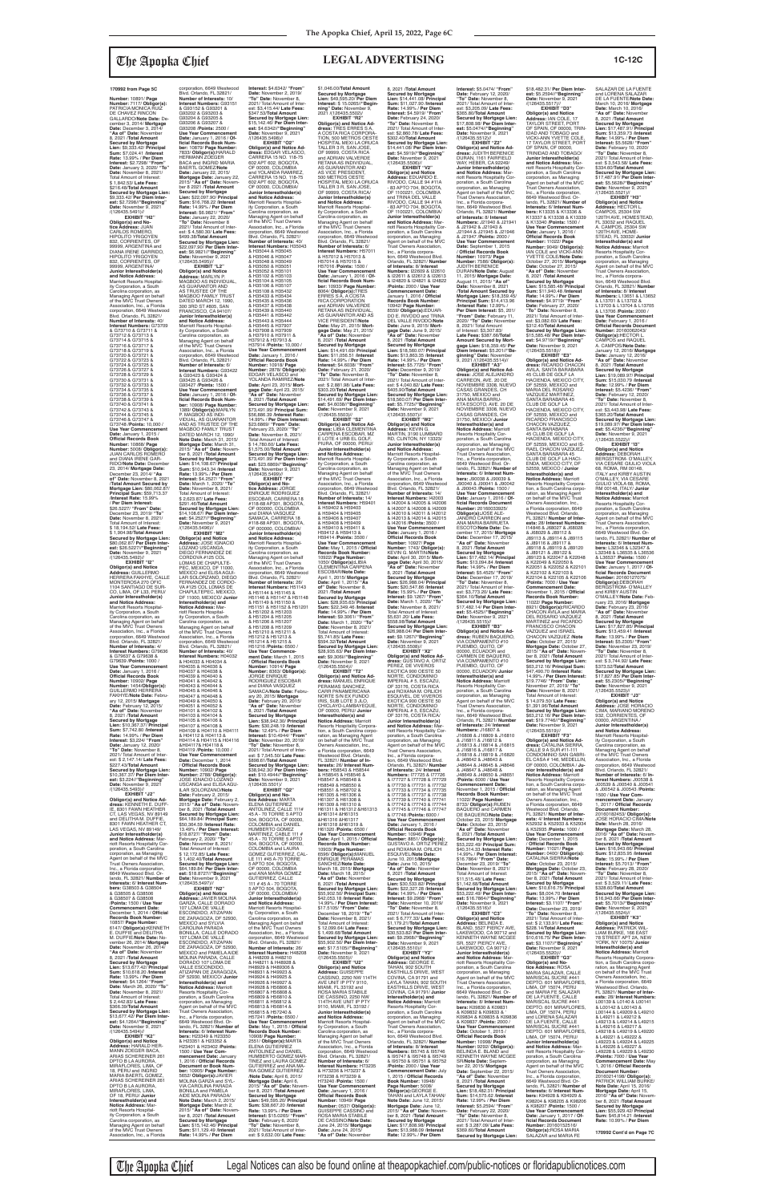**170992 from Page 5C**

**Number:** 10891/ **Page Number:** 7117/ **Obligor(s):** PATRICIA MONICA RUIZ DE CHAVEZ RINCON GALLARDO/**Note Date:** December 3, 2014/ **Mortgage Date:** December 3, 2014/ **"As of" Date:** November 8, 2021 /**Total Amount Secured by Mortgage Lien:** $9,333.42/ **Principal Sum:** $7,024.41 /**Interest Rate:** 13.99% / **Per Diem Interest:** $2.7298/ **"From" Date:** January 3, 2020/ **"To" Date:** November 8, 2021/ Total Amount of Interest: $ 1,842.53/ **Late Fees:** $216.48/**Total Amount Secured by Mortgage Lien:** $9,333.42/ **Per Diem Interest:** $2.7298//**"Beginning" Date:** November 9, 2021 /(126435.5491)//

**EXHIBIT "H2"**
**Obligor(s) and Notice Address:** JUAN CARLOS ROMERO, HIPOLITO YRIGOYEN 832, CORRIENTES, OF 99999, ARGENTINA and DIANA IRENE GARRIDO, HIPOLITO YRIGOYEN 832, CORRIENTES, OF 99999, ARGENTINA/ **Junior Interestholder(s) and Notice Address:** Marriott Resorts Hospitality Corporation, a South Carolina corporation, as Managing Agent on behalf of the MVC Trust Owners Association, Inc., a Florida corporation, 6649 Westwood Blvd. Orlando, FL 32821/ **Number of Interests:** 40/ **Interest Numbers:** G73709 & G73710 & G73711 & G73712 & G73713 & G73714 & G73715 & G73716 & G73717 & G73718 & G73719 & G73720 & G73721 & G73722 & G73723 & G73724 & G73725 & G73726 & G73727 & G73728 & G73729 & G73730 & G73731 & G73732 & G73733 & G73734 & G73735 & G73736 & G73737 & G73738 & G73739 & G73740 & G73741 & G73742 & G73743 & G73744 & G73745 & G73746 & G73747 & G73748 /**Points:** 10,000 / **Use Year Commencement Date:** January 1, 2015 / **Official Records Book Number:** 10889/ **Page Number:** 3006/ **Obligor(s):**JUAN CARLOS ROMERO and DIANA IRENE GARRIDO/**Note Date:** December 23, 2014/ **Mortgage Date:** December 23, 2014/ **"As of" Date:** November 8, 2021 /**Total Amount Secured by Mortgage Lien:** $80,062.87/ **Principal Sum:** $59,713.37 /**Interest Rate:** 13.99% / **Per Diem Interest:** $20.5227/ **"From" Date:** December 23, 2019/ **"To" Date:** November 8, 2021/ Total Amount of Interest: $ 14,122.92/ **Late Fees:** $ 1,004.58/**Total Amount Secured by Mortgage Lien:** $80,062.87/ **Per Diem Interest:** $20.5227//**"Beginning" Date:** November 9, 2021 /(126435.5492)//

**EXHIBIT "I2"**
**Obligor(s) and Notice Address:** GUILLERMO HERRERA FAKHYE, CALLE MONTENCIA 270 OFIC 1104 SANTIAGO DE SURCO, LIMA, OF L33, PERU/ **Junior Interestholder(s) and Notice Address:** Marriott Resorts Hospitality Corporation, a South Carolina corporation, as Managing Agent on behalf of the MVC Trust Owners Association, Inc., a Florida corporation, 6649 Westwood Blvd. Orlando, FL 32821/ **Number of Interests:** 4/ **Interest Numbers:** G79636 & G79637 & G79638 & G79639 /**Points:** 1000 / **Use Year Commencement Date:** January 1, 2016 / **Official Records Book Number:** 10992/ **Page Number:** 1454/**Obligor(s):** GUILLERMO HERRERA FAKHYE/**Note Date:** February 12, 2015/ **Mortgage Date:** February 12, 2015/ **"As of" Date:** November 8, 2021 /**Total Amount Secured by Mortgage Lien:** $11,367.37/ **Principal Sum:** $7,792.80 /**Interest Rate:** 14.99% / **Per Diem Interest:** $3.2448/ **"From" Date:** January 12, 2020/ **"To" Date:** November 8, 2021/ Total Amount of Interest: $ 2,147.14/ **Late Fees:** $227.43/**Total Amount Secured by Mortgage Lien:** $11,367.37/ **Per Diem Interest:** $3.2248//**"Beginning" Date:** November 9, 2021 /(126435.5493)//

**EXHIBIT "J2"**
**Obligor(s) and Notice Address:** KENNETH E. DUFFIE, 8301 FAWN HEATHER CT, LAS VEGAS, NV 89149 and DELITHA M. DUFFIE, 8301 FAWN HEATHER CT, LAS VEGAS, NV 89149/ **Junior Interestholder(s) and Notice Address:** Marriott Resorts Hospitality Corporation, a South Carolina corporation, as Managing Agent on behalf of the MVC Trust Owners Association, Inc., a Florida corporation, 6649 Westwood Blvd. Orlando, FL 32821/ **Number of Interests:** 6/ **Interest Numbers:** G38503 & G38504 & G38505 & G38506 & G38507 & G38508 /**Points:** 1500 / **Use Year Commencement Date:** December 1, 2014 / **Official Records Book Number:** 10857/ **Page Number:** 6147/ **Obligor(s):**KENNETH E. DUFFIE and DELITHA M. DUFFIE/**Note Date:** November 26, 2014/ **Mortgage Date:** November 26, 2014/ **"As of" Date:** November 8, 2021 /**Total Amount Secured by Mortgage Lien:** $13,677.42/**Principal Sum:** $10,618.20 /**Interest Rate:** 13.99% / **Per Diem Interest:** $4.1264/ **"From" Date:** March 26, 2020/ **"To" Date:** November 8, 2021/ Total Amount of Interest: $ 2,442.83/ **Late Fees:** $366.39/**Total Amount Secured by Mortgage Lien:** $13,677.42/ **Per Diem Interest:** $4.1264//**"Beginning" Date:** November 9, 2021 /(126435.5494)//

**EXHIBIT "K2"**
**Obligor(s) and Notice Address:** HARALD HERMANN ZOEGER BACA, ARIAS SCHEREIBER 261 DPTO B LA AURORA, MIRAFLORES, LIMA, OF 18, PERU and INGRID MARIA BAERTL GOMEZ, ARIAS SCHEREIBER 261 DPTO B LA AURORA, MIRAFLORES, LIMA, OF 18, PERU/ **Junior Interestholder(s) and Notice Address:** Marriott Resorts Hospitality Corporation, a South Carolina corporation, as Managing Agent on behalf of the MVC Trust Owners Association, Inc., a Florida corporation, 6649 Westwood Blvd. Orlando, FL 32821/ **Number of Interests:** 20/ **Interest Numbers:** G93151 & G93152 & G93201 & G93202 & G93203 & G93204 & G93205 & G93206 & G93207 & G93208 /**Points:** 2500 / **Use Year Commencement Date:** January 1, 2016 / **Official Records Book Number:** 10879/ **Page Number:** 7833/ **Obligor(s):**HARALD HERMANN ZOEGER BACA and INGRID MARIA BAERTL GOMEZ/**Note Date:** January 22, 2015/ **Mortgage Date:** January 22, 2015/ **"As of" Date:** November 8, 2021 /**Total Amount Secured by Mortgage Lien:** $22,097.90/ **Principal Sum:** $16,102.80 /**Interest Rate:** 14.99% / **Per Diem Interest:** $6.9621/ **"From" Date:** January 22, 2020/ **"To" Date:** November 8, 2021/ Total Amount of Interest: $ 4,580.30/ **Late Fees:** $499.38/**Total Amount Secured by Mortgage Lien:** $22,097.90/ **Per Diem Interest:** $6.9621//**"Beginning" Date:** November 9, 2021 /(126435.5495)//

**EXHIBIT "L2"**
**Obligor(s) and Notice Address:** MARILYN P. MAGBOO AS INDIVIDUAL, AS GUARANTOR AND AS TRUSTEE OF THE MAGBOO FAMILY TRUST DATED MARCH 12, 1990, 300 3RD ST #805, SAN FRANCISCO, CA 94107/ **Junior Interestholder(s) and Notice Address:** Marriott Resorts Hospitality Corporation, a South Carolina corporation, as Managing Agent on behalf of the MVC Trust Owners Association, Inc., a Florida corporation, 6649 Westwood Blvd. Orlando, FL 32821/ **Number of Interests:** 6/ **Interest Numbers:** G93422 & G93423 & G93424 & G93425 & G93426 & G93427 /**Points:** 1500 / **Use Year Commencement Date:** January 1, 2016 / **Official Records Book Number:** 10908/ **Page Number:** 1989/ **Obligor(s):**MARILYN P. MAGBOO AS INDIVIDUAL, AS GUARANTOR AND AS TRUSTEE OF THE MAGBOO FAMILY TRUST DATED MARCH 12, 1990/ **Note Date:** March 31, 2015/ **Mortgage Date:** March 31, 2015/ **"As of" Date:** November 8, 2021 /**Total Amount Secured by Mortgage Lien:** $14,108.67/ **Principal Sum:** $10,943.34 /**Interest Rate:** 13.99% / **Per Diem Interest:** $4.2527/ **"From" Date:** March 1, 2020/ **"To" Date:** November 8, 2021/ Total Amount of Interest: $ 2,623.87/ **Late Fees:** $291.46/**Total Amount Secured by Mortgage Lien:** $14,108.67/ **Per Diem Interest:** $4.2527//**"Beginning" Date:** November 9, 2021 /(126435.5496)//

**EXHIBIT "M2"**
**Obligor(s) and Notice Address:** JOSE IGNACIO LOZANO USCANGA, DIEGO FERNANDEZ DE CORDOVA #125 COL LOMAS DE CHAPULTEPEC, MEXICO, DF 11000, MEXICO and ELISA AGUILAR SOLORZANO, DIEGO FERNANDEZ DE CORDOVA #125 COL LOMAS DE CHAPULTEPEC, MEXICO, DF 11000, MEXICO/ **Junior Interestholder(s) and Notice Address:** Marriott Resorts Hospitality Corporation, a South Carolina corporation, as Managing Agent on behalf of the MVC Trust Owners Association, Inc., a Florida corporation, 6649 Westwood Blvd. Orlando, FL 32821/ **Number of Interests:** 44/ **Interest Numbers:** H04032 & H04033 & H04034 & H04035 & H04036 & H04037 & H04038 & H04039 & H04040 & H04041 & H04042 & H04043 & H04044 & H04045 & H04046 & H04047 & H04048 & H04049 & H04050 & H04051 & H04052 & H04101 & H04102 & H04103 & H04104 & H04105 & H04106 & H04107 & H04108 & H04109 & H04110 & H04111 & H04112 & H04113 & H04114 & H04115 & H04116 &H04117& H04118 & H04119 /**Points:** 11000 / **Use Year Commencement Date:** December 1, 2014 / **Official Records Book Number:** 10903/ **Page Number:** 2780/ **Obligor(s):** JOSE IGNACIO LOZANO USCANGA and ELISA AGUILAR SOLORZANO/**Note Date:** February 2, 2015/ **Mortgage Date:** February 2, 2015/ **"As of" Date:** November 8, 2021 /**Total Amount Secured by Mortgage Lien:** $64,189.84/ **Principal Sum:** $50,364.59 /**Interest Rate:** 13.49% / **Per Diem Interest:** $18.8727/ **"From" Date:** February 2, 2020/ **"To" Date:** November 8, 2021/ Total Amount of Interest: $ 12,172.85/ **Late Fees:** $ 1,402.40/**Total Amount Secured by Mortgage Lien:** $64,189.84/ **Per Diem Interest:** $18.8727//**"Beginning" Date:** November 9, 2021 /(126435.5497)//

**EXHIBIT "N2"**
**Obligor(s) and Notice Address:** JAVIER MOLINA GARZA, CALLE DORADO 107 LOMA DE VALLE ESCONDIDO, ATIZAPAN DE ZARAGOZA, DF 52930, MEXICO and SYLVIA CAROLINA PARADA BONILLA, CALLE DORADO 107 LOMA DE VALLE ESCONDIDO, ATIZAPAN DE ZARAGOZA, DF 52930, MEXICO and PAMELA AIDE MOLINA PARADA, CALLE DORADO 107 LOMA DE VALLE ESCONDIDO, ATIZAPAN DE ZARAGOZA, DF 52930, MEXICO/ **Junior Interestholder(s) and Notice Address:** Marriott Resorts Hospitality Corporation, a South Carolina corporation, as Managing Agent on behalf of the MVC Trust Owners Association, Inc., a Florida corporation, 6649 Westwood Blvd. Orlando, FL 32821/ **Number of Interests:** 6/ **Interest Numbers:** H23349 & H23350 & H23351 & H23352 & H23401 & H23402 /**Points:** 1500 / **Use Year Commencement Date:** January 1, 2016 / **Official Records Document or Book Number:** 10903/ **Page Number:** 5602/ **Obligor(s):**JAVIER MOLINA GARZA and SYLVIA CAROLINA PARADA BONILLA and PAMELA AIDE MOLINA PARADA/ **Note Date:** March 2, 2015/ **Mortgage Date:** March 2, 2015/ **"As of" Date:** November 8, 2021 /**Total Amount Secured by Mortgage Lien:** $15,142.46/ **Principal Sum:** $11,129.40 /**Interest Rate:** 14.99% / **Per Diem Interest:** $4.6342/ **"From" Date:** November 2, 2019/ **"To" Date:** November 8, 2021/ Total Amount of Interest: $3,415.44/ **Late Fees:** $347.53/**Total Amount Secured by Mortgage Lien:** $15,142.46/ **Per Diem Interest:** $4.6342//**"Beginning" Date:** November 9, 2021 /(126435.5498)//

**EXHIBIT "O2"**
**Obligor(s) and Notice Address:** EDGAR VELASCO, CARRERA 15 NO. 118-75 802 APT 602, BOGOTA, OF 00000, COLOMBIA and YOLANDA RAMIREZ, CARRERA 15 NO. 118-75 602 APT 602, BOGOTA, OF 00000, COLOMBIA/ **Junior Interestholder(s) and Notice Address:** Marriott Resorts Hospitality Corporation, a South Carolina corporation, as Managing Agent on behalf of the MVC Trust Owners Association, Inc., a Florida corporation, 6649 Westwood Blvd. Orlando, FL 32821/ **Number of Interests:** 40/ **Interest Numbers:** H35043 & H35044 & H35045 & H35046 & H35047 & H35048 & H35049 & H35050 & H35051 & H35052 & H35101 & H35102 & H35103 & H35104 & H35105 & H35106 & H35107 & H35108 & H35432 & H35433 & H35434 & H35435 & H35436 & H35437 & H35438 & H35439 & H35440 & H35441 & H35442 & H35443 & H35444 & H35445 & H37907 & H37908 & H37909 & H37910 & H37911 & H37912 & H37913 & H37914 /**Points:** 10,000 / **Use Year Commencement Date:** January 1, 2016 / **Official Records Book Number:** 10919/ **Page Number:** 8809/ **Obligor(s):** EDGAR VELASCO and YOLANDA RAMIREZ/**Note Date:** April 25, 2015/ **Mortgage Date:** April 25, 2015/ **"As of" Date:** November 8, 2021 /**Total Amount Secured by Mortgage Lien:** $73,491.99/ **Principal Sum:** $56,866.93 /**Interest Rate:** 14.99% / **Per Diem Interest:** $23.6800/ **"From" Date:** February 25, 2020/ **"To" Date:** November 8, 2021/ Total Amount of Interest: $ 14,752.60/ **Late Fees:** $ 1,622.46/**Total Amount Secured by Mortgage Lien:** $73,491.99/ **Per Diem Interest:** $23.6800//**"Beginning" Date:** November 9, 2021 /(126435.5499)//

**EXHIBIT "P2"**
**Obligor(s) and Notice Address:** JORGE ENRIQUE RODRIGUEZ ESCOBAR, CARRERA 18 #118-68 AP501, BOGOTA, OF 000000, COLOMBIA and DIANA VASQUEZ SAMACA, CARRERA 18 #118-68 AP501, BOGOTA, OF 000000, COLOMBIA/ **Junior Interestholder(s) and Notice Address:** Marriott Resorts Hospitality Corporation, a South Carolina corporation, as Managing Agent on behalf of the MVC Trust Owners Association, Inc., a Florida corporation, 6649 Westwood Blvd. Orlando, FL 32821/ **Number of Interests:** 20/ **Interest Numbers:** H51143 & H51144 & H51145 & H51146 & H51147 & H51148 & H51149 & H51150 & H51151 & H51152 & H51201 & H51202 & H51203 & H51204 & H51205 & H51206 & H51207 & H51208 & H51209 & H51210 & H51211 & H51212 & H51213 & H51214 & H51215 & H51216 /**Points:** 5000 / **Use Year Commencement Date:** March 1, 2015 / **Official Records Book Number:** 10914/ **Page Number:** 1008/ **Obligor(s):** JORGE ENRIQUE RODRIGUEZ ESCOBAR and DIANA VASQUEZ SAMACA/**Note Date:** February 20, 2015/ **Mortgage Date:** February 20, 2015/ **"As of" Date:** November 8, 2021 /**Total Amount Secured by Mortgage Lien:** $38,942.30/ **Principal Sum:** $30,246.10 /**Interest Rate:** 12.49% / **Per Diem Interest:** $10.4944/ **"From" Date:** January 20, 2020/ **"To" Date:** November 8, 2021/ Total Amount of Interest: $ 7,545.50/ **Late Fees:** $899.91/**Total Amount Secured by Mortgage Lien:** $38,942.30/ **Per Diem Interest:** $10.4944//**"Beginning" Date:** November 9, 2021 /(126435.5500)//

**EXHIBIT "Q2"**
**Obligor(s) and Notice Address:** MARTA ELENA GUTIERREZ ANTOLINEZ, CALLE 111# 45 A - 70 TORRE 5 APTO 504, BOGOTA, OF 00000, COLOMBIA and DANIEL HUMBERTO GOMEZ MARTINEZ, CABLE 111 # 45 A - 70 TORRE 5 APTO 504, BOGOTA, OF 00000, COLOMBIA and LAURA GOMEZ GUTIERREZ, CALLE 111 # 45 A - 70 TORRE 5 APTO 504, BOGOTA, OF 00000, COLOMBIA and ANA MARIA GOMEZ GUTIERREZ, CALLE 111 # 45 A - 70 TORRE 5 APTO 504, BOGOTA, OF 00000, COLOMBIA/ **Junior Interestholder(s) and Notice Address:** Marriott Resorts Hospitality Corporation, a South Carolina corporation, as Managing Agent on behalf of the MVC Trust Owners Association, Inc., a Florida corporation, 6649 Westwood Blvd. Orlando, FL 32821/ **Number of Interests:** 26/ **Interest Numbers:** H48208 & H48209 & H48210 & H48211 & H48928 & H48929 & H49306 & H49307 & H49323 & H49324 & H49325 & H49326 & H49327 & H49328 & H49334 & H56807 & H56808 & H56809 & H56810 & H56811 & H56812 & H56813 & H56814 & H56815 & H57240 & H57241 /**Points:** 6500 / **Use Year Commencement Date:** May 1, 2015 / **Official Records Book Number:** 10969/ **Page Number:** 2551/ **Obligor(s):**MARTA ELENA GUTIERREZ ANTOLINEZ and DANIEL HUMBERTO GOMEZ MARTINEZ and LAURA GOMEZ GUTIERREZ and ANA MARIA GOMEZ GUTIERREZ/**Note Date:** April 6, 2015/ **Mortgage Date:** April 6, 2015/ **"As of" Date:** November 8, 2021 /**Total Amount Secured by Mortgage Lien:** $38,687.26/ **Principal Sum:** $29,750.88 /**Interest Rate:** 11.99% / **Per Diem Interest:** $9.9086/ **"From" Date:** February 6, 2020/ **"To" Date:** November 8, 2021/ Total Amount of Interest: $ 6,632.00/ **Late Fees:** $1,046.03/**Total Amount Secured by Mortgage Lien:** $38,687.26/ **Per Diem Interest:** $ 9.9086//**"Beginning" Date:** November 9, 2021 /(126435.5502)//

**EXHIBIT "R2"**
**Obligor(s) and Notice Address:** RES ERRES S.A. A COSTA RICA CORPORATION, 500 METROS OESTE HOSPITAL MEXI LA CRUCA TALLER 3 R, SAN JOSE, OF 99999, COSTA RICA and ADRIAN VALVERDE RETANA AS INDIVIDUAL, AS GUARANTOR AND AS VICE PRESIDENT, 500 METROS OESTE HOSPITAL MEXI LA CRUCA TALLER 3 R, SAN JOSE, OF 99999, COSTA RICA/ **Junior Interestholder(s) and Notice Address:** Marriott Resorts Hospitality Corporation, a South Carolina corporation, as Managing Agent on behalf of the MVC Trust Owners Association, Inc., a Florida corporation, 6649 Westwood Blvd. Orlando, FL 32821/ **Number of Interests:** 8/ **Interest Numbers:** H57011 & H57012 & H57013 & H57014 & H57015 & H57016 /**Points:** 1500 / **Use Year Commencement Date:** January 1, 2016 / **Official Records Book Number:** 10933/ **Page Number:** 8064/ **Obligor(s):**RES ERRES S.A. A COSTA RICA CORPORATION and ADRIAN VALVERDE RETANA AS INDIVIDUAL, AS GUARANTOR AND AS VICE PRESIDENT/**Note Date:** May 21, 2015/ **Mortgage Date:** May 21, 2015/ **"As of" Date:** November 8, 2021 /**Total Amount Secured by Mortgage Lien:** $14,491.69/ **Principal Sum:** $11,058.15 /**Interest Rate:** 14.99% / **Per Diem Interest:** $4.6026/ **"From" Date:** January 21, 2020/ **"To" Date:** November 8, 2021/ Total Amount of Interest: $ 2,881.38/ **Late Fees:** $302.16/**Total Amount Secured by Mortgage Lien:** $14,491.69/ **Per Diem Interest:** $4.6026//**"Beginning" Date:** November 9, 2021 /(126435.5503)//

**EXHIBIT "S2"**
**Obligor(s) and Notice Address:** ANA CLEMENTINA CARPENA ESCOBAR, MZ E LOTE 4 URB EL GOLF, PIURA, OF 00000, PERU/ **Junior Interestholder(s) and Notice Address:** Marriott Resorts Hospitality Corporation, a South Carolina corporation, as Managing Agent on behalf of the MVC Trust Owners Association, Inc., a Florida corporation, 6649 Westwood Blvd. Orlando, FL 32821/ **Number of Interests:** 14/ **Interest Numbers:** H59401 & H59402 & H59403 & H59404 & H59405 & H59406 & H59407 & H59408 & H59409 & H59410 & H59411 & H59412 & H59413 & H59414 /**Points:** 3500 / **Use Year Commencement Date:** May 1, 2015 / **Official Records Book Number:** 10937/ **Page Number:** 1050/ **Obligor(s):**ANA CLEMENTINA CARPENA ESCOBAR/**Note Date:** April 1, 2015/ **Mortgage Date:** April 1, 2015/ **"As of" Date:** November 8, 2021 /**Total Amount Secured by Mortgage Lien:** $28,255.00/**Principal Sum:** $22,349.46 /**Interest Rate:** 14.99% / **Per Diem Interest:** $9.3058/ **"From" Date:** March 1, 2020/ **"To" Date:** November 8, 2021/ Total Amount of Interest: $5,741.65/ **Late Fees:** $394.33/**Total Amount Secured by Mortgage Lien:** $28,255.00/ **Per Diem Interest:** $9.3058//**"Beginning" Date:** November 9, 2021 /(126435.5504)//

**EXHIBIT "T2"**
**Obligor(s) and Notice Address:** RANULFO ENRIQUE PERAMAS SANCHEZ, CARR PANAMERICANA NORTE KM 88 SANTA IRIS, SUB LOTE 3 LO, CHOCLAYO-LAMBAYEQUE, OF 00000, PERU/ **Junior Interestholder(s) and Notice Address:** Marriott Resorts Hospitality Corporation, a South Carolina corporation, as Managing Agent on behalf of the MVC Trust Owners Association, Inc., a Florida corporation, 6649 Westwood Blvd. Orlando, FL 32821/ **Number of Interests:** 20/ **Interest Numbers:** H58543 & H58544 & H58545 & H58546 & H58547 & H58548 & H58549 & H58550 & H58551 & H58702 & H61305 & H61306 & H61307 & H61308 & H61309 & H61310 & H61311 & H61312 &H61313 &H61314 &H61315 &H61316 &H61317 &H61318 &H61319 & H61320 /**Points:** 5000 / **Use Year Commencement Date:** April 1, 2015 / **Official Records Book Number:** 10920/ **Page Number:** 6596/ **Obligor(s):**RANULFO ENRIQUE PERAMAS SANCHEZ/**Note Date:** March 18, 2015/ **Mortgage Date:** March 18, 2015/ **"As of" Date:** November 8, 2021 /**Total Amount Secured by Mortgage Lien:** $22,515.00/ **Principal Sum:** $42,673.83 /**Interest Rate:** 14.99% / **Per Diem Interest:** $17.5155/ **"From" Date:** December 18, 2019/ **"To" Date:** November 8, 2021/ Total Amount of Interest: $ 12,206.64/ **Late Fees:** $ 1,499.66/**Total Amount Secured by Mortgage Lien:** $22,515.00/ **Per Diem Interest:** $17.5155//**"Beginning" Date:** November 9, 2021 /(126435.5505)//

**EXHIBIT "U2"**
**Obligor(s) and Notice Address:** GUISEPPE CASSINO, 2250 NW 114TH AVE UNIT 2P PTY 9110, MIAMI, FL 33192 and ROSA MARIA STABLE DE CASSINO, 2250 NW 114TH AVE UNIT 2P PTY 9110, MIAMI, FL 33192 / **Junior Interestholder(s) and Notice Address:** Marriott Resorts Hospitality Corporation, a South Carolina corporation, as Managing Agent on behalf of the MVC Trust Owners Association, Inc., a Florida corporation, 6649 Westwood Blvd. Orlando, FL 32821/ **Number of Interests:** 4/ **Interest Numbers:** H73235 & H73236 & H73237 & H73238 & H73239 & H73240 /**Points:** 1500 / **Use Year Commencement Date:** January 1, 2016 / **Official Records Book Number:** 10938/ **Page Number:** 0537/ **Obligor(s):** GUISEPPE CASSINO and ROSA MARIA STABLE DE CASSINO/**Note Date:** June 24, 2015/ **Mortgage Date:** June 24, 2015/ **"As of" Date:** November 8, 2021 /**Total Amount Secured by Mortgage Lien:** $14,441.06/ **Principal Sum:** $11,027.90 /**Interest Rate:** 14.99% / **Per Diem Interest:** $4.5919/ **"From" Date:** February 24, 2020/ **"To" Date:** November 8, 2021/ Total Amount of Interest: $2,860.76/ **Late Fees:** $302.40/**Total Amount Secured by Mortgage Lien:** $14,441.06/ **Per Diem Interest:** $4.5919//**"Beginning" Date:** November 9, 2021 /(126435.5506)//

**EXHIBIT "V2"**
**Obligor(s) and Notice Address:** EDUARDO E. RIVODO, CALLE 94 #11A - 83 APTO 704, BOGOTA, OF 110221, COLOMBIA and TRINA DEL VALLE RIVODO, CALLE 94 #11A - 83 APTO 704, BOGOTA, OF 110221, COLOMBIA/ **Junior Interestholder(s) and Notice Address:** Marriott Resorts Hospitality Corporation, a South Carolina corporation, as Managing Agent on behalf of the MVC Trust Owners Association, Inc., a Florida corporation, 6649 Westwood Blvd. Orlando, FL 32821/ **Number of Interests:** 8/ **Interest Numbers:** I22609 & I22610 & I22611 & I22612 & I22613 & I24820 & I24821 & I24822 /**Points:** 2000 / **Use Year Commencement Date:** January 1, 2016 / **Official Records Book Number:** 10942/ **Page Number:** 8590/ **Obligor(s):**EDUARDO E. RIVODO and TRINA DEL VALLE RIVODO/**Note Date:** June 9, 2015/ **Mortgage Date:** June 9, 2015/ **"As of" Date:** November 8, 2021 /**Total Amount Secured by Mortgage Lien:** $18,560.07/ **Principal Sum:** $13,663.35 /**Interest Rate:** 14.99% / **Per Diem Interest:** $5.7752/ **"From" Date:** December 9, 2019/ **"To" Date:** November 8, 2021/ Total Amount of Interest: $ 4,040.62/ **Late Fees:** $605.30/**Total Amount Secured by Mortgage Lien:** $18,560.07/ **Per Diem Interest:** $5.7752//**"Beginning" Date:** November 9, 2021 /(126435.5507)//

**EXHIBIT "W2"**
**Obligor(s) and Notice Address:** KEVIN G. MARTIN, 3190 LUMBARD RD, CLINTON, NY 13323/ **Junior Interestholder(s) and Notice Address:** Marriott Resorts Hospitality Corporation, a South Carolina corporation, as Managing Agent on behalf of the MVC Trust Owners Association, Inc., a Florida corporation, 6649 Westwood Blvd. Orlando, FL 32821/ **Number of Interests:** 14/ **Interest Numbers:** I42003 & I42004 & I42005 & I42006 & I42007 & I42008 & I42009 & I42010 & I42011 & I42012 & I42013 & I42014 & I42015 & I42016 /**Points:** 3500 / **Use Year Commencement Date:** January 1, 2016 / **Official Records Book Number:** 10927/ **Page Number:** 1740/ **Obligor(s):** KEVIN G. MARTIN/**Note Date:** April 30, 2015/ **Mortgage Date:** April 30, 2015/ **"As of" Date:** November 8, 2021 /**Total Amount Secured by Mortgage Lien:** $26,988.04/ **Principal Sum:** $20,947.66 /**Interest Rate:** 13.99% / **Per Diem Interest:** $8.1267/ **"From" Date:** March 1, 2020/ **"To" Date:** November 8, 2021/ Total Amount of Interest: $5,001.94/ **Late Fees:** $558.98/**Total Amount Secured by Mortgage Lien:** $26,988.04/ **Per Diem Interest:** $8.1267//**"Beginning" Date:** November 9, 2021 /(126435.5508)//

**EXHIBIT "X2"**
**Obligor(s) and Notice Address:** GUSTAVO A. ORTIZ PEREZ, DE VIVEROS EXOTICA 500 OESTE 50 NORTE, CONDOMINIO IMPERIAL # 5, ESCAZU, OF 33176, COSTA RICA and ROXANA M. ORLICH ESQUIVEL, DE VIVEROS EXOTICA 500 OESTE 50 NORTE, CONDOMINIO IMPERIAL # 5, ESCAZU, OF 33176, COSTA RICA/ **Junior Interestholder(s) and Notice Address:** Marriott Resorts Hospitality Corporation, a South Carolina corporation, as Managing Agent on behalf of the MVC Trust Owners Association, Inc., a Florida corporation, 6649 Westwood Blvd. Orlando, FL 32821/ **Number of Interests:** 20/ **Interest Numbers:** I77726 & I77727 & I77728 & I77729 & I77730 & I77731 & I77732 & I77733 & I77734 & I77735 & I77736 & I77737 & I77738 & I77739 & I77740 & I77741 & I77742 & I77743 & I77744 & I77745 & I77746 & I77747 /**Points:** 5500 / **Use Year Commencement Date:** January 1, 2016 / **Official Records Book Number:** 10983/ **Page Number:** 8851/ **Obligor(s):**GUSTAVO A. ORTIZ PEREZ and ROXANA M. ORLICH ESQUIVEL/**Note Date:** June 10, 2015/ **Mortgage Date:** June 10, 2015/ **"As of" Date:** November 8, 2021 /**Total Amount Secured by Mortgage Lien:** $30,530.85/ **Principal Sum:** $22,327.28 /**Interest Rate:** 14.99% / **Per Diem Interest:** $9.2968/ **"From" Date:** November 10, 2019/ **"To" Date:** November 8, 2021/ Total Amount of Interest: $ 6,777.33/ **Late Fees:** $1,179.21/**Total Amount Secured by Mortgage Lien:** $30,530.85/ **Per Diem Interest:** $9.2968//**"Beginning" Date:** November 9, 2021 /(126435.5510)//

**EXHIBIT "Y2"**
**Obligor(s) and Notice Address:** GEORGE E. TAHAN, 902 SOUTH EASTHILLS DRIVE, WEST COVINA, CA 91791 and LAYLA TAHAN, 902 SOUTH EASTHILLS DRIVE, WEST COVINA, CA 91791/ **Junior Interestholder(s) and Notice Address:** Marriott Resorts Hospitality Corporation, a South Carolina corporation, as Managing Agent on behalf of the MVC Trust Owners Association, Inc., a Florida corporation, 6649 Westwood Blvd. Orlando, FL 32821/ **Number of Interests:** 8/ **Interest Numbers:** I95745 & I95746 & I95747 & I95748 & I95749 & I95750 & I95751 & I95752 /**Points:** 2000 / **Use Year Commencement Date:** July 1, 2015 / **Official Records Book Number:** 10949/ **Page Number:** 5026/ **Obligor(s):**GEORGE E. TAHAN and LAYLA TAHAN/ **Note Date:** June 12, 2015/ **Mortgage Date:** June 12, 2015/ **"As of" Date:** November 8, 2021 /**Total Amount Secured by Mortgage Lien:** $17,608.98/ **Principal Sum:** $13,988.09 /**Interest Rate:** 12.99% / **Per Diem Interest:** $5.0474/ **"From" Date:** February 12, 2020/ **"To" Date:** November 8, 2021/ Total Amount of Interest: $3,205.09/ **Late Fees:** $365.80/**Total Amount Secured by Mortgage Lien:** $17,608.98/ **Per Diem Interest:** $5.0474//**"Beginning" Date:** November 9, 2021 /(126435.5512)//

**EXHIBIT "Z2"**
**Obligor(s) and Notice Address:** JUDITH BERENICE DURAN, 1161 FAIRFIELD WAY, REBEL, CA 92249/ **Junior Interestholder(s) and Notice Address:** Marriott Resorts Hospitality Corporation, a South Carolina corporation, as Managing Agent on behalf of the MVC Trust Owners Association, Inc., a Florida corporation, 6649 Westwood Blvd. Orlando, FL 32821/ **Number of Interests:** 8/ **Interest Numbers:** J21940 & J21941 & J21942 & J21943 & J21944 & J21945 & J21946 & J21947 /**Points:** 2000 / **Use Year Commencement Date:** September 1, 2015 / **Official Records Book Number:** 10973/ **Page Number:** 7586/ **Obligor(s):** JUDITH BERENICE DURAN/**Note Date:** August 11, 2015/ **Mortgage Date:** August 11, 2015/ **"As of" Date:** November 8, 2021 /**Total Amount Secured by Mortgage Lien:** $18,359.45/ **Principal Sum:** $14,413.96 /**Interest Rate:** 12.99% / **Per Diem Interest:** $5. 2011/ **"From" Date:** February 11, 2020/ **"To" Date:** November 8, 2021/ Total Amount of Interest: $3,307.83/ **Late Fees:** $387.66/**Total Amount Secured by Mortgage Lien:** $18,359.45/ **Per Diem Interest:** $5.2011//**"Beginning" Date:** November 9, 2021 /(126435.5514)//

**EXHIBIT "A3"**
**Obligor(s) and Notice Address:** JOSE ALEJANDRO CARREON, AVE. 20 DE NOVIEMBRE 3308, NUEVO CASAS GRANDES, CH 31750, MEXICO and ANA MARIA BARRIENTOS ESCOTO, AVE. 20 DE NOVIEMBRE 3308, NUEVO CASAS GRANDES, CH 31750, MEXICO/ **Junior Interestholder(s) and Notice Address:** Marriott Resorts Hospitality Corporation, a South Carolina corporation, as Managing Agent on behalf of the MVC Trust Owners Association, Inc., a Florida corporation, 6649 Westwood Blvd. Orlando, FL 32821/ **Number of Interests:** 6/ **Interest Numbers:** J90038 & J90039 & J90040 & J90041 & J90042 & J90043 /**Points:** 1500 / **Use Year Commencement Date:** January 1, 2016 / **Official Records Book Number:** 20180033925/ **Obligor(s):**JOSE ALEJANDRO CARREON and ANA MARIA BARRIENTOS ESCOTO/**Note Date:** December 17, 2015/ **Mortgage Date:** December 17, 2015/ **"As of" Date:** November 8, 2021 /**Total Amount Secured by Mortgage Lien:** $17,482.14/ **Principal Sum:** $13,094.84 /**Interest Rate:** 14.99% / **Per Diem Interest:** $5.4525/ **"From" Date:** December 17, 2019/ **"To" Date:** November 8, 2021/ Total Amount of Interest: $3,773.20/ **Late Fees:** $364.10/**Total Amount Secured by Mortgage Lien:** $17,482.14/ **Per Diem Interest:** $5.4525//**"Beginning" Date:** November 9, 2021 /(126435.5515)//

**EXHIBIT "B3"**
**Obligor(s) and Notice Address:** RUBEN BAQUERO, VIA COMPAMENTO #10 PUEMBO, QUITO, OF 00000, ECUADOR and CARMEN DE BAQUERO, VIA COMPAMENTO #10 PUEMBO, QUITO, OF 00000, ECUADOR/ **Junior Interestholder(s) and Notice Address:** Marriott Resorts Hospitality Corporation, a South Carolina corporation, as Managing Agent on behalf of the MVC Trust Owners Association, Inc., a Florida corporation, 6649 Westwood Blvd. Orlando, FL 32821/ **Number of Interests:** 20/ **Interest Numbers:** J16808 & J16809 & J16810 & J16811 & J16812 & J16813 & J16814 & J16815 & J16816 & J16817 & J16818 & J16819 & J16820 & J48642 & J48643 & J48644 & J48645 & J48646 & J48647 & J48648 & J48649 & J48650 /**Points:** 5000 / **Use Year Commencement Date:** November 1, 2015 / **Official Records Book Number:** 11022/ **Page Number:** 8733/ **Obligor(s):**RUBEN BAQUERO and CARMEN DE BAQUERO/**Note Date:** October 23, 2015/ **Mortgage Date:** October 23, 2015/ **"As of" Date:** November 8, 2021 /**Total Amount Secured by Mortgage Lien:** $53,222.49/ **Principal Sum:** $40,314.33 /**Interest Rate:** 14.99% / **Per Diem Interest:** $16.7864/ **"From" Date:** November 23, 2019/ **"To" Date:** November 8, 2021/ Total Amount of Interest: $11,515.48/ **Late Fees:** $1,142.68/**Total Amount Secured by Mortgage Lien:** $53,222.49/ **Per Diem Interest:** $16.7864//**"Beginning" Date:** November 9, 2021 /(126435.5516)//

**EXHIBIT "C3"**
**Obligor(s) and Notice Address:** BELINDA E. BLAND, 5527 PERCY AVE, LAKEWOOD, CA 90712 and KENNETH WAYNE MCGEE, 5527 PERCY AVE, LAKEWOOD, CA 90712 / **Junior Interestholder(s) and Notice Address:** Marriott Resorts Hospitality Corporation, a South Carolina corporation, as Managing Agent on behalf of the MVC Trust Owners Association, Inc., a Florida corporation, 6649 Westwood Blvd. Orlando, FL 32821/ **Number of Interests:** 8/ **Interest Numbers:** K09830 & K09831 & K09832 & K09833 & K09834 & K09835 & K09836 & K09837 /**Points:** 2000 / **Use Year Commencement Date:** October 1, 2015 / **Official Records Book Number:** 10998/ **Page Number:** 9292/ **Obligor(s):** BELINDA E. BLAND and KENNETH WAYNE MCGEE/**Note Date:** September 22, 2015/ **Mortgage Date:** September 22, 2015/ **"As of" Date:** November 8, 2021 /**Total Amount Secured by Mortgage Lien:** $18,482.31/ **Principal Sum:** $14,383.29 /**Interest Rate:** 12.99% / **Per Diem Interest:** $5.2940/ **"From" Date:** February 22, 2020/ **"To" Date:** November 8, 2021/ Total Amount of Interest: $ 3,287.09/ **Late Fees:** $389.60/**Total Amount Secured by Mortgage Lien:** $18,482.31/ **Per Diem Interest:** $5.2940//**"Beginning" Date:** November 9, 2021 /(126435.5517)//

**EXHIBIT "D3"**
**Obligor(s) and Notice Address:** IAN COLE, 17 TAYLOR STREET, PORT OF SPAIN, OF 00000, TRINIDAD AND TOBAGO and VICKI-ANN YVETTE COLE, 17 TAYLOR STREET, PORT OF SPAIN, OF 00000, TRINIDAD AND TOBAGO/ **Junior Interestholder(s) and Notice Address:** Marriott Resorts Hospitality Corporation, a South Carolina corporation, as Managing Agent on behalf of the MVC Trust Owners Association, Inc., a Florida corporation, 6649 Westwood Blvd. Orlando, FL 32821/ **Number of Interests:** 6/ **Interest Numbers:** K13335 & K13336 & K13337 & K13338 & K13339 & K13340 /**Points:** 1500 / **Use Year Commencement Date:** January 1, 2016 / **Official Records Book Number:** 11020/ **Page Number:** 9049/ **Obligor(s):** IAN COLE and VICKI-ANN YVETTE COLE/**Note Date:** October 27, 2015/ **Mortgage Date:** October 27, 2015/ **"As of" Date:** November 8, 2021 /**Total Amount Secured by Mortgage Lien:** $15,585.49/ **Principal Sum:** $11,940.46 /**Interest Rate:** 14.99% / **Per Diem Interest:** $4.9719/ **"From" Date:** February 27, 2020/ **"To" Date:** November 8, 2021/ Total Amount of Interest: $3,082.55/ **Late Fees:** $312.48/**Total Amount Secured by Mortgage Lien:** $15,585.49/ **Per Diem Interest:** $4.9719//**"Beginning" Date:** November 9, 2021 /(126435.5518)//

**EXHIBIT "E3"**
**Obligor(s) and Notice Address:** RICARDO CHACON AVILA, SANTA BARBARA 45 CLUB DE GOLF LA HACIENDA, MEXICO CITY, DF 52559, MEXICO and MARIA DEL ROSARIO VAZQUEZ MARTINEZ, SANTA BARBARA 45 CLUB DE GOLF LA HACIENDA, MEXICO CITY, DF 52559, MEXICO and RICARDO FRANCISCO CHACON VAZQUEZ, SANTA BARBARA 45 CLUB DE GOLF LA HACIENDA, MEXICO CITY, DF 52559, MEXICO and ISRAEL CHACON VAZQUEZ, SANTA BARBARA 45 CLUB DE GOLF LA HACIENDA, MEXICO CITY, DF 52559, MEXICO/ **Junior Interestholder(s) and Notice Address:** Marriott Resorts Hospitality Corporation, a South Carolina corporation, as Managing Agent on behalf of the MVC Trust Owners Association, Inc., a Florida corporation, 6649 Westwood Blvd. Orlando, FL 32821/ **Number of Interests:** 28/ **Interest Numbers:** I14846 & J88027 & J88028 & J88029 & J89112 & J89113 & J89114 & J89115 & J89116 & J89117 & J89118 & J89119 & J89120 & J89121 & J89122 & J89123 & K22047 & K22048 & K22049 & K22050 & K22051 & K22052 & K22101 & K22102 & K22103 & K22104 & K22105 & K22106 /**Points:** 7000 / **Use Year Commencement Date:** November 1, 2015 / **Official Records Book Number:** 11022/ **Page Number:** 8921/ **Obligor(s):**RICARDO CHACON AVILA and MARIA DEL ROSARIO VAZQUEZ MARTINEZ and RICARDO FRANCISCO CHACON VAZQUEZ and ISRAEL CHACON VAZQUEZ /**Note Date:** October 27, 2015/ **Mortgage Date:** October 27, 2015/ **"As of" Date:** November 8, 2021 /**Total Amount Secured by Mortgage Lien:** $63,212.16/ **Principal Sum:** $47,490.70 /**Interest Rate:** 14.99% / **Per Diem Interest:** $19.7746/ **"From" Date:** November 27, 2019/ **"To" Date:** November 8, 2021/ Total Amount of Interest: $ 14,079.50/ **Late Fees:** $1,391.96/**Total Amount Secured by Mortgage Lien:** $63,212.16/ **Per Diem Interest:** $19.7746//**"Beginning" Date:** November 9, 2021 /(126435.5519)//

**EXHIBIT "F3"**
**Obligor(s) and Notice Address:** CATALINA SIERRA, CALLE 9 A SUR #11-11 CONDOMINIO SAN GABRIEL CASA # 146, MEDELLIN, OF 00000, COLOMBIA / **Junior Interestholder(s) and Notice Address:** Marriott Resorts Hospitality Corporation, a South Carolina corporation, as Managing Agent on behalf of the MVC Trust Owners Association, Inc., a Florida corporation, 6649 Westwood Blvd. Orlando, FL 32821/ **Number of Interests:** 4/ **Interest Numbers:** K52932 & K52933 & K52934 & K52935 /**Points:** 1000 / **Use Year Commencement Date:** December 1, 2015 / **Official Records Book Number:** 11021/ **Page Number:** 0460/ **Obligor(s):** CATALINA SIERRA/**Note Date:** October 23, 2015/ **Mortgage Date:** October 23, 2015/ **"As of" Date:** November 8, 2021 /**Total Amount Secured by Mortgage Lien:** $10,616.75/ **Principal Sum:** $8,004.76 /**Interest Rate:** 13.99% / **Per Diem Interest:** $3.1107/ **"From" Date:** December 23, 2019/ **"To" Date:** November 8, 2021/ Total Amount of Interest: $ 2,133.91/ **Late Fees:** $228.14/**Total Amount Secured by Mortgage Lien:** $10,616.75/ **Per Diem Interest:** $3.1107//**"Beginning" Date:** November 9, 2021 /(126435.5520)//

**EXHIBIT "G3"**
**Obligor(s) and Notice Address:** ROSA MARIA SALAZAR, CALLE MARISCAL SUCRE 441 DEPTO. 601 MIRAFLORES, LIMA, OF 15074, PERU and MARIA FE SALAZAR DE LA FUENTE, CALLE MARISCAL SUCRE #441 DEPTO. 601 MIRAFLORES, LIMA, OF 15074, PERU and LORENA SALAZAR DE LA FUENTE, CALLE MARISCAL SUCRE #441 DEPTO. 601 MIRAFLORES, LIMA, OF 15074, PERU/ **Junior Interestholder(s) and Notice Address:** Marriott Resorts Hospitality Corporation, a South Carolina corporation, as Managing Agent on behalf of the MVC Trust Owners Association, Inc., a Florida corporation, 6649 Westwood Blvd. Orlando, FL 32821/ **Number of Interests:** 8/ **Interest Numbers:** K94928 & K94929 & K98204 & K98205 & K98206 & K98207 /**Points:** 1500 / **Use Year Commencement Date:** January 1, 2017 / **Official Records Book Number:** 20160152516/ **Obligor(s):**ROSA MARIA SALAZAR and MARIA FE SALAZAR DE LA FUENTE and LORENA SALAZAR DE LA FUENTE/**Note Date:** March 10, 2016/ **Mortgage Date:** March 10, 2016/ **"As of" Date:** November 8, 2021 /**Total Amount Secured by Mortgage Lien:** $17,487.97/ **Principal Sum:** $13,389.24 /**Interest Rate:** 14.99% / **Per Diem Interest:** $5.5628/ **"From" Date:** February 10, 2020/ **"To" Date:** November 8, 2021/ Total Amount of Interest: $ 3,543.58/ **Late Fees:** $334.48/**Total Amount Secured by Mortgage Lien:** $17,487.97/ **Per Diem Interest:** $5.5628//**"Beginning" Date:** November 9, 2021 /(126435.5521)//

**EXHIBIT "H3"**
**Obligor(s) and Notice Address:** HECTOR I. CAMPOS, 25304 SW 120TH AVE, HOMESTEAD, FL 33032 and RAQUEL A. CAMPOS, 25304 SW 120TH AVE, HOMESTEAD, FL 33032/ **Junior Interestholder(s) and Notice Address:** Marriott Resorts Hospitality Corporation, a South Carolina corporation, as Managing Agent on behalf of the MVC Trust Owners Association, Inc., a Florida corporation, 6649 Westwood Blvd. Orlando, FL 32821/ **Number of Interests:** 8/ **Interest Numbers:** L13651 & L13652 & L13701 & L13702 & L13703 & L13704 & L13705 & L13706 /**Points:** 2000 / **Use Year Commencement Date:** January 1, 2017 / **Official Records Document Number:** 20160262543/ **Obligor(s):**HECTOR I. CAMPOS and RAQUEL A. CAMPOS/**Note Date:** January 12, 2016/ **Mortgage Date:** January 12, 2016/ **"As of" Date:** November 8, 2021 /**Total Amount Secured by Mortgage Lien:** $19,089.97/ **Principal Sum:** $15,020.79 /**Interest Rate:** 12.99% / **Per Diem Interest:** $5.4236/ **"From" Date:** February 12, 2020/ **"To" Date:** November 8, 2021/ Total Amount of Interest: $ 3,443.98/ **Late Fees:** $365.20/**Total Amount Secured by Mortgage Lien:** $19,089.97/ **Per Diem Interest:** $5.4236//**"Beginning" Date:** November 9, 2021 /(126435.5522)//

**EXHIBIT "I3"**
**Obligor(s) and Notice Address:** DEBORAH BERGSTROM O'MALLEY, VIA CESARE GIULIO VIOLA 68, ROMA, RM 00148, ITALY and KIRBY AUSTIN O'MALLEY, VIA CESARE GIULIO VIOLA 68, ROMA, RM 00148, ITALY/ **Junior Interestholder(s) and Notice Address:** Marriott Resorts Hospitality Corporation, a South Carolina corporation, as Managing Agent on behalf of the MVC Trust Owners Association, Inc., a Florida corporation, 6649 Westwood Blvd. Orlando, FL 32821/ **Number of Interests:** 6/ **Interest Numbers:** L32346 & L32347 & L32348 & L36535 & L36536 & L36537 /**Points:** 1500 / **Use Year Commencement Date:** January 1, 2017 / **Official Records Book Number:** 20160127075/ **Obligor(s):**DEBORAH BERGSTROM O'MALLEY and KIRBY AUSTIN O'MALLEY/**Note Date:** February 25, 2016/ **Mortgage Date:** February 25, 2016/ **"As of" Date:** November 8, 2021 /**Total Amount Secured by Mortgage Lien:** $17,827.85/ **Principal Sum:** $13,459.41 /**Interest Rate:** 13.99% / **Per Diem Interest:** $5.2305/ **"From" Date:** November 25, 2019/ **"To" Date:** November 8, 2021/ Total Amount of Interest: $ 3,744.95/ **Late Fees:** $373.52/**Total Amount Secured by Mortgage Lien:** $17,827.85/ **Per Diem Interest:** $5.2305//**"Beginning" Date:** November 9, 2021 /(126435.5523)//

**EXHIBIT "J3"**
**Obligor(s) and Notice Address:** JOSE HORACIO CIMA, MARIANO MORENO 932, CORRIENTES, OF 00000, ARGENTINA/ **Junior Interestholder(s) and Notice Address:** Marriott Resorts Hospitality Corporation, a South Carolina corporation, as Managing Agent on behalf of the MVC Trust Owners Association, Inc., a Florida corporation, 6649 Westwood Blvd. Orlando, FL 32821/ **Number of Interests:** 6/ **Interest Numbers:** J00538 & J00539 & J00540 & J00541 & J00542 & J00543 /**Points:** 1500 / **Use Year Commencement Date:** January 1, 2017 / **Official Records Book Number:** 20160182608/ **Obligor(s):**JOSE HORACIO CIMA/**Note Date:** March 28, 2016/ **Mortgage Date:** March 28, 2016/ **"As of" Date:** November 8, 2021 /**Total Amount Secured by Mortgage Lien:** $16,040.88/ **Principal Sum:** $12,433.35 /**Interest Rate:** 13.99% / **Per Diem Interest:** $4.8317/ **"From" Date:** February 28, 2020/ **"To" Date:** November 8, 2021/ Total Amount of Interest: $ 2,990.80/ **Late Fees:** $328.60/**Total Amount Secured by Mortgage Lien:** $16,040.88/ **Per Diem Interest:** $4.8317//**"Beginning" Date:** November 9, 2021 /(126435.5524)//

**EXHIBIT "K3"**
**Obligor(s) and Notice Address:** PATRICK WILLIAM BURKE, 166 EAST 78 STREET APT 2A, NEW YORK, NY 10075/ **Junior Interestholder(s) and Notice Address:** Marriott Resorts Hospitality Corporation, a South Carolina corporation, as Managing Agent on behalf of the MVC Trust Owners Association, Inc., a Florida corporation, 6649 Westwood Blvd. Orlando, FL 32821/ **Number of Interests:** 16/ **Interest Numbers:** L00138 & L01401 & L00141 & L00142 & L00143 & L00144 & L49209 & L49210 & L49211 & L49212 & L49213 & L49214 & L49215 & L49216 & L49217 & L49218 & L49219 & L49220 & L49221 & L49222 & L49223 & L49224 & L49225 & L49226 & L49227 & L49228 & L49229 & L49230 /**Points:** 7000 / **Use Year Commencement Date:** May 1, 2016 / **Official Records Book Number:** 20160241186/ **Obligor(s):** PATRICK WILLIAM BURKE/ **Note Date:** April 15, 2016/ **Mortgage Date:** April 15, 2016/ **"As of" Date:** November 8, 2021 /**Total Amount Secured by Mortgage Lien:** $43,814.21/ **Interest Rate:** 10.99% / **Per Diem**

**170992 Cont'd on Page 7C**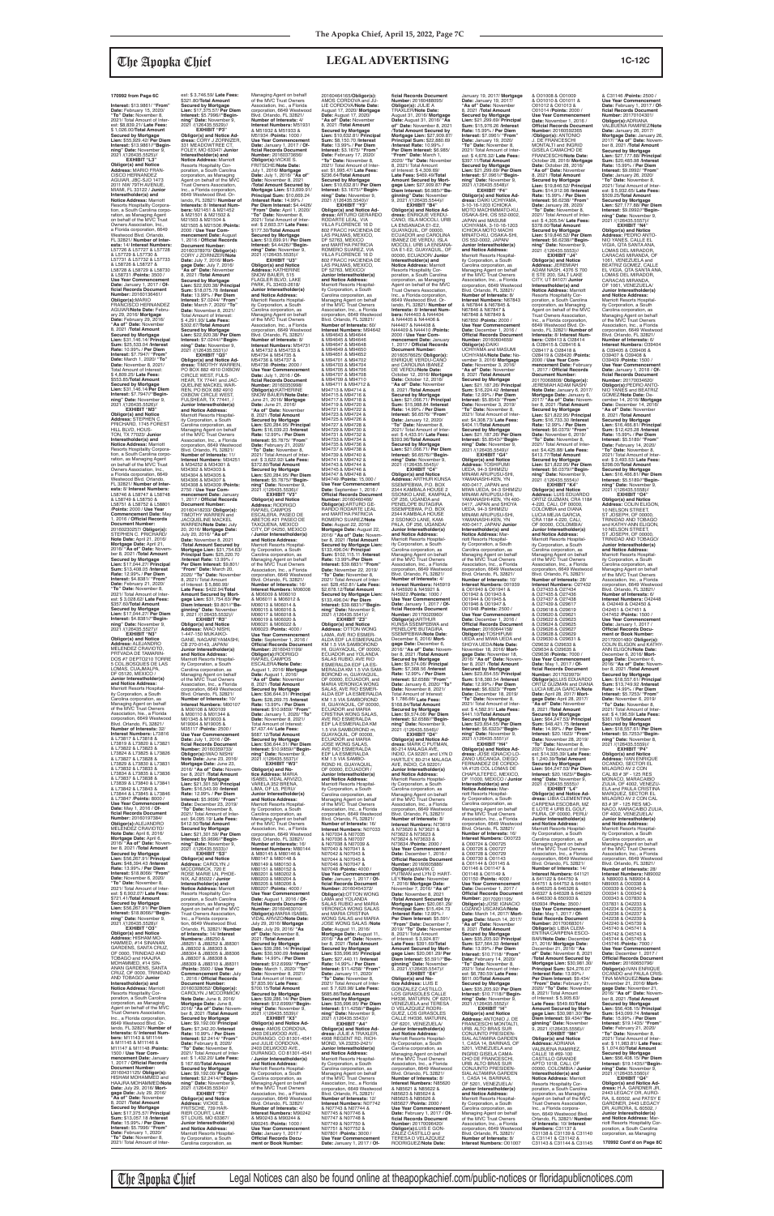**170992 From Page 6C**

**Interest:** $13.9861/ **"From" Date:** February 15, 2020/ **"To" Date:** November 8, 2021/ Total Amount of Interest: $8,839.21/ **Late Fees:** $ 1,026.00/**Total Amount Secured by Mortgage Lien:** $35,929.42/ **Per Diem Interest:** $13.9861//**"Beginning" Date:** November 9, 2021 /(126435.5525)//

**EXHIBIT "L3"**

**Obligor(s) and Notice Address:** MARIO FRANCISCO HERNANDEZ AGUAYO, JBC-SJO 1473 2011 NW 79TH AVENUE, MIAMI, FL 33122 / **Junior Interestholder(s) and Notice Address:** Marriott Resorts Hospitality Corporation, a South Carolina corporation, as Managing Agent on behalf of the MVC Trust Owners Association, Inc., a Florida corporation, 6649 Westwood Blvd. Orlando, FL 32821/ **Number of Interests:** 14/ **Interest Numbers:** L57720 & L57727 & L57728 & L57729 & L57730 & L57731 & L57732 & L57733 & L58726 & L58727 & L58728 & L58729 & L58730 & L58731 /**Points:** 3500 / **Use Year Commencement Date:** January 1, 2017 / **Official Records Document Number:** 20160136461/ **Obligor(s):**MARIO FRANCISCO HERNANDEZ AGUAYO/**Note Date:** February 29, 2016/ **Mortgage Date:** February 29, 2016/ **"As of" Date:** November 8, 2021 /**Total Amount Secured by Mortgage Lien:** $31,146.14/ **Principal Sum:** $25,533.04 /**Interest Rate:** 10.99% / **Per Diem Interest:** $7.7947/ **"From" Date:** March 1, 2020/ **"To" Date:** November 8, 2021/ Total Amount of Interest: $ 4,958.25/ **Late Fees:** $553.85/**Total Amount Secured by Mortgage Lien:** $31,146.14/**Per Diem Interest:** $7.7947//**"Beginning" Date:** November 9, 2021 /(126435.5526)//

**EXHIBIT "M3"**

**Obligor(s) and Notice Address:** STEPHEN C. PRICHARD, 1745 FOREST HILL BLVD, HOUSTON, TX 77023/ **Junior Interestholder(s) and Notice Address:** Marriott Resorts Hospitality Corporation, a South Carolina corporation, as Managing Agent on behalf of the MVC Trust Owners Association, Inc., a Florida corporation, 6649 Westwood Blvd. Orlando, FL 32821/ **Number of Interests:** 8/ **Interest Numbers:** L58746 & L58747 & L58748 & L58749 & L58750 & L58751 & L58752 & L58801 /**Points:** 2000 / **Use Year Commencement Date:** May 1, 2016 / **Official Records Document Number:** 20160220937/ **Obligor(s):** STEPHEN C. PRICHARD/ **Note Date:** April 21, 2016/ **Mortgage Date:** April 21, 2016/ **"As of" Date:** November 8, 2021 /**Total Amount Secured by Mortgage Lien:** $17,044.27/ **Principal Sum:** $13,408.05 /**Interest Rate:** 12.99% / **Per Diem Interest:** $4.8381/ **"From" Date:** February 21, 2020/ **"To" Date:** November 8, 2021/ Total Amount of Interest: $ 3,028.62/ **Late Fees:** $357.60/**Total Amount Secured by Mortgage Lien:** $17,044.27/ **Per Diem Interest:** $4.8381//**"Beginning" Date:** November 9, 2021 /(126435.5527)//

**EXHIBIT "N3"**

**Obligor(s) and Notice Address:** ALEJANDRO MELENDEZ CRAVIOTO, PRIVADA DE TAMARINDOS 47 DEPTO210 TORRE 5 COL BOSQUES DE LAS LOMAS, CUAJIMALPA, DF 05120, MEXICO / **Junior Interestholder(s) and Notice Address:** Marriott Resorts Hospitality Corporation, a South Carolina corporation, as Managing Agent on behalf of the MVC Trust Owners Association, Inc., a Florida corporation, 6649 Westwood Blvd. Orlando, FL 32821/ **Number of Interests:** 32/ **Interest Numbers:** L73816 & L73817 & L73818 & L73819 & L73820 & L73821 & L73822 & L73823 & L73824 & L73825 & L73826 & L73827 & L73828 & L73829 & L73830 & L73831 & L73832 & L73833 & L73834 & L73835 & L73836 & L73837 & L73838 & L73839 & L73840 & L73841 & L73842 & L73843 & L73844 & L73845 & L73846 & L73847 /**Points:** 8000 / **Use Year Commencement Date:** May 1, 2016 / **Official Records Document Number:** 20160197384/ **Obligor(s):**ALEJANDRO MELENDEZ CRAVIOTO/ **Note Date:** April 6, 2016/ **Mortgage Date:** April 6, 2016/ **"As of" Date:** November 8, 2021 /**Total Amount Secured by Mortgage Lien:** $58,267.91/ **Principal Sum:** $48,384.43 /**Interest Rate:** 13.99% / **Per Diem Interest:** $18.8066/ **"From" Date:** November 6, 2020/ **"To" Date:** November 8, 2021/ Total Amount of Interest: $ 6,920.87/ **Late Fees:** $721.41/**Total Amount Secured by Mortgage Lien:** $58,267.91/ **Per Diem Interest:** $18.8066//**"Beginning" Date:** November 9, 2021 /(126435.5528)//

**EXHIBIT "O3"**

**Obligor(s) and Notice Address:** HISHAM MOHAMMED, #14 SINANAN GARDENS, SANTA CRUZ, OF 00000, TRINIDAD AND TOBAGO and HAAJRA MOHAMMED, #14 SINANAN GARDENS, SANTA CRUZ, OF 0000, TRINIDAD AND TOBAGO/ **Junior Interestholder(s) and Notice Address:** Marriott Resorts Hospitality Corporation, a South Carolina corporation, as Managing Agent on behalf of the MVC Trust Owners Association, Inc., a Florida corporation, 6649 Westwood Blvd. Orlando, FL 32821/ **Number of Interests:** 6/ **Interest Numbers:** M11143 & M11144 & M11145 & M11146 & M11147 & M11148 /**Points:** 1500 / **Use Year Commencement Date:** January 1, 2017 / **Official Records Document Number:** 20160401129/ **Obligor(s):** HISHAM MOHAMMED and HAAJRA MOHAMMED/**Note Date:** July 29, 2016/ **Mortgage Date:** July 29, 2016/ **"As of" Date:** November 8, 2021 /**Total Amount Secured by Mortgage Lien:** $17,375.57/ **Principal Sum:** $13,057.18 /**Interest Rate:** 15.99% / **Per Diem Interest:** $5.7996/ **"From" Date:** February 1, 2020/ **"To" Date:** November 8, 2021/ Total Amount of Interest: $ 3,746.59/ **Late Fees:** $321.80/**Total Amount Secured by Mortgage Lien:** $17,375.57/ **Per Diem Interest:** $5.7996//**"Beginning" Date:** November 9, 2021 /(126435.5529)//

**EXHIBIT "P3"**

**Obligor(s) and Notice Address:** CORY J ZORNIZER, 331 MEADOWTREE CT, FOLEY, MO 63347/ **Junior Interestholder(s) and Notice Address:** Marriott Resorts Hospitality Corporation, a South Carolina corporation, as Managing Agent on behalf of the MVC Trust Owners Association, Inc., a Florida corporation, 6649 Westwood Blvd. Orlando, FL 32821/ **Number of Interests:** 8/ **Interest Numbers:** M21461 & M21462 & M21501 & M21502 & M21503 & M21504 & M21505 & M21506 /**Points:** 2000 / **Use Year Commencement Date:** August 1, 2016 / **Official Records Document Number:** 20160378970/ **Obligor(s):** CORY J ZORNIZER/**Note Date:** July 7, 2016/ **Mortgage Date:** July 7, 2016/ **"As of" Date:** November 8, 2021 /**Total Amount Secured by Mortgage Lien:** $22,502.38/ **Principal Sum:** $18,075.76 /**Interest Rate:** 13.99% / **Per Diem Interest:** $7.0244/ **"From" Date:** March 1, 2020/ **"To" Date:** November 8, 2021/ Total Amount of Interest: $ 4,291.93/ **Late Fees:** $302.67/**Total Amount Secured by Mortgage Lien:** $22,502.38/ **Per Diem Interest:** $7.0244//**"Beginning" Date:** November 9, 2021 /(126435.5531)//

**EXHIBIT "Q3"**

**Obligor(s) and Notice Address:** TIMOTHY WARREN, PO BOX 882 4010 OXBOW CIRCLE WEST, FULSHEAR, TX 77441, and JACQUELINE MACKEL WARREN, PO BOX 882 4010 OXBOW CIRCLE WEST, FULSHEAR, TX 77441, / **Junior Interestholder(s) and Notice Address:** Marriott Resorts Hospitality Corporation, a South Carolina corporation, as Managing Agent on behalf of the MVC Trust Owners Association, Inc., a Florida corporation, 6649 Westwood Blvd. Orlando, FL 32821/ **Number of Interests:** 11/ **Interest Numbers:** M34251 & M34252 & M34301 & M34302 & M34303 & M34304 & M34305 & M34306 & M34307 & M34308 & M34309 /**Points:** 2750 / **Use Year Commencement Date:** January 1, 2017 / **Official Records Document Number:** 20160418233/ **Obligor(s):** TIMOTHY WARREN and JACQUELINE MACKEL WARREN/**Note Date:** July 20, 2016/ **Mortgage Date:** July 20, 2016/ **"As of" Date:** November 8, 2021 /**Total Amount Secured by Mortgage Lien:** $31,754.63/ **Principal Sum:** $25,220.70 /**Interest Rate:** 13.99% / **Per Diem Interest:** $9.8011/ **"From" Date:** March 20, 2020/ **"To" Date:** November 8, 2021/ Total Amount of Interest: $ 5,802.30/ **Late Fees:** $482.94/**Total Amount Secured by Mortgage Lien:** $31,754.63/ **Per Diem Interest:** $9.8011//**"Beginning" Date:** November 9, 2021 /(126435.5532)//

**EXHIBIT "R3"**

**Obligor(s) and Notice Address:** IWAO NISHI, 1-447-150 MUKAIKOGANE, NAGAREYAMASHI, CB 270-0143, JAPAN/ **Junior Interestholder(s) and Notice Address:** Marriott Resorts Hospitality Corporation, a South Carolina corporation, as Managing Agent on behalf of the MVC Trust Owners Association, Inc., a Florida corporation, 6649 Westwood Blvd. Orlando, FL 32821/ **Number of Interests:** 10/ **Interest Numbers:** M00107 & M00108 & M00109 & M00110 & M01344 & M01345 & M19003 & M19004 & M19005 & M35117 /**Points:** 2500 / **Use Year Commencement Date:** July 1, 2016 / **Official Records Document Number:** 20160295733/ **Obligor(s):**IWAO NISHI/ **Note Date:** June 23, 2016/ **Mortgage Date:** June 23, 2016/ **"As of" Date:** November 8, 2021 /**Total Amount Secured by Mortgage Lien:** $21,301.50/ **Principal Sum:** $16,543.30 /**Interest Rate:** 12.99% / **Per Diem Interest:** $5.9696/ **"From" Date:** December 23, 2019/ **"To" Date:** November 8, 2021/ Total Amount of Interest: $4,095.19/ **Late Fees:** $412.50/**Total Amount Secured by Mortgage Lien:** $21,301.50/ **Per Diem Interest:** $5.9696//**"Beginning" Date:** November 9, 2021 /(126435.5533)//

**EXHIBIT "S3"**

**Obligor(s) and Notice Address:** CAROLYN J. MCCORMICK, 720 E ROSE MARIE LN, PHOENIX, AZ 85022 / **Junior Interestholder(s) and Notice Address:** Marriott Resorts Hospitality Corporation, a South Carolina corporation, as Managing Agent on behalf of the MVC Trust Owners Association, Inc., a Florida corporation, 6649 Westwood Blvd. Orlando, FL 32821/ **Number of Interests:** 14/ **Interest Numbers:** J88250 & J88251 & J88252 & J88301 & J88302 & J88303 & J88304 & J88305 & J88306 & J88307 & J88308 & J88309 & J88310 & J88311 /**Points:** 3500 / **Use Year Commencement Date:** July 1, 2016 / **Official Records Document Number:** 20160328026/ **Obligor(s):** CAROLYN J.MCCORMICK/**Note Date:** June 8, 2016/ **Mortgage Date:** June 8, 2016/ **"As of" Date:** November 8, 2021 /**Total Amount Secured by Mortgage Lien:** $9,192.00/ **Principal Sum:** $7,342.20 /**Interest Rate:** 10.99% / **Per Diem Interest:** $2.2414/ **"From" Date:** February 8, 2020/ **"To" Date:** November 8, 2021/ Total Amount of Interest: $ 1,432.20/ **Late Fees:** $ 167.60/**Total Amount Secured by Mortgage Lien:** $9,192.00/ **Per Diem Interest:** $2.2414//**"Beginning" Date:** November 9, 2021 /(126435.5534)//

**EXHIBIT "T3"**

**Obligor(s) and Notice Address:** VICKIE S. FRITSCHE, 739 HAR-RIER COURT LAKE ST LOUIS, MO 63367/ **Junior Interestholder(s) and Notice Address:** Marriott Resorts Hospitality Corporation, a South Carolina corporation, as Managing Agent on behalf of the MVC Trust Owners Association, Inc., a Florida corporation, 6649 Westwood Blvd. Orlando, FL 32821/ **Number of Interests:** 4/ **Interest Numbers:** M51931 & M51932 & M51933 & M51934 /**Points:** 1000 / **Use Year Commencement Date:** January 1, 2017 / **Official Records Document Number:** 20160373665/ **Obligor(s):**VICKIE S. FRITSCHE/**Note Date:** July 1, 2016/ **Mortgage Date:** July 1, 2016/ **"As of" Date:** November 8, 2021 /**Total Amount Secured by Mortgage Lien:** $13,899.91/ **Principal Sum:** $10,695.24 /**Interest Rate:** 14.99% / **Per Diem Interest:** $4.4426/ **"From" Date:** April 1, 2020/ **"To" Date:** November 8, 2021/ Total Amount of Interest: $ 2,603.37/ **Late Fees:** $177.30/**Total Amount Secured by Mortgage Lien:** $13,899.91/ **Per Diem Interest:** $4.4426//**"Beginning" Date:** November 9, 2021 /(126435.5535)//

**EXHIBIT "U3"**

**Obligor(s) and Notice Address:** KATHERINE SNOW BAUER, 515 FLAGLER BLVD, LAKE PARK, FL 33403-2618/ **Junior Interestholder(s) and Notice Address:** Marriott Resorts Hospitality Corporation, a South Carolina corporation, as Managing Agent on behalf of the MVC Trust Owners Association, Inc., a Florida corporation, 6649 Westwood Blvd. Orlando, FL 32821/ **Number of Interests:** 8/ **Interest Numbers:** M54731 & M54732 & M54733 & M54734 & M54735 & M54736 & M54737 & M54738 /**Points:** 2000 / **Use Year Commencement Date:** July 1, 2016 / **Official Records Document Number:** 20160329433/ **Obligor(s):**KATHERINE SNOW BAUER/**Note Date:** June 21, 2016/ **Mortgage Date:** June 21, 2016/ **"As of" Date:** November 8, 2021 /**Total Amount Secured by Mortgage Lien:** $20,284.95/ **Principal Sum:** $16,512.58 /**Interest Rate:** 12.99% / **Per Diem Interest:** $5.7975/ **"From" Date:** February 21, 2020/ **"To" Date:** November 8, 2021/ Total Amount of Interest: $ 3,632.53/ **Late Fees:** $372.50/**Total Amount Secured by Mortgage Lien:** $20,284.95/ **Per Diem Interest:** $5.7975//**"Beginning" Date:** November 9, 2021 /(126435.5536)//

**EXHIBIT "V3"**

**Obligor(s) and Notice Address:** RODRIGO RAFAEL CAMPOS ESCALERA, PASEO DE ABETOS #21 PASEO DE TAXQUENA, MEXICO CITY, DF 04250, MEXICO / **Junior Interestholder(s) and Notice Address:** Marriott Resorts Hospitality Corporation, a South Carolina corporation, as Managing Agent on behalf of the MVC Trust Owners Association, Inc., a Florida corporation, 6649 Westwood Blvd. Orlando, FL 32821/ **Number of Interests:** 12/ **Interest Numbers:** M06008 & M06009 & M06010 & M06011 & M06012 & M06013 & M06014 & M06015 & M06016 & M06017 & M06018 & M06019 & M06020 & M06021 & M06022 & M06023 /**Points:** 4000 / **Use Year Commencement Date:** September 1, 2016 / **Official Records Document Number:** 20160431199/ **Obligor(s):**RODRIGO RAFAEL CAMPOS ESCALERA/**Note Date:** August 1, 2016/ **Mortgage Date:** August 1, 2016/ **"As of" Date:** November 8, 2021 /**Total Amount Secured by Mortgage Lien:** $36,644.31/ **Principal Sum:** $28,269.75 /**Interest Rate:** 13.99% / **Per Diem Interest:** $10.9859/ **"From" Date:** June 1, 2019/ **"To" Date:** November 8, 2021/ Total Amount of Interest: $7,437.44/ **Late Fees:** $687.12/**Total Amount Secured by Mortgage Lien:** $36,644.31/ **Per Diem Interest:** $10.9859//**"Beginning" Date:** November 9, 2021 /(126435.5537)//

**EXHIBIT "W3"**

**Obligor(s) and Notice Address:** MARIA ISABEL VIDAL ARVIZO, VARELA 352 ERENA LIMA, LP 13, PERU/ **Junior Interestholder(s) and Notice Address:** Marriott Resorts Hospitality Corporation, a South Carolina corporation, as Managing Agent on behalf of the MVC Trust Owners Association, Inc., a Florida corporation, 6649 Westwood Blvd. Orlando, FL 32821/ **Number of Interests:** 16/ **Interest Numbers:** M80144 & M80145 & M80146 & M80147 & M80148 & M80149 & M80150 & M80151 & M80152 & M80201 & M80202 & M80203 & M80204 & M80205 & M80206 & M80207 /**Points:** 4000 / **Use Year Commencement Date:** August 1, 2016 / **Official Records Document Number:** 20160463010/ **Obligor(s):**MARIA ISABEL VIDAL ARVIZO/**Note Date:** July 29, 2016/ **Mortgage Date:** July 29, 2016/ **"As of" Date:** November 8, 2021 /**Total Amount Secured by Mortgage Lien:** $35,286.14/ **Principal Sum:** $26,555.94 /**Interest Rate:** 14.99% / **Per Diem Interest:** $11.0576/ **"From" Date:** March 1, 2020/ **"To" Date:** November 8, 2021/ Total Amount of Interest: $7,805.00/ **Late Fees:** $700.15/**Total Amount Secured by Mortgage Lien:** $35,286.14/ **Per Diem Interest:** $12.6999//**"Beginning" Date:** November 9, 2021 /(126435.5539)//

**EXHIBIT "X3"**

**Obligor(s) and Notice Address:** AMOS CORDOVA, 2403 DELWOOD AVE, DURANGO, CO 81301-4541 and JULIE CORDOVA, 2403 DELWOOD AVE, DURANGO, CO 81301-4541 / **Junior Interestholder(s) and Notice Address:** Marriott Resorts Hospitality Corporation, a South Carolina corporation, as Managing Agent on behalf of the MVC Trust Owners Association, Inc., a Florida corporation, 6649 Westwood Blvd. Orlando, FL 32821/ **Number of Interests:** 4/ **Interest Numbers:** M84242 & M84243 & M84244 & M84245 /**Points:** 1000 / **Use Year Commencement Date:** January 1, 2017 / **Official Records Document Number:** 20160464165/**Obligor(s):** AMOS CORDOVA and JULIE CORDOVA/**Note Date:** August 17, 2020/ **Mortgage Date:** August 17, 2020/ **"As of" Date:** November 8, 2021 /**Total Amount Secured by Mortgage Lien:** $10,632.81/ **Principal Sum:** $8,150.70 /**Interest Rate:** 13.99% / **Per Diem Interest:** $3.1675/ **"From" Date:** February 17, 2020/ **"To" Date:** November 8, 2021/ Total Amount of Interest: $1,994.14/ **Late Fees:** $238.64/**Total Amount Secured by Mortgage Lien:** $10,632.81/ **Per Diem Interest:** $3.1675//**"Beginning" Date:** November 9, 2021 /(126435.5540)//

**EXHIBIT "Y3"**

**Obligor(s) and Notice Address:** ARTURO GERARDO RODARTE LEAL, VIA VILLA FLORENCE 16 D 802 FRACC HACIENDA DE LAS PALMAS, MEXICO, DF 52763, MEXICO and MARTHA PATRICIA ROMERO SUAREZ, VIA VILLA FLORENCE 16 D 802 FRACC HACIENDA DE LAS PALMAS, MEXICO, DF 52763, MEXICO/ **Junior Interestholder(s) and Notice Address:** Marriott Resorts Hospitality Corporation, a South Carolina corporation, as Managing Agent on behalf of the MVC Trust Owners Association, Inc., a Florida corporation, 6649 Westwood Blvd. Orlando, FL 32821/ **Number of Interests:** 60/ **Interest Numbers:** M94642 & M94643 & M94644 & M94645 & M94646 & M94647 & M94648 & M94649 & M94650 & M94651 & M94652 & M94701 & M94702 & M94703 & M94704 & M94705 & M94706 & M94707 & M94708 & M94709 & M94710 & M94711 & M94712 & M94713 & M94714 & M94715 & M94716 & M94717 & M94718 & M94719 & M94720 & M94721 & M94722 & M94723 & M94724 & M94725 & M94726 & M94727 & M94728 & M94729 & M94730 & M94731 & M94732 & M94733 & M94734 & M94735 & M94736 & M94737 & M94738 & M94739 & M94740 & M94741 & M94742 & M94743 & M94744 & M94745 & M94746 & M94747 & M94748 & M94749 /**Points:** 15,000 / **Use Year Commencement Date:** September 1, 2016 / **Official Records Document Number:** 20160475470/ **Obligor(s):**ARTURO GERARDO RODARTE LEAL and MARTHA PATRICIA ROMERO SUAREZ/**Note Date:** August 22, 2016/ **Mortgage Date:** August 22, 2016/ **"As of" Date:** November 8, 2021 /**Total Amount Secured by Mortgage Lien:** $133,496.04/ **Principal Sum:** $105,112.38 /**Interest Rate:** 13.99% / **Per Diem Interest:** $39.6831/ **"From" Date:** November 22, 2019/ **"To" Date:** November 8, 2021/ Total Amount of Interest: $28,452.81/ **Late Fees:** $2,678.12/**Total Amount Secured by Mortgage Lien:** $133,496.04/ **Per Diem Interest:** $39.6831//**"Beginning" Date:** November 9, 2021 /(126435.5541)//

**EXHIBIT "Z3"**

**Obligor(s) and Notice Address:** OTTON WONG LAMA, AVE RIO ESMERALDA EDF LA ESMERALDA KM 1.5 VIA SAMBORONDON, GUAYAQUIL, OF 00000, ECUADOR and YOLANDA SALAS RUBIO, AVE RIO ESMERALDA EDF LA ESMERALDA KM 1.5 VIA SAMBORONDON, GUAYAQUIL, OF 00000, ECUADOR, and MARIA VERONICA WONG SALAS, AVE RIO ESMERALDA EDF LA ESMERALDA KM 1.5 VIA SAMBORONDON, GUAYAQUIL, OF 00000, ECUADOR and MARIA CRISTINA WONG SALAS, AVE RIO ESMERALDA EDF LA ESMERALDA KM 1.5 VIA SAMBORONDON, GUAYAQUIL, OF 00000, ECUADOR and MARIA JOSE WONG SALAS, AVE RIO ESMERALDA EDF LA ESMERALDA KM 1.5 VIA SAMBORONDON, GUAYAQUIL, OF 00000, ECUADOR/ **Junior Interestholder(s) and Notice Address:** Marriott Resorts Hospitality Corporation, a South Carolina corporation, as Managing Agent on behalf of the MVC Trust Owners Association, Inc., a Florida corporation, 6649 Westwood Blvd. Orlando, FL 32821/ **Number of Interests:** 16/ **Interest Numbers:** N07033 & N07034 & N07035 & N07036 & N07037 & N07038 & N07039 & N07040 & N07041 & N07042 & N07043 & N07044 & N07045 & N07046 & N07047 & N07048 /**Points:** 4000 / **Use Year Commencement Date:** January 1, 2017 / **Official Records Document Number:** 20160454372/ **Obligor(s):**OTTON WONG LAMA and YOLANDA SALAS RUBIO and MARIA VERONICA WONG SALAS and MARIA CRISTINA WONG SALAS and MARIA JOSE WONG SALAS/**Note Date:** August 11, 2016/ **Mortgage Date:** August 11, 2016/ **"As of" Date:** November 8, 2021 /**Total Amount Secured by Mortgage Lien:** $35,556.90/ **Principal Sum:** $27,440.11 /**Interest Rate:** 14.99% / **Per Diem Interest:** $11.4259/ **"From" Date:** January 11, 2020/ **"To" Date:** November 8, 2021/ Total Amount of Interest: $ 7,626.86/ **Late Fees:** $489.93/**Total Amount Secured by Mortgage Lien:** $35,556.90/ **Per Diem Interest:** $11.4259//**"Beginning" Date:** November 9, 2021 /(126435.5542)//

**EXHIBIT "A4"**

**Obligor(s) and Notice Address:** JULIE A TRAXLER, 4633 HEDRICK RD, RICHMOND, VA 23230-2421/ **Junior Interestholder(s) and Notice Address:** Marriott Resorts Hospitality Corporation, a South Carolina corporation, as Managing Agent on behalf of the MVC Trust Owners Association, Inc., a Florida corporation, 6649 Westwood Blvd. Orlando, FL 32821/ **Number of Interests:** 8/ **Interest Numbers:** N07742 & N07743 & N07744 & N07745 & N07746 & N07747 & N07748 & N07751 & N07752 & N07801 /**Points:** 2000 / **Use Year Commencement Date:** January 1, 2017 / **Official Records Document Number:** 20160488029/ **Obligor(s):** JULIE A TRAXLER/**Note Date:** August 31, 2016/ **Mortgage Date:** August 31, 2016/ **"As of" Date:** November 8, 2021 /**Total Amount Secured by Mortgage Lien:** $22,880.69/ **Principal Sum:** $18,177.91 /**Interest Rate:** 10.99% / **Per Diem Interest:** $5.5493/ **"From" Date:** March 1, 2020/ **"To" Date:** November 8, 2021/ Total Amount of Interest: $ 3,390.54/ **Late Fees:** $409.40/**Total Amount Secured by Mortgage Lien:** $27,009.87/ **Per Diem Interest:** $6.9957//**"Beginning" Date:** November 9, 2021 /(126435.5544)//

**EXHIBIT "B4"**

**Obligor(s) and Notice Address:** ENRIQUE VERDUGO CANO, SILAMOCOLI, URB LA ENSENADA E1-E2, GUAYAQUIL, OF 00000, ECUADOR and CAROLINA IBANEZ DE VERDU, SILAMOCOLI, URB LA ENSENADA E1-E2, GUAYAQUIL, OF 00000, ECUADOR/ **Junior Interestholder(s) and Notice Address:** Marriott Resorts Hospitality Corporation, a South Carolina corporation, as Managing Agent on behalf of the MVC Trust Owners Association, Inc., a Florida corporation, 6649 Westwood Blvd. Orlando, FL 32821/ **Number of Interests:** 8/ **Interest Numbers:** N44403 & N44404 & N44405 & N44406 & N44407 & N44408 & N44409 & N44410 /**Points:** 2000 / **Use Year Commencement Date:** January 1, 2017 / **Official Records Document Number:** 20160575826/ **Obligor(s):** ENRIQUE VERDUGO CANO and CAROLINA IBANEZ DE VERDU/**Note Date:** October 12, 2016/ **Mortgage Date:** October 12, 2016/ **"As of" Date:** November 8, 2021 /**Total Amount Secured by Mortgage Lien:** $21,066.71/ **Principal Sum:** $15,988.84 /**Interest Rate:** 14.99% / **Per Diem Interest:** $6.6576/ **"From" Date:** May 12, 2019/ **"To" Date:** November 8, 2021/ Total Amount of Interest: $ 4,433.91/ **Late Fees:** $393.96/**Total Amount Secured by Mortgage Lien:** $21,066.71/ **Per Diem Interest:** $6.6576//**"Beginning" Date:** November 9, 2021 /(126435.5546)//

**EXHIBIT "C4"**

**Obligor(s) and Notice Address:** ARTHUR KUNSA SSEMPEBWA, P.O. BOX 2344 KAMPALA HOUSE 2 SSONKO LANE, KAMPALA, OF 256, UGANDA and PENELOPE BUTAGIRA SSEMPEBWA, P.O. BOX 2344 KAMPALA HOUSE 2 SSONKO LANE, KAMPALA, OF 256, UGANDA / **Junior Interestholder(s) and Notice Address:** Marriott Resorts Hospitality Corporation, a South Carolina corporation, as Managing Agent on behalf of the MVC Trust Owners Association, Inc., a Florida corporation, 6649 Westwood Blvd. Orlando, FL 32821/ **Number of Interests:** 4/ **Interest Numbers:** N45919 & N45920 & N45921 & N45922 /**Points:** 1000 / **Use Year Commencement Date:** January 1, 2017 / **Official Records Document Number:** 20170020986/ **Obligor(s):**ARTHUR KUNSA SSEMPEBWA and PENELOPE BUTAGIRA SSEMPEBWA/**Note Date:** December 6, 2016/ **Mortgage Date:** December 6, 2016/ **"As of" Date:** November 8, 2021 /**Total Amount Secured by Mortgage Lien:** $9,574.06/ **Principal Sum:** $7,305.51 /**Interest Rate:** 12.99% / **Per Diem Interest:** $2.6361/ **"From" Date:** January 6, 2020/ **"To" Date:** November 8, 2021/ Total Amount of Interest: $ 1,786.99/ **Late Fees:** $168.84/**Total Amount Secured by Mortgage Lien:** $9,574.06/ **Per Diem Interest:** $2.6361//**"Beginning" Date:** November 9, 2021 /(126435.5546)//

**EXHIBIT "D4"**

**Obligor(s) and Notice Address:** MARK C PUTMAN, 80 N RIDGE RD, INDIO, CA 92201 and LYN D HARTLEY, 80 N MALAGA AVE, INDIO, CA 92201/ **Junior Interestholder(s) and Notice Address:** Marriott Resorts Hospitality Corporation, a South Carolina corporation, as Managing Agent on behalf of the MVC Trust Owners Association, Inc., a Florida corporation, 6649 Westwood Blvd. Orlando, FL 32821/ **Number of Interests:** 8/ **Interest Numbers:** N73619 & N73620 & N73621 & N73622 & N73623 & N73624 & N73625 & N73626 /**Points:** 2000 / **Use Year Commencement Date:** December 1, 2016 / **Official Records Document Number:** 20160605684/ **Obligor(s):**MARK C PUTMAN and LYN D HARTLEY/**Note Date:** November 7, 2016/ **Mortgage Date:** November 7, 2016/ **"As of" Date:** November 8, 2021 /**Total Amount Secured by Mortgage Lien:** $20,061.29/ **Principal Sum:** $16,474.73 /**Interest Rate:** 13.99% / **Per Diem Interest:** $5.8391/ **"From" Date:** December 7, 2019/ **"To" Date:** November 8, 2021/ Total Amount of Interest: $ 3,694.87/ **Late Fees:** $331.60/**Total Amount Secured by Mortgage Lien:** $20,061.29/ **Per Diem Interest:** $3.9317//**"Beginning" Date:** November 9, 2021 /(126435.5547)//

**EXHIBIT "E4"**

**Obligor(s) and Notice Address:** LUIS E GONZALEZ CASTILLO, LOS GIRASOLES CALLE GIRASOLES N 12, QUINTA D VELAZQUEZ RODRIGUEZ, LOS GIRASOLES CALLE HUSO, MATURIN, OF 6201, VENEZUELA/ **Junior Interestholder(s) and Notice Address:** Marriott Resorts Hospitality Corporation, a South Carolina corporation, as Managing Agent on behalf of the MVC Trust Owners Association, Inc., a Florida corporation, 6649 Westwood Blvd. Orlando, FL 32821/ **Number of Interests:** 8/ **Interest Numbers:** N85620 & N85621 & N85622 & N85623 & N85624 & N85625 & N85626 & N85627 /**Points:** 2000 / **Use Year Commencement Date:** February 1, 2017 / **Official Records Document Number:** 20170059086/ **Obligor(s):**LUIS E GONZALEZ CASTILLO and TERESA D VELAZQUEZ RODRIGUEZ/**Note Date:** January 19, 2017/ **Mortgage Date:** January 19, 2017/ **"As of" Date:** November 8, 2021 /**Total Amount Secured by Mortgage Lien:** $21,269.69/ **Principal Sum:** $15,976.26 /**Interest Rate:** 15.99% / **Per Diem Interest:** $7.0961/ **"From" Date:** January 19, 2020/ **"To" Date:** November 8, 2021/ Total Amount of Interest: $ 4,676.32/ **Late Fees:** $337.11/**Total Amount Secured by Mortgage Lien:** $21,269.69/ **Per Diem Interest:** $7.0961//**"Beginning" Date:** November 9, 2021 /(126435.5548)//

**EXHIBIT "F4"**

**Obligor(s) and Notice Address:** DAIKI UCHIYAMA, 3-10-16-1203 ICHIOKA MOTO MACHIMINATO-KU, OSAKA-SHI, OS 552-0002, JAPAN and MASUMI UCHIYAMA, 3-10-16-1203 ICHIOKA MOTO MACHI MINATO-KU, OSAKA-SHI, OS 552-0002, JAPAN/ **Junior Interestholder(s) and Notice Address:** Marriott Resorts Hospitality Corporation, a South Carolina corporation, as Managing Agent on behalf of the MVC Trust Owners Association, Inc., a Florida corporation, 6649 Westwood Blvd. Orlando, FL 32821/ **Number of Interests:** 8/ **Interest Numbers:** N67843 & N67844 & N67845 & N67846 & N67847 & N67848 & N67849 & N67850 /**Points:** 2000 / **Use Year Commencement Date:** December 1, 2016 / **Official Records Document Number:** 20160604609/ **Obligor(s):**DAIKI UCHIYAMA and MASUMI UCHIYAMA/**Note Date:** November 3, 2016/ **Mortgage Date:** November 3, 2016/ **"As of" Date:** November 8, 2021 /**Total Amount Secured by Mortgage Lien:** $21,187.26/ **Principal Sum:** $16,224.42 /**Interest Rate:** 12.99% / **Per Diem Interest:** $5.8543/ **"From" Date:** November 3, 2019/ **"To" Date:** November 8, 2021/ Total Amount of Interest: $4,304.73/ **Late Fees:** $404.11/**Total Amount Secured by Mortgage Lien:** $21,187.26/ **Per Diem Interest:** $5.8543//**"Beginning" Date:** November 9, 2021 /(126435.5549)//

**EXHIBIT "G4"**

**Obligor(s) and Notice Address:** TOSHIFUMI UEDA, 94-3 SHIMIZU MINAMI ARUPUSU-SHI, YAMANASHI-KEN, YN 400-0417, JAPAN and MIWA UEDA, 94-3 SHIMIZU MINAMI ARUPUSU-SHI, YAMANASHI-KEN, YN 400-0417, JAPAN and SHOYA UEDA, 94-3 SHIMIZU MINAMI ARUPUSU-SHI, YAMANASHI-KEN, YN 400-0417, JAPAN/ **Junior Interestholder(s) and Notice Address:** Marriott Resorts Hospitality Corporation, a South Carolina corporation, as Managing Agent on behalf of the MVC Trust Owners Association, Inc., a Florida corporation, 6649 Westwood Blvd. Orlando, FL 32821/ **Number of Interests:** 10/ **Interest Numbers:** O01939 & O01940 & O01941 & O01942 & O01943 & O01944 & O01945 & O01946 & O01947 & O01948 /**Points:** 2500 / **Use Year Commencement Date:** December 1, 2016 / **Official Records Document Number:** 20160644158/ **Obligor(s):**TOSHIFUMI UEDA and MIWA UEDA and SHOYA UEDA/**Note Date:** November 18, 2016/ **Mortgage Date:** November 18, 2016/ **"As of" Date:** November 8, 2021 /**Total Amount Secured by Mortgage Lien:** $23,654.55/ **Principal Sum:** $18,380.54 /**Interest Rate:** 12.99% / **Per Diem Interest:** $6.6323/ **"From" Date:** December 18, 2019/ **"To" Date:** November 8, 2021/ Total Amount of Interest: $ 4,582.91/ **Late Fees:** $441.10/**Total Amount Secured by Mortgage Lien:** $23,654.55/ **Per Diem Interest:** $6.6323//**"Beginning" Date:** November 9, 2021 /(126435.5551)//

**EXHIBIT "H4"**

**Obligor(s) and Notice Address:** JOSE IGNACIO LOZANO USCANGA, DIEGO FERNANDEZ DE CORDOVA #125 COL LOMAS DE CHAPULTEPEC, MEXICO, DF 11000, MEXICO / **Junior Interestholder(s) and Notice Address:** Marriott Resorts Hospitality Corporation, a South Carolina corporation, as Managing Agent on behalf of the MVC Trust Owners Association, Inc., a Florida corporation, 6649 Westwood Blvd. Orlando, FL 32821/ **Number of Interests:** 16/ **Interest Numbers:** O00723 & O00724 & O00725 & O00726 & O00727 & O00728 & O00729 & O00730 & O01143 & O01144 & O01145 & O01146 & O01147 & O01148 & O01149 & O01150 /**Points:** 4000 / **Use Year Commencement Date:** December 1, 2017 / **Official Records Document Number:** 20170201195/ **Obligor(s):**JOSE IGNACIO LOZANO USCANGA/**Note Date:** March 14, 2017/ **Mortgage Date:** March 14, 2017/ **"As of" Date:** November 8, 2021 /**Total Amount Secured by Mortgage Lien:** $35,205.92/ **Principal Sum:** $27,564.33 /**Interest Rate:** 13.99% / **Per Diem Interest:** $10.7118/ **"From" Date:** February 14, 2020/ **"To" Date:** November 8, 2021/ Total Amount of Interest: $6,780.59/ **Late Fees:** $611.00/**Total Amount Secured by Mortgage Lien:** $35,205.92/ **Per Diem Interest:** $10.7118//**"Beginning" Date:** November 9, 2021 /(126435.5552)//

**EXHIBIT "I4"**

**Obligor(s) and Notice Address:** ANTONIO J. DE FRANCESCHI MONTALTI, AVE. ALTO BRAS SUR CONJUNTO PRESIDENCIAL ALTAMIRA GARDEN 1, CASA 14, BARINAS, OF 5201, VENEZUELA and INGRID GISELA CAMACHO DE FRANCESCHI, AVE. ALTO BRAS SUR CONJUNTO PRESIDENCIAL ALTAMIRA GARDEN 1, CASA 14, BARINAS, OF 5201, VENEZUELA/ **Junior Interestholder(s) and Notice Address:** Marriott Resorts Hospitality Corporation, a South Carolina corporation, as Managing Agent on behalf of the MVC Trust Owners Association, Inc., a Florida corporation, 6649 Westwood Blvd. Orlando, FL 32821/ **Number of Interests:** 8/ **Interest Numbers:** O01007 & O01008 & O01009 & O01010 & O01011 & O01012 & O01013 & O01014 /**Points:** 2000 / **Use Year Commencement Date:** November 1, 2016 / **Official Records Document Number:** 20160592605/ **Obligor(s):**ANTONIO J. DE FRANCESCHI MONTALTI and INGRID GISELA CAMACHO DE FRANCESCHI/**Note Date:** October 28, 2016/ **Mortgage Date:** October 28, 2016/ **"As of" Date:** November 8, 2021 /**Total Amount Secured by Mortgage Lien:** $19,846.52/ **Principal Sum:** $14,912.96 /**Interest Rate:** 15.99% / **Per Diem Interest:** $6.6238/ **"From" Date:** January 28, 2020/ **"To" Date:** November 8, 2021/ Total Amount of Interest: $ 4,305.54/ **Late Fees:** $378.00/**Total Amount Secured by Mortgage Lien:** $19,846.52/ **Per Diem Interest:** $6.6238//**"Beginning" Date:** November 9, 2021 /(126435.5553)//

**EXHIBIT "J4"**

**Obligor(s) and Notice Address:** JEREMIAH ADAM NASH, 4376 S 700 E STE 200, SALT LAKE CITY, UT 84107/ **Junior Interestholder(s) and Notice Address:** Marriott Resorts Hospitality Corporation, a South Carolina corporation, as Managing Agent on behalf of the MVC Trust Owners Association, Inc., a Florida corporation, 6649 Westwood Blvd. Orlando, FL 32821/ **Number of Interests:** 8/ **Interest Numbers:** O28413 & O28414 & O28415 & O28416 & O28417 & O28418 & O28419 & O28420 /**Points:** 2000 / **Use Year Commencement Date:** February 1, 2017 / **Official Records Document Number:** 20170068806/ **Obligor(s):** JEREMIAH ADAM NASH/**Note Date:** January 6, 2017/ **Mortgage Date:** January 6, 2017/ **"As of" Date:** November 8, 2021 /**Total Amount Secured by Mortgage Lien:** $21,822.95/ **Principal Sum:** $16,733.30 /**Interest Rate:** 12.99% / **Per Diem Interest:** $6.0379/ **"From" Date:** November 6, 2019/ **"To" Date:** November 8, 2021/ Total Amount of Interest: $4,425.88/ **Late Fees:** $413.77/**Total Amount Secured by Mortgage Lien:** $21,822.95/ **Per Diem Interest:** $6.0379//**"Beginning" Date:** November 9, 2021 /(126435.5554)//

**EXHIBIT "K4"**

**Obligor(s) and Notice Address:** LUIS EDUARDO ORTIZ GUZMAN, CRA 119# 4-220, CALI, OF 00000, COLOMBIA and DIANA LUCIA MEJIA GARCIA, CRA 119# 4-220, CALI, OF 00000, COLOMBIA/ **Junior Interestholder(s) and Notice Address:** Marriott Resorts Hospitality Corporation, a South Carolina corporation, as Managing Agent on behalf of the MVC Trust Owners Association, Inc., a Florida corporation, 6649 Westwood Blvd. Orlando, FL 32821/ **Number of Interests:** 28/ **Interest Numbers:** O27432 & O27433 & O27434 & O27435 & O27436 & O27437 & O27438 & O27439 & O29617 & O29618 & O29619 & O29620 & O29621 & O29622 & O29623 & O29624 & O29625 & O29626 & O29627 & O29628 & O29629 & O29630 & O29631 & O29632 & O29633 & O29634 & O29635 & O29636 /**Points:** 7000 / **Use Year Commencement Date:** May 1, 2017 / **Official Records Document Number:** 20170229979/ **Obligor(s):**LUIS EDUARDO ORTIZ GUZMAN and DIANA LUCIA MEJIA GARCIA/**Note Date:** April 28, 2017/ **Mortgage Date:** April 28, 2017/ **"As of" Date:** November 8, 2021 /**Total Amount Secured by Mortgage Lien:** $64,247.53/ **Principal Sum:** $48,421.75 /**Interest Rate:** 14.99% / **Per Diem Interest:** $20.1623/ **"From" Date:** November 28, 2019/ **"To" Date:** November 8, 2021/ Total Amount of Interest: $14,335.39/ **Late Fees:** $ 1,240.39/**Total Amount Secured by Mortgage Lien:** $64,247.53/ **Per Diem Interest:** $20.1623//**"Beginning" Date:** November 9, 2021 /(126435.5555)//

**EXHIBIT "L4"**

**Obligor(s) and Notice Address:** LIBIA CLEMENTINA CARPENA ESCOBAR, MZ E LOTE 4 URB EL GOLF, PIURA, OF 00000, PERU / **Junior Interestholder(s) and Notice Address:** Marriott Resorts Hospitality Corporation, a South Carolina corporation, as Managing Agent on behalf of the MVC Trust Owners Association, Inc., a Florida corporation, 6649 Westwood Blvd. Orlando, FL 32821/ **Number of Interests:** 8/ **Interest Numbers:** 641121 & 641122 & 644750 & 644751 & 644752 & 644801 & 646325 & 646326 & 646327 & 646328 & 646329 & 646330 & 650933 & 650934 /**Points:** 3500 / **Use Year Commencement Date:** May 1, 2017 / **Official Records Document Number:** 20170068307/ **Obligor(s):** LIBIA CLEMENTINA CARPENA ESCOBAR/**Note Date:** December 21, 2016/ **Mortgage Date:** December 21, 2016/ **"As of" Date:** November 8, 2021 /**Total Amount Secured by Mortgage Lien:** $30,981.30/ **Principal Sum:** $24,276.07 /**Interest Rate:** 13.99% / **Per Diem Interest:** $9.434/ **"From" Date:** February 21, 2020/ **"To" Date:** November 8, 2021/ Total Amount of Interest: $ 5,905.63/ **Late Fees:** $549.60/**Total Amount Secured by Mortgage Lien:** $30,981.30/ **Per Diem Interest:** $9.434//**"Beginning" Date:** November 9, 2021 /(126435.5556)//

**EXHIBIT "M4"**

**Obligor(s) and Notice Address:** ADRIANA VALBUENA RAMIREZ, CALLE 18 #69-100 CASTILLO GRANDE APTO 101B, CALI, OF 00000, COLOMBIA / **Junior Interestholder(s) and Notice Address:** Marriott Resorts Hospitality Corporation, a South Carolina corporation, as Managing Agent on behalf of the MVC Trust Owners Association, Inc., a Florida corporation, 6649 Westwood Blvd. Orlando, FL 32821/ **Number of Interests:** 10/ **Interest Numbers:** C31137 & C31138 & C31139 & C31140 & C31141 & C31142 & C31143 & C31144 & C31145 & C31146 /**Points:** 2500 / **Use Year Commencement Date:** February 1, 2017 / **Official Records Document Number:** 20170104301/ **Obligor(s):**ADRIANA VALBUENA RAMIREZ/**Note Date:** January 26, 2017/ **Mortgage Date:** January 26, 2017/ **"As of" Date:** November 8, 2021 /**Total Amount Secured by Mortgage Lien:** $27,177.86/ **Principal Sum:** $20,485.38 /**Interest Rate:** 15.99% / **Per Diem Interest:** $9.0989/ **"From" Date:** January 26, 2020/ **"To" Date:** November 8, 2021/ Total Amount of Interest: $ 5,932.25/ **Late Fees:** $509.23/**Total Amount Secured by Mortgage Lien:** $27,177.86/ **Per Diem Interest:** $9.0989//**"Beginning" Date:** November 9, 2021 /(126435.5557)//

**EXHIBIT "N4"**

**Obligor(s) and Notice Address:** PEDRO ANTONIO YANES, CALLE EL VIGIA, QTA SANTA ANA, LOMAS DEL MIRADOR, CARACAS MIRANDA, OF 1061, VENEZUELA and BEATRIZ GOMEZ, CALLE EL VIGIA, QTA SANTA ANA, LOMAS DEL MIRADOR, CARACAS MIRANDA, OF 1061, VENEZUELA/ **Junior Interestholder(s) and Notice Address:** Marriott Resorts Hospitality Corporation, a South Carolina corporation, as Managing Agent on behalf of the MVC Trust Owners Association, Inc., a Florida corporation, 6649 Westwood Blvd. Orlando, FL 32821/ **Number of Interests:** 6/ **Interest Numbers:** O39404 & O39405 & O39406 & O39407 & O39408 & O39409 /**Points:** 1500 / **Use Year Commencement Date:** January 1, 2018 / **Official Records Document Number:** 20170034623/ **Obligor(s):**PEDRO ANTONIO YANES and BEATRIZ GOMEZ/**Note Date:** December 14, 2016/ **Mortgage Date:** December 14, 2016/ **"As of" Date:** November 8, 2021 /**Total Amount Secured by Mortgage Lien:** $16,405.81/ **Principal Sum:** $12,440.24 /**Interest Rate:** 15.99% / **Per Diem Interest:** $5.5189/ **"From" Date:** February 14, 2020/ **"To" Date:** November 8, 2021/ Total Amount of Interest: $ 3,493.53/ **Late Fees:** $222.04/**Total Amount Secured by Mortgage Lien:** $16,405.81/ **Per Diem Interest:** $5.5189//**"Beginning" Date:** November 9, 2021 /(126435.5558)//

**EXHIBIT "O4"**

**Obligor(s) and Notice Address:** COLIN ELLISON, 10 NELSON STREET, ST JOSEPH, OF 00000, TRINIDAD AND TOBAGO and KATHY-ANN ELLISON, 10 NELSON STREET, ST JOSEPH, OF 00000, TRINIDAD AND TOBAGO/ **Junior Interestholder(s) and Notice Address:** Marriott Resorts Hospitality Corporation, a South Carolina corporation, as Managing Agent on behalf of the MVC Trust Owners Association, Inc., a Florida corporation, 6649 Westwood Blvd. Orlando, FL 32821/ **Number of Interests:** 6/ **Interest Numbers:** O42448 & O42449 & O42450 & O42451 & O42451 & O47452 /**Points:** 1500 / **Use Year Commencement Date:** January 1, 2017 / **Official Records Document Number:** 20170001480/ **Obligor(s):** COLIN ELLISON and KATHY-ANN ELLISON/**Note Date:** December 5, 2016/ **Mortgage Date:** December 5, 2016/ **"As of" Date:** November 8, 2021 /**Total Amount Secured by Mortgage Lien:** $18,557.61/ **Principal Sum:** $13,749.32 /**Interest Rate:** 14.99% / **Per Diem Interest:** $5.7253/ **"From" Date:** November 8, 2019/ **"To" Date:** November 8, 2021/ Total Amount of Interest: $ 4,196.61/ **Late Fees:** $361.10/**Total Amount Secured by Mortgage Lien:** $18,557.61/ **Per Diem Interest:** $5.7253//**"Beginning" Date:** November 9, 2021 /(126435.5559)//

**EXHIBIT "P4"**

**Obligor(s) and Notice Address:** IVAN ENRIQUE OCANDO, SECTOR EL MILAGRO AV 2 CON CALL 83 # 3F - 125 RES MONACO, MARACAIBO ZULIA, OF 4002, VENEZUELA and PAULA CRISTINA MARIN ENRIQUEZ, EL MILAGRO AV 2 CON CAL 83 # 3F - 125 RES MONACO, MARACAIBO ZULIA, OF 4002, VENEZUELA/ **Junior Interestholder(s) and Notice Address:** Marriott Resorts Hospitality Corporation, a South Carolina corporation, as Managing Agent on behalf of the MVC Trust Owners Association, Inc., a Florida corporation, 6649 Westwood Blvd. Orlando, FL 32821/ **Number of Interests:** 28/ **Interest Numbers:** N89602 & N89603 & N89604 & N89605 & O00338 & O00339 & O00340 & O00341 & O00342 & O00343 & O37803 & O37831 & O42223 & O42224 & O42225 & O42226 & O42237 & O42241 & O42242 & O42243 & O42244 & O45739 & O45740 & O45741 & O45742 & O45743 & O45744 & O45745 & O45746 /**Points:** 7000 / **Use Year Commencement Date:** January 1, 2017 / **Official Records Document Number:** 20170022507/ **Obligor(s):**IVAN ENRIQUE OCANDO and PAULA CRISTINA MARIN ENRIQUEZ/ **Note Date:** November 21, 2016/ **Mortgage Date:** November 21, 2016/ **"As of" Date:** November 8, 2021 /**Total Amount Secured by Mortgage Lien:** $43,099.74 /**Interest Rate:** 14.99% / **Per Diem Interest:** $19.1435/ **"From" Date:** February 21, 2020/ **"To" Date:** November 8, 2021/ Total Amount of Interest: $ 11,069.37/ **Late Fees:** $ 1,074.60/**Total Amount Secured by Mortgage Lien:** $56,408.15/ **Per Diem Interest:** $19.1435//**"Beginning" Date:** November 9, 2021 /(126435.5560)//

**EXHIBIT "Q4"**

**Obligor(s) and Notice Address:** H.A. GARDNER JR, 2443 LEGACY DR, AURORA, IL 60502, and PATSY E GARDNER, 2443 LEGACY DR, AURORA, IL 60502 / **Junior Interestholder(s) and Notice Address:** Marriott Resorts Hospitality Corporation, a South Carolina corporation, as Managing Agent on behalf of

**170992 Cont'd on Page 8C**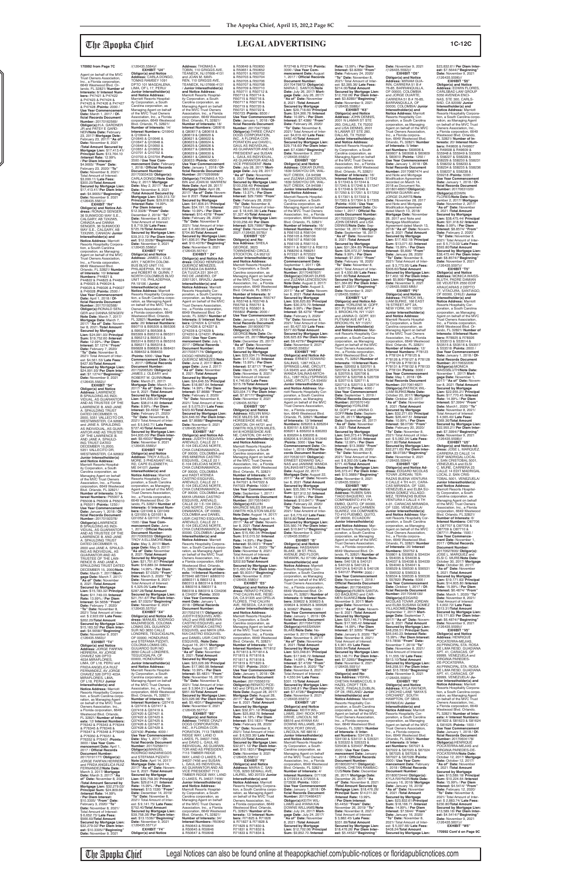**170992 from Page 7C**

Agent on behalf of the MVC Trust Owners Association, Inc., a Florida corporation, 6649 Westwood Blvd. Orlando, FL 32821/ **Number of Interests:** 8/ **Interest Numbers:** P74421 & P74422 & P74423 & P74424 & P74425 & P74426 & P74427 & P74428 /**Points:** 2000 / **Use Year Commencement Date:** March 1, 2017 / **Official Records Document Number:** 20170162569/ **Obligor(s):**H.A. GARDNER JR and PATSY E GARDNER/**Note Date:** February 23, 2017/ **Mortgage Date:** February 23, 2017/ **"As of" Date:** November 8, 2021 /**Total Amount Secured by Mortgage Lien:** $17,413.41/ **Principal Sum:** $13,764.10 /**Interest Rate:** 12.99% / **Per Diem Interest:** $4.9666/ **"From" Date:** February 23, 2020/ **"To" Date:** November 8, 2021/ Total Amount of Interest: $3,035.11/ **Late Fees:** $300.20/**Total Amount Secured by Mortgage Lien:** $17,413.41/ **Per Diem Interest:** $4.9666//**"Beginning" Date:** November 9, 2021 /(126435.5562)//

**EXHIBIT "R4"**

**Obligor(s) and Notice Address:** RONALD SENGER, 36 SUNWOOD WAY S.E., CALGARY, AB T2X2W5, CANADA and GINNA SENGER, 36 SUNWOOD WAY S.E., CALGARY, AB T2X2W5, CANADA/ **Junior Interestholder(s) and Notice Address:** Marriott Resorts Hospitality Corporation, a South Carolina corporation, as Managing Agent on behalf of the MVC Trust Owners Association, Inc., a Florida corporation, 6649 Westwood Blvd. Orlando, FL 32821/ **Number of Interests:** 10/ **Interest Numbers:** P44821 & P44822 & P44823 & P44824 & P44825 & P49024 & P49025 & P49026 & P49027 & P49028 /**Points:** 2500 / **Use Year Commencement Date:** April 1, 2018 / **Official Records Document Number:** 20170192568/ **Obligor(s):**RONALD SENGER and GINNA SENGER/**Note Date:** March 7, 2017/ **Mortgage Date:** March 7, 2017/ **"As of" Date:** November 8, 2021 /**Total Amount Secured by Mortgage Lien:** $24,591.93/ **Principal Sum:** $19,752.60 /**Interest Rate:** 12.99% / **Per Diem Interest:** $7.1274/ **"From" Date:** February 7, 2020/ **"To" Date:** November 8, 2021/ Total Amount of Interest: $4,561.53/ **Late Fees:** $427.80/**Total Amount Secured by Mortgage Lien:** $24,591.93/ **Per Diem Interest:** $7.1274//**"Beginning" Date:** November 9, 2021 /(126435.5563)//

**EXHIBIT "S4"**

**Obligor(s) and Notice Address:** LAWRENCE B SPAULDING AS INDIVIDUAL, AS GUARANTOR AND AS TRUSTEE OF THE LAWRENCE B. AND JANE A. SPAULDING TRUST DATED DECEMBER 15, 2000, 5351 VALLECITO DR, WESTMINSTER, CA 92683, and JANE A. SPAULDING AS INDIVIDUAL, AS GUARANTOR AND AS TRUSTEE OF THE LAWRENCE B. AND JANE A. SPAULDING TRUST DATED DECEMBER 15,2000, 5351 VALLECITO DR, WESTMINSTER, CA 92683/ **Junior Interestholder(s) and Notice Address:** Marriott Resorts Hospitality Corporation, a South Carolina corporation, as Managing Agent on behalf of the MVC Trust Owners Association, Inc., a Florida corporation, 6649 Westwood Blvd. Orlando, FL 32821/ **Number of Interests:** 5/ **Interest Numbers:** P65007 & P65008 & P65009 & P65010 & P65011 /**Points:** 1250 / **Use Year Commencement Date:** January 1, 2018 / **Official Records Document Number:** 20170192370/ **Obligor(s):**LAWRENCE B SPAULDING AS INDIVIDUAL, AS GUARANTOR AND AS TRUSTEE OF THE LAWRENCE B. AND JANE A. SPAULDING TRUST DATED DECEMBER 15, 2000 and JANE A. SPAULDING AS INDIVIDUAL, AS GUARANTOR AND AS TRUSTEE OF THE LAWRENCE B. AND JANE A. SPAULDING TRUST DATED DECEMBER 15, 2000/**Note Date:** March 7, 2017/ **Mortgage Date:** March 7, 2017/ **"As of" Date:** November 8, 2021 /**Total Amount Secured by Mortgage Lien:** $15,183.32/ **Principal Sum:** $11,749.03 /**Interest Rate:** 13.99% / **Per Diem Interest:** $4.5658/ **"From" Date:** February 7, 2020/ **"To" Date:** November 8, 2021/ Total Amount of Interest: $ 2,922.09/ **Late Fees:** $262.20/**Total Amount Secured by Mortgage Lien:** $15,183.32/ **Per Diem Interest:** $4.5658//**"Beginning" Date:** November 9, 2021 /(126435.5563)//

**EXHIBIT "T4"**

**Obligor(s) and Notice Address:** JORGE FARFAN HERRERA, AV JORGE CHAVEZ 526 DPTO 403A MIRAFLORES, LIMA, OF L18, PERU and FRIDA ANGELICA RUIZ FERNANDEZ, AV JORGE CHAVEZ 526 DPTO 403A MIRAFLORES, LIMA, OF L18, PERU/ **Junior Interestholder(s) and Notice Address:** Marriott Resorts Hospitality Corporation, a South Carolina corporation, as Managing Agent on behalf of the MVC Trust Owners Association, Inc., a Florida corporation, 6649 Westwood Blvd. Orlando, FL 32821/ **Number of Interests:** 12/ **Interest Numbers:** P76342 & P76343 & P76344 & P76345 & P76346 & P76347 & P76348 & P76349 & P76350 & P76351 & P76352 & P76401 /**Points:** 3000 / **Use Year Commencement Date:** April 1, 2017 / **Official Records Document Number:** 20170191177/ **Obligor(s):**JORGE FARFAN HERRERA and FRIDA ANGELICA RUIZ FERNANDEZ/**Note Date:** March 3, 2017/ **Mortgage Date:** March 3, 2017/ **"As of" Date:** November 8, 2021 /**Total Amount Secured by Mortgage Lien:** $32,270.02/ **Principal Sum:** $24,609.69 /**Interest Rate:** 14.99% / **Per Diem Interest:** $10.2475/ **"From" Date:** February 3, 2020/ **"To" Date:** November 8, 2021/ Total Amount of Interest: $ 6,552.73/ **Late Fees:** $856.60/**Total Amount Secured by Mortgage Lien:** $32,270.02/ **Per Diem Interest:** $10.2475//**"Beginning" Date:** November 9, 2021 /(126435.5564)//

**EXHIBIT "U4"**

**Obligor(s) and Notice Address:** CARLA DONGO, TOMAS RAMSEY 1091 DPTO 101 MAGDALENA, LIMA, OF L 17, PERU/ **Junior Interestholder(s) and Notice Address:** Marriott Resorts Hospitality Corporation, a South Carolina corporation, as Managing Agent on behalf of the MVC Trust Owners Association, Inc., a Florida corporation, 6649 Westwood Blvd. Orlando, FL 32821/ **Number of Interests:** 14/ **Interest Numbers:** Q10643 & Q10644 & Q10645 & Q10646 & Q10647 & Q10648 & Q10649 & Q10650 & Q10651 & Q10652 & Q10701 & Q10702 & Q10703 & Q10704 /**Points:** 3500 / **Use Year Commencement Date:** February 1, 2018 / **Official Records Document Number:** 20170303433/ **Obligor(s):** CARLA DONGO/**Note Date:** May 2, 2017/ **Mortgage Date:** May 2, 2017/ **"As of" Date:** November 8, 2021 /**Total Amount Secured by Mortgage Lien:** $39,313.72/ **Principal Sum:** $29,618.56 /**Interest Rate:** 14.99% / **Per Diem Interest:** $12.3328/ **"From" Date:** December 2, 2019/ **"To" Date:** November 8, 2021/ Total Amount of Interest: $ 8,719.38/ **Late Fees:** $725.78/**Total Amount Secured by Mortgage Lien:** $39,313.72/ **Per Diem Interest:** $12.3328//**"Beginning" Date:** November 9, 2021 /(126435.5566)//

**EXHIBIT "V4"**

**Obligor(s) and Notice Address:** JAMES J. OLEARY, 7 NORTH COLUMBUS BLVD UNIT 110, PHILADELPHIA, PA 19106 and ROBERT W. QUINN, 7 NORTH COLUMBUS BLVD UNIT 110, PHILADELPHIA, PA 19106 / **Junior Interestholder(s) and Notice Address:** Marriott Resorts Hospitality Corporation, a South Carolina corporation, as Managing Agent on behalf of the MVC Trust Owners Association, Inc., a Florida corporation, 6649 Westwood Blvd. Orlando, FL 32821/ **Number of Interests:** 20/ **Interest Numbers:** B90719 & B95305 & B95306 & B95307 & B95308 & B95309 & B95310 & B95311 & B95312 & B95313 & B95314 & B95315 & B95316 & B95317 & B95318 & B96828 & B96829 & B98442 & B98432 & B98433 /**Points:** 5000 / **Use Year Commencement Date:** April 1, 2017 / **Official Records Document Number:** 20170205023/ **Obligor(s):**JAMES J. OLEARY and ROBERT W. QUINN/**Note Date:** March 21, 2017/ **Mortgage Date:** March 21, 2017/ **"As of" Date:** November 8, 2021 /**Total Amount Secured by Mortgage Lien:** $44,935.00/ **Principal Sum:** $36,014.83 /**Interest Rate:** 8.99% / **Per Diem Interest:** $8.9932/ **"From" Date:** February 21, 2020/ **"To" Date:** November 8, 2021/ Total Amount of Interest: $ 5,642.71/ **Late Fees:** $727.46/**Total Amount Secured by Mortgage Lien:** $44,935.00/ **Per Diem Interest:** $8.9932//**"Beginning" Date:** November 9, 2021 /(126435.5569)//

**EXHIBIT "W4"**

**Obligor(s) and Notice Address:** TROY A ELLSMORE, 3 PHEASANT HILL RD, CAPE ELIZABETH, ME 04107/ **Junior Interestholder(s) and Notice Address:** Marriott Resorts Hospitality Corporation, a South Carolina corporation, as Managing Agent on behalf of the MVC Trust Owners Association, Inc., a Florida corporation, 6649 Westwood Blvd. Orlando, FL 32821/ **Number of Interests:** 6/ **Interest Numbers:** Q31046 & Q31049 & Q31050 & Q31051 & Q31052 & Q31101 /**Points:** 1500 / **Use Year Commencement Date:** June 1, 2017 / **Official Records Document Number:** 20170309333/ **Obligor(s):**TROY A ELLSMORE/**Note Date:** May 3, 2017/ **Mortgage Date:** May 3, 2017/ **"As of" Date:** November 8, 2021 /**Total Amount Secured by Mortgage Lien:** $21,751.67/ **Principal Sum:** $16,889.34 /**Interest Rate:** 14.99% / **Per Diem Interest:** $7.0325/ **"From" Date:** March 3, 2020/ **"To" Date:** November 8, 2021/ Total Amount of Interest: $ 4,325.05/ **Late Fees:** $287.28/**Total Amount Secured by Mortgage Lien:** $21,751.67/ **Per Diem Interest:** $7.0325//**"Beginning" Date:** November 9, 2021 /(126435.5570)//

**EXHIBIT "X4"**

**Obligor(s) and Notice Address:** MANUEL RODRIGO MAZARIEGOS, COLONIA LOMAS DEL GUIJARRO SUR ND 3650 CALLE LONDRES, TEGUCIGALPA, OF 00000, HONDURAS and STEFANIA PIZZATI, COLONIA LOMAS DEL GUIJARRO SUR ND 3650 CALLE LONDRES, TEGUCIGALPA, OF 00000, HONDURAS/ **Junior Interestholder(s) and Notice Address:** Marriott Resorts Hospitality Corporation, a South Carolina corporation, as Managing Agent on behalf of the MVC Trust Owners Association, Inc., a Florida corporation, 6649 Westwood Blvd. Orlando, FL 32821/ **Number of Interests:** 16/ **Interest Numbers:** Q37415 & Q37416 & Q37417 & Q37418 & Q37419 & Q37420 & Q37421 & Q37422 & Q37423 & Q37424 & Q37425 & Q37426 & Q37427 & Q37428 & Q37429 & Q37430 /**Points:** 4000 / **Use Year Commencement Date:** May 1, 2017 / **Official Records Document Number:** 20170258411/ **Obligor(s):**MANUEL RODRIGO MAZARIEGOS and STEFANIA PIZZATI/**Note Date:** April 14, 2017/ **Mortgage Date:** April 14, 2017/ **"As of" Date:** November 8, 2021 /**Total Amount Secured by Mortgage Lien:** $39,758.36/ **Principal Sum:** $29,614.31 /**Interest Rate:** 15.99% / **Per Diem Interest:** $13.1536/ **"From" Date:** December 14, 2019/ **"To" Date:** November 8, 2021/ Total Amount of Interest: $ 9,141.75/ **Late Fees:** $752.40/**Total Amount Secured by Mortgage Lien:** $39,758.36/ **Per Diem Interest:** $13.1536//**"Beginning" Date:** November 9, 2021 /(126435.5571)//

**EXHIBIT "Y4"**

**Obligor(s) and Notice Address:** THOMAS A TOBIN, 110 GRIGGS AVE, TEANECK, NJ 07666-4131 and JOAN M. MARREN, 110 GRIGGS AVE, TEANECK, NJ 07666-4131 / **Junior Interestholder(s) and Notice Address:** Marriott Resorts Hospitality Corporation, a South Carolina corporation, as Managing Agent on behalf of the MVC Trust Owners Association, Inc., a Florida corporation, 6649 Westwood Blvd. Orlando, FL 32821/ **Number of Interests:** 18/ **Interest Numbers:** Q80616 & Q80617 & Q80618 & Q80619 & Q80620 & Q80621 & Q80622 & Q80623 & Q80624 & Q80625 & Q80626 & Q80627 & Q80628 & Q80629 & Q80630 & Q80631 & Q80632 & Q80633 /**Points:** 4500 / **Use Year Commencement Date:** January 1, 2018 / **Official Records Document Number:** 20170299998/ **Obligor(s):**THOMAS A TOBIN and JOAN M. MARREN/**Note Date:** April 28, 2017/ **Mortgage Date:** April 28, 2017/ **"As of" Date:** November 8, 2021 /**Total Amount Secured by Mortgage Lien:** $41,606.91/ **Principal Sum:** $34,181.15 /**Interest Rate:** 10.99% / **Per Diem Interest:** $10.4378/ **"From" Date:** February 28, 2020/ **"To" Date:** November 8, 2021/ Total Amount of Interest: $ 6,460.96/ **Late Fees:** $704.80/**Total Amount Secured by Mortgage Lien:** $41,606.91/ **Per Diem Interest:** $10.4378//**"Beginning" Date:** November 9, 2021 /(126435.5574)//

**EXHIBIT "Z4"**

**Obligor(s) and Notice Address:** DIOGO HENRIQUE QUEIROZ MENEZES, RUA DA BARRA DA TIJUCA 251 304-07, RIO DE JANEIRO, OF 22611-002, BRAZIL/ **Junior Interestholder(s) and Notice Address:** Marriott Resorts Hospitality Corporation, a South Carolina corporation, as Managing Agent on behalf of the MVC Trust Owners Association, Inc., a Florida corporation, 6649 Westwood Blvd. Orlando, FL 32821/ **Number of Interests:** 8/ **Interest Numbers:** Q74224 & Q74225 & Q74226 & Q74227 & Q74228 & Q74229 & Q74230 & Q74231 /**Points:** 2000 / **Use Year Commencement Date:** July 1, 2017 / **Official Records Document Number:** 20170371774/ **Obligor(s):** DIOGO HENRIQUE QUEIROZ MENEZES/**Note Date:** June 2, 2017/ **Mortgage Date:** June 2, 2017/ **"As of" Date:** November 8, 2021 /**Total Amount Secured by Mortgage Lien:** $24,646.55/ **Principal Sum:** $18,878.04 /**Interest Rate:** 14.99% / **Per Diem Interest:** $7.8606/ **"From" Date:** February 2, 2020/ **"To" Date:** November 8, 2021/ Total Amount of Interest: $ 5,079.33/ **Late Fees:** $423.83/**Total Amount Secured by Mortgage Lien:** $24,646.55/ **Per Diem Interest:** $7.8606//**"Beginning" Date:** November 9, 2021 /(126435.5577)//

**EXHIBIT "A5"**

**Obligor(s) and Notice Address:** JUDITH ESQUIVEL AREVALO, CALLE 22 E-104 CHICUNCUANUAN, CHIA CUNDINAMARCA, OF 00000, COLOMBIA and IRIS MINERVA CASTRO ESQUIVEL, CALLE 22 E-104 CHICUNCUANUAN, CHIA CUNDINAMARCA, OF 00000, COLOMBIA and HAIDT ATENEA CASTRO ESQUIVEL, CALLE 22 E-104 DELICIAS NORTE, CHIA CUNDINAMARCA, OF 00000, COLOMBIA and MAYA URANIA CASTRO ESQUIVEL, CALLE 22 E-104 DELICIAS NORTE, CHIA CUNDINAMARCA, OF 00000, COLOMBIA and DANIEL USIR CASTRO ESQUIVEL, CALLE 22 E-104 DELICIAS NORTE, CHIA CUNDINAMARCA, OF 00000, COLOMBIA / **Junior Interestholder(s) and Notice Address:** Marriott Resorts Hospitality Corporation, a South Carolina corporation, as Managing Agent on behalf of the MVC Trust Owners Association, Inc., a Florida corporation, 6649 Westwood Blvd. Orlando, FL 32821/ **Number of Interests:** 12/ **Interest Numbers:** C78940 & B75941 & B80310 & B80311 & B80312 & B80313 & B80314 & B80315 & B80316 & B80317 & B80318 & B80319 & C04206 & C04207 /**Points:** 3000 / **Use Year Commencement Date:** January 1, 2018 / **Official Records Document Number:** 20170521617/ **Obligor(s):** JUDITH ESQUIVEL AREVALO and IRIS MINERVA CASTRO ESQUIVEL and HAIDT ATENEA CASTRO ESQUIVEL and MAYA URANIA CASTRO ESQUIVEL and DANIEL USIR CASTRO ESQUIVEL/**Note Date:** August 18, 2017/ **Mortgage Date:** August 18, 2017/ **"As of" Date:** November 8, 2021 /**Total Amount Secured by Mortgage Lien:** $23,025.05/ **Principal Sum:** $17,360.98 /**Interest Rate:** 10.99% / **Per Diem Interest:** $5.4831/ **"From" Date:** November 18, 2019/ **"To" Date:** November 8, 2021/ Total Amount of Interest: $ 3,984.31/ **Late Fees:** $811.60/**Total Amount Secured by Mortgage Lien:** $23,025.05/ **Per Diem Interest:** $5.4831//**"Beginning" Date:** November 9, 2021 /(126435.5573)//

**EXHIBIT "B5"**

**Obligor(s) and Notice Address:** THREE CRAZY DOGS CORPORATION, INC., A FLORIDA CORPORATION AND RESERVE RIDGE WAY, LAND O LAKES, FL 34637-7456 and DAVID L. GAUL AS INDIVIDUAL, AS GUARANTOR AND AS PRESIDENT AND AS VICE PRESIDENT, 7113 TIMBER RIDGE WAY, LAND O LAKES, FL 34637-7456 and SUSAN L. GAUL AS INDIVIDUAL, AS GUARANTOR AND AS VICE PRESIDENT, 7113 TIMBER RIDGE WAY, LAND O LAKES, FL 34637-7456/ **Junior Interestholder(s) and Notice Address:** Marriott Resorts Hospitality Corporation, a South Carolina corporation, as Managing Agent on behalf of the MVC Trust Owners Association, Inc., a Florida corporation, 6649 Westwood Blvd. Orlando, FL 32821/ **Number of Interests:** 34/ **Interest Numbers:** R50642 & R50643 & R50644 & R50645 & R50646 & R50647 & R50648 & R50649 & R50650 & R50651 & R50652 & R50701 & R50702 & R50703 & R50704 & R50705 & R50706 & R50707 & R50708 & R50709 & R50710 & R50711 & R50712 & R50713 & R50714 & R50715 & R50716 & R50717 & R50718 & R50719 & R50720 & R50721 & R50722 & R50723 /**Points:** 8500 / **Use Year Commencement Date:** January 1, 2018 / **Official Records Document Number:** 20170417882/ **Obligor(s):**THREE CRAZY DOGS CORPORATION, INC., A FLORIDA CORPORATION and DAVID L. GAUL AS INDIVIDUAL, AS GUARANTOR AND AS PRESIDENT AND AS VICE PRESIDENT and SUSAN L. GAUL AS INDIVIDUAL, AS GUARANTOR AND AS VICE PRESIDENT/**Note Date:** July 28, 2017/ **Mortgage Date:** July 28, 2017/ **"As of" Date:** November 8, 2021 /**Total Amount Secured by Mortgage Lien:** $100,258.40/ **Principal Sum:** $82,003.62 /**Interest Rate:** 11.37% / **Per Diem Interest:** $25.7986/ **"From" Date:** February 28, 2020/ **"To" Date:** November 8, 2021/ Total Amount of Interest: $ 16,445.36/ **Late Fees:** $1,327.40/**Total Amount Secured by Mortgage Lien:** $100,258.40/ **Per Diem Interest:** $25.7986//**"Beginning" Date:** November 9, 2021 /(126435.5579)//

**EXHIBIT "C5"**

**Obligor(s) and Notice Address:** SHEILA GEORGE, 3620 TOWNSEND CIRCLE, STOCKTON, CA 95212/ **Junior Interestholder(s) and Notice Address:** Marriott Resorts Hospitality Corporation, a South Carolina corporation, as Managing Agent on behalf of the MVC Trust Owners Association, Inc., a Florida corporation, 6649 Westwood Blvd. Orlando, FL 32821/ **Number of Interests:** 6/ **Interest Numbers:** R55747 & R55748 & R55749 & R55750 & R55751 & R55752 & R55801 & R55802 /**Points:** 2000 / **Use Year Commencement Date:** January 1, 2018 / **Official Records Document Number:** 20180000779/ **Obligor(s):**SHEILA GEORGE/**Note Date:** December 25, 2017/ **Mortgage Date:** December 25, 2017/ **"As of" Date:** November 8, 2021 /**Total Amount Secured by Mortgage Lien:** $23,934.71/ **Principal Sum:** $17,722.33 /**Interest Rate:** 15.99% / **Per Diem Interest:** $7.8717/ **"From" Date:** February 25, 2020/ **"To" Date:** November 8, 2021/ Total Amount of Interest: $ 4,746.60/ **Late Fees:** $315.78/**Total Amount Secured by Mortgage Lien:** $23,934.71/ **Per Diem Interest:** $7.8717//**"Beginning" Date:** November 9, 2021 /(126435.5580)//

**EXHIBIT "D5"**

**Obligor(s) and Notice Address:** KELVIN MAURICE MILES SR, 6418 HORSESHOE AVE NE, CANTON, OH 44721 and DIMITRI HOUSTON MILES, 6418 HORSESHOE AVE NE, CANTON, OH 44721 / **Junior Interestholder(s) and Notice Address:** Marriott Resorts Hospitality Corporation, a South Carolina corporation, as Managing Agent on behalf of the MVC Trust Owners Association, Inc., a Florida corporation, 6649 Westwood Blvd. Orlando, FL 32821/ **Number of Interests:** 4/ **Interest Numbers:** R47020 & R47021 & R47022 & R47023 /**Points:** 1000 / **Use Year Commencement Date:** January 1, 2018 / **Official Records Document Number:** 20170485135/ **Obligor(s):**KELVIN MAURICE MILES SR and DIMITRI HOUSTON MILES/ **Note Date:** August 14, 2017/ **Mortgage Date:** August 14, 2017/ **"As of" Date:** November 8, 2021 /**Total Amount Secured by Mortgage Lien:** $15,490.34/ **Principal Sum:** $12,015.52 /**Interest Rate:** 14.99% / **Per Diem Interest:** $5.0031/ **"From" Date:** March 14, 2020/ **"To" Date:** November 8, 2021/ Total Amount of Interest: $ 3,021.82/ **Late Fees:** $202.92/**Total Amount Secured by Mortgage Lien:** $15,490.34/ **Per Diem Interest:** $5.0031//**"Beginning" Date:** November 9, 2021 /(126435.5582)//

**EXHIBIT "E5"**

**Obligor(s) and Notice Address:** RENATO PICENO, 7742 CAJUN AVE, RESEDA, CA 91335 and OFELIA FLORES, 7742 CAJUN AVE, RESEDA, CA 91335 / **Junior Interestholder(s) and Notice Address:** Marriott Resorts Hospitality Corporation, a South Carolina corporation, as Managing Agent on behalf of the MVC Trust Owners Association, Inc., a Florida corporation, 6649 Westwood Blvd. Orlando, FL 32821/ **Number of Interests:** 10/ **Interest Numbers:** R71812 & R71813 & R71814 & R71815 & R71816 & R71817 & R71818 & R71819 & R71820 & R71821 /**Points:** 2500 / **Use Year Commencement Date:** November 1, 2017 / **Official Records Document Number:** 20170563315/ **Obligor(s):**RENATO PICENO and OFELIA FLORES/**Note Date:** August 28, 2017/ **Mortgage Date:** August 28, 2017/ **"As of" Date:** November 8, 2021 /**Total Amount Secured by Mortgage Lien:** $32,971.12/ **Principal Sum:** $25,852.76 /**Interest Rate:** 14.15% / **Per Diem Interest:** $10.1615/ **"From" Date:** February 28, 2020/ **"To" Date:** November 8, 2021/ Total Amount of Interest: $ 6,323.36/ **Late Fees:** $545.00/**Total Amount Secured by Mortgage Lien:** $32,971.12/ **Per Diem Interest:** $10.1615//**"Beginning" Date:** November 9, 2021 /(126435.5583)//

**EXHIBIT "F5"**

**Obligor(s) and Notice Address:** MARIA C. SANTOS, 9230 SPRING AVE, LAUREL, MD 20723/ **Junior Interestholder(s) and Notice Address:** Marriott Resorts Hospitality Corporation, a South Carolina corporation, as Managing Agent on behalf of the MVC Trust Owners Association, Inc., a Florida corporation, 6649 Westwood Blvd. Orlando, FL 32821/ **Number of Interests:** 8/ **Interest Numbers:** R71825 & R71826 & R71827 & R71828 & R71829 & R71830 & R71831 & R71832 & R71833 & R71834 & R72745 & R72746 /**Points:** 3000 / **Use Year Commencement Date:** August 1, 2017 / **Official Records Document Number:** 20170479872/ **Obligor(s):** MARIA C. SANTOS/**Note Date:** July 26, 2017/ **Mortgage Date:** July 26, 2017/ **"As of" Date:** November 8, 2021 /**Total Amount Secured by Mortgage Lien:** $29,718.60/ **Principal Sum:** $24,395.76 /**Interest Rate:** 10.99% / **Per Diem Interest:** $7.4465/ **"From" Date:** February 26, 2020/ **"To" Date:** November 8, 2021/ Total Amount of Interest: $ 4,616.42/ **Late Fees:** $482.42/**Total Amount Secured by Mortgage Lien:** $29,718.60/ **Per Diem Interest:** $7.4465//**"Beginning" Date:** November 9, 2021 /(126435.5585)//

**EXHIBIT "G5"**

**Obligor(s) and Notice Address:** OSKAR DURIS, 1639 SISKIYOU DR, WALNUT CREEK, CA 94598 and ZUZANA LENCESOVA, 1639 SISKIYOU DR, WALNUT CREEK, CA 94598 / **Junior Interestholder(s) and Notice Address:** Marriott Resorts Hospitality Corporation, a South Carolina corporation, as Managing Agent on behalf of the MVC Trust Owners Association, Inc., a Florida corporation, 6649 Westwood Blvd. Orlando, FL 32821/ **Number of Interests:** 16/ **Interest Numbers:** R56102 & R56103 & R56104 & R56105 & R56106 & R56107 & R56108 & R56109 & R56110 & R56111 & R56112 & R56113 & R68230 & R68231 & R72233 & R72234 /**Points:** 4000 / **Use Year Commencement Date:** September 1, 2017 / **Official Records Document Number:** 20170487607/ **Obligor(s):**OSKAR DURIS and ZUZANA LENCESOVA/**Note Date:** August 3, 2017/ **Mortgage Date:** August 3, 2017/ **"As of" Date:** November 8, 2021 /**Total Amount Secured by Mortgage Lien:** $38,626.93/ **Principal Sum:** $30,270.70 /**Interest Rate:** 9.99% / **Per Diem Interest:** $8.4000/ **"From" Date:** February 3, 2020/ **"To" Date:** November 8, 2021/ Total Amount of Interest: $ 5,427.57/ **Late Fees:** $677.40/**Total Amount Secured by Mortgage Lien:** $38,626.93/ **Per Diem Interest:** $8.4000//**"Beginning" Date:** November 9, 2021 /(126435.5586)//

**EXHIBIT "H5"**

**Obligor(s) and Notice Address:** ERNEST EDWARD SALINAS, 1287 HOLLYSPRINGS LANE, ONCUITT, CA 93455 and WANDA SALINAS-MITCHELL, 1287 HOLLYSPRINGS LANE, ONCUITT, CA 93455/ **Junior Interestholder(s) and Notice Address:** Marriott Resorts Hospitality Corporation, a South Carolina corporation, as Managing Agent on behalf of the MVC Trust Owners Association, Inc., a Florida corporation, 6649 Westwood Blvd. Orlando, FL 32821/ **Number of Interests:** 12/ **Interest Numbers:** B36202 & B36203 & B36204 & B36205 & B36201 & B36202 & B36203 & B36204 & B36205 & B36206 & B12639 & B12640 /**Points:** 3000 / **Use Year Commencement Date:** October 1, 2018 / **Official Records Document Number:** 20170530107/ **Obligor(s):**ERNEST EDWARD SALINAS and JANNINE WANDA SALINAS-MITCHELL/**Note Date:** August 22, 2017/ **Mortgage Date:** August 22, 2017/ **"As of" Date:** November 8, 2021 /**Total Amount Secured by Mortgage Lien:** $35,560.10/ **Principal Sum:** $28,063.13 /**Interest Rate:** 13.99% / **Per Diem Interest:** $10.9057/ **"From" Date:** February 22, 2020/ **"To" Date:** November 8, 2021/ Total Amount of Interest: $ 6,773.42/ **Late Fees:** $518.80/**Total Amount Secured by Mortgage Lien:** $35,560.10/ **Per Diem Interest:** $10.9057//**"Beginning" Date:** November 9, 2021 /(126435.5587)//

**EXHIBIT "I5"**

**Obligor(s) and Notice Address:** HASSANAH BLAKE, 2341 CARTER AVENUE 2ND FLOOR, BRONX, NY 10458/ **Junior Interestholder(s) and Notice Address:** Marriott Resorts Hospitality Corporation, a South Carolina corporation, as Managing Agent on behalf of the MVC Trust Owners Association, Inc., a Florida corporation, 6649 Westwood Blvd. Orlando, FL 32821/ **Number of Interests:** 4/ **Interest Numbers:** 309622 & 309623 & 309624 & 309625 & 309626 & 309627 /**Points:** 1500 / **Use Year Commencement Date:** September 1, 2017 / **Official Records Document Number:** 20170491238/ **Obligor(s):**HASSANAH BLAKE/**Note Date:** July 28, 2017/ **Mortgage Date:** July 28, 2017/ **"As of" Date:** November 8, 2021 /**Total Amount Secured by Mortgage Lien:** $23,048.81/ **Principal Sum:** $17,946.17 /**Interest Rate:** 14.99% / **Per Diem Interest:** $7.4728/ **"From" Date:** March 9, 2020/ **"To" Date:** November 8, 2021/ Total Amount of Interest: $ 4,550.94/ **Late Fees:** $301.70/**Total Amount Secured by Mortgage Lien:** $23,048.81/ **Per Diem Interest:** $7.4728//**"Beginning" Date:** November 9, 2021 /(126435.5588)//

**EXHIBIT "J5"**

**Obligor(s) and Notice Address:** KEITH WILLIAMS, 2941 ROCK FORT DRIVE, LINCOLN, NE 68522 and ANNA KAI DOWNS WILLIAMS, 2941 ROCK FORT DRIVE, LINCOLN, NE 68522 / **Junior Interestholder(s) and Notice Address:** Marriott Resorts Hospitality Corporation, a South Carolina corporation, as Managing Agent on behalf of the MVC Trust Owners Association, Inc., a Florida corporation, 6649 Westwood Blvd. Orlando, FL 32821/ **Number of Interests:** 6/ **Interest Numbers:** D72106 & D72604 & D72605 & D72606 /**Points:** 1500 / **Use Year Commencement Date:** August 1, 2017 / **Official Records Document Number:** 20170452021/ **Obligor(s):**KEITH WILLIAMS and ANNA KAI DOWNS WILLIAMS/**Note Date:** July 24, 2017/ **Mortgage Date:** July 24, 2017/ **"As of" Date:** November 8, 2021 /**Total Amount Secured by Mortgage Lien:** $12,719.02/ **Principal Sum:** $9,852.70 /**Interest Rate:** 13.99% / **Per Diem Interest:** $3.8289/ **"From" Date:** February 24, 2020/ **"To" Date:** November 8, 2021/ Total Amount of Interest: $2,385.36/ **Late Fees:** $214.00/**Total Amount Secured by Mortgage Lien:** $12,702.06/ **Per Diem Interest:** $3.8289//**"Beginning" Date:** November 9, 2021 /(126435.5588)//

**EXHIBIT "K5"**

**Obligor(s) and Notice Address:** JOHN DENNIS, 2001 N LAMAR ST STE 260, DALLAS, TX 75202 and JAN DENNIS, 2001 N LAMAR ST STE 260, DALLAS, TX 75202/ **Junior Interestholder(s) and Notice Address:** Marriott Resorts Hospitality Corporation, a South Carolina corporation, as Managing Agent on behalf of the MVC Trust Owners Association, Inc., a Florida corporation, 6649 Westwood Blvd. Orlando, FL 32821/ **Number of Interests:** 16/ **Interest Numbers:** S17242 & S17243 & S17244 & S17245 & S17246 & S17247 & S17248 & S17249 & S17250 & S17251 & S17252 & S17301 & S17302 & S17303 & S17304 & S17305 /**Points:** 4000 / **Use Year Commencement Date:** October 1, 2017 / **Official Records Document Number:** 20170553307/ **Obligor(s):**JOHN DENNIS and JAN DENNIS/**Note Date:** September 18, 2017/ **Mortgage Date:** September 18, 2017/ **"As of" Date:** November 8, 2021 /**Total Amount Secured by Mortgage Lien:** $31,364.85/ **Principal Sum:** $26,072.27 /**Interest Rate:** 9.49% / **Per Diem Interest:** $7.2351/ **"From" Date:** February 18, 2020/ **"To" Date:** November 8, 2021/ Total Amount of Interest: $ 4,500.88/ **Late Fees:** $541.80/**Total Amount Secured by Mortgage Lien:** $31,364.85/ **Per Diem Interest:** $7.2351//**"Beginning" Date:** November 9, 2021 /(126435.5589)//

**EXHIBIT "L5"**

**Obligor(s) and Notice Address:** YORLENE M. GOFF, 631 PUTNAM AVE APT # 3, BROOKLYN, NY 11221 and JANINA O. GOFF, 931 PUTNAM AVE APT # 3, BROOKLYN, NY 11221/ **Junior Interestholder(s) and Notice Address:** Marriott Resorts Hospitality Corporation, a South Carolina corporation, as Managing Agent on behalf of the MVC Trust Owners Association, Inc., a Florida corporation, 6649 Westwood Blvd. Orlando, FL 32821/ **Number of Interests:** 10/**Interest Numbers:** S20702 & S20703 & S20704 & S20705 & S20706 & S20707 & S20708 & S20709 & S20710 & S20711 & S20712 & S20713 & S20714 & S20715 /**Points:** 4000 / **Use Year Commencement Date:** January 1, 2019 / **Official Records Document Number:** 20170570145/ **Obligor(s):**YORLENE M. GOFF and JANINA O. GOFF/**Note Date:** September 26, 2017/ **Mortgage Date:** September 26, 2017/ **"As of" Date:** November 8, 2021 /**Total Amount Secured by Mortgage Lien:** $46,373.41/ **Principal Sum:** $37,049.96 /**Interest Rate:** 12.99% / **Per Diem Interest:** $13.3689/ **"From" Date:** February 26, 2020/ **"To" Date:** November 8, 2021/ Total Amount of Interest: $ 8,302.05/ **Late Fees:** $771.40/**Total Amount Secured by Mortgage Lien:** $46,373.41/ **Per Diem Interest:** $13.3689//**"Beginning" Date:** November 9, 2021 /(126435.5590)//

**EXHIBIT "M5"**

**Obligor(s) and Notice Address:** RUBEN SANTIAGO BAQUERO, VIA COMPAMENTO #10 PUEMBO, QUITO, OF 00000, ECUADOR and CARMEN SUAREZ, VIA COMPAMENTO #10 PUEMBO, QUITO, OF 00000, ECUADOR/ **Junior Interestholder(s) and Notice Address:** Marriott Resorts Hospitality Corporation, a South Carolina corporation, as Managing Agent on behalf of the MVC Trust Owners Association, Inc., a Florida corporation, 6649 Westwood Blvd. Orlando, FL 32821/ **Number of Interests:** 8/ **Interest Numbers:** S40120 & S40121 & S40122 & S40123 & S40124 & S40125 & S40126 & S40127 /**Points:** 2000 / **Use Year Commencement Date:** January 1, 2018 / **Official Records Document Number:** 20170649224/ **Obligor(s):**RUBEN SANTIAGO BAQUERO and CARMEN SUAREZ/**Note Date:** November 9, 2017/ **Mortgage Date:** November 9, 2017/ **"As of" Date:** November 8, 2021 /**Total Amount Secured by Mortgage Lien:** $23,146.71/ **Principal Sum:** $17,595.42 /**Interest Rate:** 14.99% / **Per Diem Interest:** $7.3265/ **"From" Date:** January 9, 2020/ **"To" Date:** November 8, 2021/ Total Amount of Interest: $ 4,901.45/ **Late Fees:** $399.84/**Total Amount Secured by Mortgage Lien:** $23,146.71/ **Per Diem Interest:** $7.3265//**"Beginning" Date:** November 9, 2021 /(126435.5591)//

**EXHIBIT "N5"**

**Obligor(s) and Notice Address:** VISHAL CHETAN RAMBACCUS, 9 HAZEL CROFT TERRACE, FINGALS,DUBLIN, OF DE, IRELAND/ **Junior Interestholder(s) and Notice Address:** Marriott Resorts Hospitality Corporation, a South Carolina corporation, as Managing Agent on behalf of the MVC Trust Owners Association, Inc., a Florida corporation, 6649 Westwood Blvd. Orlando, FL 32821/ **Number of Interests:** 8/ **Interest Numbers:** S34129 & S34130 & S34131 & S35321 & S35322 & S35323 & S35436 & S35437 /**Points:** 2000 / **Use Year Commencement Date:** January 1, 2018 / **Official Records Document Number:** 20180020747/ **Obligor(s):** VISHAL CHETAN RAMBACCUS/**Note Date:** December 26, 2017/ **Mortgage Date:** December 26, 2017/ **"As of" Date:** November 8, 2021 /**Total Amount Secured by Mortgage Lien:** $18,476.26/ **Principal Sum:** $14,013.32 /**Interest Rate:** 13.99% / **Per Diem Interest:** $5.4458/ **"From" Date:** February 26, 2020/ **"To" Date:** November 8, 2021/ Total Amount of Interest: $ 3,382.45/ **Late Fees:** $331.80/**Total Amount Secured by Mortgage Lien:** $18,476.26/ **Per Diem Interest:** $5.4458//**"Beginning" Date:** November 9, 2021 /(126435.5592)//

**EXHIBIT "O5"**

**Obligor(s) and Notice Address:** MIRIAM GUARIN, CARRERA 51 B # 76-85, BARRANQUILLA, OF 00000, COLOMBIA and JORGE DUARTE, CARRERA 51 B # 76-85, BARRANQUILLA, OF 00000, COLOMBIA/ **Junior Interestholder(s) and Notice Address:** Marriott Resorts Hospitality Corporation, a South Carolina corporation, as Managing Agent on behalf of the MVC Trust Owners Association, Inc., a Florida corporation, 6649 Westwood Blvd. Orlando, FL 32821/ **Number of Interests:** 5/ **Interest Numbers:** S60606 & S60607 & S60608 & S60609 & S60610 /**Points:** 1250 / **Use Year Commencement Date:** January 1, 2018 / **Official Records Document Number:** 20170687474 and Note and Mortgage Modification Agreement recorded on March 14, 2018 as Document No 20180148957/**Obligor(s):** MIRIAM GUARIN and JORGE DUARTE/**Note Date:** November 28, 2017 and Note and Mortgage Modification Agreement dated March 13, 2018/ **Mortgage Date:** November 28, 2017 and Note and Mortgage Modification Agreement dated March 13, 2018/ **"As of" Date:** November 8, 2021 /**Total Amount Secured by Mortgage Lien:** $17,402.18/ **Principal Sum:** $13,071.63 /**Interest Rate:** 15.99% / **Per Diem Interest:** $5.8060/ **"From" Date:** January 28, 2020/ **"To" Date:** November 8, 2021/ Total Amount of Interest: $ 3,773.95/ **Late Fees:** $306.60/**Total Amount Secured by Mortgage Lien:** $17,402.18/ **Per Diem Interest:** $5.8060//**"Beginning" Date:** November 9, 2021 /(126435.5593.MM)//

**EXHIBIT "P5"**

**Obligor(s) and Notice Address:** PATRICK WILLIAM BURKE, 166 EAST 78 STREET APT 2A, NEW YORK, NY 10075/ **Junior Interestholder(s) and Notice Address:** Marriott Resorts Hospitality Corporation, a South Carolina corporation, as Managing Agent on behalf of the MVC Trust Owners Association, Inc., a Florida corporation, 6649 Westwood Blvd. Orlando, FL 32821/ **Number of Interests:** 12/ **Interest Numbers:** P78123 & P78124 & P78125 & P78126 & P78127 & P78128 & P78129 & P78130 & P78131 & P78132 & P78133 & P78134 /**Points:** 3000 / **Use Year Commencement Date:** May 1, 2018 / **Official Records Document Number:** 20170614827/ **Obligor(s):**PATRICK WILLIAM BURKE/**Note Date:** October 20, 2017/ **Mortgage Date:** October 20, 2017/ **"As of" Date:** November 8, 2021 /**Total Amount Secured by Mortgage Lien:** $32,271.65/ **Principal Sum:** $26,447.51 /**Interest Rate:** 10.99% / **Per Diem Interest:** $8.0738/ **"From" Date:** February 20, 2020/ **"To" Date:** November 8, 2021/ Total Amount of Interest: $ 5,062.34/ **Late Fees:** $511.80/**Total Amount Secured by Mortgage Lien:** $32,271.65/ **Per Diem Interest:** $8.0738//**"Beginning" Date:** November 9, 2021 /(126435.5594)//

**EXHIBIT "Q5"**

**Obligor(s) and Notice Address:** EDGARD NICOLAS TOVAR JORDAN, TERRAZAS BUENA VENTURA II CALLE 4 TH 4-01, CARACAS MIRANDA, OF 1220, VENEZUELA and ELBA SUSANA GOMEZ VILLAGOMEZ, TERRAZAS BUENA VENTURA II CALLE 4 TH 4-01, CARACAS MIRANDA, OF 1220, VENEZUELA/ **Junior Interestholder(s) and Notice Address:** Marriott Resorts Hospitality Corporation, a South Carolina corporation, as Managing Agent on behalf of the MVC Trust Owners Association, Inc., a Florida corporation, 6649 Westwood Blvd. Orlando, FL 32821/ **Number of Interests:** 8/ **Interest Numbers:** S50752 & S50801 & S50802 & S54034 & S54035 & S54036 & S54037 & S54038 & S54039 & S54040 & S54041 & S56529 & S56530 & S56531 & S56532 & S56533 & S56534 & S56535 & S56536 & S56537 /**Points:** 5000 / **Use Year Commencement Date:** October 1, 2017 / **Official Records Document Number:** 20170548130/ **Obligor(s):**EDGARD NICOLAS TOVAR JORDAN and ELBA SUSANA GOMEZ VILLAGOMEZ/**Note Date:** September 7, 2017/ **Mortgage Date:** September 7, 2017/ **"As of" Date:** November 8, 2021 /**Total Amount Secured by Mortgage Lien:** $48,258.51/ **Principal Sum:** $35,540.29 /**Interest Rate:** 15.99% / **Per Diem Interest:** $15.7858/ **"From" Date:** November 7, 2019/ **"To" Date:** November 8, 2021/ Total Amount of Interest: $ 11,555.16/ **Late Fees:** $913.10/**Total Amount Secured by Mortgage Lien:** $48,258.51/ **Per Diem Interest:** $15.7858//**"Beginning" Date:** November 9, 2021 /(126435.5595)//

**EXHIBIT "R5"**

**Obligor(s) and Notice Address:** KYLA RAYNOR, 2 ORCHID LANE MAYA'S ORCHARD, SOUTH HAMPTON, OF SB03, BERMUDA/ **Junior Interestholder(s) and Notice Address:** Marriott Resorts Hospitality Corporation, a South Carolina corporation, as Managing Agent on behalf of the MVC Trust Owners Association, Inc., a Florida corporation, 6649 Westwood Blvd. Orlando, FL 32821/ **Number of Interests:** 8/ **Interest Numbers:** S67021 & S67022 & S67023 & S67024 & S67025 & S67026 & S67027 & S67028 /**Points:** 2000 / **Use Year Commencement Date:** February 1, 2018 / **Official Records Document Number:** 20180072444/ **Obligor(s):** KYLA RAYNOR/**Note Date:** January 16, 2018/ **Mortgage Date:** January 16, 2018/ **"As of" Date:** November 8, 2021 /**Total Amount Secured by Mortgage Lien:** $23,632.61/ **Principal Sum:** $18,166.71 /**Interest Rate:** 14.99% / **Per Diem Interest:** $7.5644/ **"From" Date:** January 16, 2020/ **"To" Date:** November 8, 2021/ Total Amount of Interest: $ 5,007.66/ **Late Fees:** $408.24/**Total Amount Secured by Mortgage Lien:** $23,632.61/ **Per Diem Interest:** $7.5644//**"Beginning" Date:** November 9, 2021 /(126435.5596)//

**EXHIBIT "S5"**

**Obligor(s) and Notice Address:** EDWIN FLORES, CARLSBAD LAW GROUP, 5050 AVENIDA ENCINAS, STE 300, CARLSBAD, CA 92008/ **Junior Interestholder(s) and Notice Address:** Marriott Resorts Hospitality Corporation, a South Carolina corporation, as Managing Agent on behalf of the MVC Trust Owners Association, Inc., a Florida corporation, 6649 Westwood Blvd. Orlando, FL 32821/ **Number of Interests:** 20/ **Interest Numbers:** R48506 & R48507 & R48508 & R48509 & S55948 & S55949 & S55950 & S58227 & S58228 & S58229 & S58230 & S58231 & S58232 & S58233 & S58234 & S58235 & S58236 & S58237 & S58238 & S59218 /**Points:** 5000 / **Use Year Commencement Date:** January 1, 2018 / **Official Records Document Number:** 20170709120/ **Obligor(s):**EDWIN FLORES/**Note Date:** November 2, 2017/ **Mortgage Date:** November 2, 2017/ **"As of" Date:** November 8, 2021 /**Total Amount Secured by Mortgage Lien:** $38,475.44/ **Principal Sum:** $31,506.68 /**Interest Rate:** 9.99% / **Per Diem Interest:** $8.8742/ **"From" Date:** February 2, 2020/ **"To" Date:** November 8, 2021/ Total Amount of Interest: $ 5,713.02/ **Late Fees:** $593.80/**Total Amount Secured by Mortgage Lien:** $38,475.44/ **Per Diem Interest:** $8.8742//**"Beginning" Date:** November 9, 2021 /(126435.5597)//

**EXHIBIT "T5"**

**Obligor(s) and Notice Address:** MONICA AMABLE VILLANUEVA FUENTES, 19 ABRIL DE VEUSTER 2650 EDIF ARAUCARIAS 2 DEPTO 77, VITACURA, SANTIAGO, OF 00000, CHILE/ **Junior Interestholder(s) and Notice Address:** Marriott Resorts Hospitality Corporation, a South Carolina corporation, as Managing Agent on behalf of the MVC Trust Owners Association, Inc., a Florida corporation, 6649 Westwood Blvd. Orlando, FL 32821/ **Number of Interests:** 8/ **Interest Numbers:** R78825 & R78826 & S53513 & S53514 & S53515 & S53516 & S53517 & S53518 /**Points:** 2000 / **Use Year Commencement Date:** January 1, 2018 / **Official Records Document Number:** 20170602266/ **Obligor(s):**MONICA AMABLE VILLANUEVA FUENTES/**Note Date:** November 1, 2017/ **Mortgage Date:** November 1, 2017/ **"As of" Date:** November 8, 2021 /**Total Amount Secured by Mortgage Lien:** $22,955.27/ **Principal Sum:** $17,770.45 /**Interest Rate:** 14.99% / **Per Diem Interest:** $7.3994/ **"From" Date:** March 1, 2020/ **"To" Date:** November 8, 2021/ Total Amount of Interest: $ 4,565.45/ **Late Fees:** $369.36/**Total Amount Secured by Mortgage Lien:** $22,955.27/ **Per Diem Interest:** $7.3994//**"Beginning" Date:** November 9, 2021 /(126435.5598)//

**EXHIBIT "U5"**

**Obligor(s) and Notice Address:** JOSE L. MARQUEZ, CARRERA 23 CALLE 14 EDIF MADRIGAL LOCAL 2, SAN CRISTOBAL, OF 5001, VENEZUELA and ELSI C. MONTERO, CARRERA 23 CALLE 14 EDIF MADRIGAL LOCAL 2, SAN CRISTOBAL 5001, VENEZUELA/ **Junior Interestholder(s) and Notice Address:** Marriott Resorts Hospitality Corporation, a South Carolina corporation, as Managing Agent on behalf of the MVC Trust Owners Association, Inc., a Florida corporation, 6649 Westwood Blvd. Orlando, FL 32821/ **Number of Interests:** 6/ **Interest Numbers:** C67706 & C67707 & C67708 & C67709 & C67710 & C67711 /**Points:** 1500 / **Use Year Commencement Date:** November 1, 2017 / **Official Records Document Number:** 20170651012/ **Obligor(s):** JOSE L. MARQUEZ and ELSI C. MONTERO/**Note Date:** October 30, 2017/ **Mortgage Date:** October 30, 2017/ **"As of" Date:** November 8, 2021 /**Total Amount Secured by Mortgage Lien:** $19,171.07/ **Principal Sum:** $14,577.19 /**Interest Rate:** 15.99% / **Per Diem Interest:** $6.4674/ **"From" Date:** March 1, 2020/ **"To" Date:** November 8, 2021/ Total Amount of Interest: $ 4,002.72/ **Late Fees:** $313.16/**Total Amount Secured by Mortgage Lien:** $19,171.07/ **Per Diem Interest:** $6.4674//**"Beginning" Date:** November 9, 2021 /(126435.5599)//

**EXHIBIT "V5"**

**Obligor(s) and Notice Address:** HENRIQUE POCATERRA, AV PRINCIPAL STA. ROSA DE LIMA RES. GUAIANA APT. 41, CARACAS, OF 99999, VENEZUELA and VIRGINIA PAREDES-DE-POCATERRA, AV.PRINCIPAL STA. ROSA DE LIMA RES. GUAIANA APT. 41, CARACAS, OF 99999, VENEZUELA/ **Junior Interestholder(s) and Notice Address:** Marriott Resorts Hospitality Corporation, a South Carolina corporation, as Managing Agent on behalf of the MVC Trust Owners Association, Inc., a Florida corporation, 6649 Westwood Blvd. Orlando, FL 32821/ **Number of Interests:** 4/ **Interest Numbers:** S81602 & S81603 & S81604 & S81605 /**Points:** 1000 / **Use Year Commencement Date:** January 1, 2018 / **Official Records Document Number:** 20170654178/ **Obligor(s):**HENRIQUE POCATERRA-MILANS and VIRGINIA PAREDES-DE-POCATERRA/**Note Date:** October 12, 2017/ **Mortgage Date:** October 12, 2017/ **"As of" Date:** November 8, 2021 /**Total Amount Secured by Mortgage Lien:** $13,589.16/ **Principal Sum:** $10,224.08 /**Interest Rate:** 15.99% / **Per Diem Interest:** $4.5414/ **"From" Date:** February 12, 2020/ **"To" Date:** November 8, 2021/ Total Amount of Interest: $ 2,883.74/ **Late Fees:** $230.80/**Total Amount Secured by Mortgage Lien:** $13,589.16/ **Per Diem Interest:** $4.5414//**"Beginning" Date:** November 9, 2021 /(126435.5601)//

**EXHIBIT "W5"**

**170992 Cont'd on Page 9C**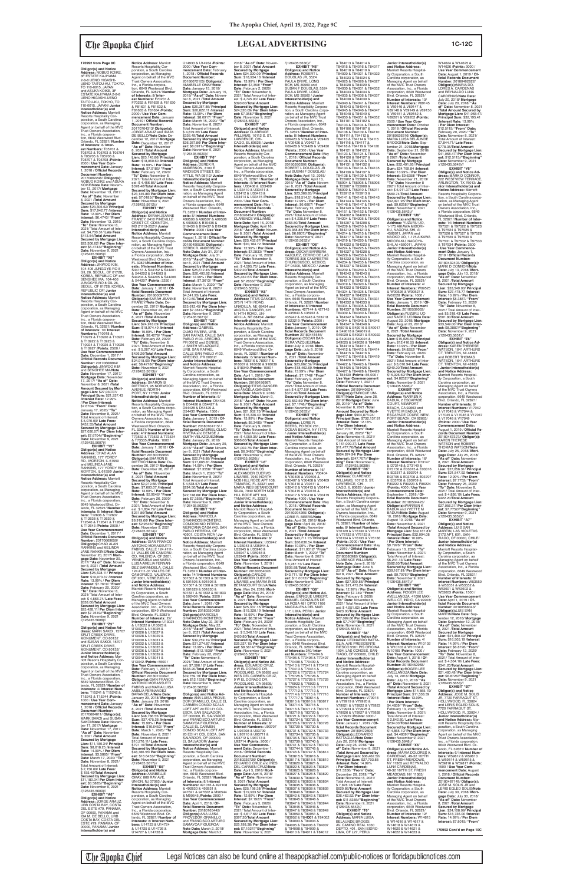**170992 from Page 8C**

**Obligor(s) and Notice Address:** NOBUO KOIKE, 3F ESTATE KAJIYAMA 2-8-8 UENO HIGASHI-UENO TAITOU-KU, TOKYO, TO 110-0015, JAPAN and ASUKA KOIKE, 3F ESTATE KAJIYAMA 2-8-8 UENO HIGASHI-UENO TAITOU-KU, TOKYO, TO 110-0015, JAPAN/ **Junior Interestholder(s) and Notice Address:** Marriott Resorts Hospitality Corporation, a South Carolina corporation, as Managing Agent on behalf of the MVC Trust Owners Association, Inc., a Florida corporation, 6649 Westwood Blvd. Orlando, FL 32821/ **Number of Interests:** 8/ **Interest Numbers:** T05701 & T05702 & T05703 & T05704 & T05705 & T05706 & T05707 & T05708 /**Points:** 2000 / **Use Year Commencement Date:** January 1, 2019 / **Official Records Document Number:** 20170650246/ **Obligor(s):** NOBUO KOIKE and ASUKA KOIKE/**Note Date:** November 13, 2017/ **Mortgage Date:** November 13, 2017/ **"As of" Date:** November 8, 2021 /**Total Amount Secured by Mortgage Lien:** $23,306.62/ **Principal Sum:** $17,242.77 /**Interest Rate:** 12.99% / **Per Diem Interest:** $6.4743/ **"From" Date:** November 13, 2019/ **"To" Date:** November 8, 2021/ Total Amount of Interest: $4,700.31/ **Late Fees:** $413.54/**Total Amount Secured by Mortgage Lien:** $23,306.62/ **Per Diem Interest:** $6.4743//**"Beginning" Date:** November 9, 2021 /(126435.5605)//

**EXHIBIT "X5"**

**Obligor(s) and Notice Address:** JINWOO KIM, 104-406, JUNGGYE-RO 8 GIL 20, SEOUL, OF 01728, KOREA, REPUBLIC OF and SEHUIEE MA, 104-406 JUNGGYE-RO 8 GIL 20, SEOUL, OF 01728, KOREA, REPUBLIC OF/ **Junior Interestholder(s) and Notice Address:** Marriott Resorts Hospitality Corporation, a South Carolina corporation, as Managing Agent on behalf of the MVC Trust Owners Association, Inc., a Florida corporation, 6649 Westwood Blvd. Orlando, FL 32821/ **Number of Interests:** 10/ **Interest Numbers:** T10918 & T10919 & T10920 & T10921 & T10922 & T10923 & T10924 & T10925 & T10926 & T10927 /**Points:** 2500 / **Use Year Commencement Date:** December 1, 2017 / **Official Records Document Number:** 20170665604/ **Obligor(s):** JINWOO KIM and SEHUIEE MA/**Note Date:** November 17, 2017/ **Mortgage Date:** November 17, 2017/ **"As of" Date:** November 8, 2021 /**Total Amount Secured by Mortgage Lien:** $27,030.07/ **Principal Sum:** $21,257.43 /**Interest Rate:** 12.99% / **Per Diem Interest:** $7.6704/ **"From" Date:** January 17, 2020/ **"To" Date:** November 8, 2021/ Total Amount of Interest: $5,120.10/ **Late Fees:** $402.55/**Total Amount Secured by Mortgage Lien:** $27,030.07/ **Per Diem Interest:** $7.6704//**"Beginning" Date:** November 9, 2021 /(126435.5607)//

**EXHIBIT "Y5"**

**Obligor(s) and Notice Address:** CHAD ALAN RANKINS, 177 YORDY RD., MORTON, IL 61550 and MELINDA JANE RANKINS, 177 YORDY RD., MORTON, IL 61550/ **Junior Interestholder(s) and Notice Address:** Marriott Resorts Hospitality Corporation, a South Carolina corporation, as Managing Agent on behalf of the MVC Trust Owners Association, Inc., a Florida corporation, 6649 Westwood Blvd. Orlando, FL 32821/ **Number of Interests:** 8/ **Interest Numbers:** T12636 & T12637 & T12638 & T12639 & T12640 & T12641 & T12642 & T12643 /**Points:** 2000 / **Use Year Commencement Date:** December 1, 2017 / **Official Records Document Number:** 20170685240/ **Obligor(s):** CHAD ALAN RANKINS and MELINDA JANE RANKINS/**Note Date:** November 20, 2017/ **Mortgage Date:** November 20, 2017/ **"As of" Date:** November 8, 2021 /**Total Amount Secured by Mortgage Lien:** $25,426.11/ **Principal Sum:** $19,973.37 /**Interest Rate:** 13.99% / **Per Diem Interest:** $7.7619/ **"From" Date:** February 20, 2020/ **"To" Date:** November 8, 2021/ Total Amount of Interest: $ 4,860.74/ **Late Fees:** $342.00/**Total Amount Secured by Mortgage Lien:** $25,426.11/ **Per Diem Interest:** $7.7619//**"Beginning" Date:** November 9, 2021 /(126435.5608)//

**EXHIBIT "Z5"**

**Obligor(s) and Notice Address:** MARK SAKOI, 15707 SPLIT CREEK DRIVE, MONUMENT, CO 80132 and SUSAN SAKOI, 15707 SPLIT CREEK DRIVE, MONUMENT, CO 80132/ **Junior Interestholder(s) and Notice Address:** Marriott Resorts Hospitality Corporation, a South Carolina corporation, as Managing Agent on behalf of the MVC Trust Owners Association, Inc., a Florida corporation, 6649 Westwood Blvd. Orlando, FL 32821/ **Number of Interests:** 4/ **Interest Numbers:** T15241 & T15242 & T15243 & T15244 /**Points:** 1000 / **Use Year Commencement Date:** January 1, 2018 / **Official Records Document Number:** 20170664014/ **Obligor(s):** MARK SAKOI and SUSAN SAKOI/**Note Date:** November 17, 2017/ **Mortgage Date:** November 17, 2017/ **"As of" Date:** November 8, 2021 /**Total Amount Secured by Mortgage Lien:** $11,180.34/ **Principal Sum:** $8,518.25 /**Interest Rate:** 14.99% / **Per Diem Interest:** $3.5469/ **"From" Date:** March 17, 2020/ **"To" Date:** November 8, 2021/ Total Amount of Interest: $ 2,156.62/ **Late Fees:** $ 255.47/**Total Amount Secured by Mortgage Lien:** $11,180.34/ **Per Diem Interest:** $3.5469//**"Beginning" Date:** November 9, 2021 /(126435.5609)//

**EXHIBIT "A6"**

**Obligor(s) and Notice Address:** JORGE ARAUZ, URB COSTA BAY, COSTA DEL ESTE #79, PANAMA, OF 00000, PANAMA and IDA M. DE BELLO, URB COSTA BAY, COSTA DEL ESTE #79, PANAMA, OF 00000, PANAMA/ **Junior Interestholder(s) and Notice Address:** Marriott Resorts Hospitality Corporation, a South Carolina corporation, as Managing Agent on behalf of the MVC Trust Owners Association, Inc., a Florida corporation, 6649 Westwood Blvd. Orlando, FL 32821/ **Number of Interests:** 8/ **Interest Numbers:** F70221 & F70222 & F81629 & F81630 & F81631 & F81632 & F81633 & F81634 /**Points:** 2000 / **Use Year Commencement Date:** January 1, 2019 / **Official Records Document Number:** 20170704010/ **Obligor(s):** JORGE ARAUZ and IDA M. DE BELLO/**Note Date:** December 12, 2017/ **Mortgage Date:** December 12, 2017/ **"As of" Date:** November 8, 2021 /**Total Amount Secured by Mortgage Lien:** $23,145.86/ **Principal Sum:** $18,093.06 /**Interest Rate:** 11.99% / **Per Diem Interest:** $7.0185/ **"From" Date:** February 12, 2020/ **"To" Date:** November 8, 2021/ Total Amount of Interest: $ 4,456.86/ **Late Fees:** $346.40/**Total Amount Secured by Mortgage Lien:** $23,145.86/ **Per Diem Interest:** $7.0185//**"Beginning" Date:** November 9, 2021 /(126435.5612)//

**EXHIBIT "B6"**

**Obligor(s) and Notice Address:** SARAH JEANNE FRANEY, 2410 PINEVILLE CREST CT, EDGEWATER, MD 21113-2521/ **Junior Interestholder(s) and Notice Address:** Marriott Resorts Hospitality Corporation, a South Carolina corporation, as Managing Agent on behalf of the MVC Trust Owners Association, Inc., a Florida corporation, 6649 Westwood Blvd. Orlando, FL 32821/**Number of Interests:** 8/**Interest Numbers:** S44151 & S44152 & S44201 & S44202 & S44203 & S44204 & S44205 & S44206 /**Points:** 2000 / **Use Year Commencement Date:** January 1, 2018 / **Official Records Document Number:** 20180009777/ **Obligor(s):**SARAH JEANNE FRANEY/**Note Date:** December 22, 2017/ **Mortgage Date:** December 22, 2017/ **"As of" Date:** November 8, 2021 /**Total Amount Secured by Mortgage Lien:** $24,018.09/ **Principal Sum:** $18,874.49 /**Interest Rate:** 15.99% / **Per Diem Interest:** $8.4276/ **"From" Date:** February 22, 2020/ **"To" Date:** November 8, 2021/ Total Amount of Interest: $ 5,267.40/ **Late Fees:** $426.20/**Total Amount Secured by Mortgage Lien:** $24,018.09/ **Per Diem Interest:** $8.4276//**"Beginning" Date:** November 9, 2021 /(126435.5613)//

**EXHIBIT "C6"**

**Obligor(s) and Notice Address:** SHARON B DIETRICH, 95 NORWOOD AVENUE, NORTH-PORT, NY 11768/ **Junior Interestholder(s) and Notice Address:** Marriott Resorts Hospitality Corporation, a South Carolina corporation, as Managing Agent on behalf of the MVC Trust Owners Association, Inc., a Florida corporation, 6649 Westwood Blvd. Orlando, FL 32821/ **Number of Interests:** 4/ **Interest Numbers:** T73532 & T73533 & T73534 & T73535 /**Points:** 1000 / **Use Year Commencement Date:** January 1, 2018 / **Official Records Document Number:** 20180019962/ **Obligor(s):**SHARON B DIETRICH/**Note Date:** December 26, 2017/ **Mortgage Date:** December 26, 2017/ **"As of" Date:** November 8, 2021 /**Total Amount Secured by Mortgage Lien:** $9,919.66/ **Principal Sum:** $7,603.07 /**Interest Rate:** 13.99% / **Per Diem Interest:** $2.9546/ **"From" Date:** February 26, 2020/ **"To" Date:** November 8, 2021/ Total Amount of Interest: $ 1,834.79/ **Late Fees:** $231.80/**Total Amount Secured by Mortgage Lien:** $9,919.66/ **Per Diem Interest:** $2.9546//**"Beginning" Date:** November 9, 2021 /(126435.5614)//

**EXHIBIT "D6"**

**Obligor(s) and Notice Address:** GIAN FRANCO ANTONIO MORASSUTTI FABRIS, CALLE 124 #111-31 VALLES DE CAMORUCO, VALENCIA, OF 2001, VENEZUELA and MARIA LUISA AMELIA FERNANDEZ BARANDELA, CALLE 124 #111-31 VALLES DE CAMORUCO, VALENCIA, OF 2001, VENEZUELA/ **Junior Interestholder(s) and Notice Address:** Marriott Resorts Hospitality Corporation, a South Carolina corporation, as Managing Agent on behalf of the MVC Trust Owners Association, Inc., a Florida corporation, 6649 Westwood Blvd. Orlando, FL 32821/ **Number of Interests:** 20/ **Interest Numbers:** U13021 & U13022 & U13023 & U13024 & U13025 & U13026 & U13027 & U13028 & U13029 & U13030 & U13031 & U13032 & U13033 & U13034 & U13035 & U13036 & U13037 & U13038 & U13039 & U13040 & U13041 & U13042 /**Points:** 5500 / **Use Year Commencement Date:** February 1, 2018 / **Official Records Document Number:** 20180110682/ **Obligor(s):**GIAN FRANCO ANTONIO MORASSUTTI FABRIS and MARIA LUISA AMELIA FERNANDEZ BARANDELA/**Note Date:** January 29, 2018/ **Mortgage Date:** January 29, 2018/ **"As of" Date:** November 8, 2021 /**Total Amount Secured by Mortgage Lien:** $48,786.55/ **Principal Sum:** $37,475.28 /**Interest Rate:** 15.99% / **Per Diem Interest:** $16.6453/ **"From" Date:** March 1, 2020/ **"To" Date:** November 8, 2021/ Total Amount of Interest: $10,270.11/ **Late Fees:** $791.16/**Total Amount Secured by Mortgage Lien:** $48,786.55/ **Per Diem Interest:** $16.6453//**"Beginning" Date:** November 9, 2021 /(126435.5617)//

**EXHIBIT "E6"**

**Obligor(s) and Notice Address:** ANABELLE OMAY, 868 RAY AVE, UNION, NJ 07083 / **Junior Interestholder(s) and Notice Address:** Marriott Resorts Hospitality Corporation, a South Carolina corporation, as Managing Agent on behalf of the MVC Trust Owners Association, Inc., a Florida corporation, 6649 Westwood Blvd. Orlando, FL 32821/ **Number of Interests:** 8/ **Interest Numbers:** U14723 & U14724 & U14725 & U14726 & U14727 & U14728 & U14903 & U14904 /**Points:** 2000 / **Use Year Commencement Date:** February 1, 2018 / **Official Records Document Number:** 20180072105/ **Obligor(s):** ANABELLE OMAY/**Note Date:** January 15, 2018/ **Mortgage Date:** January 15, 2018/ **"As of" Date:** November 8, 2021 /**Total Amount Secured by Mortgage Lien:** $26,287.86/ **Principal Sum:** $20,662.21 /**Interest Rate:** 13.99% / **Per Diem Interest:** $8.0417/ **"From" Date:** March 15, 2020/ **"To" Date:** November 8, 2021/ Total Amount of Interest: $ 4,824.95/ **Late Fees:** $336.49/**Total Amount Secured by Mortgage Lien:** $26,287.86/ **Per Diem Interest:** $8.0417//**"Beginning" Date:** November 9, 2021 /(126435.5620)//

**EXHIBIT "F6"**

**Obligor(s) and Notice Address:** DEREK R. ANDERSON, 3100 E MADISON STREET, SEATTLE, WA 98112/ **Junior Interestholder(s) and Notice Address:** Marriott Resorts Hospitality Corporation, a South Carolina corporation, as Managing Agent on behalf of the MVC Trust Owners Association, Inc., a Florida corporation, 6649 Westwood Blvd. Orlando, FL 32821/**Number of Interests:** 8/ **Interest Numbers:** A08506 & A08507 & A08508 & A08509 & B19435 & B19436 & B19437 & B19438 /**Points:** 2000 / **Use Year Commencement Date:** January 1, 2019 / **Official Records Document Number:** 20180095126/ **Obligor(s):** DEREK R. ANDERSON/ **Note Date:** July 31, 2018/ **Mortgage Date:** July 31, 2018/ **"As of" Date:** November 8, 2021 /**Total Amount Secured by Mortgage Lien:** $25,612.45/ **Principal Sum:** $20,402.92 /**Interest Rate:** 12.99% / **Per Diem Interest:** $7.3619/ **"From" Date:** March 1, 2020/ **"To" Date:** November 8, 2021/ Total Amount of Interest: $4,541.63/ **Late Fees:** $418.60/**Total Amount Secured by Mortgage Lien:** $25,612.45/ **Per Diem Interest:** $7.3619//**"Beginning" Date:** November 9, 2021 /(126435.5621)//

**EXHIBIT "G6"**

**Obligor(s) and Notice Address:** GABRIEL OLMO RIVERA, URB. SAN RAFAEL CALLE SAN PABLO #103, ARECIBO, PR 00612 and DENISE J. SMITH RODRIGUEZ, URB. SAN RAFAEL CALLE SAN PABLO #103, ARECIBO, PR 00612/ **Junior Interestholder(s) and Notice Address:** Marriott Resorts Hospitality Corporation, a South Carolina corporation, as Managing Agent on behalf of the MVC Trust Owners Association, Inc., a Florida corporation, 6649 Westwood Blvd. Orlando, FL 32821/ **Number of Interests:** 6/ **Interest Numbers:** D54426 & D54427 & D54428 & D54429 & D54430 /**Points:** 1500 / **Use Year Commencement Date:** January 1, 2019 / **Official Records Document Number:** 20180104115/ **Obligor(s):**GABRIEL OLMO RIVERA and DENISE J. SMITH RODRIGUEZ/**Note Date:** January 29, 2018/ **Mortgage Date:** January 29, 2018/ **"As of" Date:** November 8, 2021 /**Total Amount Secured by Mortgage Lien:** $22,748.86/ **Principal Sum:** $17,838.97 /**Interest Rate:** 14.99% / **Per Diem Interest:** $7.4278/ **"From" Date:** March 1, 2020/ **"To" Date:** November 8, 2021/ Total Amount of Interest: $ 4,538.31/ **Late Fees:** $294.50/**Total Amount Secured by Mortgage Lien:** $22,748.86/ **Per Diem Interest:** $7.3598//**"Beginning" Date:** November 9, 2021 /(126435.5622)//

**EXHIBIT "H6"**

**Obligor(s) and Notice Address:** MARICELA GRANADOS MONTERO, CONDOMINIO INTERAMERICANO, EDIFICIO SAN PABLO HEREDIA, OF 40901, COSTA RICA / **Junior Interestholder(s) and Notice Address:** Marriott Resorts Hospitality Corporation, a South Carolina corporation, as Managing Agent on behalf of the MVC Trust Owners Association, Inc., a Florida corporation, 6649 Westwood Blvd. Orlando, FL 32821/ **Number of Interests:** 14/ **Interest Numbers:** 501502 & 501503 & 501504 & 501505 & 501506 & 501507 & 501508 & 501826 & 501829 & 501830 & 501831 & 501832 & 501833 & 502409 /**Points:** 3500 / **Use Year Commencement Date:** June 1, 2019 / **Official Records Document Number:** 20180305066/ **Obligor(s):**MARICELA GRANADOS MONTERO/**Note Date:** May 22, 2018/ **Mortgage Date:** May 22, 2018/ **"As of" Date:** November 8, 2021 /**Total Amount Secured by Mortgage Lien:** $39,759.10/ **Principal Sum:** $30,926.89 /**Interest Rate:** 13.99% / **Per Diem Interest:** $12.1333/ **"From" Date:** February 22, 2020/ **"To" Date:** November 8, 2021/ Total Amount of Interest: $7,596.12/ **Late Fees:** $636.26/**Total Amount Secured by Mortgage Lien:** $39,759.10/ **Per Diem Interest:** $12.1333//**"Beginning" Date:** November 9, 2021 /(126435.5623)//

**EXHIBIT "I6"**

**Obligor(s) and Notice Address:** ANA LUISA PREVEDOR GRANILLO, CALLE EL CARMEN CONDO SCALA LOFT APT 20 ED #1 COL ESCA, SAN SALVADOR, OF 00000, EL SALVADOR and FRANCISCO ARTURO SAMAYOA FIGUEROA, CALLE EL CARMEN CONDO SCALA LOFT APT 20 ED #1 COL ESCA, SAN SALVADOR, OF 00000, EL SALVADOR/ **Junior Interestholder(s) and Notice Address:** Marriott Resorts Hospitality Corporation, a South Carolina corporation, as Managing Agent on behalf of the MVC Trust Owners Association, Inc., a Florida corporation, 6649 Westwood Blvd. Orlando, FL 32821/ **Number of Interests:** 40/ **Interest Numbers:** 401016 & 402108 & 402633 & 402651 & 947621 & 947622 & M90544 & M90545 /**Points:** 2000 / **Use Year Commencement Date:** April 1, 2018 / **Official Records Document Number:** 20180165442/ **Obligor(s):**ANA LUISA PREVEDOR GRANILLO and FRANCISCO ARTURO SAMAYOA FIGUEROA/**Note Date:** March 2, 2018/ **Mortgage Date:** March 2, 2018/ **"As of" Date:** November 8, 2021 /**Total Amount Secured by Mortgage Lien:** $24,520.20/ **Principal Sum:** $18,924.56 /**Interest Rate:** 13.99% / **Per Diem Interest:** $7.358/ **"From" Date:** February 2, 2020/ **"To" Date:** November 8, 2021/ Total Amount of Interest: $ 4,749.64/ **Late Fees:** $395.00/**Total Amount Secured by Mortgage Lien:** $24,520.20/ **Per Diem Interest:** $7.358//**"Beginning" Date:** November 9, 2021 /(126435.5624)//

**EXHIBIT "J6"**

**Obligor(s) and Notice Address:** CLARENCE WILLIAMS, 10112 S. ST. LAWRENCE, CHICAGO, IL 60628 / **Junior Interestholder(s) and Notice Address:** Marriott Resorts Hospitality Corporation, a South Carolina corporation, as Managing Agent on behalf of the MVC Trust Owners Association, Inc., a Florida corporation, 6649 Westwood Blvd. Orlando, FL 32821/ **Number of Interests:** 8/ **Interest Numbers:** U30408 & U30409 & U30410 & U30411 & U33412 & U33413 & U33414 & U33415 /**Points:** 2000 / **Use Year Commencement Date:** May 1, 2018 / **Official Records Document Number:** 20180264741/ **Obligor(s):** CLARENCE WILLIAMS/ **Note Date:** April 16, 2018/ **Mortgage Date:** April 16, 2018/ **"As of" Date:** November 8, 2021 /**Total Amount Secured by Mortgage Lien:** $25,432.67/ **Principal Sum:** $20,184.72 /**Interest Rate:** 12.99% / **Per Diem Interest:** $7.2833/ **"From" Date:** February 16, 2020/ **"To" Date:** November 8, 2021/ Total Amount of Interest: $ 4,515.75/ **Late Fees:** $482.20/**Total Amount Secured by Mortgage Lien:** $25,432.67/ **Per Diem Interest:** $7.2833//**"Beginning" Date:** November 9, 2021 /(126435.5626)//

**EXHIBIT "K6"**

**Obligor(s) and Notice Address:** TITUS GANGER, 375 N 14TH ROAD, UNADILLA, NE 68454 and ANGELA GANGER, 375 N 14TH ROAD, UNADILLA, NE 68454/ **Junior Interestholder(s) and Notice Address:** Marriott Resorts Hospitality Corporation, a South Carolina corporation, as Managing Agent on behalf of the MVC Trust Owners Association, Inc., a Florida corporation, 6649 Westwood Blvd. Orlando, FL 32821/ **Number of Interests:** 6/ **Interest Numbers:** T83016 & T83017 & T83037 & T83038 & T83039 & T83040 /**Points:** 1500 / **Use Year Commencement Date:** April 1, 2018 / **Official Records Document Number:** 20180186987/ **Obligor(s):**TITUS GANGER and ANGELA GANGER/ **Note Date:** March 9, 2018/ **Mortgage Date:** March 9, 2018/ **"As of" Date:** November 8, 2021 /**Total Amount Secured by Mortgage Lien:** $16,336.40 /**Interest Rate:** 13.99% / **Per Diem Interest:** $6.3485/ **"From" Date:** February 9, 2020/ **"To" Date:** November 8, 2021/ Total Amount of Interest: $ 4,037.63/ **Late Fees:** $366.00/**Total Amount Secured by Mortgage Lien:** $21,002.75/ **Per Diem Interest:** $6.3485//**"Beginning" Date:** November 9, 2021 /(126435.5628)//

**EXHIBIT "L6"**

**Obligor(s) and Notice Address:** CARLOS ALEXANDER CUERVO LINARES, 7940 NORTH NOB HILL ROAD APT 108, TAMARAC, FL 33321 and MARIA INES BETANCOURT SILVA, 7940 NORTH NOB HILL ROAD APT 108, TAMARAC, FL 33321/ **Junior Interestholder(s) and Notice Address:** Marriott Resorts Hospitality Corporation, a South Carolina corporation, as Managing Agent on behalf of the MVC Trust Owners Association, Inc., a Florida corporation, 6649 Westwood Blvd. Orlando, FL 32821/ **Number of Interests:** 8/ **Interest Numbers:** U35942 & U35943 & U35944 & U35944 & U35945 & U35946 & U35947 & U35948 & U35949 /**Points:** 2000 / **Use Year Commencement Date:** November 1, 2019 / **Official Records Document Number:** 20180204022/ **Obligor(s):**CARLOS ALEXANDER CUERVO LINARES and MARIA INES BETANCOURT SILVA/**Note Date:** May 24, 2018/ **Mortgage Date:** May 24, 2018/ **"As of" Date:** November 8, 2021 /**Total Amount Secured by Mortgage Lien:** $25,337.15/ **Principal Sum:** $19,928.53 /**Interest Rate:** 11.99% / **Per Diem Interest:** $6.6376/ **"From" Date:** February 24, 2020/ **"To" Date:** November 8, 2021/ Total Amount of Interest: $ 5,346.16/ **Late Fees:** $420.80/**Total Amount Secured by Mortgage Lien:** $25,337.15/ **Per Diem Interest:** $8.3874//**"Beginning" Date:** November 9, 2021 /(126435.5627)//

**EXHIBIT "M6"**

**Obligor(s) and Notice Address:** EDUARDO CRUZ, 9 W EL DORADO DR, WOODLAND, CA 95695 and CARMEN CRUZ, 9 W EL DORADO DR, WOODLAND, CA 95695/ **Junior Interestholder(s) and Notice Address:** Marriott Resorts Hospitality Corporation, a South Carolina corporation, as Managing Agent on behalf of the MVC Trust Owners Association, Inc., a Florida corporation, 6649 Westwood Blvd. Orlando, FL 32821/ **Number of Interests:** 8/ **Interest Numbers:** U36707 & U36708 & U36709 & U36710 & U36711 & U36712 & U36713 & U36714 /**Points:** 2000 / **Use Year Commencement Date:** November 1, 2018 / **Official Records Document Number:** 20180239125/ **Obligor(s):** EDUARDO CRUZ and INES DEL CARMEN CRUZ/**Note Date:** April 25, 2018/ **Mortgage Date:** April 25, 2018/ **"As of" Date:** November 8, 2021 /**Total Amount Secured by Mortgage Lien:** $29,104.00/ **Principal Sum:** $23,239.11 /**Interest Rate:** 12.99% / **Per Diem Interest:** $7.1927/ **"From" Date:** February 5, 2020/ **"To" Date:** November 8, 2021/ Total Amount of Interest: $ 4,617.66/ **Late Fees:** $297.20/**Total Amount Secured by Mortgage Lien:** $29,104.00/ **Per Diem Interest:** $7.1927//**"Beginning" Date:** November 9, 2021 /(126435.5630)//

**EXHIBIT "N6"**

**Obligor(s) and Notice Address:** ROBERT L. DOUGLAS JR, 5524 PAULA DRIVE, LONG BCH, MS 39560 and SUSAN F DOUGLAS, 5524 PAULA DRIVE, LONG BCH, MS 39560 / **Junior Interestholder(s) and Notice Address:** Marriott Resorts Hospitality Corporation, a South Carolina corporation, as Managing Agent on behalf of the MVC Trust Owners Association, Inc., a Florida corporation, 6649 Westwood Blvd. Orlando, FL 32821/ **Number of Interests:** 8/ **Interest Numbers:** V09421 & V09424 & V09425 & V09426 & V09427 & V09428 & V09429 & V09430 /**Points:** 2000 / **Use Year Commencement Date:** May 1, 2018 / **Official Records Document Number:** 20180263620/ **Obligor(s):** ROBERT L DOUGLAS JR and SUSAN F DOUGLAS/ **Note Date:** April 13, 2018/ **Mortgage Date:** April 13, 2018/ **"As of" Date:** November 8, 2021 /**Total Amount Secured by Mortgage Lien:** $25,368.85/ **Principal Sum:** $19,910.51 /**Interest Rate:** 12.99% / **Per Diem Interest:** $6.6607/ **"From" Date:** February 13, 2020/ **"To" Date:** November 8, 2021/ Total Amount of Interest: $ 4,235.54/ **Late Fees:** $342.80/**Total Amount Secured by Mortgage Lien:** $25,368.85/ **Per Diem Interest:** $6.6607//**"Beginning" Date:** November 9, 2021 /(126435.5632)//

**EXHIBIT "O6"**

**Obligor(s) and Notice Address:** OSCAR BARRERA-VAZQUEZ, CIRCUITO LAS TORRES 336 CAMPESTRE CHURUBUSCO, MEXICO, DF 04200, MEXICO / **Junior Interestholder(s) and Notice Address:** Marriott Resorts Hospitality Corporation, a South Carolina corporation, as Managing Agent on behalf of the MVC Trust Owners Association, Inc., a Florida corporation, 6649 Westwood Blvd. Orlando, FL 32821/ **Number of Interests:** 8/ **Interest Numbers:** 427144 & 427145 & 435940 & 435941 & 435942 & 435943 & 523218 & 523219 /**Points:** 2000 / **Use Year Commencement Date:** January 1, 2019 / **Official Records Document Number:** 20180441546/ **Obligor(s):**OSCAR BARRERA-VAZQUEZ/**Note Date:** July 9, 2018/ **Mortgage Date:** July 9, 2018/ **"As of" Date:** November 8, 2021 /**Total Amount Secured by Mortgage Lien:** $25,662.59/ **Principal Sum:** $19,462.40 /**Interest Rate:** 13.99% / **Per Diem Interest:** $7.1748/ **"From" Date:** January 9, 2020/ **"To" Date:** November 8, 2021/ Total Amount of Interest: $ 4,577.50/ **Late Fees:** $372.40/**Total Amount Secured by Mortgage Lien:** $25,662.59/ **Per Diem Interest:** $7.1748//**"Beginning" Date:** November 9, 2021 /(126435.5634)//

**EXHIBIT "P6"**

**Obligor(s) and Notice Address:** LORIE R. BEERS, PO BOX 261, OCEAN BEACH, NY 11770 / **Junior Interestholder(s) and Notice Address:** Marriott Resorts Hospitality Corporation, a South Carolina corporation, as Managing Agent on behalf of the MVC Trust Owners Association, Inc., a Florida corporation, 6649 Westwood Blvd. Orlando, FL 32821/ **Number of Interests:** 8/ **Interest Numbers:** V30404 & V30405 & V30406 & V30407 & V30408 & V30409 & V30410 & V30411 & V30412 & V30413 & V30414 & V30415 & V30416 & V30417 & V30418 & V30419 /**Points:** 4000 / **Use Year Commencement Date:** November 1, 2018 / **Official Records Document Number:** 20180294269/ **Obligor(s):** LORIE R. BEERS/**Note Date:** April 30, 2018/ **Mortgage Date:** April 30, 2018/ **"As of" Date:** November 8, 2021 /**Total Amount Secured by Mortgage Lien:** $43,711.15/ **Principal Sum:** $36,035.16 /**Interest Rate:** 10.99% / **Per Diem Interest:** $11.0012/ **"From" Date:** May 1, 2020/ **"To" Date:** November 8, 2021/ Total Amount of Interest: $ 6,787.73/ **Late Fees:** $638.86/**Total Amount Secured by Mortgage Lien:** $43,711.15/ **Per Diem Interest:** $11.0012//**"Beginning" Date:** November 9, 2021 /(126435.5635)//

**EXHIBIT "Q6"**

**Obligor(s) and Notice Address:** ENRIQUE UMBERT, MANUEL GONZALES DE LA ROSA 461 DPTO 1106 MAGDALENA DEL MAR, L17, LIMA, PERU / **Junior Interestholder(s) and Notice Address:** Marriott Resorts Hospitality Corporation, a South Carolina corporation, as Managing Agent on behalf of the MVC Trust Owners Association, Inc., a Florida corporation, 6649 Westwood Blvd. Orlando, FL 32821/ **Number of Interests:** 8/ **Interest Numbers:** T70404 & T70405 & T70406 & T70407 & T70408 & T70409 & T70410 & T70411 & T70412 & T70413 & T70414 & T70415 & T70416 & T70417 & T70418 & T70419 & T70420 & T70421 & T70422 & T70423 & T70424 & T70425 /**Points:** 4000 / **Use Year Commencement Date:** January 1, 2018 / **Official Records Document Number:** 20180316427/ **Obligor(s):** ENRIQUE UMBERT/**Note Date:** June 29, 2018/ **Mortgage Date:** June 29, 2018/ **"As of" Date:** November 8, 2021 /**Total Amount Secured by Mortgage Lien:** $904,874.94/ **Principal Sum:** $732,137.81 /**Interest Rate:** 12.18% / **Per Diem Interest:** $247.7077/ **"From" Date:** January 28, 2020/ **"To" Date:** November 8, 2021/ Total Amount of Interest: $ 161,009.37/ **Late Fees:** $11,477.76/**Total Amount Secured by Mortgage Lien:** $904,874.94/ **Per Diem Interest:** $247.7077//**"Beginning" Date:** November 9, 2021 /(126435.5636)//

**EXHIBIT "R6"**

**Obligor(s) and Notice Address:** CLARENCE WILLIAMS, 10112 S. ST. LAWRENCE, CHICAGO, IL 60628 / **Junior Interestholder(s) and Notice Address:** Marriott Resorts Hospitality Corporation, a South Carolina corporation, as Managing Agent on behalf of the MVC Trust Owners Association, Inc., a Florida corporation, 6649 Westwood Blvd. Orlando, FL 32821/ **Number of Interests:** 8/ **Interest Numbers:** V76129 & V76130 & V76131 & V76132 & V76133 & V76134 & V76135 & V76136 /**Points:** 2000 / **Use Year Commencement Date:** May 1, 2018 / **Official Records Document Number:** 20180380982/ **Obligor(s):** CLARENCE WILLIAMS/ **Note Date:** June 8, 2018/ **Mortgage Date:** June 8, 2018/ **"As of" Date:** November 8, 2021 /**Total Amount Secured by Mortgage Lien:** $27,099.86/ **Principal Sum:** $21,475.24 /**Interest Rate:** 12.99% / **Per Diem Interest:** $7.749/ **"From" Date:** February 8, 2020/ **"To" Date:** November 8, 2021/ Total Amount of Interest: $ 4,951.62/ **Late Fees:** $423.00/**Total Amount Secured by Mortgage Lien:** $27,099.86/ **Per Diem Interest:** $7.749//**"Beginning" Date:** November 9, 2021 /(126435.5640)//

**EXHIBIT "S6"**

**Obligor(s) and Notice Address:** LEONARDO BATTAGLIA, AVE PRESIDENTE RIESCO 5561 PIS OFICINA 1904, LAS CONDES, SANTIAGO, OF 000000, CHILE/ **Junior Interestholder(s) and Notice Address:** Marriott Resorts Hospitality Corporation, a South Carolina corporation, as Managing Agent on behalf of the MVC Trust Owners Association, Inc., a Florida corporation, 6649 Westwood Blvd. Orlando, FL 32821/ **Number of Interests:** 12/ **Interest Numbers:** V79918 & V79919 & V79920 & V79921 & V79922 & V79923 & V79924 & V79925 & V79926 & V79927 & V79928 & V79929 /**Points:** 3000 / **Use Year Commencement Date:** August 1, 2018 / **Official Records Document Number:** 20180473906/ **Obligor(s):**LEONARDO BATTAGLIA/**Note Date:** July 26, 2018/ **Mortgage Date:** July 26, 2018/ **"As of" Date:** November 8, 2021 /**Total Amount Secured by Mortgage Lien:** $36,462.52/ **Principal Sum:** $27,703.88 /**Interest Rate:** 14.99% / **Per Diem Interest:** $11.5356/ **"From" Date:** December 26, 2019/ **"To" Date:** November 8, 2021/ Total Amount of Interest: $ 7,878.78/ **Late Fees:** $629.86/**Total Amount Secured by Mortgage Lien:** $36,462.52/ **Per Diem Interest:** $11.5356//**"Beginning" Date:** November 9, 2021 /(126435.5642)//

**EXHIBIT "T6"**

**Obligor(s) and Notice Address:** MARIA LUISA BELAUNDE BROGGI, AV CAMINO REAL 1030 DEPTO. 401, SAN ISIDRO-LIMA, OF L27, PERU/ **Junior Interestholder(s) and Notice Address:** Marriott Resorts Hospitality Corporation, a South Carolina corporation, as Managing Agent on behalf of the MVC Trust Owners Association, Inc., a Florida corporation, 6649 Westwood Blvd. Orlando, FL 32821/ **Number of Interests:** 48/ **Interest Numbers:** T84014 & T84015 & T84016 & T84017 & T84018 & T84019 & T84020 & T84021 & T84022 & T84023 & T84024 & T84025 & T84026 & T84027 & T84028 & T84029 & T84030 & T84031 & T84032 & T84033 & T84034 & T84035 & T84036 & T84037 & T84038 & T84039 & T84040 & T84041 & T84042 & T84043 & T84044 & T84045 & T84046 & T84047 & T84048 & T84049 & T84050 & T84051 & T84052 & T84101 & T84102 & T84103 & T84104 & T84105 & T84106 & T84107 & T84108 & T84109 & T84110 & T84111 & T84112 & T84113 & T84114 & T84115 & T84116 & T84117 & T84118 & T84119 & T84120 & T84121 & T84122 & T84123 & T84124 & T84125 & T84126 & T84127 & T84128 & T84129 & T84130 & T84131 & T84132 & T84133 & T84134 & T84135 & T84136 & T84137 & T84138 & T84139 & T84140 & T55902 & T55903 & T55904 & T55905 & T55906 & T55907 & T55908 & T55909 & T55910 & T55911 & T55912 & T55913 & T84141 & T84142 & T84143 & T84144 & T84145 & T84146 & T84147 & T84148 & T84149 & T84150 & T84151 & T84152 & T84201 & T84202 & T84203 & T84204 & T84205 & T84206 & T84207 & T84208 & T84209 & T84210 & T84211 & T84212 & T84213 & T84214 & T84215 & T84216 & T84217 & T84218 & T84219 & T84220 & T84221 & T84222 & T84223 & T84224 & T84225 & T84226 & T84227 & T84228 & T84229 & T84230 & T84231 & T84232 & T84233 & T84234 & T84235 & T84236 & T84237 & T84238 & T84239 & T84240 & T84241 & T84242 & T84243 & T84244 & T84245 & T84318 & T84319 & T84320 & T84321 & T84322 & T84323 & T84324 & T84325 & T84326 & T84327 & T84328 & T84329 & T84330 & T84331 & T84332 & T84333 & T84334 & T84335 & T84336 & T84337 & T84338 & T84339 & T84340 & T84341 & T84342 & T84343 & T84344 & T84345 & T84346 & T84347 & T84348 & S49015 & S49016 & S49017 & S49018 & S49019 & S49020 & S49021 & S49022 & S49023 & S49024 & S49025 & S49026 & T84409 & T84410 & T84411 & T84412 & T84413 & T84414 & T84415 & T84416 & T84417 & T84418 & T84419 & T84420 & T84421 & T84422 & T84423 & T84424 & T84425 & T84426 & T84427 & T84428 & T84429 & T84430 /**Points:** 85,000 / **Use Year Commencement Date:** February 1, 2021 / **Official Records Document Number:** 20190440624/ **Obligor(s):**ENRIQUE UMBERT/**Note Date:** June 28, 2019/ **Mortgage Date:** June 28, 2019/ **"As of" Date:** November 8, 2021 /**Total Amount Secured by Mortgage Lien:** $904,874.94/ **Principal Sum:** $732,137.81 /**Interest Rate:** 12.18% / **Per Diem Interest:** $247.7077/ **"From" Date:** January 28, 2020/ **"To" Date:** November 8, 2021/ Total Amount of Interest: $ 161,009.37/ **Late Fees:** $11,477.76/**Total Amount Secured by Mortgage Lien:** $904,874.94/ **Per Diem Interest:** $247.7077//**"Beginning" Date:** November 9, 2021 /(126435.5638)//

**Junior Interestholder(s) and Notice Address:** Marriott Resorts Hospitality Corporation, a South Carolina corporation, as Managing Agent on behalf of the MVC Trust Owners Association, Inc., a Florida corporation, 6649 Westwood Blvd. Orlando, FL 32821/ **Number of Interests:** 10/ **Interest Numbers:** V89145 & V89146 & V89147 & V89148 & V89149 & V89150 & V89151 & V89152 & V89201 & V89202 /**Points:** 2500 / **Use Year Commencement Date:** October 1, 2018 / **Official Records Document Number:** 20180626316/ **Obligor(s):** MARIA LUISA BELAUNDE BROGGI/**Note Date:** September 21, 2018/**Mortgage Date:** September 21, 2018/ **"As of" Date:** November 8, 2021 /**Total Amount Secured by Mortgage Lien:** $32,491.95/ **Principal Sum:** $24,792.84 /**Interest Rate:** 13.99% / **Per Diem Interest:** $9.6258/ **"From" Date:** November 21, 2019/ **"To" Date:** November 8, 2021/ Total Amount of Interest: $ 6,911.37/ **Late Fees:** $563.74/**Total Amount Secured by Mortgage Lien:** $32,491.95/ **Per Diem Interest:** $9.6258//**"Beginning" Date:** November 9, 2021 /(126435.5643)//

**EXHIBIT "U6"**

**Obligor(s) and Notice Address:** YUZURU UO, 1-175 AIKAWA MIDORI-KU, NAGOYA-SHI, AI 4580011, JAPAN and NAOKO UO, 1-175 AIKAWA MIDORI-KU, NAGOYA-SHI, AI 4580011, JAPAN/ **Junior Interestholder(s) and Notice Address:** Marriott Resorts Hospitality Corporation, a South Carolina corporation, as Managing Agent on behalf of the MVC Trust Owners Association, Inc., a Florida corporation, 6649 Westwood Blvd. Orlando, FL 32821/ **Number of Interests:** 4/ **Interest Numbers:** W09525 & W09526 & W09527 & W09528 /**Points:** 1000 / **Use Year Commencement Date:** January 1, 2019 / **Official Records Document Number:** 20180509502/ **Obligor(s):**YUZURU UO and NAOKO UO/**Note Date:** August 23, 2018/ **Mortgage Date:** August 23, 2018/ **"As of" Date:** November 8, 2021 /**Total Amount Secured by Mortgage Lien:** $15,926.69/ **Principal Sum:** $12,416.56 /**Interest Rate:** 13.99% / **Per Diem Interest:** $4.8252/ **"From" Date:** February 23, 2020/ **"To" Date:** November 8, 2021/ Total Amount of Interest: $ 3,010.94/ **Late Fees:** $249.20/**Total Amount Secured by Mortgage Lien:** $15,926.69/ **Per Diem Interest:** $4.8252//**"Beginning" Date:** November 9, 2021 /(126435.5646)//

**EXHIBIT "V6"**

**Obligor(s) and Notice Address:** WARREN K. BADUA, 2 ESCAPADE COURT, NEWPORT BEACH, CA 92663 and YVETTE M BADUA, 2 ESCAPADE COURT, NEWPORT BEACH, CA 92663/ **Junior Interestholder(s) and Notice Address:** Marriott Resorts Hospitality Corporation, a South Carolina corporation, as Managing Agent on behalf of the MVC Trust Owners Association, Inc., a Florida corporation, 6649 Westwood Blvd. Orlando, FL 32821/ **Number of Interests:** 16/ **Interest Numbers:** D73147 & D73148 & D73149 & D73150 & E03315 & E03316 & E03317 & E03704 & E03705 & E03706 & E03707 & E03708 & E03709 & F89222 & F89223 & F89224 /**Points:** 4000 / **Use Year Commencement Date:** September 1, 2018 / **Official Records Document Number:** 20180504423/ **Obligor(s):**WARREN K. BADUA and YVETTE M BADUA/**Note Date:** August 10, 2018/ **Mortgage Date:** August 10, 2018/ **"As of" Date:** November 8, 2021 /**Total Amount Secured by Mortgage Lien:** $39,167.81/ **Principal Sum:** $32,084.08 /**Interest Rate:** 10.99% / **Per Diem Interest:** $9.7976/ **"From" Date:** February 10, 2020/ **"To" Date:** November 8, 2021/ Total Amount of Interest: $6,241.13/ **Late Fees:** $582.60/**Total Amount Secured by Mortgage Lien:** $39,167.81/ **Per Diem Interest:** $9.7976//**"Beginning" Date:** November 9, 2021 /(126435.5647)//

**EXHIBIT "W6"**

**Obligor(s) and Notice Address:** ROGER LEE AVELLANOZA, 41096 MAXWELL CT, INDIO, CA 92203/ **Junior Interestholder(s) and Notice Address:** Marriott Resorts Hospitality Corporation, a South Carolina corporation, as Managing Agent on behalf of the MVC Trust Owners Association, Inc., a Florida corporation, 6649 Westwood Blvd. Orlando, FL 32821/ **Number of Interests:** 4/ **Interest Numbers:** W10102 & W10103 & W10104 & W10105 /**Points:** 1000 / **Use Year Commencement Date:** August 1, 2018 / **Official Records Document Number:** 20180450966/ **Obligor(s):**ROGER LEE AVELLANOZA/**Note Date:** July 18, 2018/ **Mortgage Date:** July 18, 2018/ **"As of" Date:** November 8, 2021 /**Total Amount Secured by Mortgage Lien:** $14,865.19/ **Principal Sum:** $11,538.39 /**Interest Rate:** 13.99% / **Per Diem Interest:** $4.4839/ **"From" Date:** February 18, 2020/ **"To" Date:** November 8, 2021/ Total Amount of Interest: $ 2,842.80/ **Late Fees:** $234.00/**Total Amount Secured by Mortgage Lien:** $14,865.19/ **Per Diem Interest:** $4.4839//**"Beginning" Date:** November 9, 2021 /(126435.5648)//

**EXHIBIT "X6"**

**Obligor(s) and Notice Address:** MARIA DOLORES A. CARDENAS, 49-32 167TH ST, FRESH MEADOWS, NY 11365 and REYNALDO LUNA CARDENAS, 49-32 167TH ST, FRESH MEADOWS, NY 11365/ **Junior Interestholder(s) and Notice Address:** Marriott Resorts Hospitality Corporation, a South Carolina corporation, as Managing Agent on behalf of the MVC Trust Owners Association, Inc., a Florida corporation, 6649 Westwood Blvd. Orlando, FL 32821/ **Number of Interests:** 8/ **Interest Numbers:** W14615 & W14616 & W14617 & W14618 & W14619 & W14620 & W14621 & W14624 & W14625 & W14626 /**Points:** 3000 / **Use Year Commencement Date:** August 1, 2019 / **Official Records Document Number:** 20180462822/ **Obligor(s):**MARIA DOLORES A. CARDENAS and REYNALDO LUNA CARDENAS/**Note Date:** July 20, 2018/ **Mortgage Date:** July 20, 2018/ **"As of" Date:** November 8, 2021 /**Total Amount Secured by Mortgage Lien:** $41,068.47/ **Principal Sum:** $32,195.41 /**Interest Rate:** 13.99% / **Per Diem Interest:** $12.5115/ **"From" Date:** February 20, 2020/ **"To" Date:** November 8, 2021/ Total Amount of Interest: $7,844.71/ **Late Fees:** $778.35/**Total Amount Secured by Mortgage Lien:** $41,068.47/ **Per Diem Interest:** $12.5115//**"Beginning" Date:** November 9, 2021 /(126435.5649)//

**EXHIBIT "Y6"**

**Obligor(s) and Notice Address:** MARK O CONNOR, 222 WEST VIEW TERRACE, ARLINGTON, TX 76013/ **Junior Interestholder(s) and Notice Address:** Marriott Resorts Hospitality Corporation, a South Carolina corporation, as Managing Agent on behalf of the MVC Trust Owners Association, Inc., a Florida corporation, 6649 Westwood Blvd. Orlando, FL 32821/ **Number of Interests:** 10/ **Interest Numbers:** T97521 & T97522 & T97523 & T97524 & T97525 & T97526 & T97527 & T97528 & T97529 & T97530 & T97531 & T97532 & T97533 & T97534 /**Points:** 3500 / **Use Year Commencement Date:** January 1, 2019 / **Official Records Document Number:** 20180424303/ **Obligor(s):** MARK O CONNOR/**Note Date:** July 13, 2018/ **Mortgage Date:** July 13, 2018/ **"As of" Date:** November 8, 2021 /**Total Amount Secured by Mortgage Lien:** $33,549.00/ **Principal Sum:** $27,478.77 /**Interest Rate:** 10.99% / **Per Diem Interest:** $8.3887/ **"From" Date:** February 13, 2020/ **"To" Date:** November 8, 2021/ Total Amount of Interest: $ 5,318.40/ **Late Fees:** $501.80/**Total Amount Secured by Mortgage Lien:** $33,549.00/ **Per Diem Interest:** $8.3887//**"Beginning" Date:** November 9, 2021 /(126435.5651)//

**EXHIBIT "Z6"**

**Obligor(s) and Notice Address:** KAREN THERESE WATSON, 1641 ARTHURS CT, TRENTON, MI 48183 and ROBERT THOMAS WATSON, 1641 ARTHURS CT, TRENTON, MI 48183/ **Junior Interestholder(s) and Notice Address:** Marriott Resorts Hospitality Corporation, a South Carolina corporation, as Managing Agent on behalf of the MVC Trust Owners Association, Inc., a Florida corporation, 6649 Westwood Blvd. Orlando, FL 32821/ **Number of Interests:** 8/ **Interest Numbers:** V17042 & V17043 & V17044 & V17045 & V17046 & V17047 & V17048 & V17049 /**Points:** 2000 / **Use Year Commencement Date:** August 1, 2019 / **Official Records Document Number:** 20180465040/ **Obligor(s):** KAREN THERESE WATSON and ROBERT THOMAS WATSON/**Note Date:** July 25, 2018/ **Mortgage Date:** July 25, 2018/ **"As of" Date:** November 8, 2021 /**Total Amount Secured by Mortgage Lien:** $27,056.37/ **Principal Sum:** $21,547.62 /**Interest Rate:** 12.99% / **Per Diem Interest:** $7.7752/ **"From" Date:** February 25, 2020/ **"To" Date:** November 8, 2021/ Total Amount of Interest: $ 4,836.21/ **Late Fees:** $422.20/**Total Amount Secured by Mortgage Lien:** $27,056.37/ **Per Diem Interest:** $7.7752//**"Beginning" Date:** November 9, 2021 /(126435.5652)//

**EXHIBIT "A7"**

**Obligor(s) and Notice Address:** LUIS SAAVEDRA MARTIN, LAS VIOLETAS 2172 APT 801, SANTIAGO, OF 00000, CHILE/ **Junior Interestholder(s) and Notice Address:** Marriott Resorts Hospitality Corporation, a South Carolina corporation, as Managing Agent on behalf of the MVC Trust Owners Association, Inc., a Florida corporation, 6649 Westwood Blvd. Orlando, FL 32821/ **Number of Interests:** 6/ **Interest Numbers:** W53600 & W53601 & W53602 & W53603 /**Points:** 1500 / **Use Year Commencement Date:** April 1, 2019 / **Official Records Document Number:** 20180592342/ **Obligor(s):**LUIS SAAVEDRA MARTIN/**Note Date:** September 17, 2018/ **Mortgage Date:** September 17, 2018/ **"As of" Date:** November 8, 2021 /**Total Amount Secured by Mortgage Lien:** $21,460.49/ **Principal Sum:** $16,505.19 /**Interest Rate:** 14.99% / **Per Diem Interest:** $6.8726/ **"From" Date:** February 17, 2020/ **"To" Date:** November 8, 2021/ Total Amount of Interest: $ 4,364.10/ **Late Fees:** $341.20/**Total Amount Secured by Mortgage Lien:** $21,460.49/ **Per Diem Interest:** $6.8726//**"Beginning" Date:** November 9, 2021 /(126435.5655)//

**EXHIBIT "B7"**

**Obligor(s) and Notice Address:** JOSE M. SOLIS JR, 7730 FARRAGUT ST, HOLLYWOOD, FL 33024 and LERIS EGLED SOLIS, 7730 FARRAGUT ST, HOLLYWOOD, FL 33024 / **Junior Interestholder(s) and Notice Address:** Marriott Resorts Hospitality Corporation, a South Carolina corporation, as Managing Agent on behalf of the MVC Trust Owners Association, Inc., a Florida corporation, 6649 Westwood Blvd. Orlando, FL 32821/ **Number of Interests:** 6/ **Interest Numbers:** W59812 & W59813 & W59814 & W59815 & W59816 & W59817 /**Points:** 1500 / **Use Year Commencement Date:** August 1, 2018 / **Official Records Document Number:** 20180487140/ **Obligor(s):** JOSE M. SOLIS JR and LERIS EGLED SOLIS/**Note Date:** July 30, 2018/ **Mortgage Date:** July 30, 2018/ **"As of" Date:** November 8, 2021 /**Total Amount Secured by Mortgage Lien:** $24,106.09/ **Principal Sum:** $18,755.00 /**Interest Rate:** 14.99% / **Per Diem Interest:** $7.8215/ **"From"**

**170992 Cont'd on Page 10C**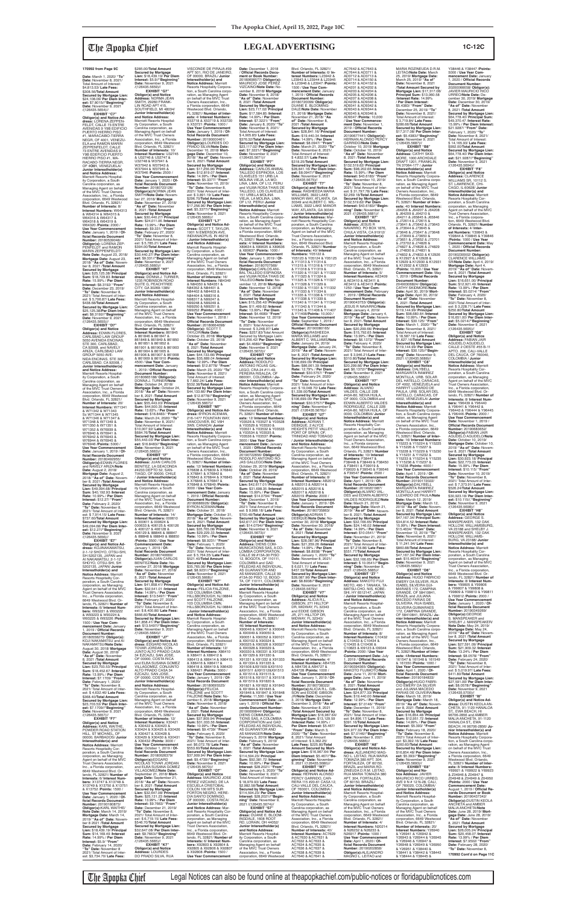**170992 from Page 9C**

**Date:** March 1, 2020/ **"To" Date:** November 8, 2021/ Total Amount of Interest: $4,813.53/ **Late Fees:** $208.55/**Total Amount Secured by Mortgage Lien:** $24,106.06/ **Per Diem Interest:** $7.8015/**"Beginning" Date:** November 9, 2021 /(126435.5654)//

**EXHIBIT "C7"**

**Obligor(s) and Notice Address:** LORENA ZEPPENFELDT, CALLE 73 ENTRE AVENIDAS 9 Y9B EDIFICIO PUERTO HIERRO PISO #1, MARACAIBO-TIERRA NEGR, OF 4001, VENEZUELA and RAMON MARIN ZEPPENFELDT, CALLE 73 ENTRE AVENIDAS 9 Y9B EDIFICIO PUERTO HIERRO PISO #1, MARACAIBO-TIERRA NEGR, OF 4001, VENEZUELA/ **Junior Interestholder(s) and Notice Address:** Marriott Resorts Hospitality Corporation, a South Carolina corporation, as Managing Agent on behalf of the MVC Trust Owners Association, Inc., a Florida corporation, 6649 Westwood Blvd. Orlando, FL 32821/ **Number of Interests:** 8/ **Interest Numbers:** W64313 & W64314 & W64315 & W64316 & W64317 & W64318 & W64319 & W64320 /**Points:** 2000 / **Use Year Commencement Date:** January 1, 2019 / **Official Records Document Number:** 20180539048/ **Obligor(s):**LORENA ZEPPENFELDT and RAMON MARIN ZEPPENFELDT/ **Note Date:** August 23, 2018/ **Mortgage Date:** August 23, 2018/ **"As of" Date:** November 8, 2021 /**Total Amount Secured by Mortgage Lien:** $25,125.36/ **Principal Sum:** $18,729.83 /**Interest Rate:** 15.99% / **Per Diem Interest:** $8.3192/ **"From" Date:** December 23, 2019/ **"To" Date:** November 8, 2021/ Total Amount of Interest: $ 5,756.87/ **Late Fees:** $388.66/**Total Amount Secured by Mortgage Lien:** $25,125.36/**Per Diem Interest:** $8.3192//**"Beginning" Date:** November 9, 2021 /(126435.5655)//

**EXHIBIT "D7"**

**Obligor(s) and Notice Address:** EDWIN FLORES, CARLSBAD LAW GROUP 5050 AVENIDA ENCINAS, STE 300, CARLSBAD, CA 92008, and NAVELY ARIZA, CARLSBAD LAW GROUP 5050 AVENIDA ENCINAS, STE 300, CARLSBAD, CA 92008, / **Junior Interestholder(s) and Notice Address:** Marriott Resorts Hospitality Corporation, a South Carolina corporation, as Managing Agent on behalf of the MVC Trust Owners Association, Inc., a Florida corporation, 6649 Westwood Blvd. Orlando, FL 32821/ **Number of Interests:** 20/ **Interest Numbers:** W71341 & W71342 & W71343 & W71344 & W71345 & W71346 & W71347 & W71348 & W71349 & W71350 & W71351 & W71352 & W76939 & W76940 & W76941 & W76942 & W76943 & W76944 & W76945 & W76946 /**Points:** 5000 / **Use Year Commencement Date:** January 1, 2019 / **Official Records Document Number:** 20180492955/ **Obligor(s):**EDWIN FLORES and NAVELY ARIZA/**Note Date:** August 2, 2018/ **Mortgage Date:** August 2, 2018/ **"As of" Date:** November 8, 2021 /**Total Amount Secured by Mortgage Lien:** $49,094.68/ **Principal Sum:** $40,192.93 /**Interest Rate:** 10.99% / **Per Diem Interest:** $12.27/ **"From" Date:** February 2, 2020/ **"To" Date:** November 8, 2021/ Total Amount of Interest: $ 7,755.15/ **Late Fees:** $737.60/**Total Amount Secured by Mortgage Lien:** $49,094.68/ **Per Diem Interest:** $12.27//**"Beginning" Date:** November 9, 2021 /(126435.5656)//

**EXHIBIT "E7"**

**Obligor(s) and Notice Address:** KOJI NAKAMATSU, 2-1-12 SHOYO, OTSU-SHI, SH 5202135, JAPAN and AI NAKAMATSU, 2-1-12 SHOYO, OTSU-SHI, SH 5202135, JAPAN/ **Junior Interestholder(s) and Notice Address:** Marriott Resorts Hospitality Corporation, a South Carolina corporation, as Managing Agent on behalf of the MVC Trust Owners Association, Inc., a Florida corporation, 6649 Westwood Blvd. Orlando, FL 32821/ **Number of Interests:** 6/ **Interest Numbers:** W93221 & W93222 & W93223 & W93224 & W93225 & W93226 /**Points:** 1500 / **Use Year Commencement Date:** January 1, 2019 / **Official Records Document Number:** 20180558275/ **Obligor(s):** KOJI NAKAMATSU and AI NAKAMATSU/**Note Date:** August 30, 2018/ **Mortgage Date:** August 30, 2018/ **"As of" Date:** November 8, 2021 /**Total Amount Secured by Mortgage Lien:** $23,703.53/ **Principal Sum:** $18,452.67 /**Interest Rate:** 13.99% / **Per Diem Interest:** $7.1709/ **"From" Date:** February 1, 2020/ **"To" Date:** November 8, 2021/ Total Amount of Interest: $ 4,539.46/ **Late Fees:** $361.40/**Total Amount Secured by Mortgage Lien:** $23,703.53/ **Per Diem Interest:** $7.1709//**"Beginning" Date:** November 9, 2021 /(126435.5657)//

**EXHIBIT "F7"**

**Obligor(s) and Notice Address:** KARL WAITHE, POWDER ROAD STATION HILL, ST MICHAEL, OF 00000, BARBADOS/ **Junior Interestholder(s) and Notice Address:** Marriott Resorts Hospitality Corporation, a South Carolina corporation, as Managing Agent on behalf of the MVC Trust Owners Association, Inc., a Florida corporation, 6649 Westwood Blvd. Orlando, FL 32821/ **Number of Interests:** 8/ **Interest Numbers:** X13747 & X13748 & X13749 & X13750 & X13751 & X13752 /**Points:** 1500 / **Use Year Commencement Date:** January 1, 2020 / **Official Records Document Number:** 20190180873/ **Obligor(s):**KARL WAITHE/ **Note Date:** March 14, 2019/ **Mortgage Date:** March 14, 2019/ **"As of" Date:** November 8, 2021 /**Total Amount Secured by Mortgage Lien:** $18,439.19/ **Principal Sum:** $14,169.49 /**Interest Rate:** 14.99% / **Per Diem Interest:** $5.9/ **"From" Date:** February 14, 2020/ **"To" Date:** November 8, 2021/ Total Amount of Interest: $3,734.70/ **Late Fees:** $285.00/**Total Amount Secured by Mortgage Lien:** $18,439.19/ **Per Diem Interest:** $5.9//**"Beginning" Date:** November 9, 2021 /(126435.5659)//

**EXHIBIT "G7"**

**Obligor(s) and Notice Address:** NORMA JEAN SMITH, 29280 FRANKLIN ROAD APT 410, SOUTHFIELD, MI 48034/ **Junior Interestholder(s) and Notice Address:** Marriott Resorts Hospitality Corporation, a South Carolina corporation, as Managing Agent on behalf of the MVC Trust Owners Association, Inc., a Florida corporation, 6649 Westwood Blvd. Orlando, FL 32821/ **Number of Interests:** 10/ **Interest Numbers:** U32745 & U32746 & U32747 & U32748 & W37941 & W37942 & W37943 & W37944 & W37945 & W37946 /**Points:** 2500 / **Use Year Commencement Date:** January 1, 2020 / **Official Records Document Number:** 20180723128/ **Obligor(s):**NORMA JEAN SMITH/**Note Date:** November 27, 2018/ **Mortgage Date:** November 27, 2018/ **"As of" Date:** November 8, 2021 /**Total Amount Secured by Mortgage Lien:** $30,440.27/ **Principal Sum:** $24,011.06 /**Interest Rate:** 13.99% / **Per Diem Interest:** $9.331/ **"From" Date:** February 27, 2020/ **"To" Date:** November 8, 2021/ Total Amount of Interest: $ 5,785.21/ **Late Fees:** $394.00/**Total Amount Secured by Mortgage Lien:** $30,440.27/ **Per Diem Interest:** $9.331//**"Beginning" Date:** November 9, 2021 /(126435.5660)//

**EXHIBIT "H7"**

**Obligor(s) and Notice Address:** DONNA J. TURNER, 1235 ROBINSON ROAD SUITE G, PEADHTREE CITY, GA 30269-1385/ **Junior Interestholder(s) and Notice Address:** Marriott Resorts Hospitality Corporation, a South Carolina corporation, as Managing Agent on behalf of the MVC Trust Owners Association, Inc., a Florida corporation, 6649 Westwood Blvd. Orlando, FL 32821/ **Number of Interests:** 18/ **Interest Numbers:** 861845 & 861846 & 861847 & 861848 & 861849 & 861850 & 861851 & 861852 & 861901 & 861902 & 861903 & 861904 & 861905 & 861906 & 861907 & 861908 & 861909 & 861910 /**Points:** 4500 / **Use Year Commencement Date:** January 1, 2019 / **Official Records Document Number:** 20180665186/ **Obligor(s):** DONNA J. TURNER/**Note Date:** October 24, 2018/ **Mortgage Date:** October 24, 2018/ **"As of" Date:** November 8, 2021 /**Total Amount Secured by Mortgage Lien:** $55,443.03/ **Principal Sum:** $44,300.35 /**Interest Rate:** 13.99% / **Per Diem Interest:** $16.8483/ **"From" Date:** March 24, 2020/ **"To" Date:** November 8, 2021/ Total Amount of Interest: $10,007.92/ **Late Fees:** $684.76/**Total Amount Secured by Mortgage Lien:** $55,443.03/ **Per Diem Interest:** $16.8483//**"Beginning" Date:** November 9, 2021 /(126435.5663)//

**EXHIBIT "I7"**

**Obligor(s) and Notice Address:** JUAN CARLOS BENITEZ, LA GEACONDA #4233 DEPTO 52, SANTIAGO, OF 00000, CHILE / **Junior Interestholder(s) and Notice Address:** Marriott Resorts Hospitality Corporation, a South Carolina corporation, as Managing Agent on behalf of the MVC Trust Owners Association, Inc., a Florida corporation, 6649 Westwood Blvd. Orlando, FL 32821/ **Number of Interests:** 14/ **Interest Numbers:** 000610 & 000611 & 000624 & 000633 & 406125 & 406126 & 406127 & 406128 & 406129 & 888846 & 888847 & 888848 & 888849 & 888850 /**Points:** 3500 / **Use Year Commencement Date:** January 1, 2019 / **Official Records Document Number:** 20180740660/ **Obligor(s):**JUAN CARLOS BENITEZ/**Note Date:** November 27, 2018/ **Mortgage Date:** November 27, 2018/ **"As of" Date:** November 8, 2021 /**Total Amount Secured by Mortgage Lien:** $41,858.41/ **Principal Sum:** $32,541.01 /**Interest Rate:** 14.99% / **Per Diem Interest:** $13.5497/ **"From" Date:** February 27, 2020/ **"To" Date:** November 8, 2021/ Total Amount of Interest: $ 8,400.80/ **Late Fees:** $666.60/**Total Amount Secured by Mortgage Lien:** $41,858.41/ **Per Diem Interest:** $13.5497//**"Beginning" Date:** November 9, 2021 /(126435.5664)//

**EXHIBIT "J7"**

**Obligor(s) and Notice Address:** EDGARD NICOLAS TOVAR JORDAN, CONJUNTO ALTO PRADO CASA 34 EZCAZU, SAN JOSE, OF 00000, COSTA RICA and ELBA SUSANA GOMEZ VILLAGOMEZ, CONJUNTO ALTO PRADO CASA 34 EZCAZU, SAN JOSE, OF 00000, COSTA RICA/ **Junior Interestholder(s) and Notice Address:** Marriott Resorts Hospitality Corporation, a South Carolina corporation, as Managing Agent on behalf of the MVC Trust Owners Association, Inc., a Florida corporation, 6649 Westwood Blvd. Orlando, FL 32821/ **Number of Interests:** 12/ **Interest Numbers:** X30421 & X30422 & X30423 & X30424 & X30425 & X30426 & X30427 & X30428 & X30429 & X30430 & X30431 & X30432 /**Points:** 3000 / **Use Year Commencement Date:** October 1, 2019 / **Official Records Document Number:** 20190625379/ **Obligor(s):**EDGARD NICOLAS TOVAR JORDAN and ELBA SUSANA GOMEZ VILLAGOMEZ/**Note Date:** September 21, 2019/ **Mortgage Date:** September 21, 2019/ **"As of" Date:** November 8, 2021 /**Total Amount Secured by Mortgage Lien:** $32,647.08/ **Principal Sum:** $25,131.23 /**Interest Rate:** 13.99% / **Per Diem Interest:** $9.7663/ **"From" Date:** December 21, 2019/ **"To" Date:** November 8, 2021/ Total Amount of Interest: $ 6,778.15/ **Late Fees:** $548.70/**Total Amount Secured by Mortgage Lien:** $32,647.08/ **Per Diem Interest:** $9.7663//**"Beginning" Date:** November 9, 2021 /(126435.5665)//

**EXHIBIT "K7"**

**Obligor(s) and Notice Address:** LOURDES DO PRADO SILVA, RUA VISCONDE DE PIRAJA 439 APT 901, RIO DE JANEIRO, OF 00000, BRAZIL/ **Junior Interestholder(s) and Notice Address:** Marriott Resorts Hospitality Corporation, a South Carolina corporation, as Managing Agent on behalf of the MVC Trust Owners Association, Inc., a Florida corporation, 6649 Westwood Blvd. Orlando, FL 32821/ **Number of Interests:** 4/ **Interest Numbers:** X53718 & X53719 & X53720 & X53721 /**Points:** 1000 / **Use Year Commencement Date:** January 1, 2019 / **Official Records Document Number:** 20180003461/ **Obligor(s):**LOURDES DO PRADO SILVA/**Note Date:** December 10, 2018/ **Mortgage Date:** December 10, 2018/ **"As of" Date:** November 8, 2021 /**Total Amount Secured by Mortgage Lien:** $16,897.72/ **Principal Sum:** $12,819.27 /**Interest Rate:** 14.99% / **Per Diem Interest:** $5.3377/ **"From" Date:** November 10, 2019/ **"To" Date:** November 8, 2021/ Total Amount of Interest: $ 3,891.19/ **Late Fees:** $286.70/**Total Amount Secured by Mortgage Lien:** $17,256.96/ **Per Diem Interest:** $5.3377//**"Beginning" Date:** November 9, 2021 /(126435.5666)//

**EXHIBIT "L7"**

**Obligor(s) and Notice Address:** SCOTT T. TAYLOR, 1920 N EMERSON AVE, INDIANAPOLIS, IN 46218/ **Junior Interestholder(s) and Notice Address:** Marriott Resorts Hospitality Corporation, a South Carolina corporation, as Managing Agent on behalf of the MVC Trust Owners Association, Inc., a Florida corporation, 6649 Westwood Blvd. Orlando, FL 32821/ **Number of Interests:** 18/ **Interest Numbers:** N84349 & N84350 & N84351 & N84352 & N84401 & N84402 & N84403 & N84404 & N84405 & N98317 & N99247 & N99248 & N99249 & N99250 & N99251 & N99252 /**Points:** 4500 / **Use Year Commencement Date:** November 1, 2018 / **Official Records Document Number:** 20180664998/ **Obligor(s):**SCOTT T. TAYLOR/**Note Date:** October 23, 2018/ **Mortgage Date:** October 23, 2018/ **"As of" Date:** November 8, 2021 /**Total Amount Secured by Mortgage Lien:** $44,133.66/ **Principal Sum:** $35,689.04 /**Interest Rate:** 12.99% / **Per Diem Interest:** $12.8779/ **"From" Date:** March 23, 2020/ **"To" Date:** November 8, 2021/ Total Amount of Interest: $ 7,662.34/ **Late Fees:** $532.28/**Total Amount Secured by Mortgage Lien:** $44,133.66/ **Per Diem Interest:** $12.8779//**"Beginning" Date:** November 9, 2021 /(126435.5667)//

**EXHIBIT "M7"**

**Obligor(s) and Notice Address:** BRETT FREEMAN, 210-1477 FOUNTAIN WAY, VANCOUVER, BC V6H 3W9, CANADA/ **Junior Interestholder(s) and Notice Address:** Marriott Resorts Hospitality Corporation, a South Carolina corporation, as Managing Agent on behalf of the MVC Trust Owners Association, Inc., a Florida corporation, 6649 Westwood Blvd. Orlando, FL 32821/ **Number of Interests:** 12/ **Interest Numbers:** X76838 & X76839 & X76840 & X76841 & X76842 & X76843 & X76844 & X76845 & X76846 & X76847 & X76848 & X76849 /**Points:** 3000 / **Use Year Commencement Date:** January 1, 2019 / **Official Records Document Number:** 20180666229/ **Obligor(s):** BRETT FREEMAN/**Note Date:** October 31, 2018/ **Mortgage Date:** October 31, 2018/ **"As of" Date:** November 8, 2021 /**Total Amount Secured by Mortgage Lien:** $35,765.08/ **Principal Sum:** $29,229.33 /**Interest Rate:** 10.99% / **Per Diem Interest:** $8.9231/ **"From" Date:** February 1, 2020/ **"To" Date:** November 8, 2021/ Total Amount of Interest: $ 5,764.35/ **Late Fees:** $521.40/**Total Amount Secured by Mortgage Lien:** $35,765.08/ **Per Diem Interest:** $8.9231//**"Beginning" Date:** November 9, 2021 /(126435.5668)//

**EXHIBIT "N7"**

**Obligor(s) and Notice Address:** FELICIA FALZONE, 103 COLUMBIA CMN, HILLSBOROUGH, NJ 08844 and JOSEPH FALZONE, 103 COLUMBIA CMN, HILLSBOROUGH, NJ 08844 / **Junior Interestholder(s) and Notice Address:** Marriott Resorts Hospitality Corporation, a South Carolina corporation, as Managing Agent on behalf of the MVC Trust Owners Association, Inc., a Florida corporation, 6649 Westwood Blvd. Orlando, FL 32821/ **Number of Interests:** 12/ **Interest Numbers:** X86410 & X86411 & X86412 & X86413 & X86414 & X86415 & X86416 & X86417 & X86418 & X86419 & X86420 & X86421 /**Points:** 3000 / **Use Year Commencement Date:** January 1, 2019 / **Official Records Document Number:** 20180695525/ **Obligor(s):**FELICIA FALZONE and JOSEPH FALZONE/**Note Date:** November 6, 2018/ **Mortgage Date:** November 6, 2018/ **"As of" Date:** November 8, 2021 /**Total Amount Secured by Mortgage Lien:** $37,909.94/ **Principal Sum:** $31,003.05 /**Interest Rate:** 10.99% / **Per Diem Interest:** $9.4739/ **"From" Date:** February 6, 2020/ **"To" Date:** November 8, 2021/ Total Amount of Interest: $6,072.76/ **Late Fees:** $583.80/**Total Amount Secured by Mortgage Lien:** $37,909.94/ **Per Diem Interest:** $9.4739//**"Beginning" Date:** November 9, 2021 /(126435.5670)//

**EXHIBIT "O7"**

**Obligor(s) and Notice Address:** MAURICIO JOSE PERERA VIZCAINO, DE LA ESCUELA CRISTOBAL COLON 100 MTS SUR PORTON NEGRO, HEREDIA-SANTO DOMINGO, OF 00000, COSTA RICA/ **Junior Interestholder(s) and Notice Address:** Marriott Resorts Hospitality Corporation, a South Carolina corporation, as Managing Agent on behalf of the MVC Trust Owners Association, Inc., a Florida corporation, 6649 Westwood Blvd. Orlando, FL 32821/ **Number of Interests:** 6/ **Interest Numbers:** X92805 & X92806 & X92807 & X92808 /**Points:** 1500 / **Use Year Commencement Date:** December 1, 2018 / **Official Records Document Number:** 20180696571/ **Obligor(s):** MAURICIO JOSE PERERA VIZCAINO/**Note Date:** November 6, 2018/ **Mortgage Date:** November 6, 2018/ **"As of" Date:** November 8, 2021 /**Total Amount Secured by Mortgage Lien:** $23,117.02/ **Principal Sum:** $17,584.85 /**Interest Rate:** 14.99% / **Per Diem Interest:** $7.3221/ **"From" Date:** January 6, 2020/ **"To" Date:** November 8, 2021/ Total Amount of Interest: $ 4,796.01/ **Late Fees:** $376.33/**Total Amount Secured by Mortgage Lien:** $23,117.02/ **Per Diem Interest:** $7.3221//**"Beginning" Date:** November 9, 2021 /(126435.5671)//

**EXHIBIT "P7"**

**Obligor(s) and Notice Address:** CARLOS ANIBAL TALLEDO ESPINOSA, LOS CLAVELES 151 URB LA MOLINA VIEJA, LA MOLINA, LIMA, OF L12, PERU and VILMA ROSA THAIS DE TALLEDO, LOS CLAVELES 151 URB LA MOLINA VIEJA, LA MOLINA, LIMA, OF L12, PERU / **Junior Interestholder(s) and Notice Address:** Marriott Resorts Hospitality Corporation, a South Carolina corporation, as Managing Agent on behalf of the MVC Trust Owners Association, Inc., a Florida corporation, 6649 Westwood Blvd. Orlando, FL 32821/ **Number of Interests:** 4/ **Interest Numbers:** X89634 & X89635 & X89636 & X89637 /**Points:** 1000 / **Use Year Commencement Date:** January 1, 2019 / **Official Records Document Number:** 20180707569/ **Obligor(s):**CARLOS ANIBAL TALLEDO ESPINOSA and VILMA ROSA THAIS DE TALLEDO/**Note Date:** November 12, 2018/ **Mortgage Date:** November 12, 2018/ **"As of" Date:** November 8, 2021 /**Total Amount Secured by Mortgage Lien:** $15,256.42/ **Principal Sum:** $11,499.62 /**Interest Rate:** 13.99% / **Per Diem Interest:** $4.4689/ **"From" Date:** November 12, 2019/ **"To" Date:** November 8, 2021/ Total Amount of Interest: $ 3,248.85/ **Late Fees:** $257.93/**Total Amount Secured by Mortgage Lien:** $15,256.42/ **Per Diem Interest:** $4.4689//**"Beginning" Date:** November 9, 2021 /(126435.5672)//

**EXHIBIT "Q7"**

**Obligor(s) and Notice Address:** RODOLFO ANTONIO ROJAS GALLEGO, CRA 24 #11-40, PEREIRA RISARALDA, OF 660001, COLOMBIA / **Junior Interestholder(s) and Notice Address:** Marriott Resorts Hospitality Corporation, a South Carolina corporation, as Managing Agent on behalf of the MVC Trust Owners Association, Inc., a Florida corporation, 6649 Westwood Blvd. Orlando, FL 32821/ **Number of Interests:** 12/ **Interest Numbers:** Y03528 & Y03529 & Y03530 & Y03531 & Y03532 & Y03533 & Y03534 & Y03535 & Y03536 & Y03537 /**Points:** 3000 / **Use Year Commencement Date:** January 1, 2019 / **Official Records Document Number:** 20180671029/ **Obligor(s):** RODOLFO ANTONIO ROJAS GALLEGO/**Note Date:** October 29, 2018/ **Mortgage Date:** October 29, 2018/ **"As of" Date:** November 8, 2021 /**Total Amount Secured by Mortgage Lien:** $42,617.01/ **Principal Sum:** $31,638.33 /**Interest Rate:** 15.99% / **Per Diem Interest:** $14.0794/ **"From" Date:** October 1, 2019/ **"To" Date:** November 8, 2021/ Total Amount of Interest: $ 9,649.18/ **Late Fees:** $700.48/**Total Amount Secured by Mortgage Lien:** $42,617.01/ **Per Diem Interest:** $14.0794//**"Beginning" Date:** November 9, 2021 /(126435.5673)//

**EXHIBIT "R7"**

**Obligor(s) and Notice Address:** DIENS COMERCIO Y TIONES SAS, A COLOMBIA CORPORATION, CALLE 99 #13A-30 PISO 12, BOGOTA, OF 110111, COLOMBIA and FELIPE ALBERTO ALARCON PELAEZ, AS INDIVIDUAL, AS GUARANTOR AND AS MANAGER, CALLE 99 #13A-30 PISO 12, BOGOTA, OF 110111, COLOMBIA/ **Junior Interestholder(s) and Notice Address:** Marriott Resorts Hospitality Corporation, a South Carolina corporation, as Managing Agent on behalf of the MVC Trust Owners Association, Inc., a Florida corporation, 6649 Westwood Blvd. Orlando, FL 32821/ **Number of Interests:** 46/ **Interest Numbers:** X90046 & X90047 & X90048 & X90049 & X90050 & X90051 & X90052 & X90101 & X90102 & X90103 & X90325 & X90326 & X90327 & X90328 & X90329 & X90330 & X90331 & X91328 & X91329 & X91330 & X91331 & X91332 & X91333 & X91334 & X91335 & X91336 & X91337 & X91338 & X91339 & X91340 & X91341 & X91342 & X91343 & X91344 & X91345 & X91346 & X91347 & X91348 & X91349 & X91350 & X91351 & X91352 & X91401 & X91402 /**Points:** 11,500 / **Use Year Commencement Date:** January 1, 2019 / **Official Records Document Number:** 20190099944/ **Obligor(s):** DIENS COMERCIO Y TIONES SAS, A COLOMBIA CORPORATION and FELIPE ALBERTO ALARCON PELAEZ, AS INDIVIDUAL, AS GUARANTOR AND AS MANAGER/**Note Date:** February 5, 2019/ **Mortgage Date:** February 5, 2019/ **"As of" Date:** November 8, 2021 /**Total Amount Secured by Mortgage Lien:** $114,594.23/ **Principal Sum:** $92,361.72 /**Interest Rate:** 10.99% / **Per Diem Interest:** $28.2021/ **"From" Date:** January 5, 2020/ **"To" Date:** November 8, 2021/ Total Amount of Interest: $ 18,979.93/ **Late Fees:** $2,002.58/**Total Amount Secured by Mortgage Lien:** $114,594.23/ **Per Diem Interest:** $28.2021//**"Beginning" Date:** November 9, 2021 /(126435.5674)//

**EXHIBIT "S7"**

**Obligor(s) and Notice Address:** DIANE E. BLOOM-DALE, 10151 VAN DYKE RD, LORAIN, OH 44052/ **Junior Interestholder(s) and Notice Address:** Marriott Resorts Hospitality Corporation, a South Carolina corporation, as Managing Agent on behalf of the MVC Trust Owners Association, Inc., a Florida corporation, 6649 Westwood Blvd. Orlando, FL 32821/ **Number of Interests:** 6/ **Interest Numbers:** L23942 & L23943 & L23944 & L23945 & L23946 & L23947 /**Points:** 1500 / **Use Year Commencement Date:** January 1, 2019 / **Official Records Document Number:** 20180725509/ **Obligor(s):** DIANE E. BLOOMDALE/**Note Date:** November 21, 2018/ **Mortgage Date:** November 21, 2018/ **"As of" Date:** November 8, 2021 /**Total Amount Secured by Mortgage Lien:** $26,641.16/ **Principal Sum:** $19,440.34 /**Interest Rate:** 14.99% / **Per Diem Interest:** $8.0947/ **"From" Date:** March 21, 2020/ **"To" Date:** November 8, 2021/ Total Amount of Interest: $ 4,832.57/ **Late Fees:** $318.25/**Total Amount Secured by Mortgage Lien:** $26,641.16/ **Per Diem Interest:** $8.0947//**"Beginning" Date:** November 9, 2021 /(126435.5675)//

**EXHIBIT "T7"**

**Obligor(s) and Notice Address:** RASHEEDA MARIA WILLIAMS, 3922 LAKE MARCIA WAY, ATLANTA, GA 30349 and ALBERT C. WILLIAMS, 3922 LAKE MARCIA WAY, ATLANTA, GA 30349 / **Junior Interestholder(s) and Notice Address:** Marriott Resorts Hospitality Corporation, a South Carolina corporation, as Managing Agent on behalf of the MVC Trust Owners Association, Inc., a Florida corporation, 6649 Westwood Blvd. Orlando, FL 32821/ **Number of Interests:** 28/ **Interest Numbers:** Y05123 & Y05124 & Y05124 & Y05125 & Y11312 & Y11313 & Y11314 & Y11315 & Y11316 & Y11317 & Y11318 & Y11319 & Y11320 & Y11321 & Y11322 & Y11323 & Y11324 & Y11325 & Y11326 & Y11327 & Y11328 & Y11329 & Y11330 & Y11331 & Y11332 & Y11333 & Y11334 & Y11335 & Y11336 & Y11337 & Y11338 & Y11339 & Y11340 & Y11341 & Y11342 & Y11343 & Y11344 & Y11345 & Y11346 & Y11407 & Y11408 /**Points:** 10,000 / **Use Year Commencement Date:** January 1, 2019 / **Official Records Document Number:** 20190061954/ **Obligor(s):**RASHEEDA MARIA WILLIAMS and ALBERT C. WILLIAMS/**Note Date:** January 24, 2019/ **Mortgage Date:** January 24, 2019/ **"As of" Date:** November 8, 2021 /**Total Amount Secured by Mortgage Lien:** $106,699.09/ **Principal Sum:** $86,061.39 /**Interest Rate:** 12.79% / **Per Diem Interest:** $30.5757/ **"From" Date:** February 24, 2020/ **"To" Date:** November 8, 2021/ Total Amount of Interest: $19,078.42/ **Late Fees:** $1,339.00/**Total Amount Secured by Mortgage Lien:** $106,699.09/ **Per Diem Interest:** $30.5757//**"Beginning" Date:** November 9, 2021 /(126435.5676)//

**EXHIBIT "U7"**

**Obligor(s) and Notice Address:** LINDA T. DEBIQUE, 2 ALYCE HEIGHTS PETIT VALLEY, PORT OF SPAIN, OF, TRINIDAD AND TOBAGO / **Junior Interestholder(s) and Notice Address:** Marriott Resorts Hospitality Corporation, a South Carolina corporation, as Managing Agent on behalf of the MVC Trust Owners Association, Inc., a Florida corporation, 6649 Westwood Blvd. Orlando, FL 32821/ **Number of Interests:** 8/ **Interest Numbers:** AB2012 & AB2013 & AB2014 & AB2015 & AB2016 & AB2017 & AB2018 & AB2019 /**Points:** 2000 / **Use Year Commencement Date:** January 1, 2019 / **Official Records Document Number:** 20180725863/ **Obligor(s):**LINDA T. DEBIQUE/**Note Date:** November 30, 2018/ **Mortgage Date:** November 30, 2018/ **"As of" Date:** November 8, 2021 /**Total Amount Secured by Mortgage Lien:** $21,259.26/ **Principal Sum:** $16,967.94 /**Interest Rate:** 14.99% / **Per Diem Interest:** $5.9806/ **"From" Date:** January 1, 2020/ **"To" Date:** November 8, 2021/ Total Amount of Interest: $ 6,021.11/ **Late Fees:** $47.50/**Total Amount Secured by Mortgage Lien:** $26,087.96/ **Per Diem Interest:** $5.9806//**"Beginning" Date:** November 9, 2021 /(126435.5677)//

**EXHIBIT "V7"**

**Obligor(s) and Notice Address:** RICKY L. GIBSON, 271 HILLTOP DR, MIDWAY, FL 32343 and EDDIE GIBSON JR, 271 HILLTOP DR, MIDWAY, FL 32343/ **Junior Interestholder(s) and Notice Address:** Marriott Resorts Hospitality Corporation, a South Carolina corporation, as Managing Agent on behalf of the MVC Trust Owners Association, Inc., a Florida corporation, 6649 Westwood Blvd. Orlando, FL 32821/ **Number of Interests:** 4/ **Interest Numbers:** AB4725 & AB4726 & AB4727 & AB4728 /**Points:** 1000 / **Use Year Commencement Date:** January 1, 2019 / **Official Records Document Number:** 20180738222/ **Obligor(s):**RICKY L. GIBSON and EDDIE GIBSON JR/**Note Date:** December 3, 2018/ **Mortgage Date:** December 3, 2018/ **"As of" Date:** November 8, 2021 /**Total Amount Secured by Mortgage Lien:** $16,967.94/ **Principal Sum:** $13,129.59 /**Interest Rate:** 14.99% / **Per Diem Interest:** $5.4670/ **"From" Date:** March 3, 2020/ **"To" Date:** November 8, 2021/ Total Amount of Interest: $ 3,362.25/ **Late Fees:** $225.80/**Total Amount Secured by Mortgage Lien:** $16,967.94/ **Per Diem Interest:** $5.4670//**"Beginning" Date:** November 9, 2021 /(126435.5680)//

**EXHIBIT "W7"**

**Obligor(s) and Notice Address:** HERNAN ALONSO PERCY GARRIDO, CARRERA 115 #S6A-13 CASA 12, CALI VALLE DEL CAUCA, OF 760001, COLOMBIA / **Junior Interestholder(s) and Notice Address:** Marriott Resorts Hospitality Corporation, a South Carolina corporation, as Managing Agent on behalf of the MVC Trust Owners Association, Inc., a Florida corporation, 6649 Westwood Blvd. Orlando, FL 32821/ **Number of Interests:** 40/ **Interest Numbers:** AC7629 & AC7630 & AC7631 & AC7632 & AC7633 & AC7634 & AC7635 & AC7636 & AC7637 & AC7638 & AC7639 & AC7640 & AC7641 & AC7642 & AC7643 & AC7644 & AD3711 & AD3712 & AD3713 & AD3714 & AD4150 & AD4151 & AD4152 & AD4201 & AD4202 & AD4203 & AD4204 & AD4205 & AD4206 & AD4207 & AD4208 & AD9339 & AD9340 & AD9342 & AD9343 & AD9344 & AD9345 & AD9346 & AD9347 /**Points:** 10,000 / **Use Year Commencement Date:** November 1, 2019 / **Official Records Document Number:** 20190677441/ **Obligor(s):** HERNAN ALONSO PERCY GARRIDO/**Note Date:** October 10, 2019/ **Mortgage Date:** October 10, 2019/ **"As of" Date:** November 8, 2021 /**Total Amount Secured by Mortgage Lien:** $132,519.62/ **Principal Sum:** $98,202.65 /**Interest Rate:** 15.99% / **Per Diem Interest:** $43.6183/ **"From" Date:** November 10, 2019/ **"To" Date:** November 8, 2021/ Total Amount of Interest: $ 31,797.78/ **Late Fees:** $2,269.18/**Total Amount Secured by Mortgage Lien:** $132,519.62/ **Per Diem Interest:** $43.6183//**"Beginning" Date:** November 9, 2021 /(126435.5681)//

**EXHIBIT "X7"**

**Obligor(s) and Notice Address:** JESUS R. NAVARRO, PO BOX 1876, CHULA VISTA, CA 91912/ **Junior Interestholder(s) and Notice Address:** Marriott Resorts Hospitality Corporation, a South Carolina corporation, as Managing Agent on behalf of the MVC Trust Owners Association, Inc., a Florida corporation, 6649 Westwood Blvd. Orlando, FL 32821/ **Number of Interests:** 5/ **Interest Numbers:** AE3409 & AE3410 & AE3411 & AE3412 & AE3413 /**Points:** 1250 / **Use Year Commencement Date:** February 1, 2019 / **Official Records Document Number:** 20190043753/ **Obligor(s):** JESUS R NAVARRO/**Note Date:** January 4, 2019/ **Mortgage Date:** January 4, 2019/ **"As of" Date:** November 8, 2021 /**Total Amount Secured by Mortgage Lien:** $20,299.66/ **Principal Sum:** $15,792.65 /**Interest Rate:** 13.99% / **Per Diem Interest:** $6.1372/ **"From" Date:** February 4, 2020/ **"To" Date:** November 8, 2021/ Total Amount of Interest: $ 3,940.21/ **Late Fees:** $316.80/**Total Amount Secured by Mortgage Lien:** $20,299.66/ **Per Diem Interest:** $6.1372//**"Beginning" Date:** November 9, 2021 /(126435.5682)//

**EXHIBIT "Y7"**

**Obligor(s) and Notice Address:** ALVARO VALDES, CALLE 22B #43A-60, NEIVA HUILA, OF 0000, COLOMBIA and EDWIN ALBERTO VALDES RODRIGUEZ, CALLE 22B #43A-60, NEIVA HUILA, OF 0000, COLOMBIA/ **Junior Interestholder(s) and Notice Address:** Marriott Resorts Hospitality Corporation, a South Carolina corporation, as Managing Agent on behalf of the MVC Trust Owners Association, Inc., a Florida corporation, 6649 Westwood Blvd. Orlando, FL 32821/ **Number of Interests:** 10/ **Interest Numbers:** F38447 & F38448 & F39449 & F38450 & F38451 & F39519 & F39520 & F39545 & F39546 & F39547 /**Points:** 2500 / **Use Year Commencement Date:** April 1, 2019 / **Official Records Document Number:** 20190201087/ **Obligor(s):**ALVARO VALDES and EDWIN ALBERTO VALDES RODRIGUEZ/**Note Date:** March 21, 2019/ **Mortgage Date:** March 21, 2019/ **"As of" Date:** November 8, 2021 /**Total Amount Secured by Mortgage Lien:** $32,166.65/ **Principal Sum:** $24,146.02 /**Interest Rate:** 14.99% / **Per Diem Interest:** $10.0541/ **"From" Date:** November 21, 2019/ **"To" Date:** November 8, 2021/ Total Amount of Interest: $ 7,218.86/ **Late Fees:** $551.77/**Total Amount Secured by Mortgage Lien:** $32,166.65/ **Per Diem Interest:** $ 10.0541//**"Beginning" Date:** November 9, 2021 /(126435.5683)//

**EXHIBIT "Z7"**

**Obligor(s) and Notice Address:** MAKOTO FUJIMOTO, 490-1 TANAKA, TAMATSU-CHO, NIS, KOBESHI, HY 6512147, JAPAN / **Junior Interestholder(s) and Notice Address:** Marriott Resorts Hospitality Corporation, a South Carolina corporation, as Managing Agent on behalf of the MVC Trust Owners Association, Inc., a Florida corporation, 6649 Westwood Blvd. Orlando, FL 32821/ **Number of Interests:** 8/ **Interest Numbers:** C10432 & C10433 & C10434 & C10435 & C10436 & C10823 & I09123 & I09344 /**Points:** 2000 / **Use Year Commencement Date:** July 1, 2019 / **Official Records Document Number:** 20190343065/ **Obligor(s):** MAKOTO FUJIMOTO/**Note Date:** June 11, 2019/ **Mortgage Date:** June 11, 2019/ **"As of" Date:** November 8, 2021 /**Total Amount Secured by Mortgage Lien:** $24,977.33/ **Principal Sum:** $19,562.85 /**Interest Rate:** 12.99% / **Per Diem Interest:** $7.0146/ **"From" Date:** December 11, 2019/ **"To" Date:** November 8, 2021/ Total Amount of Interest: $4,895.17/ **Late Fees:** $269.31/**Total Amount Secured by Mortgage Lien:** $24,977.33/ **Per Diem Interest:** $7.0146//**"Beginning" Date:** November 9, 2021 /(126435.5684)//

**EXHIBIT "A8"**

**Obligor(s) and Notice Address:** ALEJANDRO MAGNO L. LEITAO, RUA MARIA TOMAZIA 380 APT 304, FORTALEZA, OF 60150, BRAZIL and MARIA ROZINEUDA D.R.M. LEITAO, RUA MARIA TOMAZIA 380 APT 304, FORTALEZA, OF 60150, BRAZIL/ **Junior Interestholder(s) and Notice Address:** Marriott Resorts Hospitality Corporation, a South Carolina corporation, as Managing Agent on behalf of the MVC Trust Owners Association, Inc., a Florida corporation, 6649 Westwood Blvd. Orlando, FL 32821/ **Number of Interests:** 4/ **Interest Numbers:** N26214 & N26232 & N26233 & N26917 /**Points:** 1000 / **Use Year Commencement Date:** April 1, 2020 / **Official Records Document Number:** 20190206858/ **Obligor(s):**ALEJANDRO MAGNO L. LEITAO and MARIA ROZINEUDA D.R.M. LEITAO/**Note Date:** March 25, 2019/ **Mortgage Date:** March 25, 2019/ **"As of" Date:** November 8, 2021 /**Total Amount Secured by Mortgage Lien:** $17,317.08/ **Principal Sum:** $13,060.58 /**Interest Rate:** 14.99% / **Per Diem Interest:** $5.4383/ **"From" Date:** December 25, 2019/ **"To" Date:** November 8, 2021/ Total Amount of Interest: $ 3,719.84/ **Late Fees:** $286.66/**Total Amount Secured by Mortgage Lien:** $17,317.08/ **Per Diem Interest:** $5.4383//**"Beginning" Date:** November 9, 2021 /(126435.5687)//

**EXHIBIT "B8"**

**Obligor(s) and Notice Address:** CATHY SKIDMORE, 1000 ARCHDALE DRAFT 1201, FRANKLIN, TN 37064-1177 / **Junior Interestholder(s) and Notice Address:** Marriott Resorts Hospitality Corporation, a South Carolina corporation, as Managing Agent on behalf of the MVC Trust Owners Association, Inc., a Florida corporation, 6649 Westwood Blvd. Orlando, FL 32821/ **Number of Interests:** 40/ **Interest Numbers:** J64206 & J64207 & J64208 & J64209 & J64210 & J64211 & J65845 & J65846 & J72614 & J72615 & J73641 & J73642 & J73643 & J73644 & J73645 & J73646 & J73647 & J73648 & J73649 & J73650 & J73651 & J73652 & J73701 & J73702 & J74826 & J74827 & J74828 & J74829 & J74830 & J74831 & J74832 & J74833 & K12926 & K12927 & K12928 & K12929 & K12930 & K12931 & K12932 & K12933 /**Points:** 10,000 / **Use Year Commencement Date:** May 1, 2019 / **Official Records Document Number:** 20190306824/ **Obligor(s):** CATHY SKIDMORE/**Note Date:** April 30, 2019/ **Mortgage Date:** April 30, 2019/ **"As of" Date:** November 8, 2021 /**Total Amount Secured by Mortgage Lien:** $119,144.99/ **Principal Sum:** $98,680.64 /**Interest Rate:** 10.99% / **Per Diem Interest:** $30.125/ **"From" Date:** March 1, 2020/ **"To" Date:** November 8, 2021/ Total Amount of Interest: $ 18,587.15/ **Late Fees:** $1,627.16/**Total Amount Secured by Mortgage Lien:** $119,144.99/ **Per Diem Interest:** $30.125//**"Beginning" Date:** November 9, 2021 /(126435.5689)//

**EXHIBIT "C8"**

**Obligor(s) and Notice Address:** DALYBELL MARGARITA RAMIREZ MONTILLA, URB. SOLAR DEL HATILLO, CARACAS, OF 4002, VENEZUELA and HARRIT LUZARDO DE PAULA, URB. SOLAR DEL HATILLO, CARACAS, OF 4002, VENEZUELA/ **Junior Interestholder(s) and Notice Address:** Marriott Resorts Hospitality Corporation, a South Carolina corporation, as Managing Agent on behalf of the MVC Trust Owners Association, Inc., a Florida corporation, 6649 Westwood Blvd. Orlando, FL 32821/ **Number of Interests:** 16/ **Interest Numbers:** Y15223 & Y15224 & Y15225 & Y15226 & Y15227 & Y15228 & Y15229 & Y15230 & Y15231 & Y15232 & Y15233 & Y15234 & Y15235 & Y15236 & Y15237 & Y15238 /**Points:** 4000 / **Use Year Commencement Date:** April 1, 2019 / **Official Records Document Number:** 20190172020/ **Obligor(s):**DALYBELL MARGARITA RAMIREZ MONTILLA and HARRIT LUZARDO DE PAULA/**Note Date:** March 12, 2019/ **Mortgage Date:** March 12, 2019/ **"As of" Date:** November 8, 2021 /**Total Amount Secured by Mortgage Lien:** $47,167.34/ **Principal Sum:** $34,814.52 /**Interest Rate:** 15.99% / **Per Diem Interest:** $15.4634/ **"From" Date:** November 12, 2019/ **"To" Date:** November 8, 2021/ Total Amount of Interest: $ 11,241.94/ **Late Fees:** $860.88/**Total Amount Secured by Mortgage Lien:** $47,167.34/ **Per Diem Interest:** $15.4634//**"Beginning" Date:** November 9, 2021 /(126435.5692)//

**EXHIBIT "D8"**

**Obligor(s) and Notice Address:** HUGO FABRICIO EMERY DA SILVEIR, RUA ISABEL SILVEIRA GUIMARAES 172, CAMPINA GRANDE, OF 58410841, BRAZIL and JULIANA MACEDO FARIAS DE OLIVEIRA, RUA ISABEL SILVEIRA GUIMARAES 172, CAMPINA GRANDE, OF 58410841, BRAZIL/ **Junior Interestholder(s) and Notice Address:** Marriott Resorts Hospitality Corporation, a South Carolina corporation, as Managing Agent on behalf of the MVC Trust Owners Association, Inc., a Florida corporation, 6649 Westwood Blvd. Orlando, FL 32821/**Number of Interests:** 4/**Interest Numbers:** 161547 & 161548 & 161549 & 161550 /**Points:** 1000 / **Use Year Commencement Date:** April 1, 2020 / **Official Records Document Number:** 20190184833/ **Obligor(s):**HUGO FABRICIO EMERY DA SILVEIR and JULIANA MACEDO FARIAS DE OLIVEIRA/**Note Date:** March 19, 2019/ **Mortgage Date:** March 19, 2019/ **"As of" Date:** November 8, 2021 /**Total Amount Secured by Mortgage Lien:** $16,854.48/ **Principal Sum:** $12,951.72 /**Interest Rate:** 14.99% / **Per Diem Interest:** $5.393/ **"From" Date:** February 19, 2020/ **"To" Date:** November 8, 2021/ Total Amount of Interest: $3,392.16/ **Late Fees:** $260.60/**Total Amount Secured by Mortgage Lien:** $16,854.48/ **Per Diem Interest:** $5.393//**"Beginning" Date:** November 9, 2021 /(126435.5693)//

**EXHIBIT "E8"**

**Obligor(s) and Notice Address:** JAVIER MAURICIO RICO URREGO, AVE 9 N # 12N-28, CALI, OF 760001, COLOMBIA / **Junior Interestholder(s) and Notice Address:** Marriott Resorts Hospitality Corporation, a South Carolina corporation, as Managing Agent on behalf of the MVC Trust Owners Association, Inc., a Florida corporation, 6649 Westwood Blvd. Orlando, FL 32821/ **Number of Interests:** 20/ **Interest Numbers:** Y26940 & Y26941 & Y26942 & Y26943 & Y26944 & Y26945 & Y26946 & Y26947 & Y26948 & Y26949 & Y26950 & Y26951 & Y38440 & Y38441 & Y38442 & Y38443 & Y38444 & Y38445 & Y38446 & Y38447 /**Points:** 5000 / **Use Year Commencement Date:** January 1, 2019 / **Official Records Document Number:** 20200066658/ **Obligor(s):** JAVIER MAURICIO RICO URREGO/**Note Date:** December 30, 2019/ **Mortgage Date:** December 30, 2019/ **"As of" Date:** November 8, 2021 /**Total Amount Secured by Mortgage Lien:** $64,778.40/ **Principal Sum:** $49,370.47 /**Interest Rate:** 15.99% / **Per Diem Interest:** $21.9287/ **"From" Date:** February 1, 2020/ **"To" Date:** November 8, 2021/ Total Amount of Interest: $ 14,194.61/ **Late Fees:** $992.00/**Total Amount Secured by Mortgage Lien:** $64,778.40/ **Per Diem Interest:** $21.9287//**"Beginning" Date:** November 9, 2021 /(126435.5694)//

**EXHIBIT "F8"**

**Obligor(s) and Notice Address:** LAURENCE WILLIAMS SR, 10112 S. ST LAWRENCE, CHICAGO, IL 60628/ **Junior Interestholder(s) and Notice Address:** Marriott Resorts Hospitality Corporation, a South Carolina corporation, as Managing Agent on behalf of the MVC Trust Owners Association, Inc., a Florida corporation, 6649 Westwood Blvd. Orlando, FL 32821/ **Number of Interests:** 4/ **Interest Numbers:** Y38643 & Y38644 & Y38645 & Y38646 /**Points:** 1000 / **Use Year Commencement Date:** May 1, 2020 / **Official Records Document Number:** 20190322902/ **Obligor(s):** LAURENCE WILLIAMS SR/**Note Date:** April 4, 2019/ **Mortgage Date:** April 4, 2019/ **"As of" Date:** November 8, 2021 /**Total Amount Secured by Mortgage Lien:** $16,651.00/ **Principal Sum:** $12,321.49 /**Interest Rate:** 15.99% / **Per Diem Interest:** $5.4728/ **"From" Date:** November 4, 2019/ **"To" Date:** November 8, 2021/ Total Amount of Interest: $ 3,228.71/ **Late Fees:** $250.80/**Total Amount Secured by Mortgage Lien:** $16,651.00/ **Per Diem Interest:** $5.4728//**"Beginning" Date:** November 9, 2021 /(126435.5695)//

**EXHIBIT "G8"**

**Obligor(s) and Notice Address:** FABIAN JAIR AGUDELO AGUDELO, CALLE 2 OESTE #53-B-11 APTO. 308, CALI VALLE DEL CAUCA, OF 760040, COLOMBIA / **Junior Interestholder(s) and Notice Address:** Marriott Resorts Hospitality Corporation, a South Carolina corporation, as Managing Agent on behalf of the MVC Trust Owners Association, Inc., a Florida corporation, 6649 Westwood Blvd. Orlando, FL 32821/ **Number of Interests:** 5/ **Interest Numbers:** Y96438 & Y96440 & Y96441 & Y96442 & Y96443 & Y96444 & Y96445 & Y96446 /**Points:** 2000 / **Use Year Commencement Date:** January 1, 2019 / **Official Records Document Number:** 20190680652/ **Obligor(s):**FABIAN JAIR AGUDELO AGUDELO/**Note Date:** October 10, 2019/ **Mortgage Date:** October 10, 2019/ **"As of" Date:** November 8, 2021 /**Total Amount Secured by Mortgage Lien:** $30,923.18/ **Principal Sum:** $23,502.75 /**Interest Rate:** 15.99% / **Per Diem Interest:** $10.115/ **"From" Date:** November 10, 2019/ **"To" Date:** November 8, 2021/ Total Amount of Interest: $ 7,373.91/ **Late Fees:** $526.28/**Total Amount Secured by Mortgage Lien:** $30,923.18/ **Per Diem Interest:** $10.115//**"Beginning" Date:** November 9, 2021 /(126435.5697)//

**EXHIBIT "H8"**

**Obligor(s) and Notice Address:** GEORGE S. MANSPEAKER, 132 OAK HOLLOW, WILLIAMSBURG, VA 23188 and SHELBY J. MANSPEAKER, 132 OAK HOLLOW, WILLIAMSBURG, VA 23188 / **Junior Interestholder(s) and Notice Address:** Marriott Resorts Hospitality Corporation, a South Carolina corporation, as Managing Agent on behalf of the MVC Trust Owners Association, Inc., a Florida corporation, 6649 Westwood Blvd. Orlando, FL 32821/ **Number of Interests:** 6/ **Interest Numbers:** Y99805 & Y99806 & Y99807 & Y99808 & Y99809 & Y99810 & Y99811 & Y99812 /**Points:** 2000 / **Use Year Commencement Date:** January 1, 2020 / **Official Records Document Number:** 20190349269/ **Obligor(s):**GEORGE S. MANSPEAKER and SHELBY J. MANSPEAKER/**Note Date:** May 24, 2019/ **Mortgage Date:** May 24, 2019/ **"As of" Date:** November 8, 2021 /**Total Amount Secured by Mortgage Lien:** $27,591.09/ **Principal Sum:** $21,920.32 /**Interest Rate:** 13.24% / **Per Diem Interest:** $8.0619/ **"From" Date:** February 24, 2020/ **"To" Date:** November 8, 2021/ Total Amount of Interest: $ 5,019.97/ **Late Fees:** $411.80/**Total Amount Secured by Mortgage Lien:** $27,591.09/ **Per Diem Interest:** $8.0619//**"Beginning" Date:** November 9, 2021 /(126435.5698)//

**EXHIBIT "I8"**

**Obligor(s) and Notice Address:** DUSTIN KEOLA ANCHETA, 91-1120 HANALOA ST, EWA BEACH, HI 96706-2805 and AMBER MALIA ANCHETA, 91-1120 HANALOA ST, EWA BEACH, HI 96706-2805/ **Junior Interestholder(s) and Notice Address:** Marriott Resorts Hospitality Corporation, a South Carolina corporation, as Managing Agent on behalf of the MVC Trust Owners Association, Inc., a Florida corporation, 6649 Westwood Blvd. Orlando, FL 32821/ **Number of Interests:** 8/ **Interest Numbers:** Y69921 & Y69922 & Y69923 & Z04948 & Z04947 & Z04949 & Z04950 & Z04950 /**Points:** 2000 / **Use Year Commencement Date:** August 1, 2019 / **Official Records Document Number:** 20190437342/ **Obligor(s):**DUSTIN KEOLA ANCHETA and AMBER MALIA ANCHETA/**Note Date:** June 28, 2019/ **Mortgage Date:** June 28, 2019/ **"As of" Date:** November 8, 2021 /**Total Amount Secured by Mortgage Lien:** $26,055.24/ **Principal Sum:** $20,455.37 /**Interest Rate:** 15.99% / **Per Diem Interest:** $7.9592/ **"From" Date:** December 28, 2019/ **"To" Date:** November 8,

**170992 Cont'd on Page 11C**

Legal Notices can also be found online at theapopkachief.com/public-notices or floridapublicnotices.com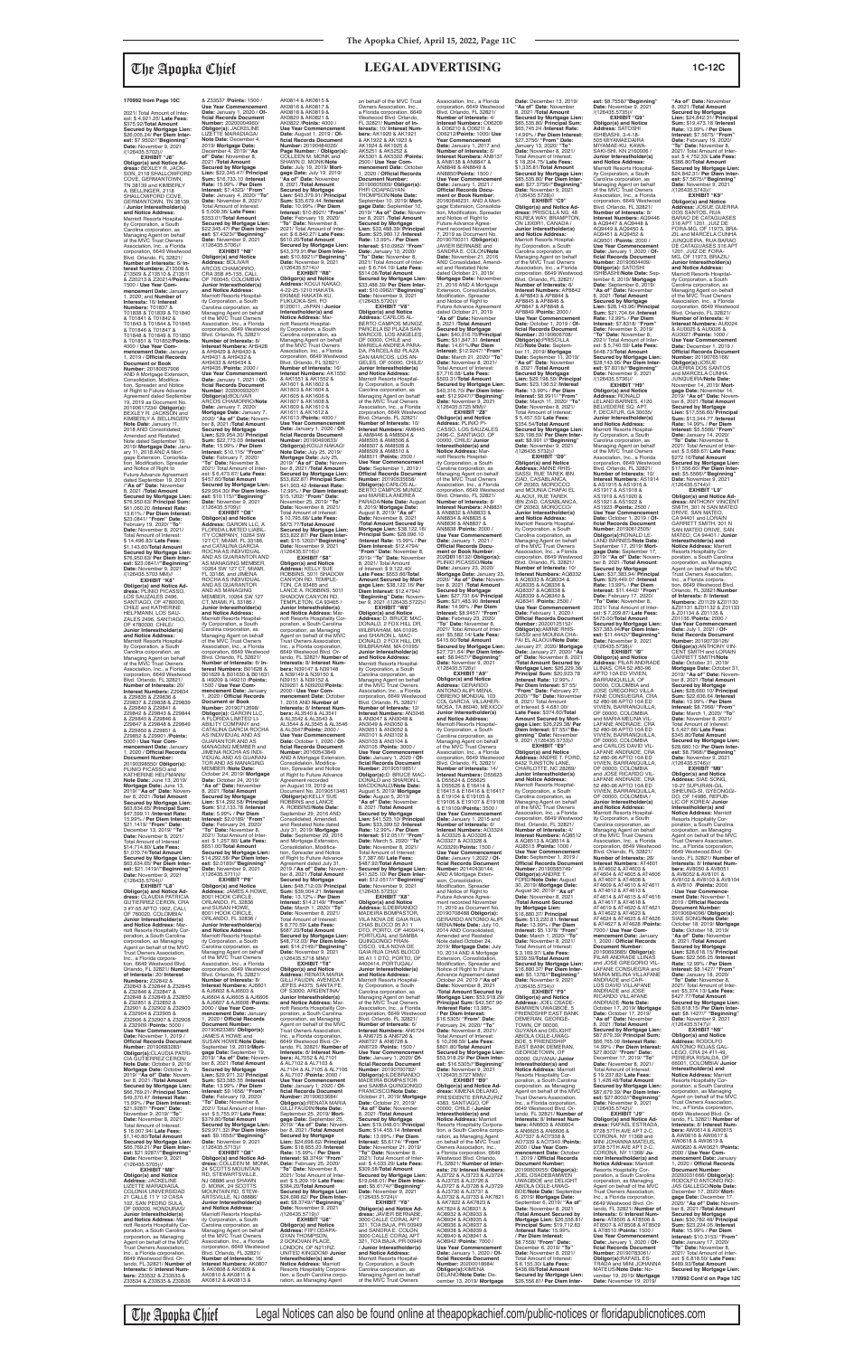# LEGAL ADVERTISING

**170992 from Page 10C**

2021/ Total Amount of Interest: $ 4,921.25/ **Late Fees:** $275.50/**Total Amount Secured by Mortgage Lien:** $26,025.06/ **Per Diem Interest:** $7.3502/ **"Beginning" Date:** November 9, 2021 /(126435.5702)//

**EXHIBIT "J6"**
**Obligor(s) and Notice Address:** BEXLEY R. JACKSON, 2118 SHALLOWFORD COVE, GERMANTOWN, TN 38139 and KIMBERLY A. BELLINGER, 2118 SHALLOWFORD COVE, GERMANTOWN, TN 38139, / **Junior Interestholder(s) and Notice Address:** Marriott Resorts Hospitality Corporation, a South Carolina corporation, as Managing Agent on behalf of the MVC Trust Owners Association, Inc., a Florida corporation, 6649 Westwood Blvd. Orlando, FL 32821/ **Number of Interests:** 8/ **Interest Numbers:** Z13508 & Z13509 & Z13510 & Z13511 & Z20213 & Z20214/**Points:** 1500 / **Use Year Commencement Date:** January 1, 2020 / and **Number of Interests:** 16/ **Interest Numbers:** T01837 & T01838 & T01839 & T01840 & T01841 & T01842 & T01843 & T01844 & T01845 & T01846 & T01847 & T01848 & T01849 & T01850 & T01851 & T01852/**Points:** 4000 / **Use Year Commencement Date:** January 1, 2019 / **Official Records Document or Book Number:** 20180677006 AND A Mortgage Extension, Consolidation, Modification, Spreader and Notice of Right to Future Advance Agreement dated September 19, 2019 as Document No. 20190677234/ **Obligor(s):** BEXLEY R. JACKSON and KIMBERLY A. BELLINGER/ **Note Date:** January 17, 2019 AND Consolidated, Amended and Restated Note dated September 19, 2019/ **Mortgage Date:** January 17, 2019 AND A Mortgage Extension, Consolidation, Modification, Spreader and Notice of Right to Future Advance Agreement dated September 19, 2019 /**"As of" Date:** November 8, 2021 /**Total Amount Secured by Mortgage Lien:** $76,550.63/ **Principal Sum:** $61,260.20 /**Interest Rate:** 13.61% / **Per Diem Interest:** $23.1591/ **"From" Date:** February 19, 2020/ **"To" Date:** November 8, 2021/ Total Amount of Interest: $ 14,498.35/ **Late Fees:** $1,143.60/**Total Amount Secured by Mortgage Lien:** $76,550.63/ **Per Diem Interest:** $23.1591/ **"Beginning" Date:** November 9, 2021 /(126435.5703 MM)//

**EXHIBIT "K6"**
**Obligor(s) and Notice Address:** PLINIO PICASSO, LOS SAUZALES 2496, SANTIAGO, OF 4780000, CHILE and KATHERINE HELFMANN, LOS SAUZALES 2496, SANTIAGO, OF 4780000, CHILE/ **Junior Interestholder(s) and Notice Address:** Marriott Resorts Hospitality Corporation, a South Carolina corporation, as Managing Agent on behalf of the MVC Trust Owners Association, Inc., a Florida corporation, 6649 Westwood Blvd. Orlando, FL 32821/ **Number of Interests:** 20/ **Interest Numbers:** Z29834 & Z29835 & Z29836 & Z29837 & Z29838 & Z29839 & Z29840 & Z29841 & Z29842 & Z29843 & Z29844 & Z29845 & Z29846 & Z29847 & Z29848 & Z29849 & Z29850 & Z29851 & Z29852 & Z29901 /**Points:** 5000 / **Use Year Commencement Date:** January 1, 2020 / **Official Records Document or Book Number:** 20190398550/ **Obligor(s):** PLINIO PICASSO and KATHERINE HELFMANN/ **Note Date:** June 13, 2019/ **Mortgage Date:** June 13, 2019/ **"As of" Date:** November 8, 2021 /**Total Amount Secured by Mortgage Lien:** $63,634.65/ **Principal Sum:** $47,599.11 /**Interest Rate:** 15.99% / **Per Diem Interest:** $21.1419/ **"From" Date:** December 13, 2019/ **"To" Date:** November 8, 2021/ Total Amount of Interest: $14,710.80/ **Late Fees:** $1,070.74/**Total Amount Secured by Mortgage Lien:** $63,634.65/ **Per Diem Interest:** $21.1419//**"Beginning" Date:** November 9, 2021 /(126435.5704)//

**EXHIBIT "L6"**
**Obligor(s) and Notice Address:** CLAUDIA PATRICIA GUTIERREZ CERON, CRA 3 #7-63 APTO 1902, CALI, OF 760020, COLOMBIA/ **Junior Interestholder(s) and Notice Address:** Marriott Resorts Hospitality Corporation, a South Carolina corporation, as Managing Agent on behalf of the MVC Trust Owners Association, Inc., a Florida corporation, 6649 Westwood Blvd. Orlando, FL 32821/ **Number of Interests:** 20/ **Interest Numbers:** Z32843 & Z32844 & Z32845 & Z32846 & Z32847 & Z32848 & Z32849 & Z32850 & Z32851 & Z32852 & Z32901 & Z32902 & Z32903 & Z32904 & Z32905 & Z32906 & Z32907 & Z32908 & Z32909 & Z32910 /**Points:** 5000 / **Use Year Commencement Date:** January 1, 2019 / **Official Records Document or Book Number:** 20190683283/ **Obligor(s):**CLAUDIA PATRICIA GUTIERREZ CERON/ **Note Date:** October 9, 2019/ **Mortgage Date:** October 9, 2019/ **"As of" Date:** November 8, 2021 /**Total Amount Secured by Mortgage Lien:** $60,769.21/ **Principal Sum:** $46,979.47 /**Interest Rate:** 15.99% / **Per Diem Interest:** $20.8667/ **"From" Date:** November 9, 2019/ **"To" Date:** November 8, 2021/ Total Amount of Interest: $ 16,007.94/ **Late Fees:** $1,143.60/**Total Amount Secured by Mortgage Lien:** $60,769.21/ **Per Diem Interest:** $21.9287//**"Beginning" Date:** November 9, 2021 /(126435.5705)//

**EXHIBIT "M6"**
**Obligor(s) and Notice Address:** JACKELINE LIZETTE MARADIAGA, COLONIA UNIVERSIDAD 21 CALLE 11 Y 12 CASA 102, SAN PEDRO SULA, OF 00000, HONDURAS/ **Junior Interestholder(s) and Notice Address:** Marriott Resorts Hospitality Corporation, a South Carolina corporation, as Managing Agent on behalf of the MVC Trust Owners Association, Inc., a Florida corporation, 6649 Westwood Blvd. Orlando, FL 32821/ **Number of Interests:** 6/ **Interest Numbers:** Z33532 & Z33533 & Z33534 & Z33535 & Z33536 & Z33537 /**Points:** 1500 / **Use Year Commencement Date:** January 1, 2020 / **Official Records Document or Book Number:** 20200004960/ **Obligor(s):** JACKELINE LIZETTE MARADIAGA/ **Note Date:** December 4, 2019/ **Mortgage Date:** December 4, 2019/ **"As of" Date:** November 8, 2021 /**Total Amount Secured by Mortgage Lien:** $22,345.47/ **Principal Sum:** $16,733.10 /**Interest Rate:** 15.99% / **Per Diem Interest:** $7.4325/ **"From" Date:** January 4, 2020/ **"To" Date:** November 8, 2021/ Total Amount of Interest: $ 5,009.36/ **Late Fees:** $353.01/**Total Amount Secured by Mortgage Lien:** $22,345.47/ **Per Diem Interest:** $7.4325//**"Beginning" Date:** November 9, 2021 /(126435.5706)//

**EXHIBIT "N6"**
**Obligor(s) and Notice Address:** BOLIVAR ARCOS CHAMORRO, CRA 35B #5-155, CALI, OF 760045, COLOMBIA/ **Junior Interestholder(s) and Notice Address:** Marriott Resorts Hospitality Corporation, a South Carolina corporation, as Managing Agent on behalf of the MVC Trust Owners Association, Inc., a Florida corporation, 6649 Westwood Blvd. Orlando, FL 32821/ **Number of Interests:** 8/ **Interest Numbers:** AH9428 & AH9429 & AH9430 & AH9431 & AH9432 & AH9433 & AH9434 & AH9435 /**Points:** 2000 / **Use Year Commencement Date:** January 1, 2021 / **Official Records Document or Book Number:** 20200093027/ **Obligor(s):**BOLIVAR ARCOS CHAMORRO/**Note Date:** January 7, 2020/ **Mortgage Date:** January 7, 2020/ **"As of" Date:** November 8, 2021 /**Total Amount Secured by Mortgage Lien:** $29,954.30/ **Principal Sum:** $22,773.03 /**Interest Rate:** 15.99% / **Per Diem Interest:** $10.115/ **"From" Date:** February 7, 2020/ **"To" Date:** November 8, 2021/ Total Amount of Interest: $ 6,473.67/ **Late Fees:** $457.60/**Total Amount Secured by Mortgage Lien:** $29,954.30/ **Per Diem Interest:** $10.115//**"Beginning" Date:** November 9, 2021 /(126435.5709)//

**EXHIBIT "O6"**
**Obligor(s) and Notice Address:** GARION LLC, A FLORIDA LIMITED LIABILITY COMPANY, 10264 SW 127 CT, MIAMI, FL 33186, and CATALINA GARCIA ROCHA AS INDIVIDUAL AND AS GUARANTOR AND AS MANAGING MEMBER, 10264 SW 127 CT, MIAMI, FL 33186, and JIMENA ROCHA AS INDIVIDUAL AND AS GUARANTOR AND AS MANAGING MEMBER, 10264 SW 127 CT, MIAMI, FL 33186,/ **Junior Interestholder(s) and Notice Address:** Marriott Resorts Hospitality Corporation, a South Carolina corporation, as Managing Agent on behalf of the MVC Trust Owners Association, Inc., a Florida corporation, 6649 Westwood Blvd. Orlando, FL 32821/ **Number of Interests:** 6/ **Interest Numbers:** B01628 & B01629 & B01630 & B01631 & I49209 & I49210 /**Points:** 1500 / **Use Year Commencement Date:** January 1, 2020 / **Official Records Document or Book Number:** 20190712698/ **Obligor(s):** GARION LLC, A FLORIDA LIMITED LIABILITY COMPANY and CATALINA GARCIA ROCHA AS INDIVIDUAL AND AS GUARANTOR AND AS MANAGING MEMBER and JIMENA ROCHA AS INDIVIDUAL AND AS GUARANTOR AND AS MANAGING MEMBER /**Note Date:** October 24, 2019/ **Mortgage Date:** October 24, 2019/ **"As of" Date:** November 8, 2021 /**Total Amount Secured by Mortgage Lien:** $14,292.58/ **Principal Sum:** $12,133.78 /**Interest Rate:** 5.99% / **Per Diem Interest:** $2.0189/ **"From" Date:** February 24, 2020/ **"To" Date:** November 8, 2021/ Total Amount of Interest: $ 1,257.80/ **Late Fees:** $651.00/**Total Amount Secured by Mortgage Lien:** $14,292.58/ **Per Diem Interest:** $2.0189//**"Beginning" Date:** November 9, 2021 /(126435.5711)//

**EXHIBIT "P6"**
**Obligor(s) and Notice Address:** JAMES A HOWE, 8001 HOOK CIRCLE, ORLANDO, FL 32836 and SUSAN HOWE, 8001 HOOK CIRCLE, ORLANDO, FL 32836 / **Junior Interestholder(s) and Notice Address:** Marriott Resorts Hospitality Corporation, a South Carolina corporation, as Managing Agent on behalf of the MVC Trust Owners Association, Inc., a Florida corporation, 6649 Westwood Blvd. Orlando, FL 32821/ **Number of Interests:** 8/ **Interest Numbers:** AJ6602 & AJ6603 & AJ6604 & AJ6605 & AJ6606 & AJ6607 & AJ6608 /**Points:** 2000 / **Use Year Commencement Date:** January 1, 2020 / **Official Records Document or Book Number:** 20190623385/ **Obligor(s):** JAMES A HOWE and SUSAN HOWE/**Note Date:** September 19, 2019/**Mortgage Date:** September 19, 2019/ **"As of" Date:** November 8, 2021 /**Total Amount Secured by Mortgage Lien:** $29,971.32/ **Principal Sum:** $23,585.55 /**Interest Rate:** 13.99% / **Per Diem Interest:** $9.1656/ **"From" Date:** February 19, 2020/ **"To" Date:** November 8, 2021/ Total Amount of Interest: $ 5,755.97/ **Late Fees:** $379.80/**Total Amount Secured by Mortgage Lien:** $29,971.32/ **Per Diem Interest:** $9.1656//**"Beginning" Date:** November 9, 2021 /(126435.5713)//

**EXHIBIT "Q6"**
**Obligor(s) and Notice Address:** COLLEEN M. MONK, 24 SCOTTS MOUNTAIN RD, STEWARTSVILLE, NJ 08886 and SHAWN D. MONK, 24 SCOTTS MOUNTAIN RD, STEWARTSVILLE, NJ 08886/ **Junior Interestholder(s) and Notice Address:** Marriott Resorts Hospitality Corporation, a South Carolina corporation, as Managing Agent on behalf of the MVC Trust Owners Association, Inc., a Florida corporation, 6649 Westwood Blvd. Orlando, FL 32821/ **Number of Interests:** 16/ **Interest Numbers:** AK8607 & AK8608 & AK8609 & AK8610 & AK8611 & AK8612 & AK8613 & AK8614 & AK8615 & AK8616 & AK8617 & AK8618 & AK8619 & AK8620 & AK8621 & AK8622 /**Points:** 4000 / **Use Year Commencement Date:** August 1, 2019 / **Official Records Document or Book Number:** 20190496035/ **Obligor(s):** COLLEEN M. MONK and SHAWN D. MONK/**Note Date:** July 19, 2019/ **Mortgage Date:** July 19, 2019/ **"As of" Date:** November 8, 2021 /**Total Amount Secured by Mortgage Lien:** $43,379.91/ **Principal Sum:** $35,074.44 /**Interest Rate:** 10.99% / **Per Diem Interest:** $10.6921/ **"From" Date:** February 19, 2020/ **"To" Date:** November 8, 2021/ Total Amount of Interest: $ 6,640.07/ **Late Fees:** $610.20/**Total Amount Secured by Mortgage Lien:** $43,379.91/ **Per Diem Interest:** $10.6921//**"Beginning" Date:** November 9, 2021 /(126435.5714)//

**EXHIBIT "R6"**
**Obligor(s) and Notice Address:** KOUJI NAKAO, 4-22-25 IZU HAKATA EKIMAE HAKATA-KU, FUKUOKA-SHI, FO 8120011, JAPAN / **Junior Interestholder(s) and Notice Address:** Marriott Resorts Hospitality Corporation, a South Carolina corporation, as Managing Agent on behalf of the MVC Trust Owners Association, Inc., a Florida corporation, 6649 Westwood Blvd. Orlando, FL 32821/ **Number of Interests:** 16/ **Interest Numbers:** AK1550 & AK1551 & AK1552 & AK1601 & AK1602 & AK1603 & AK1604 & AK1605 & AK1606 & AK1607 & AK1608 & AK1609 & AK1610 & AK1611 & AK1612 & AK1613 /**Points:** 4000 / **Use Year Commencement Date:** January 1, 2020 / **Official Records Document or Book Number:** 20190460831/ **Obligor(s):**KOUJI NAKAO/ **Note Date:** July 25, 2019/ **Mortgage Date:** July 25, 2019/ **"As of" Date:** November 8, 2021 /**Total Amount Secured by Mortgage Lien:** $41,903.42/ **Interest Rate:** 12.99% / **Per Diem Interest:** $15.1202/ **"From" Date:** November 25, 2019/ **"To" Date:** November 8, 2021/ Total Amount of Interest: $ 10,795.82/ **Late Fees:** $873.77/**Total Amount Secured by Mortgage Lien:** $53,822.87/ **Per Diem Interest:** $15.1202//**"Beginning" Date:** November 9, 2021 /(126435.5716)//

**EXHIBIT "S6"**
**Obligor(s) and Notice Address:** SCOTT M. ROBBINS, 501 SHADOW CANYON RD, TEMPLETON, CA 93465 and LANCE A. ROBBINS, 501 SHADOW CANYON RD, TEMPLETON, CA 93465 / **Junior Interestholder(s) and Notice Address:** Marriott Resorts Hospitality Corporation, a South Carolina corporation, as Managing Agent on behalf of the MVC Trust Owners Association, Inc., a Florida corporation, 6649 Westwood Blvd. Orlando, FL 32821/ **Number of Interests:** 8/ **Interest Numbers:** N39147 & N39148 & N39150 & N39151 & N39152 & N39201 & N39202/**Points:** 2000 / **Use Year Commencement Date:** January 1, 2016 AND **Number of Interests:** 8/ **Interest Numbers:** AL3540 & AL3541 & AL3542 & AL3543 & AL3544 & AL3545 & AL3546 & AL3547/**Points:** 2000 / **Use Year Commencement Date:** October 1, 2020 / **Official Records Document or Book Number:** 20160543849 AND A Mortgage Extension, Consolidation, Modification, Spreader and Notice of Right to Future Advance Agreement recorded on August 19, 2019 as Document No. 20190531461 / **Obligor(s):**SCOTT M. ROBBINS and LANCE A. ROBBINS/**Note Date:** September 29, 2016 AND Consolidated, Amended, and Restated Note dated July 31, 2019/ **Mortgage Date:** September 29, 2016 and Mortgage Extension, Consolidation, Modification, Spreader and Notice of Right to Future Advance Agreement dated July 31, 2019 /**"As of" Date:** November 8, 2021 /**Total Amount Secured by Mortgage Lien:** $48,712.05/**Principal Sum:** $39,261.21 /**Interest Rate:** 13.10% / **Per Diem Interest:** $14.2149/ **"From" Date:** March 1, 2020/ **"To" Date:** November 8, 2021/ Total Amount of Interest: $ 8,770.59/ **Late Fees:** $687.25/**Total Amount Secured by Mortgage Lien:** $48,712.05/ **Per Diem Interest:** $14.2149//**"Beginning" Date:** November 9, 2021 /(126435.5718 MM)//

**EXHIBIT "T6"**
**Obligor(s) and Notice Address:** RENATA MARIA GILLI FAUDIN, AVENIDA 7 DE JULIO #4375, SANTA FE, OF S3000, ARGENTINA/ **Junior Interestholder(s) and Notice Address:** Marriott Resorts Hospitality Corporation, a South Carolina corporation, as Managing Agent on behalf of the MVC Trust Owners Association, Inc., a Florida corporation, 6649 Westwood Blvd. Orlando, FL 32821/ **Number of Interests:** 8/ **Interest Numbers:** AL7052 & AL7101 & AL7102 & AL7103 & AL7104 & AL7105 & AL7106 & AL7107 /**Points:** 2000 / **Use Year Commencement Date:** January 1, 2020 / **Official Records Document or Book Number:** 20190553684/ **Obligor(s):**RENATA MARIA GILLI FAUDIN/**Note Date:** September 25, 2019/ **Mortgage Date:** September 25, 2019/ **"As of" Date:** November 8, 2021 /**Total Amount Secured by Mortgage Lien:** $24,685.52/ **Principal Sum:** $18,855.23 /**Interest Rate:** 15.99% / **Per Diem Interest:** $8.3749/ **"From" Date:** February 25, 2020/ **"To" Date:** November 8, 2021/ Total Amount of Interest: $ 5,209.19/ **Late Fees:** $384.20/**Total Amount Secured by Mortgage Lien:** $24,685.52/ **Per Diem Interest:** $8.3749//**"Beginning" Date:** November 9, 2021 /(126435.5720)//

**EXHIBIT "U6"**
**Obligor(s) and Notice Address:** FIFI ODAPA-LYNCH-THOMPSON, 2 DONOVAN PLACE, LONDON, OF N21PZ, UNITED KINGDOM / **Junior Interestholder(s) and Notice Address:** Marriott Resorts Hospitality Corporation, a South Carolina corporation, as Managing Agent on behalf of the MVC Trust Owners Association, Inc., a Florida corporation, 6649 Westwood Blvd. Orlando, FL 32821/ **Number of Interests:** 10/ **Interest Numbers:** AK1920 & AK1921 & AK1922 & AK1923 & AK3624 & AK1925 & AK5251 & AK5252 & AK5301 & AK5302 /**Points:** 2500 / **Use Year Commencement Date:** October 1, 2020 / **Official Records Document or Book Number:** 20190550330/ **Obligor(s):** FIFI ODAPA-LYNCH-THOMPSON/**Note Date:** September 10, 2019/ **Mortgage Date:** September 10, 2019/ **"As of" Date:** November 8, 2021 /**Total Amount Secured by Mortgage Lien:** $33,488.39/ **Principal Sum:** $25,996.19 /**Interest Rate:** 13.99% / **Per Diem Interest:** $10.0862/ **"From" Date:** January 10, 2020/ **"To" Date:** November 8, 2021/ Total Amount of Interest: $ 6,744.13/ **Late Fees:** $514.04/**Total Amount Secured by Mortgage Lien:** $33,488.39/ **Per Diem Interest:** $10.0862//**"Beginning" Date:** November 9, 2021 /(126435.5722)//

**EXHIBIT "V6"**
**Obligor(s) and Notice Address:** CARLOS ALBERTO CAMPOS MUNOZ, PARCELA 8-B 2 LAS MARCOS, LOS ANGELES, OF 0000, CHILE and MARIELA ANDREA PARADA, PARCELA 8-B PAJA SAN MARCOS, LOS ANGELES, OF 0000, CHILE/ **Junior Interestholder(s) and Notice Address:** Marriott Resorts Hospitality Corporation, a South Carolina corporation, as Managing Agent on behalf of the MVC Trust Owners Association, Inc., a Florida corporation, 6649 Westwood Blvd. Orlando, FL 32821/ **Number of Interests:** 10/ **Interest Numbers:** AM8445 & AM8446 & AM8504 & AM8505 & AM8506 & AM8507 & AM8508 & AM8509 & AM8510 & AM8511 /**Points:** 2500 / **Use Year Commencement Date:** January 1, 2019 / **Official Records Document or Book Number:** 20190523946/ **Obligor(s):**CARLOS ALBERTO CAMPOS MUNOZ and MARIELA ANDREA PARADA/**Note Date:** August 8, 2019/ **Mortgage Date:** August 8, 2019/ **"As of" Date:** November 8, 2021 /**Total Amount Secured by Mortgage Lien:** $38,122.16/ **Principal Sum:** $28,288.10 /**Interest Rate:** 15.99% / **Per Diem Interest:** $12.4794/ **"From" Date:** November 8, 2019/ **"To" Date:** November 8, 2021/ Total Amount of Interest: $ 9,116.07/ **Late Fees:** $653.66/**Total Amount Secured by Mortgage Lien:** $38,122.16/ **Per Diem Interest:** $12.4794//**"Beginning" Date:** November 9, 2021 /(126435.5723)//

**EXHIBIT "W6"**
**Obligor(s) and Notice Address:** D. BRUCE MACDONALD, 2 FOX HILL DR, WILBRAHAM, MA 01095 and SHARON L. MACDONALD, 2 FOX HILL DR, WILBRAHAM, MA 01095/ **Junior Interestholder(s) and Notice Address:** Marriott Resorts Hospitality Corporation, a South Carolina corporation, as Managing Agent on behalf of the MVC Trust Owners Association, Inc., a Florida corporation, 6649 Westwood Blvd. Orlando, FL 32821/ **Number of Interests:** 14/ **Interest Numbers:** AN3046 & AN3047 & AN3048 & AN3049 & AN3050 & AN3051 & AN3052 & AN3101 & AN3102 & AN3103 & AN3104 & AN3105 & AN3106 & AN3107 /**Points:** 3500 / **Use Year Commencement Date:** January 1, 2020 / **Official Records Document or Book Number:** 20190538651/ **Obligor(s):**D. BRUCE MACDONALD and SHARON L. MACDONALD/**Note Date:** August 8, 2019/ **Mortgage Date:** August 8, 2019/ **"As of" Date:** November 8, 2021 /**Total Amount Secured by Mortgage Lien:** $41,525.10/ **Principal Sum:** $33,309.52 /**Interest Rate:** 12.99% / **Per Diem Interest:** $12.0192/ **"From" Date:** March 5, 2020/ **"To" Date:** November 8, 2021/ Total Amount of Interest: $ 7,367.80/ **Late Fees:** $497.92/**Total Amount Secured by Mortgage Lien:** $41,525.10/ **Per Diem Interest:** $12.0517//**"Beginning" Date:** November 9, 2021 /(126435.5733)//

**EXHIBIT "X6"**
**Obligor(s) and Notice Address:** ILDEBRANDO MADEIRA BOMPASTOR, VILA NOVA DE GAIA RUA CHAS BLOCO 95 A1 1 DTO, PORTO, OF 4400414, PORTUGAL and SAMBA QUINGONGO FRANCISCO/**Note Date:** October 21, 2019/**Mortgage Date:** October 21, 2019/ **"As of" Date:** November 8, 2021 /**Total Amount Secured by Mortgage Lien:** $19,048.01/ **Principal Sum:** $14,455.14 /**Interest Rate:** 13.99% / **Per Diem Interest:** $5.6174/ **"From" Date:** December 21, 2019/ **"To" Date:** November 8, 2021/ Total Amount of Interest: $ 4,038.92/ **Late Fees:** $308.58/**Total Amount Secured by Mortgage Lien:** $19,048.01/ **Per Diem Interest:** $5.6174//**"Beginning" Date:** November 9, 2021 /(126435.5737)//

Note: Middle portion of X6 includes: VILA NOVA DE GAIA RUA CHAS BLOCO 95 A1 1 DTO, PORTO, OF 4400414, PORTUGAL/ **Junior Interestholder(s) and Notice Address:** Marriott Resorts Hospitality Corporation, a South Carolina corporation, as Managing Agent on behalf of the MVC Trust Owners Association, Inc., a Florida corporation, 6649 Westwood Blvd. Orlando, FL 32821/ **Number of Interests:** 6/ **Interest Numbers:** AN6724 & AN6725 & AN6726 & AN6727 & AN6728 & AN6729 /**Points:** 1500 / **Use Year Commencement Date:** January 1, 2020 / **Official Records Document or Book Number:** 20190707082/ **Obligor(s):**ILDEBRANDO MADEIRA BOMPASTOR and SAMBA QUINGONGO FRANCISCO

**EXHIBIT "Y6"**
**Obligor(s) and Notice Address:** JAVIER BERNABE, 3000 CALLE CORAL APT 321, TOA BAJA, PR 00949 and SANDRA E. COLON, 3000 CALLE CORAL APT 321, TOA BAJA, PR 00949/ **Junior Interestholder(s) and Notice Address:** Marriott Resorts Hospitality Corporation, a South Carolina corporation, as Managing Agent on behalf of the MVC Trust Owners Association, Inc., a Florida corporation, 6649 Westwood Blvd. Orlando, FL 32821/ **Number of Interests:** 4/ **Interest Numbers:** C06209 & C06210 & C06211 & C06212/**Points:** 1000/ **Use Year Commencement Date:** January 1, 2017 and **Number of Interests:** 4/ **Interest Numbers:** AN8137 & AN8138 & AN8847 & AN8848 & AN8849 & AN8850/**Points:** 1000 / **Use Year Commencement Date:** January 1, 2021 / **Official Records Document or Book Number:** 20160576450 AND A Mortgage Extension, Consolidation, Modification, Spreader and Notice of Right to Future Advance Agreement recorded on November 21, 2019 as Document No. 20190703311 /**Obligor(s):** JAVIER BERNABE and SANDRA E. COLON/**Note Date:** November 21, 2016 AND Consolidated, Amended and Restated Note dated October 21, 2019/ **Mortgage Date:** November 21, 2016 AND A Mortgage Extension, Consolidation, Modification, Spreader and Notice of Right to Future Advance Agreement dated October 21, 2019 /**"As of" Date:** November 8, 2021 /**Total Amount Secured by Mortgage Lien:** $40,316.70/**Principal Sum:** $33,015.32 /**Interest Rate:** 14.61%/ **Per Diem Interest:** $12.9247/ **"From" Date:** March 21, 2020/ **"To" Date:** November 8, 2021/ Total Amount of Interest: $7,716.08/ **Late Fees:** $585.30/**Total Amount Secured by Mortgage Lien:** $40,316.70/ **Per Diem Interest:** $12.9247//**"Beginning" Date:** November 9, 2021 /(126435.5725 MM)//

**EXHIBIT "Z6"**
**Obligor(s) and Notice Address:** PLINIO PICASSO, LOS SAUZALES 2496-C, SANTIAGO, OF 00000, CHILE/ **Junior Interestholder(s) and Notice Address:** Marriott Resorts Hospitality Corporation, a South Carolina corporation, as Managing Agent on behalf of the MVC Trust Owners Association, Inc., a Florida corporation, 6649 Westwood Blvd. Orlando, FL 32821/ **Number of Interests:** 8/ **Interest Numbers:** AN8831 & AN8832 & AN8833 & AN8834 & AN8835 & AN8836 & AN8837 & AN8838 /**Points:** 2000 / **Use Year Commencement Date:** January 1, 2021 / **Official Records Document or Book Number:** 20190620999/ **Obligor(s):** PLINIO PICASSO/**Note Date:** January 23, 2020/ **Mortgage Date:** January 23, 2020/ **"As of" Date:** November 8, 2021 /**Total Amount Secured by Mortgage Lien:** $27,731.64/ **Principal Sum:** $21,493.10 /**Interest Rate:** 13.99% / **Per Diem Interest:** $8.3525/ **"From" Date:** February 23, 2020/ **"To" Date:** November 8, 2021/ Total Amount of Interest: $ 5,202.73/ **Late Fees:** $415.60/**Total Amount Secured by Mortgage Lien:** $27,731.64/ **Per Diem Interest:** $8.3525//**"Beginning" Date:** November 9, 2021 /(126435.5726)//

**EXHIBIT "A7"**
**Obligor(s) and Notice Address:** GERARDO ANTONIO ALBY MENA, CAMINO MONDIALI 101, COL GARCIA, VILLAHERMOSA, TA 86040, MEXICO/ **Junior Interestholder(s) and Notice Address:** Marriott Resorts Hospitality Corporation, a South Carolina corporation, as Managing Agent on behalf of the MVC Trust Owners Association, Inc., a Florida corporation, 6649 Westwood Blvd. Orlando, FL 32821/ **Number of Interests:** 14/ **Interest Numbers:** D55625 & D55626 & D55627 & D55628 & E16414 & E16415 & E16416 & E16417 & E19103 & E19104 & E19105 & E19106 & E19107 & E19108 /**Points:** 3500 / **Use Year Commencement Date:** January 1, 2015 and **Number of Interests:** 6/ **Interest Numbers:** AO3324 & AO3325 & AO3326 & AO3327 & AO3328 & AO3329/**Points:** 1500 / **Use Year Commencement Date:** January 1, 2020 / **Official Records Document or Book Number:** 20140408144 AND A Mortgage Extension, Consolidation, Modification, Spreader and Notice of Right to Future Advance Agreement recorded on November 11, 2019 as Document No. 20190669469 /**Obligor(s):**GERARDO ANTONIO ALBY MENA/**Note Date:** July 10, 2014 AND Consolidated, Amended and Restated Note dated October 24, 2019/ **Mortgage Date:** July 10, 2014 AND A Mortgage Extension, Consolidation, Modification, Spreader and Notice of Right to Future Advance Agreement dated October 24, 2019 /**"As of" Date:** November 8, 2021 /**Total Amount Secured by Mortgage Lien:** $53,918.23/ **Principal Sum:** $42,987.90 /**Interest Rate:** 13.99% / **Per Diem Interest:** $16.7055/ **"From" Date:** January 1, 2020/ **"To" Date:** November 8, 2021/ Total Amount of Interest: $ 10,298.53/ **Late Fees:** $481.80/**Total Amount Secured by Mortgage Lien:** $53,918.23/ **Per Diem Interest:** $16.7055//**"Beginning" Date:** November 9, 2021 /(126435.5729 MM)//

**EXHIBIT "B7"**
**Obligor(s) and Notice Address:** SAMUEL E. FERGUSON, 3601 GRAND PAVILLION DR #1410, ORLANDO, FL 32830 and ... (see below)

**EXHIBIT "B7"**
**Obligor(s) and Notice Address:** SAMUEL E. ... Marriott Resorts Hospitality Corporation, a South Carolina corporation, as Managing Agent on behalf of the MVC Trust Owners Association, Inc., a Florida corporation, 6649 Westwood Blvd. Orlando, FL 32821/ **Number of Interests:** 28/ **Interest Numbers:** A37322 & A37323 & A37324 & A37325 & A37326 & A37327 & A37328 & A37329 & A37330 & A37331 & A37332 & A37333 & A37801 & A47625 & A47633 & A47634 & A08631 & A08632 & A08633 & A08634 & A08635 & A08636 & A08937 & A08938 & A08939 & A08940 & A08941 & A08942 /**Points:** 7000 / **Use Year Commencement Date:** January 1, 2020 / **Official Records Document or Book Number:** 20190743965/ **Obligor(s):**XIMENA DELANO PRESSBERGER/**Note Date:** December 13, 2019/ **Mortgage Date:** December 13, 2019/ **"As of" Date:** November 8, 2021 /**Total Amount Secured by Mortgage Lien:** $85,535.80/ **Principal Sum:** $65,745.24 /**Interest Rate:** 14.99% / **Per Diem Interest:** $27.3756/ **"From" Date:** January 13, 2020/ **"To" Date:** November 8, 2021/ Total Amount of Interest: $ 18,204.75/ **Late Fees:** $1,335.81/**Total Amount Secured by Mortgage Lien:** $85,535.80/ **Per Diem Interest:** $27.3756//**"Beginning" Date:** November 9, 2021 /(126435.5736)//

**EXHIBIT "C7"**
**Obligor(s) and Notice Address:** PRISCILLA NG, 46 KILREA WAY, BRAMPTON, ON L6X0R1, CANADA / **Junior Interestholder(s) and Notice Address:** Marriott Resorts Hospitality Corporation, a South Carolina corporation, as Managing Agent on behalf of the MVC Trust Owners Association, Inc., a Florida corporation, 6649 Westwood Blvd. Orlando, FL 32821/ **Number of Interests:** 8/ **Interest Numbers:** AP8842 & AP8843 & AP8844 & AP8845 & AP8846 & AP8847 & AP8848 & AP8849 /**Points:** 2000 / **Use Year Commencement Date:** October 1, 2019 / **Official Records Document or Book Number:** 20190608708/ **Obligor(s):**PRISCILLA NG/**Note Date:** September 11, 2019/ **Mortgage Date:** September 11, 2019/ **"As of" Date:** November 8, 2021 /**Total Amount Secured by Mortgage Lien:** $29,198.59/ **Principal Sum:** $23,136.12 /**Interest Rate:** 13.99% / **Per Diem Interest:** $8.9911/ **"From" Date:** March 11, 2020/ **"To" Date:** November 8, 2021/ Total Amount of Interest: $ 5,457.53/ **Late Fees:** $354.94/**Total Amount Secured by Mortgage Lien:** $29,198.59/ **Per Diem Interest:** $8.991 1//**"Beginning" Date:** November 9, 2021 /(126435.5740)//

**EXHIBIT "D7"**
**Obligor(s) and Notice Address:** AMINE RHISSASSI, RUE TAREK IBN ZIAD, CASABLANCA, OF 20383, MOROCCO and MOUNIA CHAFAI EL ALAOUI, RUE TAREK IBN ZIAD, CASABLANCA, OF 20383, MOROCCO/ **Junior Interestholder(s) and Notice Address:** Marriott Resorts Hospitality Corporation, a South Carolina corporation, as Managing Agent on behalf of the MVC Trust Owners Association, Inc., a Florida corporation, 6649 Westwood Blvd. Orlando, FL 32821/ **Number of Interests:** 8/ **Interest Numbers:** AQ8332 & AQ8333 & AQ8334 & AQ8335 & AQ8336 & AQ8337 & AQ8338 & AQ8339 /**Points:** 2000 / **Use Year Commencement Date:** February 1, 2020 / **Official Records Document or Book Number:** 20200125152/ **Obligor(s):**AMINE RHISSASSI and MOUNIA CHAFAI EL ALAOUI/**Note Date:** January 27, 2020/ **Mortgage Date:** January 27, 2020/ **"As of" Date:** November 8, 2021 /**Total Amount Secured by Mortgage Lien:** $26,229.38/ **Principal Sum:** $20,923.78 /**Interest Rate:** 12.99% / **Per Diem Interest:** $7.55/ **"From" Date:** February 27, 2020/ **"To" Date:** November 8, 2021/ Total Amount of Interest: $ 4,681.00/ **Late Fees:** $374.60/**Total Amount Secured by Mortgage Lien:** $26,229.38/ **Per Diem Interest:** $7.55//**"Beginning" Date:** November 9, 2021 /(126435.5732)//

**EXHIBIT "E7"**
**Obligor(s) and Notice Address:** ANDRE T. FORD, 6432 TUNSTON LANE, CHARLOTTE, NC 28269/ **Junior Interestholder(s) and Notice Address:** Marriott Resorts Hospitality Corporation, a South Carolina corporation, as Managing Agent on behalf of the MVC Trust Owners Association, Inc., a Florida corporation, 6649 Westwood Blvd. Orlando, FL 32821/ **Number of Interests:** 4/ **Interest Numbers:** AQ8512 & AQ8513 & AQ8514 & AQ8515 /**Points:** 1000 / **Use Year Commencement Date:** January 1, 2020 / **Official Records Document or Book Number:** 20190587740/ **Obligor(s):**ANDRE T. FORD/**Note Date:** August 30, 2019/ **Mortgage Date:** August 30, 2019/ **"As of" Date:** November 8, 2021 /**Total Amount Secured by Mortgage Lien:** $16,880.37/ **Principal Sum:** $13,220.81 /**Interest Rate:** 13.99% / **Per Diem Interest:** $5.1378/ **"From" Date:** March 1, 2020/ **"To" Date:** November 8, 2021/ Total Amount of Interest: $ 3,169.97/ **Late Fees:** $239.59/**Total Amount Secured by Mortgage Lien:** $16,880.37/ **Per Diem Interest:** $5.1378//**"Beginning" Date:** November 9, 2021 /(126435.5734)//

**EXHIBIT "F7"**
**Obligor(s) and Notice Address:** JOEL OSABEBAMWEN UWAGBOE, 5 FRIENDSHIP EAST BANK DEMERARA, GEORGETOWN, OF 00000, GUYANA and DELIGHT ABIOLA OGLE-UWAGBOE, 5 FRIENDSHIP EAST BANK DEMERARA, GEORGETOWN, OF 00000, GUYANA/ **Junior Interestholder(s) and Notice Address:** Marriott Resorts Hospitality Corporation, a South Carolina corporation, as Managing Agent on behalf of the MVC Trust Owners Association, Inc., a Florida corporation, 6649 Westwood Blvd. Orlando, FL 32821/ **Number of Interests:** 8/ **Interest Numbers:** AN6603 & AN6604 & AN6605 & AN6606 & AO7337 & AO7338 & AO7339 & AO7340 /**Points:** 2000 / **Use Year Commencement Date:** October 1, 2019 / **Official Records Document or Book Number:** 20190600055/ **Obligor(s):** JOEL OSABEBAMWEN UWAGBOE and DELIGHT ABIOLA OGLE-UWAGBOE/**Note Date:** September 6, 2019/ **Mortgage Date:** September 6, 2019/ **"As of" Date:** November 8, 2021 /**Total Amount Secured by Mortgage Lien:** $26,556.81/ **Principal Sum:** $19,712.83 /**Interest Rate:** 14.99% / **Per Diem Interest:** $8.7558/ **"From" Date:** December 6, 2019/ **"To" Date:** November 8, 2021/ Total Amount of Interest: $ 6,155.30/ **Late Fees:** $438.68/**Total Amount Secured by Mortgage Lien:** $26,556.81/ **Per Diem Interest:** $8.7558//**"Beginning" Date:** November 9, 2021 /(126435.5735)//

**EXHIBIT "G7"**
**Obligor(s) and Notice Address:** SATOSHI ISHIBASHI, 3-4-18-505 MIYAMAEDAIRA MIYAMAE-KU, KAWASAKI-SHI, KN 2160006 / **Junior Interestholder(s) and Notice Address:** Marriott Resorts Hospitality Corporation, a South Carolina corporation, as Managing Agent on behalf of the MVC Trust Owners Association, Inc., a Florida corporation, 6649 Westwood Blvd. Orlando, FL 32821/ **Number of Interests:** 8/ **Interest Numbers:** AQ9446 & AQ9447 & AQ9448 & AQ9449 & AQ9450 & AQ9451 & AQ9452 & AQ9501 /**Points:** 2000 / **Use Year Commencement Date:** January 1, 2020 / **Official Records Document or Book Number:** 20190604400/ **Obligor(s):** SATOSHI ISHIBASHI/**Note Date:** September 6, 2019/ **Mortgage Date:** September 6, 2019/ **"As of" Date:** November 8, 2021 /**Total Amount Secured by Mortgage Lien:** $28,143.96/**Principal Sum:** $21,704.84 /**Interest Rate:** 12.99% / **Per Diem Interest:** $7.8318/ **"From" Date:** November 6, 2019/ **"To" Date:** November 8, 2021/ Total Amount of Interest: $ 5,740.69/ **Late Fees:** $448.73/**Total Amount Secured by Mortgage Lien:** $28,143.96/ **Per Diem Interest:** $7.8318//**"Beginning" Date:** November 9, 2021 /(126435.5738)//

**EXHIBIT "H7"**
**Obligor(s) and Notice Address:** RONALD LELAND BARNES, 4120 BELVEDERE SQ. APT F, DECATUR, GA 30035/ **Junior Interestholder(s) and Notice Address:** Marriott Resorts Hospitality Corporation, a South Carolina corporation, as Managing Agent on behalf of the MVC Trust Owners Association, Inc., a Florida corporation, 6649 Westwood Blvd. Orlando, FL 32821/ **Number of Interests:** 8/ **Interest Numbers:** AS1914 & AS1915 & AS1916 & AS1917 & AS1918 & AS1919 & AS1920 & AS1921 & AS1922 & AS1923 /**Points:** 2500 / **Use Year Commencement Date:** October 1, 2019 / **Official Records Document or Book Number:** 20190612509/ **Obligor(s):**RONALD LELAND BARNES/**Note Date:** September 17, 2019/ **Mortgage Date:** September 17, 2019/ **"As of" Date:** November 8, 2021 /**Total Amount Secured by Mortgage Lien:** $37,383.94/ **Principal Sum:** $29,449.97 /**Interest Rate:** 13.99% / **Per Diem Interest:** $11.4442/ **"From" Date:** February 17, 2020/ **"To" Date:** November 8, 2021/ Total Amount of Interest: $ 7,209.87/ **Late Fees:** $475.00/**Total Amount Secured by Mortgage Lien:** $37,383.94/**Per Diem Interest:** $11.4442//**"Beginning" Date:** November 9, 2021 /(126435.5739)//

**EXHIBIT "I7"**
**Obligor(s) and Notice Address:** PILAR ANDRADE LLINAS, CRA 52 #90-96 APTO 10A ED VIVIEN, BARRANQUILLA, OF 00000, COLOMBIA and JOSE GREGORIO VILLAFANE CONSUEGRA, CRA 52 #90-96 APTO 10A ED VIVIEN, BARRANQUILLA, OF 00000, COLOMBIA, and MARIA MELINA VILLAFANE ANDRADE, CRA 52 #90-96 APTO 10A ED VIVIEN, BARRANQUILLA, OF 00000, COLOMBIA, and CARLOS DAVID VILLAFANE ANDRADE, CRA 52 #90-96 APTO 10A ED VIVIEN, BARRANQUILLA, OF 00000, COLOMBIA and JOSE RICARDO VILLAFANE ANDRADE, CRA 52 #90-96 APTO 10A ED VIVIEN, BARRANQUILLA, OF 00000, COLOMBIA/ **Junior Interestholder(s) and Notice Address:** Marriott Resorts Hospitality Corporation, a South Carolina corporation, as Managing Agent on behalf of the MVC Trust Owners Association, Inc., a Florida corporation, 6649 Westwood Blvd. Orlando, FL 32821/ **Number of Interests:** 28/ **Interest Numbers:** AT4601 & AT4602 & AT4603 & AT4604 & AT4605 & AT4606 & AT4607 & AT4608 & AT4609 & AT4610 & AT4611 & AT4612 & AT4613 & AT4614 & AT4615 & AT4616 & AT4617 & AT4618 & AT4619 & AT4620 & AT4621 & AT4622 & AT4623 & AT4624 & AT4625 & AT4626 & AT4627 & AT4628 /**Points:** 7000 / **Use Year Commencement Date:** January 1, 2020 / **Official Records Document or Book Number:** 20190693685/ **Obligor(s):** PILAR ANDRADE LLINAS and JOSE GREGORIO VILLAFANE CONSUEGRA and MARIA MELINA VILLAFANE ANDRADE and CARLOS DAVID VILLAFANE ANDRADE and JOSE RICARDO VILLAFANE ANDRADE /**Note Date:** October 17, 2019/ **Mortgage Date:** October 17, 2019/ **"As of" Date:** November 8, 2021 /**Total Amount Secured by Mortgage Lien:** $87,879.39/ **Principal Sum:** $66,765.09 /**Interest Rate:** 14.99% / **Per Diem Interest:** $27.8002/ **"From" Date:** December 17, 2019/ **"To" Date:** November 8, 2021/ Total Amount of Interest: $ 19,237.82/ **Late Fees:** $ 1,426.48/**Total Amount Secured by Mortgage Lien:** $87,879.39/ **Per Diem Interest:** $27.8002//**"Beginning" Date:** November 9, 2021 /(126435.5742)//

**EXHIBIT "J7"**
**Obligor(s) and Notice Address:** RAFAEL ESTRADA, 9728 57TH AVE APT 2-C, CORONA, NY 11368 and MINI JOHANNA MATEUS, 9728 57TH AVE APT 2-C, CORONA, NY 11368/ **Junior Interestholder(s) and Notice Address:** Marriott Resorts Hospitality Corporation, a South Carolina corporation, as Managing Agent on behalf of the MVC Trust Owners Association, Inc., a Florida corporation, 6649 Westwood Blvd. Orlando, FL 32821/ **Number of Interests:** 4/ **Interest Numbers:** AT8505 & AT8506 & AT8507 & AT8508 & AT8509 & AT8510 /**Points:** 1000 / **Use Year Commencement Date:** January 1, 2020 / **Official Records Document or Book Number:** 20190703686/ **Obligor(s):**RAFAEL ESTRADA and MINI JOHANNA MATEUS/**Note Date:** November 19, 2019/ **Mortgage Date:** November 19, 2019/ **"As of" Date:** November 8, 2021 /**Total Amount Secured by Mortgage Lien:** $24,842.31/ **Principal Sum:** $19,475.18 /**Interest Rate:** 13.99% / **Per Diem Interest:** $7.5675/ **"From" Date:** February 19, 2020/ **"To" Date:** November 8, 2021/ Total Amount of Interest: $ 4,752.33/ **Late Fees:** $366.80/**Total Amount Secured by Mortgage Lien:** $24,842.31/ **Per Diem Interest:** $7.5675//**"Beginning" Date:** November 9, 2021 /(126435.5743)//

**EXHIBIT "K7"**
**Obligor(s) and Notice Address:** JOSUE GUERRA DOS SANTOS, RUA BARAO DE CATAGUASES 316 APT 1201, JUIZ DE FORA-MG, OF 11973, BRAZIL and MARIELA CUNHA JUNQUEIRA, RUA BARAO DE CATAGUASES 316 APT 1201, JUIZ DE FORA-MG, OF 11973, BRAZIL/ **Junior Interestholder(s) and Notice Address:** Marriott Resorts Hospitality Corporation, a South Carolina corporation, as Managing Agent on behalf of the MVC Trust Owners Association, Inc., a Florida corporation, 6649 Westwood Blvd. Orlando, FL 32821/ **Number of Interests:** 4/ **Interest Numbers:** AU0024 & AU0025 & AU0026 & AU0027 /**Points:** 1000 / **Use Year Commencement Date:** December 1, 2019 / **Official Records Document or Book Number:** 20190765166/ **Obligor(s):**JOSUE GUERRA DOS SANTOS and MARIELA CUNHA JUNQUEIRA/**Note Date:** November 14, 2019/ **Mortgage Date:** November 14, 2019/ **"As of" Date:** November 8, 2021 /**Total Amount Secured by Mortgage Lien:** $17,356.60/ **Principal Sum:** $13,344.77 /**Interest Rate:** 14.99% / **Per Diem Interest:** $5.5566/ **"From" Date:** January 14, 2020/ **"To" Date:** November 8, 2021/ Total Amount of Interest: $ 3,689.67/ **Late Fees:** $272.16/**Total Amount Secured by Mortgage Lien:** $17,356.60/ **Per Diem Interest:** $5.5566//**"Beginning" Date:** November 9, 2021 /(126435.5744)//

**EXHIBIT "L7"**
**Obligor(s) and Notice Address:** ANTHONY VINCENT SMITH, 301 N SAN MATEO DRIVE, SAN MATEO, CA 94401 and LORAIN GARRETT SMITH, 301 N SAN MATEO DRIVE, SAN MATEO, CA 94401 / **Junior Interestholder(s) and Notice Address:** Marriott Resorts Hospitality Corporation, a South Carolina corporation, as Managing Agent on behalf of the MVC Trust Owners Association, Inc., a Florida corporation, 6649 Westwood Blvd. Orlando, FL 32821/ **Number of Interests:** 4/ **Interest Numbers:** Z01132 & Z01133 & Z01134 & Z01135 & Z01136 & Z01137 & Z01133 & Z01134 & Z01135 & Z01136/**Points:** 1000 / **Use Year Commencement Date:** July 1, 2021 / **Official Records Document or Book Number:** 20190709129/ **Obligor(s):**ANTHONY VINCENT SMITH and LORAIN GARRETT SMITH/**Note Date:** October 31, 2019/ **Mortgage Date:** October 31, 2019/ **"As of" Date:** November 8, 2021 /**Total Amount Secured by Mortgage Lien:** $28,608.81/ **Principal Sum:** $22,520.10 /**Interest Rate:** 13.99% / **Per Diem Interest:** $8.7968/ **"From" Date:** March 1, 2020/ **"To" Date:** November 8, 2021/ Total Amount of Interest: $ 5,427.66/ **Late Fees:** $345.00/**Total Amount Secured by Mortgage Lien:** $28,608.81/ **Per Diem Interest:** $8.7968//**"Beginning" Date:** November 9, 2021 /(126435.5745)//

**EXHIBIT "M7"**
**Obligor(s) and Notice Address:** SUE SONG, 10-27 SUPERIUM-GIL SHINGNUE, SYEONGGIDO, OF 10917, REPUBLIC OF KOREA/ **Junior Interestholder(s) and Notice Address:** Marriott Resorts Hospitality Corporation, a South Carolina corporation, as Managing Agent on behalf of the MVC Trust Owners Association, Inc., a Florida corporation, 6649 Westwood Blvd. Orlando, FL 32821/ **Number of Interests:** 6/ **Interest Numbers:** AV8050 & AV8051 & AV8052 & AV8101 & AV8102 & AV8103 & AV8104 /**Points:** 1500 / **Use Year Commencement Date:** November 1, 2019 / **Official Records Document or Book Number:** 20190640396/ **Obligor(s):**SUE SONG/**Note Date:** October 16, 2019/ **Mortgage Date:** October 16, 2019/ **"As of" Date:** November 8, 2021 /**Total Amount Secured by Mortgage Lien:** $28,618.15/ **Principal Sum:** $22,395.25 /**Interest Rate:** 12.99% / **Per Diem Interest:** $8.1427/ **"From" Date:** January 16, 2020/ **"To" Date:** November 8, 2021/ Total Amount of Interest: $5,374.13/ **Late Fees:** $427.77/**Total Amount Secured by Mortgage Lien:** $28,618.15/ **Per Diem Interest:** $8.1427//**"Beginning" Date:** November 9, 2021 /(126435.5746)//

**EXHIBIT "N7"**
**Obligor(s) and Notice Address:** RODOLFO ANTONIO RUBIAS GALLEGO, CRA 24 #11-49, PEREIRA RISALDA, OF 660001, COLOMBIA and NUBIA INES GALLEGO/ **Junior Interestholder(s) and Notice Address:** Marriott Resorts Hospitality Corporation, a South Carolina corporation, as Managing Agent on behalf of the MVC Trust Owners Association, Inc., a Florida corporation, 6649 Westwood Blvd. Orlando, FL 32821/ **Number of Interests:** 8/ **Interest Numbers:** AW0614 & AW0615 & AW0616 & AW0617 & AW0618 & AW0619 & AW0620 & AW0621 /**Points:** 2000 / **Use Year Commencement Date:** January 1, 2020 / **Official Records Document or Book Number:** 20200037006/ **Obligor(s):** RODOLFO ANTONIO RUBIAS GALLEGO/**Note Date:** December 17, 2019/ **Mortgage Date:** December 17, 2019/ **"As of" Date:** November 8, 2021 /**Total Amount Secured by Mortgage Lien:** $30,782.45/ **Principal Sum:** $23,224.35 /**Interest Rate:** 15.99% / **Per Diem Interest:** $10.3153/ **"From" Date:** January 17, 2020/ **"To" Date:** November 8, 2021/ Total Amount of Interest: $ 6,818.50/ **Late Fees:** $489.93/**Total Amount Secured**

**170992 Cont'd on Page 12C**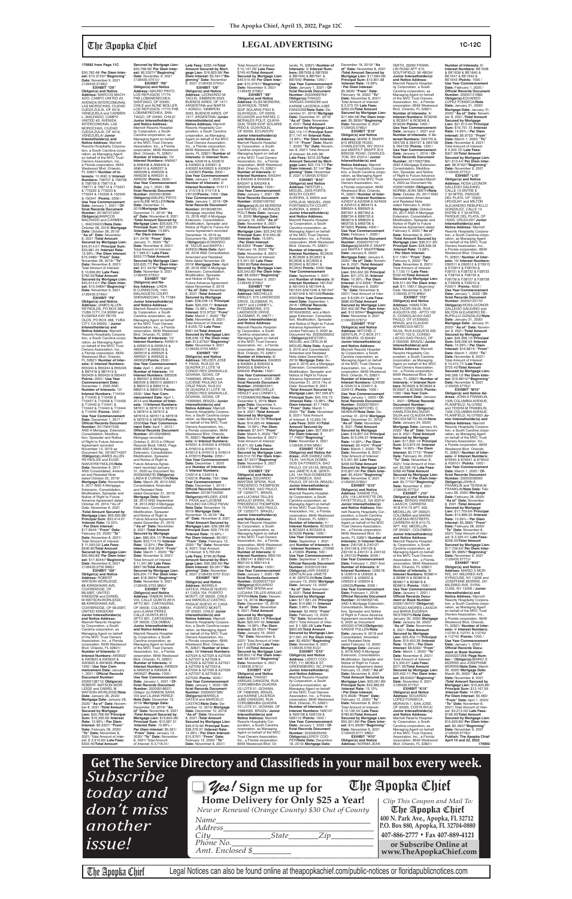# The Apopka Chief — LEGAL ADVERTISING

**170992 from Page 11C**

$30,782.48/ **Per Diem Interest:** $10.3153/ **"Beginning" Date:** November 9, 2021 /(126435.5746)//

**EXHIBIT "O9"**
**Obligor(s) and Notice Address:** MARCOS MACHADO, CAMPO UNITED #2, AVENIDA INTERCOMUNAL LAS MOROCHAS, CIUDAD OJEDA,ZULIA, OF 4019, VENEZUELA and CARMEN L MACHADO, CAMPO UNITED #2, AVENIDA INTERCOMUNAL LAS MOROCHAS, CIUDAD OJEDA,ZULIA, OF 4019, VENEZUELA/ **Junior Interestholder(s) and Notice Address:** Marriott Resorts Hospitality Corporation, a South Carolina corporation, as Managing Agent on behalf of the MVC Trust Owners Association, Inc., a Florida corporation, 6649 Westwood Blvd. Orlando, FL 32821/ **Number of Interests:** 10 AND 3/ **Interest Numbers:** 758707 & 758708 & 758709 & 758710 & 758711 & 758712 & 773221 & 773222 & 773223 & 773224 & 150339 & 150340 & 150341 /**Points:** 2500 / **Use Year Commencement Date:** January 1, 2021 / **Official Records Document Number:** 20190721392/ **Obligor(s):**MARCOS MACHADO and CARMEN L. MACHADO/**Note Date:** October 28, 2019/ **Mortgage Date:** October 28, 2019/ **"As of" Date:** November 8, 2021 /**Total Amount Secured by Mortgage Lien:** $45,614.01/ **Principal Sum:** $33,881.24 /**Interest Rate:** 15.99% / **Per Diem Interest:** $15.0489/ **"From" Date:** November 28, 2019/ **"To" Date:** November 8, 2021/ Total Amount of Interest: $ 10,699.85/ **Late Fees:** $782.92/**Total Amount Secured by Mortgage Lien:** $45,614.01/ **Per Diem Interest:** $15.0489/ **"Beginning" Date:** November 9, 2021 /(126435.5749)//

**EXHIBIT "P9"**
**Obligor(s) and Notice Address:** JAMES ALLEN REYNOLDS, PO BOX 268, YUBA CITY, CA 95992 and EUGENIA KAY REYNOLDS, PO BOX 268, YUBA CITY, CA 95992 / **Junior Interestholder(s) and Notice Address:** Marriott Resorts Hospitality Corporation, a South Carolina corporation, as Managing Agent on behalf of the MVC Trust Owners Association, Inc., a Florida corporation, 6649 Westwood Blvd. Orlando, FL 32821/ **Number of Interests:** 8 AND 12/ **Interest Numbers:** B55344 & B55345 & B55346 & B55347 & B87418 & B87419 & B93428 & B93429 & B93430 & B93431 **Points:** 2000 / **Use Year Commencement Date:** January 1, 2020 AND **Number of Interests:** 12/ **Interest Numbers:** T10434 & T10435 & T10436 & T10437 & T10438 & T10439 & T10440 & T10441 & T10442 & T10443 & T10444 & T10445 /**Points:** 3000 / **Use Year Commencement Date:** November 1, 2017 / **Official Records Document Number:** 20170647328, AND A Mortgage, Extension, Consolidation, Modification, Spreader and Notice of Right to Future Advance Agreement recorded November 15, 2019 as Document No. 20190714227 /**Obligor(s):**JAMES ALLEN REYNOLDS and EUGENIA KAY REYNOLDS/**Note Date:** November 9, 2017 AND Consolidated, Amended and Restated Note dated October 25, 2019/ **Mortgage Date:** November 9, 2017 AND A Mortgage, Extension, Consolidation, Modification, Spreader and Notice of Right to Future Advance Agreement dated October 25, 2019 /**"As of" Date:** November 8, 2021 /**Total Amount Secured by Mortgage Lien:** $65,693.89/ **Principal Sum:** $53,414.07 /**Interest Rate:** 12.02% / **Per Diem Interest:** $17.8344/ **"From" Date:** February 25, 2020/ **"To" Date:** November 8, 2021/ Total Amount of Interest: $ 11,415.28/ **Late Fees:** $606.80/**Total Amount Secured by Mortgage Lien:** $65,693.89/ **Per Diem Interest:** $17.8344/**"Beginning" Date:** November 9, 2021 /(126435.5753 MM)//

**EXHIBIT "Q9"**
**Obligor(s) and Notice Address:** ROBERT WATSON-WORLIDGE, 88 KIRKSHAWS AVE, COATBRIDGE, OF ML58BT, UNITED KINGDOM and DANIEL R WATSON-WORLIDGE, 88 KIRKSHAWS AVE, COATBRIDGE, OF ML58BT, UNITED KINGDOM/ **Junior Interestholder(s) and Notice Address:** Marriott Resorts Hospitality Corporation, a South Carolina corporation, as Managing Agent on behalf of the MVC Trust Owners Association, Inc., a Florida corporation, 6649 Westwood Blvd. Orlando, FL 32821/ **Number of Interests:** 5/ **Interest Numbers:** AW3622 & AW3623 & AW3624 & AW3625 & AW3626 /**Points:** 1250 / **Use Year Commencement Date:** January 1, 2021 / **Official Records Document Number:** 20200138712/ **Obligor(s):** ROBERT WATSON-WORLIDGE and DANIEL R WATSON-WORLIDGE/ **Note Date:** February 28, 2020/ **Mortgage Date:** February 28, 2020/ **"As of" Date:** November 8, 2021 /**Total Amount Secured by Mortgage Lien:** $20,768.99/ **Principal Sum:** $16,205.60 /**Interest Rate:** 13.99% / **Per Diem Interest:** $6.3327/ **"From" Date:** February 28, 2020/ **"To" Date:** November 8, 2021/ Total Amount of Interest: $ 3,919.90/ **Late Fees:** $303.49/**Total Amount Secured by Mortgage Lien:** $20,768.99/ **Per Diem Interest:** $6.3327/**"Beginning" Date:** November 9, 2021 /(126435.5751)//

**EXHIBIT "R9"**
**Obligor(s) and Notice Address:** MAURO PINTO, LOS REFUGIOS 17770 P4B LOBANERECHEA, SANTIAGO, OF 00000, CHILE and ALINE MOLLER, LOS REFUGIOS 17770 P4B LOBANERECHEA, SANTIAGO, OF 00000, CHILE/ **Junior Interestholder(s) and Notice Address:** Marriott Resorts Hospitality Corporation, a South Carolina corporation, as Managing Agent on behalf of the MVC Trust Owners Association, Inc., a Florida corporation, 6649 Westwood Blvd. Orlando, FL 32821/ **Number of Interests:** 10/ **Interest Numbers:** AN6407 & AN6408 & AN6409 & AN6410 & AW6227 & AW6228 & AW6229 & AW6230 & AW6231 & AW6232 /**Points:** 2500 / **Use Year Commencement Date:** July 1, 2020 / **Official Records Document Number:** 20200186998/ **Obligor(s):**MAURO PINTO and ALINE MOLLER/**Note Date:** December 11, 2019/**Mortgage Date:** December 11, 2019/ **"As of" Date:** November 8, 2021 /**Total Amount Secured by Mortgage Lien:** $35,625.77/ **Principal Sum:** $27,252.99 /**Interest Rate:** 14.99% / **Per Diem Interest:** $11.3478/ **"From" Date:** January 11, 2020/ **"To" Date:** November 8, 2021/ Total Amount of Interest: $ 7,569.01/ **Late Fees:** $553.77/**Total Amount Secured by Mortgage Lien:** $35,625.77/ **Per Diem Interest:** $11.3478/**"Beginning" Date:** November 9, 2021 /(126435.5752)//

**EXHIBIT "S9"**
**Obligor(s) and Notice Address:** LINDA B CURINGTON, 1451 MALAGUETA COURT, SHENANDOAH, TX 77384 / **Junior Interestholder(s) and Notice Address:** Marriott Resorts Hospitality Corporation, a South Carolina corporation, as Managing Agent on behalf of the MVC Trust Owners Association, Inc., a Florida corporation, 6649 Westwood Blvd. Orlando, FL 32821/ **Number of Interests:** 10 AND 10/ **Interest Numbers:** AW9514 & AW9515 & AW9516 & AW9517 & AW9518 & AW9519 & AW9520 & AW9521 & AW9522 & AW9523/**Points:** 2500 / **Use Year Commencement Date:** April 1, 2020 and **Number of Interests:** 10/ **Interest Numbers:** B85506 & B85507 & B85508 & B85509 & B85510 & B85511 & B85512 & B85513 & B85514 & B85515/ **Points:** 2500 / **Use Year Commencement Date:** April 1, 2014 and **Number of Interests:** 10/**Interest Numbers:** 587611 & 587612 & 587613 & 587614 & 587615 & 587616 & 587617 & 587618 & 587619 & 587620/**Points:** 2500/**Use Year Commencement Date:** April 1, 2012 / **Official Records Document Number:** 20120248849, Mortgage recorded October 2, 2013 in Official Records Book 10643, Page 8458 AND A Mortgage, Extension, Consolidation, Modification, Spreader and Notice of Right to Future Advance Agreement recorded January 31, 2020 as Document No. 20200066574 /**Obligor(s):**LINDA B CURINGTON/**Note Date:** March 28, 2012 AND Consolidated, Amended and Restated Note dated December 31, 2019/ **Mortgage Date:** March 28, 2012 AND September 18, 2013 AND A Mortgage, Extension, Consolidation, Modification, Spreader and Notice of Right to Future Advance Agreement dated December 31, 2019 /**"As of" Date:** November 8, 2021 /**Total Amount Secured by Mortgage Lien:** $86,204.17/ **Principal Sum:** $66,264.17 /**Interest Rate:** 9.99% / **Per Diem Interest:** $18.3824/ **"From" Date:** March 1, 2020/ **"To" Date:** November 8, 2021/ Total Amount of Interest: $ 11,341.88/ **Late Fees:** $807.50/**Total Amount Secured by Mortgage Lien:** $86,204.17/ **Per Diem Interest:** $18.3824//**"Beginning" Date:** November 9, 2021 /(126435.5753 MM)//

**EXHIBIT "T9"**
**Obligor(s) and Notice Address:** RAMON SARA VIA, CALLE QUINTA #615 APTO 801, CARTAGENA, OF 00000, COLOMBIA and LILIANA PEREZ, CALLE QUINTA #615 APTO 801, CARTAGENA, OF 00000, COLOMBIA/ **Junior Interestholder(s) and Notice Address:** Marriott Resorts Hospitality Corporation, a South Carolina corporation, as Managing Agent on behalf of the MVC Trust Owners Association, Inc., a Florida corporation, 6649 Westwood Blvd. Orlando, FL 32821/ **Number of Interests:** 4/ **Interest Numbers:** AW9524 & AW9525 & AW9526 & AW9527 /**Points:** 1000 / **Use Year Commencement Date:** January 1, 2021 / **Official Records Document Number:** 20200188371/ **Obligor(s):**RAMON SARA VIA and LILIANA PEREZ/ **Note Date:** December 13, 2019/ **Mortgage Date:** December 13, 2019/ **"As of" Date:** November 8, 2021 /**Total Amount Secured by Mortgage Lien:** $17,820.96/ **Principal Sum:** $12,587.51 /**Interest Rate:** 15.99% / **Per Diem Interest:** $5.591/ **"From" Date:** January 13, 2020/ **"To" Date:** November 8, 2021/ Total Amount of Interest: $ 3,718.01/ **Late Fees:** $265.44/**Total Amount Secured by Mortgage Lien:** $16,820.96/ **Per Diem Interest:** $5.591//**"Beginning" Date:** November 9, 2021 /(126435.5754)//

**EXHIBIT "U9"**
**Obligor(s) and Notice Address:** LEONARDO M. TACUS, SIMBRON 3023, BUENOS AIRES, OF 1417, ARGENTINA and MARTA I. AGNOLI, SIMBRON 3023, BUENOS AIRES, OF 1417, ARGENTINA/ **Junior Interestholder(s) and Notice Address:** Marriott Resorts Hospitality Corporation, a South Carolina corporation, as Managing Agent on behalf of the MVC Trust Owners Association, Inc., a Florida corporation, 6649 Westwood Blvd. Orlando, FL 32821/ **Number of Interests:** 8/ **Interest Numbers:** AX0618 & AX0619 & AX0620 & AX0621 & AX0622 & AX0623 & AX0624 & AX0625 /**Points:** 2000 / **Use Year Commencement Date:** January 1, 2020 and **Number of Interests:** 4/ **Interest Numbers:** V15117 & V15118 & V15119 & V15120/**Points:** 1000 / **Use Year Commencement Date:** January 1, 2019 / **Official Records Document Number:** 20180287781, Mortgage recorded May 15, 2018 AND A Mortgage, Extension, Consolidation, Modification, Spreader and Notice of Right to Future Advance Agreement recorded November 20, 2019 as Document No. 20190725060 / **Obligor(s):**LEONARDO M. TACUS and MARTA I. AGNOLI/**Note Date:** April 26, 2018 AND Consolidated, Amended and Restated Note dated November 29, 2019/ **Mortgage Date:** April 26, 2018 AND A Mortgage, Extension, Consolidation, Modification, Spreader and Notice of Right to Future Advance Agreement dated November 9, 2019 /**"As of" Date:** November 8, 2021 /**Total Amount Secured by Mortgage Lien:** $38,048.13/ **Principal Sum:** $29,220.77 /**Interest Rate:** 13.98% / **Per Diem Interest:** $12.9752/ **"From" Date:** March 1, 2020/ **"To" Date:** November 8, 2021/ Total Amount of Interest: $ 8,005.72/ **Late Fees:** $561.64/**Total Amount Secured by Mortgage Lien:** $38,048.13/ **Per Diem Interest:** $12.9752/**"Beginning" Date:** November 9, 2021 /(126435.5755 MM)//

**EXHIBIT "V9"**
**Obligor(s) and Notice Address:** HELDER JOSE F. PAIVA, RUA LUIZ PAULINO DA CRUZ 75 LOTE 18 CONDO. RES. GRANVILLE, GOIANIA, GOIAS, OF 74366066, BRAZIL and LUCIANE PAULINO DA CRUZ PAIVA, RUA LUIZ PAULINO DA CRUZ 35 QUADRA 31 LOTE 18 CONDO RES GRANVILLE, GOIANIA, GOIAS, OF 74366066, BRAZIL/ **Junior Interestholder(s) and Notice Address:** Marriott Resorts Hospitality Corporation, a South Carolina corporation, as Managing Agent on behalf of the MVC Trust Owners Association, Inc., a Florida corporation, 6649 Westwood Blvd. Orlando, FL 32821/ **Number of Interests:** 8/ **Interest Numbers:** AY6308 & AY6309 & AY6310 & AY6311 & AY6312 & AY6313 & AY6314 & AY6315 /**Points:** 2250 / **Use Year Commencement Date:** December 1, 2020 and **Number of Interests:** 3/ **Interest Numbers:** C42215 & C42216 & C42217/**Points:** 750 / **Use Year Commencement Date:** December 1, 2013 / **Official Records Document Number:** 20190774263/ **Obligor(s):**HELDER JOSE F. PAIVA and LUCIANE PAULINO DA CRUZ PAIVA/ **Note Date:** November 15, 2019/ **Mortgage Date:** November 15, 2019/ **"As of" Date:** November 8, 2021 /**Total Amount Secured by Mortgage Lien:** $30,169.99/ **Principal Sum:** $29,779.50 /**Interest Rate:** 10.99% / **Per Diem Interest:** $9.091/ **"From" Date:** January 15, 2020/ **"To" Date:** November 8, 2021/ Total Amount of Interest: $ 5,763.69/ **Late Fees:** $796.80/**Total Amount Secured by Mortgage Lien:** $36,589.99/ **Per Diem Interest:** $9.091//**"Beginning" Date:** November 9, 2021 /(126435.5757 EU)//

**EXHIBIT "W9"**
**Obligor(s) and Notice Address:** MARIELA GATICA, PASAJE NUEVO 41 CASA 704, PUERTO MONTT, OF 00000, CHILE and MARCELO CASTRO, PASAJE NUEVO 41 CASA 704, PUERTO MONTT, OF 0000, CHILE/ **Junior Interestholder(s) and Notice Address:** Marriott Resorts Hospitality Corporation, a South Carolina corporation, as Managing Agent on behalf of the MVC Trust Owners Association, Inc., a Florida corporation, 6649 Westwood Blvd. Orlando, FL 32821/ **Number of Interests:** 10/ **Interest Numbers:** AZ7024 & AZ7025 & AZ7026 & AZ7027 & AZ7028 & AZ7029 & AZ7030 & AZ7031 & AZ7032 & AZ7033 & AZ7034 & AZ7035 & AZ7036 & AZ7037 & AZ7038 & AZ7039 /**Points:** 4000 / **Use Year Commencement Date:** January 1, 2020 / **Official Records Document Number:** 20200007585/ **Obligor(s):**MARIELA GATICA and MARCELO CASTRO/**Note Date:** December 12, 2019/ **Mortgage Date:** December 12, 2019/ **"As of" Date:** November 8, 2021 /**Total Amount Secured by Mortgage Lien:** $49,370.48/ **Principal Sum:** $38,093.35 /**Interest Rate:** 14.99% / **Per Diem Interest:** $15.8707/ **"From" Date:** February 12, 2020/ **"To" Date:** November 8, 2021/ Total Amount of Interest: $ 10,147.00/ **Late Fees:** $745.40/**Total Amount Secured by Mortgage Lien:** $49,370.48/ **Per Diem Interest:** $15.8707//**"Beginning" Date:** November 9, 2021 /(126435.5758)//

**EXHIBIT "X9"**
**Obligor(s) and Notice Address:** ELSA MOREIRA, GUAYAQUIL TENIS EDIF SOLARIS PISO 8, GUAYAQUIL, OF 00000, ECUADOR and RAFAEL C. MORALES POLIT, QUAYAQUIL TENIS EDIF SOLARIS PISO 8, GUAYAQUIL, OF 00000, ECUADOR/ **Junior Interestholder(s) and Notice Address:** Marriott Resorts Hospitality Corporation, a South Carolina corporation, as Managing Agent on behalf of the MVC Trust Owners Association, Inc., a Florida corporation, 6649 Westwood Blvd. Orlando, FL 32821/ **Number of Interests:** 6/ **Interest Numbers:** BA5344 & BA5345 & BA5346 & BA5347 & BA5348 & BA5349 /**Points:** 1500 / **Use Year Commencement Date:** January 1, 2021 / **Official Records Document Number:** 20190796732/ **Obligor(s):**ELSA MOREIRA and RAFAEL C. MORALES POLIT/**Note Date:** January 16, 2020/ **Mortgage Date:** January 16, 2020/ **"As of" Date:** November 8, 2021 /**Total Amount Secured by Mortgage Lien:** $25,542.60/ **Principal Sum:** $19,450.38 /**Interest Rate:** 15.99% / **Per Diem Interest:** $8.6392/ **"From" Date:** February 16, 2020/ **"To" Date:** November 8, 2021/ Total Amount of Interest: $ 5,451.42/ **Late Fees:** $390.80/**Total Amount Secured by Mortgage Lien:** $25,542.60/ **Per Diem Interest:** $8.6392//**"Beginning" Date:** November 9, 2021 /(126435.5759)//

**EXHIBIT "Y9"**
**Obligor(s) and Notice Address:** MECHELLE HENLEY, 572 LAKEWOOD DRIVE, OLDSMAR, FL 34677 and LONNEY L. FITZSIMMONS, 572 LAKEWOOD DRIVE, OLDSMAR, FL 34677 / **Junior Interestholder(s) and Notice Address:** Marriott Resorts Hospitality Corporation, a South Carolina corporation, as Managing Agent on behalf of the MVC Trust Owners Association, Inc., a Florida corporation, 6649 Westwood Blvd. Orlando, FL 32821/ **Number of Interests:** 6/ **Interest Numbers:** BA6833 & BA6834 & BA6432 & BA6433 & BA6434 & BA6435 /**Points:** 1500 / **Use Year Commencement Date:** January 1, 2020 / **Official Records Document Number:** 20200012554/ **Obligor(s):**MECHELLE HENLEY and LONNEY L. FITZSIMMONS/**Note Date:** December 5, 2019/ **Mortgage Date:** December 5, 2019/ **"As of" Date:** November 8, 2021 /**Total Amount Secured by Mortgage Lien:** $19,085.44/ **Principal Sum:** $14,920.86 /**Interest Rate:** 14.99% / **Per Diem Interest:** $7.947/ **"From" Date:** March 5, 2020/ **"To" Date:** November 8, 2021/ Total Amount of Interest: $4,871.55/ **Late Fees:** $337.77/**Total Amount Secured by Mortgage Lien:** $24,512.70/ **Per Diem Interest:** $7.947//**"Beginning" Date:** November 9, 2021 /(126435.5760)//

**EXHIBIT "Z9"**
**Obligor(s) and Notice Address:** FREDERICO MARTINS SPERA, RUA FREDERICO THOMPSON 75 ITATIBA, SAO PAULO, OF 13256771, BRAZIL and LUCIANA TELLES ARAUJO SPERA, RUA FREDERICO THOMPSON 75 ITATIBA, SAO PAULO, OF 13256771, BRAZIL/ **Junior Interestholder(s) and Notice Address:** Marriott Resorts Hospitality Corporation, a South Carolina corporation, as Managing Agent on behalf of the MVC Trust Owners Association, Inc., a Florida corporation, 6649 Westwood Blvd. Orlando, FL 32821/ **Number of Interests:** 6/ **Interest Numbers:** BB2140 & BB2141 & BB2142 & BB2143 & BB2144 & BB2145 /**Points:** 1500 / **Use Year Commencement Date:** January 1, 2020 / **Official Records Document Number:** 20200037110/ **Obligor(s):**FREDERICO MARTINS SPERA and LUCIANA TELLES ARAUJO SPERA/**Note Date:** December 19, 2019/ **Mortgage Date:** December 19, 2019/ **"As of" Date:** November 8, 2021 /**Total Amount Secured by Mortgage Lien:** $26,853.14/ **Principal Sum:** $20,947.42 /**Interest Rate:** 14.99% / **Per Diem Interest:** $8.7223/ **"From" Date:** January 19, 2020/ **"To" Date:** November 8, 2021/ Total Amount of Interest: $ 5,838.24/ **Late Fees:** $417.48/**Total Amount Secured by Mortgage Lien:** $26,853.14/ **Per Diem Interest:** $8.7223//**"Beginning" Date:** November 9, 2021 /(126435.5761)//

**EXHIBIT "A10"**
**Obligor(s) and Notice Address:** THIAGO VARGAS DANGONI, RUA CORUMBAIBA QUADRA V2 LOTE 01, GOIANIA, OF 74884050, BRAZIL and ALINE MARTINS JUBE DANGONI, RUA CORUMBAIBA QUADRA V2 LOTE 01, GOIANIA, OF 74884050, BRAZIL/ **Junior Interestholder(s) and Notice Address:** Marriott Resorts Hospitality Corporation, a South Carolina corporation, as Managing Agent on behalf of the MVC Trust Owners Association, Inc., a Florida corporation, 6649 Westwood Blvd. Orlando, FL 32821/ **Number of Interests:** 6/ **Interest Numbers:** BB7938 & BB7939 & BB7940 & BB7941 & BB7942 /**Points:** 1250 / **Use Year Commencement Date:** January 1, 2021 / **Official Records Document Number:** 20200069794/ **Obligor(s):**THIAGO VARGAS DANGONI and KARINE LACERDA JUBE DANGONI/**Note Date:** December 31, 2019/ **Mortgage Date:** December 31, 2019/ **"As of" Date:** November 8, 2021 /**Total Amount Secured by Mortgage Lien:** $22,119.17/ **Principal Sum:** $17,147.44 /**Interest Rate:** 14.99% / **Per Diem Interest:** $7.14/ **"From" Date:** March 1, 2020/ **"To" Date:** November 8, 2021/ Total Amount of Interest: $ 4,405.38/ **Late Fees:** $316.35/**Total Amount Secured by Mortgage Lien:** $22,119.17/ **Per Diem Interest:** $7.14//**"Beginning" Date:** November 9, 2021 /(126435.5762)//

**EXHIBIT "B10"**
**Obligor(s) and Notice Address:** NESTOR L. MIGUEL, 2205 PORTSMOUTH COURT, AURORA, IL 60504 and OFELIA M. MIGUEL, 2205 PORTSMOUTH COURT, AURORA, IL 60504 / **Junior Interestholder(s) and Notice Address:** Marriott Resorts Hospitality Corporation, a South Carolina corporation, as Managing Agent on behalf of the MVC Trust Owners Association, Inc., a Florida corporation, 6649 Westwood Blvd. Orlando, FL 32821/ **Number of Interests:** 12/ **Interest Numbers:** BC2635 & BC2636 & BC2637 & BC2638 & BC2639 & BC2640 & BC2641 & BC2642 & BC2643 & BC2644 & BC2645 & BC2646 /**Points:** 3000 / **Use Year Commencement Date:** September 1, 2021 and **Number of Interests:** 8/ **Interest Numbers:** N01543 & N01544 & N01545 & N01546 & N01547 & N01548 & N01549 & N01550/**Points:** 2000/**Use Year Commencement Date:** September 1, 2016 / **Official Records Document Number:** 20160430053, and a Mortgage, Extension, Consolidation, Modification, Spreader and Notice of Right to Future Advance Agreement recorded February 3, 2020 as Document No. 20200066802 / **Obligor(s):**NESTOR L. MIGUEL and OFELIA M. MIGUEL/**Note Date:** August 9, 2016 and Consolidated, Amended and Restated Note dated December 31, 2019/ **Mortgage Date:** August 9, 2016 and a Mortgage, Extension, Consolidation, Modification, Spreader and Notice of Right to Future Advance Agreement dated December 31, 2019/ **"As of" Date:** November 8, 2021 /**Total Amount Secured by Mortgage Lien:** $45,703.73 /**Interest Rate:** 10.99% / **Per Diem Interest:** $17.7483/ **"From" Date:** March 1, 2020/ **"To" Date:** November 8, 2021/ Total Amount of Interest: $ 10,950.76/ **Late Fees:** $695.40/**Total Amount Secured by Mortgage Lien:** $57,599.87/ **Per Diem Interest:** $17.7483//**"Beginning" Date:** November 9, 2021 /(126435.5764 MM)//

**EXHIBIT "C10"**
**Obligor(s) and Notice Address:** JAIR DAINEZ GENTILIN, R. RUA DOMINGOS DA FONSECA, SAO PAULO, OF 03125, BRAZIL and JANETE A.M. GENTILIN, R. RUA DOMINGOS DA FONSECA, SAO PAULO, OF 03125, BRAZIL/ **Junior Interestholder(s) and Notice Address:** Marriott Resorts Hospitality Corporation, a South Carolina corporation, as Managing Agent on behalf of the MVC Trust Owners Association, Inc., a Florida corporation, 6649 Westwood Blvd. Orlando, FL 32821/ **Number of Interests:** 4/ **Interest Numbers:** BC5223 & BC5224 & BC5225 & BC5226 /**Points:** 1000 / **Use Year Commencement Date:** September 1, 2015 and **Number of Interests:** 4 / **Interest Numbers:** Z72907 & Z72908 & Z72909 & Z72910/ **Points:** 1000 / **Use Year Commencement Date:** September 1, 2015 / **Official Records Document Number:** 20200103184/ **Obligor(s):**JAIR DAINEZ GENTILIN and JANETE A.M. GENTILIN/**Note Date:** January 13, 2020/ **Mortgage Date:** January 13, 2020/ **"As of" Date:** November 8, 2021 /**Total Amount Secured by Mortgage Lien:** $17,661.24/ **Principal Sum:** $14,269.31 /**Interest Rate:** 5.99% / **Per Diem Interest:** $2.4925/ **"From" Date:** February 13, 2020/ **"To" Date:** November 8, 2021/ Total Amount of Interest: $ 1,580.26 /**Late Fees:** $214.30/**Total Amount Secured by Mortgage Lien:** $17,661.24/ **Per Diem Interest:** $2.4925//**"Beginning" Date:** November 9, 2021 /(126435.5765 EU)//

**EXHIBIT "D10"**
**Obligor(s) and Notice Address:** LEROY COOPER, 1741 GIBBS ST, GREENSBORO, NC 27406/ **Junior Interestholder(s) and Notice Address:** Marriott Resorts Hospitality Corporation, a South Carolina corporation, as Managing Agent on behalf of the MVC Trust Owners Association, Inc., a Florida corporation, 6649 Westwood Blvd. Orlando, FL 32821/ **Number of Interests:** 4/ **Interest Numbers:** N26107 & N26108 & N26109 & N26110 /**Points:** 1000 / **Use Year Commencement Date:** January 1, 2020 / **Official Records Document Number:** 20200035445/ **Obligor(s):**LEROY COOPER/**Note Date:** December 18, 2019/ **Mortgage Date:** December 18, 2019/ **"As of" Date:** November 8, 2021 /**Total Amount Secured by Mortgage Lien:** $17,684.59/ **Principal Sum:** $13,861.88 /**Interest Rate:** 13.99% / **Per Diem Interest:** $5.3636/ **"From" Date:** February 18, 2020/ **"To" Date:** November 8, 2021/ Total Amount of Interest: $ 3,373.70/ **Late Fees:** $259.00/**Total Amount Secured by Mortgage Lien:** $17,684.59/ **Per Diem Interest:** $5.3636//**"Beginning" Date:** November 9, 2021 /(126435.5766)//

**EXHIBIT "E10"**
**Obligor(s) and Notice Address:** MARK E SNAPP, 815 BRIDGE ROAD, CHARLESTON, WV 25314 and MARTA F SNAPP, 815 BRIDGE ROAD, CHARLESTON, WV 25314 / **Junior Interestholder(s) and Notice Address:** Marriott Resorts Hospitality Corporation, a South Carolina corporation, as Managing Agent on behalf of the MVC Trust Owners Association, Inc., a Florida corporation, 6649 Westwood Blvd. Orlando, FL 32821/ **Number of Interests:** 16/ **Interest Numbers:** AZ4507 & AZ4508 & AZ4509 & AZ4510 & BB4415 & BB6924 & BB6925 & BB7951 & BB7952 & BB8734 & BB8735 & M68019 & M68020 & M69735 & M69736 & M73020 /**Points:** 4000 / **Use Year Commencement Date:** January 1, 2021 / **Official Records Document Number:** 20200070715/ **Obligor(s):**MARK E SNAPP and MARTA F SNAPP/**Note Date:** January 6, 2020/ **Mortgage Date:** January 6, 2020/ **"As of" Date:** November 8, 2021 /**Total Amount Secured by Mortgage Lien:** $50,402.36/ **Principal Sum:** $41,370.35 /**Interest Rate:** 10.99% / **Per Diem Interest:** $12.6294/ **"From" Date:** February 6, 2020/ **"To" Date:** November 8, 2021/ Total Amount of Interest: $ 8,095.47/ **Late Fees:** $686.60/**Total Amount Secured by Mortgage Lien:** $50,402.36/ **Per Diem Interest:** $12.6294//**"Beginning" Date:** November 9, 2021 /(126435.5767)//

**EXHIBIT "F10"**
**Obligor(s) and Notice Address:** MITCHEL C GENTILIN, P O BOX 217, REXBURG, ID 83440/ **Junior Interestholder(s) and Notice Address:** Marriott Resorts Hospitality Corporation, a South Carolina corporation, as Managing Agent on behalf of the MVC Trust Owners Association, Inc., a Florida corporation, 6649 Westwood Blvd. Orlando, FL 32821/ **Number of Interests:** 4/ **Interest Numbers:** G34509 & G34510 & G34511 & G34512 /**Points:** 1000 / **Use Year Commencement Date:** January 1, 2020 / **Official Records Document Number:** 20200070601/ **Obligor(s):**MITCHEL C. NEIBAUR/**Note Date:** December 31, 2019/ **Mortgage Date:** December 31, 2019/ **"As of" Date:** November 8, 2021 /**Total Amount Secured by Mortgage Lien:** $16,857.04/ **Principal Sum:** $13,046.57 /**Interest Rate:** 14.99% / **Per Diem Interest:** $5.4324/ **"From" Date:** March 1, 2020/ **"To" Date:** November 8, 2021/ Total Amount of Interest: $ 3,351.85/ **Late Fees:** $208.62/**Total Amount Secured by Mortgage Lien:** $16,857.04/ **Per Diem Interest:** $5.4324//**"Beginning" Date:** November 9, 2021 /(126435.5769)//

**EXHIBIT "G10"**
**Obligor(s) and Notice Address:** SANDIE PULLEN, 118 LAFAYETTE DR, FAYETTEVILLE, GA 30214/ **Junior Interestholder(s) and Notice Address:** Marriott Resorts Hospitality Corporation, a South Carolina corporation, as Managing Agent on behalf of the MVC Trust Owners Association, Inc., a Florida corporation, 6649 Westwood Blvd. Orlando, FL 32821/ **Number of Interests:** 4 AND 8/ **Interest Numbers:** U09518 & U09519 & U09520 & U09521 & U09522 & U09523 & U09524 & U09525/**Points:** 2000 / **Use Year Commencement Date:** February 1, 2021 / **Official Records Document Number:** 20180052748, AND a Mortgage Extension, Consolidation, Modification, Spreader and Notice of Right to Future Advance Agreement recorded March 6, 2020 as Document #20200147063/**Obligor(s):**SANDIE PULLEN/**Note Date:** January 9, 2018 and Consolidated, Amended and Restated Note dated February 13, 2020/ **Mortgage Date:** January 9, 2018 AND A Mortgage Extension, Consolidation, Modification, Spreader and Notice of Right to Future Advance Agreement dated February 13, 2020 /**"As of" Date:** November 8, 2021 /**Total Amount Secured by Mortgage Lien:** $55,061.89/ **Principal Sum:** $43,882.65 /**Interest Rate:** 13.12% / **Per Diem Interest:** $15.9928/ **"From" Date:** February 13, 2020/ **"To" Date:** November 8, 2021/ Total Amount of Interest: $ 10,139.44/ **Late Fees:** $789.80/**Total Amount Secured by Mortgage Lien:** $55,061.89/ **Per Diem Interest:** $15.9928//**"Beginning" Date:** November 9, 2021 /(126435.5771 MM)//

**EXHIBIT "H10"**
**Obligor(s) and Notice Address:** NORMA JEAN SMITH, 29280 FRANKLIN ROAD APT 415, SOUTHFIELD, MI 48034/ **Junior Interestholder(s) and Notice Address:** Marriott Resorts Hospitality Corporation, a South Carolina corporation, as Managing Agent on behalf of the MVC Trust Owners Association, Inc., a Florida corporation, 6649 Westwood Blvd. Orlando, FL 32821/ **Number of Interests:** 4/ **Interest Numbers:** BC8246 & BC8247 & BC8248 & BC8249 /**Points:** 1000 / **Use Year Commencement Date:** January 1, 2021 and **Number of Interests:** 5/ **Interest Numbers:** S64725 & S64726 & S64727 & S64728 & S64729 /**Points:** 1250 / **Use Year Commencement Date:** January 1, 2019 / **Official Records Document Number:** 20170627366, AND A Mortgage Extension, Consolidation, Modification, Spreader and Notice of Right to Future Advance Agreement recorded March 4, 2020 as Document No. 20200140984 /**Obligor(s):** NORMA JEAN SMITH/**Note Date:** October 25, 2017 AND Consolidated, Amended and Restated Note dated February 5, 2020/ **Mortgage Date:** October 25, 2017 AND A Mortgage Extension, Consolidation, Modification, Spreader and Notice of Right to Future Advance Agreement dated February 5, 2020 /**"As of" Date:** November 8, 2021 /**Total Amount Secured by Mortgage Lien:** $36,511.90/ **Principal Sum:** $28,599.39 /**Interest Rate:** 13.98% / **Per Diem Interest:** $11.1061/ **"From" Date:** February 5, 2020/ **"To" Date:** November 8, 2021/ Total Amount of Interest: $ 7,130.11/ **Late Fees:** $532.40/**Total Amount Secured by Mortgage Lien:** $36,511.90/ **Per Diem Interest:** $11.1061//**"Beginning" Date:** November 9, 2021 /(126435.5772 MM)//

**EXHIBIT "I10"**
**Obligor(s) and Notice Address:** HAMILTON BALTAZAR SILVA, RUA AUGUSTA 235 - APTO 102 D, CONSOLACAO-SAO PAULO, OF 01305000, BRAZIL and CLAUDIA APARECIDA NETO SILVA, RUA AUGUSTA 235 - APTO 102 D, CONSOLACAO-SAO PAULO, OF 01305000, BRAZIL/ **Junior Interestholder(s) and Notice Address:** Marriott Resorts Hospitality Corporation, a South Carolina corporation, as Managing Agent on behalf of the MVC Trust Owners Association, Inc., a Florida corporation, 6649 Westwood Blvd. Orlando, FL 32821/ **Number of Interests:** 4/ **Interest Numbers:** BC8925 & BC8926 & BC8927 & BC8928 /**Points:** 1000 / **Use Year Commencement Date:** January 1, 2021 / **Official Records Document Number:** 20200122923/ **Obligor(s):** HAMILTON BALTAZAR SILVA and CLAUDIA APARECIDA NETO SILVA/**Note Date:** January 24, 2020/ **Mortgage Date:** January 24, 2020/ **"As of" Date:** November 8, 2021 /**Total Amount Secured by Mortgage Lien:** $17,092.14/ **Principal Sum:** $13,874.55 /**Interest Rate:** 14.99% / **Per Diem Interest:** $5.7772/ **"From" Date:** February 24, 2020/ **"To" Date:** November 8, 2021/ Total Amount of Interest: $3,599.19/ **Late Fees:** $268.40/**Total Amount Secured by Mortgage Lien:** $17,992.14/ **Per Diem Interest:** $5.7772//**"Beginning" Date:** November 9, 2021 /(126435.5773)//

**EXHIBIT "J10"**
**Obligor(s) and Notice Address:** SERGIO ANDRES LAASCH, CARRERA 40 B #15-73 APT. 402, MEDELLIN, OF 050021, COLOMBIA and MARIA EUGENIA RESTREPO, CARRERA 40 B #15-73 APT. 402, MEDELLIN, OF 050021, COLOMBIA/ **Junior Interestholder(s) and Notice Address:** Marriott Resorts Hospitality Corporation, a South Carolina corporation, as Managing Agent on behalf of the MVC Trust Owners Association, Inc., a Florida corporation, 6649 Westwood Blvd. Orlando, FL 32821/ **Number of Interests:** 6/ **Interest Numbers:** BD8814 & BD8815 & BD8816 & BD8817 & BD8818 & BD8819 /**Points:** 1500 / **Use Year Commencement Date:** January 1, 2021 / **Official Records Document Number:** 20200130707/ **Obligor(s):** SERGIO ANDRES LAASCH and MARIA EUGENIA RESTREPO/**Note Date:** January 30, 2020/ **Mortgage Date:** January 30, 2020/ **"As of" Date:** November 8, 2021 /**Total Amount Secured by Mortgage Lien:** $25,402.11/ **Principal Sum:** $19,450.38 /**Interest Rate:** 15.99% / **Per Diem Interest:** $8.6392/ **"From" Date:** March 1, 2020/ **"To" Date:** November 8, 2021/ Total Amount of Interest: $ 5,330.47/ **Late Fees:** $371.26/**Total Amount Secured by Mortgage Lien:** $25,402.11/ **Per Diem Interest:** $8.6392//**"Beginning" Date:** November 9, 2021 /(126435.5774)//

**EXHIBIT "K10"**
**Obligor(s) and Notice Address:** EDUARDO LOPEZ FONSECA, MORAVIA 1, SAN JOSE, OF 00000, COSTA RICA/ **Junior Interestholder(s) and Notice Address:** Marriott Resorts Hospitality Corporation, a South Carolina corporation, as Managing Agent on behalf of the MVC Trust Owners Association, Inc., a Florida corporation, 6649 Westwood Blvd. Orlando, FL 32821/ **Number of Interests:** 8/ **Interest Numbers:** BE1638 & BE1639 & BE1640 & BE1641 & BE1642 & BE1643 /**Points:** 1500 / **Use Year Commencement Date:** February 1, 2020 / **Official Records Document Number:** 20200131986/ **Obligor(s):**EDUARDO LOPEZ FONSECA/**Note Date:** January 31, 2020/ **Mortgage Date:** January 31, 2020/ **"As of" Date:** November 8, 2021 /**Total Amount Secured by Mortgage Lien:** $21,613.44/ **Principal Sum:** $16,751.75 /**Interest Rate:** 14.99% / **Per Diem Interest:** $6.9752/ **"From" Date:** March 1, 2020/ **"To" Date:** November 8, 2021/ Total Amount of Interest: $ 4,303.73/ **Late Fees:** $307.96/**Total Amount Secured by Mortgage Lien:** $21,613.44/ **Per Diem Interest:** $6.9752//**"Beginning" Date:** November 9, 2021 /(126435.5775)//

**EXHIBIT "L10"**
**Obligor(s) and Notice Address:** ROSA LEONOR GALLEGO GALEANO, CALLE 13 ENTRE E Y 50 MTRS, PARQUE DEL PLATA, OF 15300, URUGUAY and MILTON ALEJANDRO REBUFELLO GONZALEZ, CALLE 13 ENTRE E Y 50 MTRS, PARQUE DEL PLATA, OF 15300, URUGUAY/ **Junior Interestholder(s) and Notice Address:** Marriott Resorts Hospitality Corporation, a South Carolina corporation, as Managing Agent on behalf of the MVC Trust Owners Association, Inc., a Florida corporation, 6649 Westwood Blvd. Orlando, FL 32821/ **Number of Interests:** 16/ **Interest Numbers:** E20012 & E20013 & F28730 & F28731 & F28732 & F28733 & F28734 & F28735 & F28736 & F28737 & F28738 & F29009 & F29010 & F29011 /**Points:** 4000 / **Use Year Commencement Date:** January 1, 2021 / **Official Records Document Number:** 20200133170/ **Obligor(s):**ROSA LEONOR GALLEGO GALEANO and MILTON ALEJANDRO REBUFELLO GONZALEZ/**Note Date:** January 31, 2020/ **Mortgage Date:** January 31, 2020/ **"As of" Date:** November 8, 2021 /**Total Amount Secured by Mortgage Lien:** $49,298.15/ **Principal Sum:** $38,208.34 /**Interest Rate:** 15.99% / **Per Diem Interest:** $16.8814/ **"From" Date:** March 1, 2020/ **"To" Date:** November 8, 2021/ Total Amount of Interest: $ 10,415.77/ **Late Fees:** $725.43/**Total Amount Secured by Mortgage Lien:** $49,298.15/ **Per Diem Interest:** $16.8814//**"Beginning" Date:** November 9, 2021 /(126435.5776)//

**EXHIBIT "M10"**
**Obligor(s) and Notice Address:** JOHN A FRANKLIN, 1336 COLUMBIA AVENUE, PLAINFIELD, NJ 07062 and TESHIA M FRANKLIN, 1336 COLUMBIA AVENUE, PLAINFIELD, NJ 07062/ **Junior Interestholder(s) and Notice Address:** Marriott Resorts Hospitality Corporation, a South Carolina corporation, as Managing Agent on behalf of the MVC Trust Owners Association, Inc., a Florida corporation, 6649 Westwood Blvd. Orlando, FL 32821/ **Number of Interests:** 4/ **Interest Numbers:** 879540 & 879541 & 879542 & H30101 /**Points:** 1000 / **Use Year Commencement Date:** March 1, 2020 / **Official Records Document Number:** 20200149995/ **Obligor(s):**JOHN A FRANKLIN and TESHIA M FRANKLIN/**Note Date:** February 26, 2020/ **Mortgage Date:** February 26, 2020/ **"As of" Date:** November 8, 2021 /**Total Amount Secured by Mortgage Lien:** $17,706.64/ **Principal Sum:** $13,866.03 /**Interest Rate:** 13.99% / **Per Diem Interest:** $5.3885/ **"From" Date:** February 26, 2020/ **"To" Date:** November 8, 2021/ Total Amount of Interest: $ 3,346.28/ **Late Fees:** $258.20/**Total Amount Secured by Mortgage Lien:** $17,706.64/ **Per Diem Interest:** $5.3885//**"Beginning" Date:** November 9, 2021 /(126435.5777)//

**EXHIBIT "N10"**
**Obligor(s) and Notice Address:** MARIO S. MORRIS, 241 MILDRED AVE, SYRACUSE, NY 13206 and JOSEPHINE MORRIS, 241 MILDRED AVE, SYRACUSE, NY 13206 / **Junior Interestholder(s) and Notice Address:** Marriott Resorts Hospitality Corporation, a South Carolina corporation, as Managing Agent on behalf of the MVC Trust Owners Association, Inc., a Florida corporation, 6649 Westwood Blvd. Orlando, FL 32821/ **Number of Interests:** 4/ **Interest Numbers:** I12739 & I12740 & I12741 & I12742 /**Points:** 1000 / **Use Year Commencement Date:** January 1, 2021 / **Official Records Document Number:** 20200207268/ **Obligor(s):**MARIO S. MORRIS and JOSEPHINE MORRIS/**Note Date:** March 30, 2020/ **Mortgage Date:** March 30, 2020/ **"As of" Date:** November 8, 2021 /**Total Amount Secured by Mortgage Lien:** $16,829.86/ **Principal Sum:** $13,167.99 /**Interest Rate:** 14.99% / **Per Diem Interest:** $5.483/ **"From" Date:** April 1, 2020/ **"To" Date:** November 8, 2021/ Total Amount of Interest: $ 3,212.00/ **Late Fees:** $199.87/**Total Amount Secured by Mortgage Lien:** $16,829.86/ **Per Diem Interest:** $5.483//**"Beginning" Date:** November 9, 2021 /(126435.5778)//

**Publish: The Apopka Chief April 15 and 22, 2022**
**170992**

---

## Get The Service Directory and Classifieds in your mailbox every week!

*Subscribe today and don't miss another issue!*

**Yes! Sign me up for The Apopka Chief**

**Home Delivery for Only $25 a Year!**

*New or Renewal (Orange County) $30 Out of County*

*Name*_______________
*Address*_______________
*City*_________ *State*_____ *Zip*_______
*Phone No.*_______________
*Amt. Enclosed $*_______________

*Clip This Coupon and Mail To:*

**The Apopka Chief**
**400 N. Park Ave., Apopka, FL 32712**
**P.O. Box 880, Apopka, FL 32704-0880**
**407-886-2777 • Fax 407-889-4121**
**or Subscribe Online at www.TheApopkaChief.com**

---

Legal Notices can also be found online at theapopkachief.com/public-notices or floridapublicnotices.com